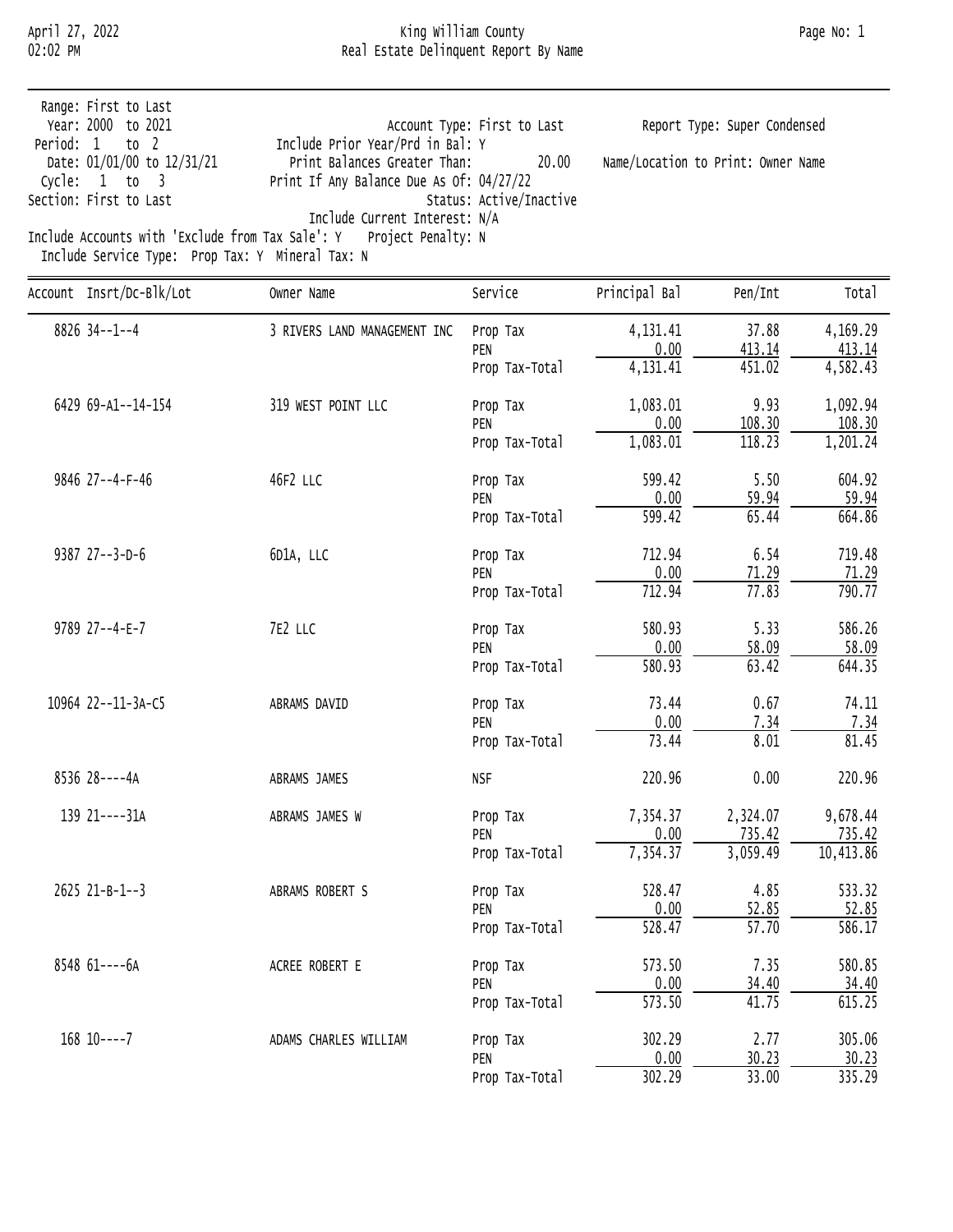King William County

Real Estate Delinquent Report By Name

April 27, 2022
02:02 PM

```
Range: First to Last
Year: 2000 to 2021                          Account Type: First to Last          Report Type: Super Condensed
Period: 1 to 2                    Include Prior Year/Prd in Bal: Y
Date: 01/01/00 to 12/31/21          Print Balances Greater Than:    20.00     Name/Location to Print: Owner Name
Cycle: 1 to 3                     Print If Any Balance Due As Of: 04/27/22
Section: First to Last                                Status: Active/Inactive
                                    Include Current Interest: N/A
Include Accounts with 'Exclude from Tax Sale': Y    Project Penalty: N
Include Service Type:  Prop Tax: Y  Mineral Tax: N
```

| Account Insrt/Dc-Blk/Lot | Owner Name | Service | Principal Bal | Pen/Int | Total |
|---|---|---|---|---|---|
| 8826 34--1--4 | 3 RIVERS LAND MANAGEMENT INC | Prop Tax | 4,131.41 | 37.88 | 4,169.29 |
| | | PEN | 0.00 | 413.14 | 413.14 |
| | | Prop Tax-Total | 4,131.41 | 451.02 | 4,582.43 |
| 6429 69-A1--14-154 | 319 WEST POINT LLC | Prop Tax | 1,083.01 | 9.93 | 1,092.94 |
| | | PEN | 0.00 | 108.30 | 108.30 |
| | | Prop Tax-Total | 1,083.01 | 118.23 | 1,201.24 |
| 9846 27--4-F-46 | 46F2 LLC | Prop Tax | 599.42 | 5.50 | 604.92 |
| | | PEN | 0.00 | 59.94 | 59.94 |
| | | Prop Tax-Total | 599.42 | 65.44 | 664.86 |
| 9387 27--3-D-6 | 6D1A, LLC | Prop Tax | 712.94 | 6.54 | 719.48 |
| | | PEN | 0.00 | 71.29 | 71.29 |
| | | Prop Tax-Total | 712.94 | 77.83 | 790.77 |
| 9789 27--4-E-7 | 7E2 LLC | Prop Tax | 580.93 | 5.33 | 586.26 |
| | | PEN | 0.00 | 58.09 | 58.09 |
| | | Prop Tax-Total | 580.93 | 63.42 | 644.35 |
| 10964 22--11-3A-C5 | ABRAMS DAVID | Prop Tax | 73.44 | 0.67 | 74.11 |
| | | PEN | 0.00 | 7.34 | 7.34 |
| | | Prop Tax-Total | 73.44 | 8.01 | 81.45 |
| 8536 28----4A | ABRAMS JAMES | NSF | 220.96 | 0.00 | 220.96 |
| 139 21----31A | ABRAMS JAMES W | Prop Tax | 7,354.37 | 2,324.07 | 9,678.44 |
| | | PEN | 0.00 | 735.42 | 735.42 |
| | | Prop Tax-Total | 7,354.37 | 3,059.49 | 10,413.86 |
| 2625 21-B-1--3 | ABRAMS ROBERT S | Prop Tax | 528.47 | 4.85 | 533.32 |
| | | PEN | 0.00 | 52.85 | 52.85 |
| | | Prop Tax-Total | 528.47 | 57.70 | 586.17 |
| 8548 61----6A | ACREE ROBERT E | Prop Tax | 573.50 | 7.35 | 580.85 |
| | | PEN | 0.00 | 34.40 | 34.40 |
| | | Prop Tax-Total | 573.50 | 41.75 | 615.25 |
| 168 10----7 | ADAMS CHARLES WILLIAM | Prop Tax | 302.29 | 2.77 | 305.06 |
| | | PEN | 0.00 | 30.23 | 30.23 |
| | | Prop Tax-Total | 302.29 | 33.00 | 335.29 |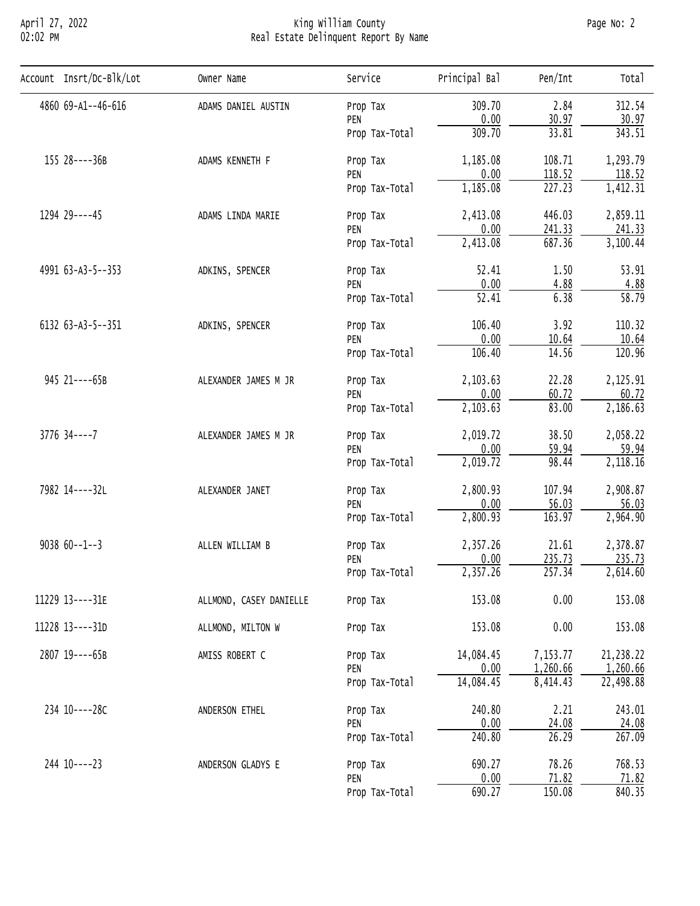# King William County

## Real Estate Delinquent Report By Name

April 27, 2022
02:02 PM

| Account | Insrt/Dc-Blk/Lot | Owner Name | Service | Principal Bal | Pen/Int | Total |
|---|---|---|---|---|---|---|
| 4860 | 69-A1--46-616 | ADAMS DANIEL AUSTIN | Prop Tax | 309.70 | 2.84 | 312.54 |
| | | | PEN | 0.00 | 30.97 | 30.97 |
| | | | Prop Tax-Total | 309.70 | 33.81 | 343.51 |
| 155 | 28----36B | ADAMS KENNETH F | Prop Tax | 1,185.08 | 108.71 | 1,293.79 |
| | | | PEN | 0.00 | 118.52 | 118.52 |
| | | | Prop Tax-Total | 1,185.08 | 227.23 | 1,412.31 |
| 1294 | 29----45 | ADAMS LINDA MARIE | Prop Tax | 2,413.08 | 446.03 | 2,859.11 |
| | | | PEN | 0.00 | 241.33 | 241.33 |
| | | | Prop Tax-Total | 2,413.08 | 687.36 | 3,100.44 |
| 4991 | 63-A3-5--353 | ADKINS, SPENCER | Prop Tax | 52.41 | 1.50 | 53.91 |
| | | | PEN | 0.00 | 4.88 | 4.88 |
| | | | Prop Tax-Total | 52.41 | 6.38 | 58.79 |
| 6132 | 63-A3-5--351 | ADKINS, SPENCER | Prop Tax | 106.40 | 3.92 | 110.32 |
| | | | PEN | 0.00 | 10.64 | 10.64 |
| | | | Prop Tax-Total | 106.40 | 14.56 | 120.96 |
| 945 | 21----65B | ALEXANDER JAMES M JR | Prop Tax | 2,103.63 | 22.28 | 2,125.91 |
| | | | PEN | 0.00 | 60.72 | 60.72 |
| | | | Prop Tax-Total | 2,103.63 | 83.00 | 2,186.63 |
| 3776 | 34----7 | ALEXANDER JAMES M JR | Prop Tax | 2,019.72 | 38.50 | 2,058.22 |
| | | | PEN | 0.00 | 59.94 | 59.94 |
| | | | Prop Tax-Total | 2,019.72 | 98.44 | 2,118.16 |
| 7982 | 14----32L | ALEXANDER JANET | Prop Tax | 2,800.93 | 107.94 | 2,908.87 |
| | | | PEN | 0.00 | 56.03 | 56.03 |
| | | | Prop Tax-Total | 2,800.93 | 163.97 | 2,964.90 |
| 9038 | 60--1--3 | ALLEN WILLIAM B | Prop Tax | 2,357.26 | 21.61 | 2,378.87 |
| | | | PEN | 0.00 | 235.73 | 235.73 |
| | | | Prop Tax-Total | 2,357.26 | 257.34 | 2,614.60 |
| 11229 | 13----31E | ALLMOND, CASEY DANIELLE | Prop Tax | 153.08 | 0.00 | 153.08 |
| 11228 | 13----31D | ALLMOND, MILTON W | Prop Tax | 153.08 | 0.00 | 153.08 |
| 2807 | 19----65B | AMISS ROBERT C | Prop Tax | 14,084.45 | 7,153.77 | 21,238.22 |
| | | | PEN | 0.00 | 1,260.66 | 1,260.66 |
| | | | Prop Tax-Total | 14,084.45 | 8,414.43 | 22,498.88 |
| 234 | 10----28C | ANDERSON ETHEL | Prop Tax | 240.80 | 2.21 | 243.01 |
| | | | PEN | 0.00 | 24.08 | 24.08 |
| | | | Prop Tax-Total | 240.80 | 26.29 | 267.09 |
| 244 | 10----23 | ANDERSON GLADYS E | Prop Tax | 690.27 | 78.26 | 768.53 |
| | | | PEN | 0.00 | 71.82 | 71.82 |
| | | | Prop Tax-Total | 690.27 | 150.08 | 840.35 |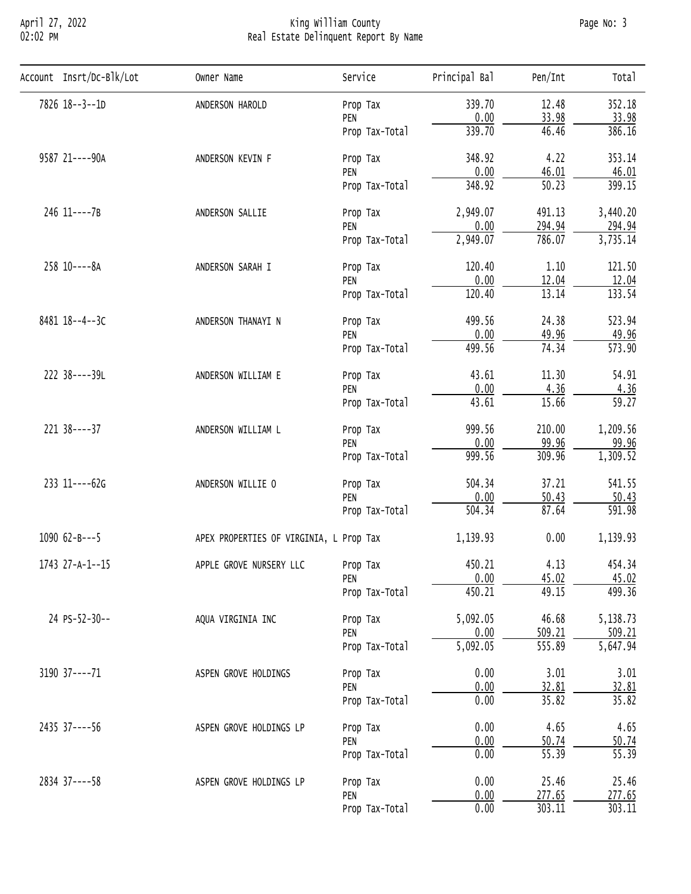# King William County
## Real Estate Delinquent Report By Name

| Account | Insrt/Dc-Blk/Lot | Owner Name | Service | Principal Bal | Pen/Int | Total |
|---|---|---|---|---|---|---|
| 7826 | 18--3--1D | ANDERSON HAROLD | Prop Tax | 339.70 | 12.48 | 352.18 |
| | | | PEN | 0.00 | 33.98 | 33.98 |
| | | | Prop Tax-Total | 339.70 | 46.46 | 386.16 |
| 9587 | 21----90A | ANDERSON KEVIN F | Prop Tax | 348.92 | 4.22 | 353.14 |
| | | | PEN | 0.00 | 46.01 | 46.01 |
| | | | Prop Tax-Total | 348.92 | 50.23 | 399.15 |
| 246 | 11----7B | ANDERSON SALLIE | Prop Tax | 2,949.07 | 491.13 | 3,440.20 |
| | | | PEN | 0.00 | 294.94 | 294.94 |
| | | | Prop Tax-Total | 2,949.07 | 786.07 | 3,735.14 |
| 258 | 10----8A | ANDERSON SARAH I | Prop Tax | 120.40 | 1.10 | 121.50 |
| | | | PEN | 0.00 | 12.04 | 12.04 |
| | | | Prop Tax-Total | 120.40 | 13.14 | 133.54 |
| 8481 | 18--4--3C | ANDERSON THANAYI N | Prop Tax | 499.56 | 24.38 | 523.94 |
| | | | PEN | 0.00 | 49.96 | 49.96 |
| | | | Prop Tax-Total | 499.56 | 74.34 | 573.90 |
| 222 | 38----39L | ANDERSON WILLIAM E | Prop Tax | 43.61 | 11.30 | 54.91 |
| | | | PEN | 0.00 | 4.36 | 4.36 |
| | | | Prop Tax-Total | 43.61 | 15.66 | 59.27 |
| 221 | 38----37 | ANDERSON WILLIAM L | Prop Tax | 999.56 | 210.00 | 1,209.56 |
| | | | PEN | 0.00 | 99.96 | 99.96 |
| | | | Prop Tax-Total | 999.56 | 309.96 | 1,309.52 |
| 233 | 11----62G | ANDERSON WILLIE O | Prop Tax | 504.34 | 37.21 | 541.55 |
| | | | PEN | 0.00 | 50.43 | 50.43 |
| | | | Prop Tax-Total | 504.34 | 87.64 | 591.98 |
| 1090 | 62-B---5 | APEX PROPERTIES OF VIRGINIA, L | Prop Tax | 1,139.93 | 0.00 | 1,139.93 |
| 1743 | 27-A-1--15 | APPLE GROVE NURSERY LLC | Prop Tax | 450.21 | 4.13 | 454.34 |
| | | | PEN | 0.00 | 45.02 | 45.02 |
| | | | Prop Tax-Total | 450.21 | 49.15 | 499.36 |
| 24 | PS-52-30-- | AQUA VIRGINIA INC | Prop Tax | 5,092.05 | 46.68 | 5,138.73 |
| | | | PEN | 0.00 | 509.21 | 509.21 |
| | | | Prop Tax-Total | 5,092.05 | 555.89 | 5,647.94 |
| 3190 | 37----71 | ASPEN GROVE HOLDINGS | Prop Tax | 0.00 | 3.01 | 3.01 |
| | | | PEN | 0.00 | 32.81 | 32.81 |
| | | | Prop Tax-Total | 0.00 | 35.82 | 35.82 |
| 2435 | 37----56 | ASPEN GROVE HOLDINGS LP | Prop Tax | 0.00 | 4.65 | 4.65 |
| | | | PEN | 0.00 | 50.74 | 50.74 |
| | | | Prop Tax-Total | 0.00 | 55.39 | 55.39 |
| 2834 | 37----58 | ASPEN GROVE HOLDINGS LP | Prop Tax | 0.00 | 25.46 | 25.46 |
| | | | PEN | 0.00 | 277.65 | 277.65 |
| | | | Prop Tax-Total | 0.00 | 303.11 | 303.11 |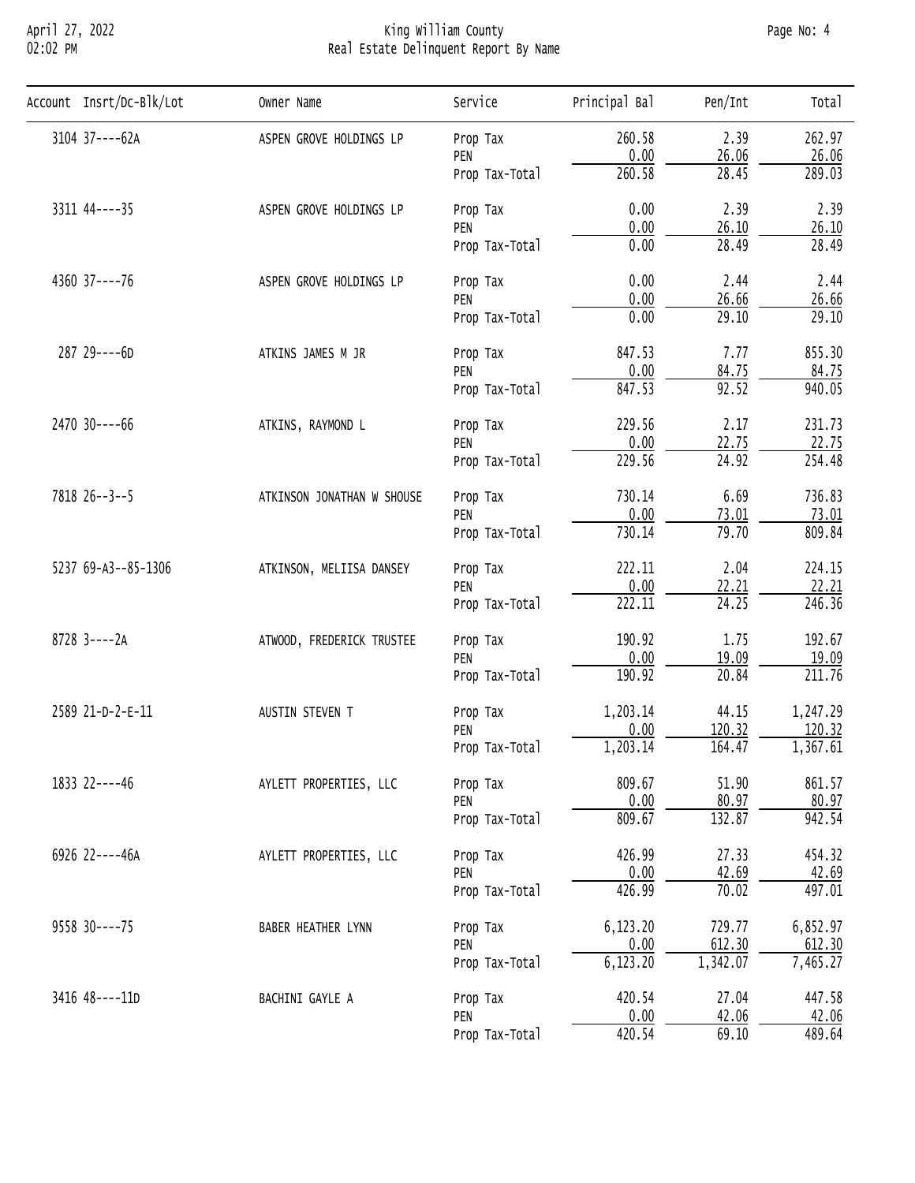| Account | Insrt/Dc-Blk/Lot | Owner Name | Service | Principal Bal | Pen/Int | Total |
|---|---|---|---|---|---|---|
| 3104 | 37----62A | ASPEN GROVE HOLDINGS LP | Prop Tax | 260.58 | 2.39 | 262.97 |
| | | | PEN | 0.00 | 26.06 | 26.06 |
| | | | Prop Tax-Total | 260.58 | 28.45 | 289.03 |
| 3311 | 44----35 | ASPEN GROVE HOLDINGS LP | Prop Tax | 0.00 | 2.39 | 2.39 |
| | | | PEN | 0.00 | 26.10 | 26.10 |
| | | | Prop Tax-Total | 0.00 | 28.49 | 28.49 |
| 4360 | 37----76 | ASPEN GROVE HOLDINGS LP | Prop Tax | 0.00 | 2.44 | 2.44 |
| | | | PEN | 0.00 | 26.66 | 26.66 |
| | | | Prop Tax-Total | 0.00 | 29.10 | 29.10 |
| 287 | 29----6D | ATKINS JAMES M JR | Prop Tax | 847.53 | 7.77 | 855.30 |
| | | | PEN | 0.00 | 84.75 | 84.75 |
| | | | Prop Tax-Total | 847.53 | 92.52 | 940.05 |
| 2470 | 30----66 | ATKINS, RAYMOND L | Prop Tax | 229.56 | 2.17 | 231.73 |
| | | | PEN | 0.00 | 22.75 | 22.75 |
| | | | Prop Tax-Total | 229.56 | 24.92 | 254.48 |
| 7818 | 26--3--5 | ATKINSON JONATHAN W SHOUSE | Prop Tax | 730.14 | 6.69 | 736.83 |
| | | | PEN | 0.00 | 73.01 | 73.01 |
| | | | Prop Tax-Total | 730.14 | 79.70 | 809.84 |
| 5237 | 69-A3--85-1306 | ATKINSON, MELIISA DANSEY | Prop Tax | 222.11 | 2.04 | 224.15 |
| | | | PEN | 0.00 | 22.21 | 22.21 |
| | | | Prop Tax-Total | 222.11 | 24.25 | 246.36 |
| 8728 | 3----2A | ATWOOD, FREDERICK TRUSTEE | Prop Tax | 190.92 | 1.75 | 192.67 |
| | | | PEN | 0.00 | 19.09 | 19.09 |
| | | | Prop Tax-Total | 190.92 | 20.84 | 211.76 |
| 2589 | 21-D-2-E-11 | AUSTIN STEVEN T | Prop Tax | 1,203.14 | 44.15 | 1,247.29 |
| | | | PEN | 0.00 | 120.32 | 120.32 |
| | | | Prop Tax-Total | 1,203.14 | 164.47 | 1,367.61 |
| 1833 | 22----46 | AYLETT PROPERTIES, LLC | Prop Tax | 809.67 | 51.90 | 861.57 |
| | | | PEN | 0.00 | 80.97 | 80.97 |
| | | | Prop Tax-Total | 809.67 | 132.87 | 942.54 |
| 6926 | 22----46A | AYLETT PROPERTIES, LLC | Prop Tax | 426.99 | 27.33 | 454.32 |
| | | | PEN | 0.00 | 42.69 | 42.69 |
| | | | Prop Tax-Total | 426.99 | 70.02 | 497.01 |
| 9558 | 30----75 | BABER HEATHER LYNN | Prop Tax | 6,123.20 | 729.77 | 6,852.97 |
| | | | PEN | 0.00 | 612.30 | 612.30 |
| | | | Prop Tax-Total | 6,123.20 | 1,342.07 | 7,465.27 |
| 3416 | 48----11D | BACHINI GAYLE A | Prop Tax | 420.54 | 27.04 | 447.58 |
| | | | PEN | 0.00 | 42.06 | 42.06 |
| | | | Prop Tax-Total | 420.54 | 69.10 | 489.64 |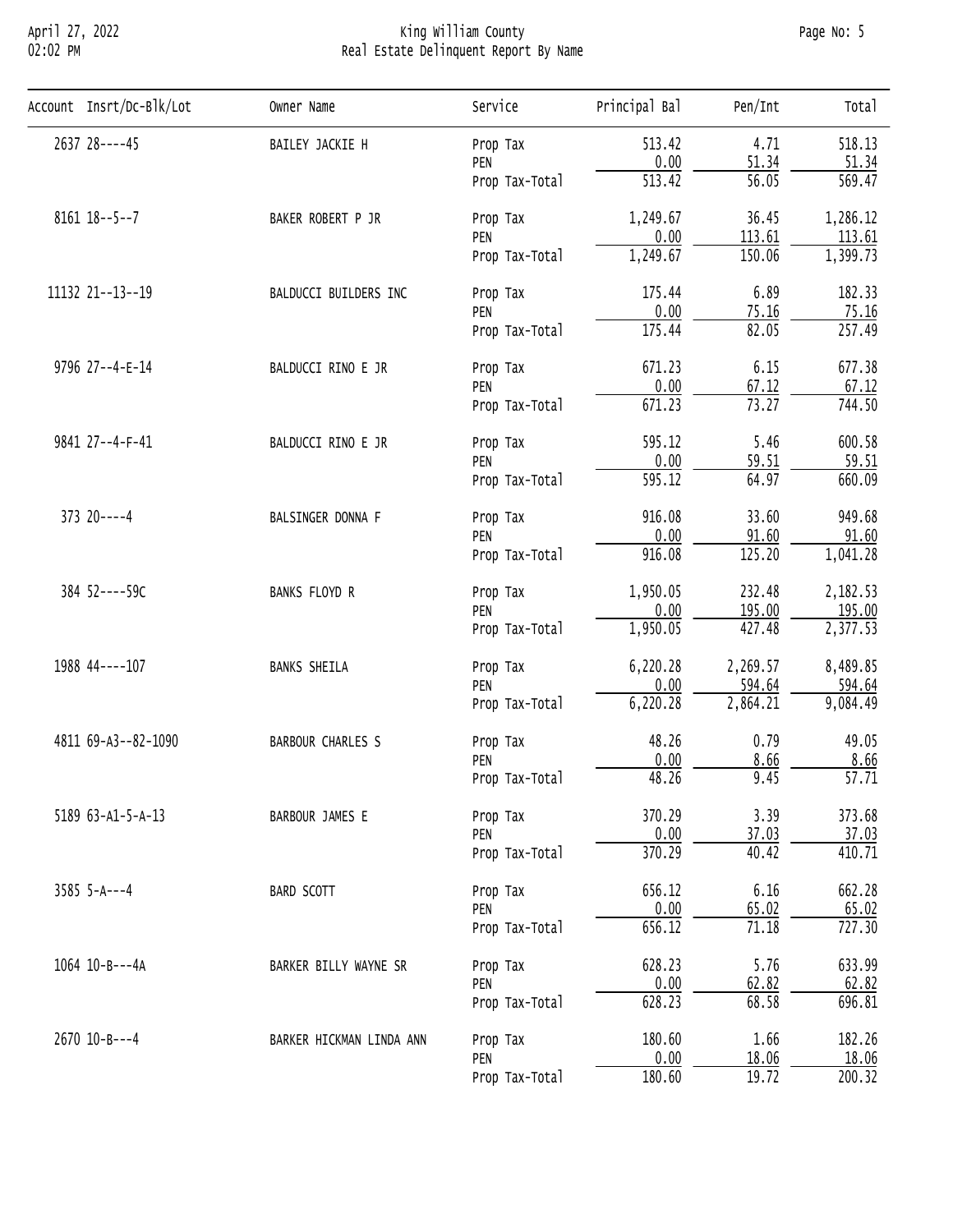# King William County
## Real Estate Delinquent Report By Name

| Account | Insrt/Dc-Blk/Lot | Owner Name | Service | Principal Bal | Pen/Int | Total |
|---|---|---|---|---|---|---|
| 2637 | 28----45 | BAILEY JACKIE H | Prop Tax | 513.42 | 4.71 | 518.13 |
| | | | PEN | 0.00 | 51.34 | 51.34 |
| | | | Prop Tax-Total | 513.42 | 56.05 | 569.47 |
| 8161 | 18--5--7 | BAKER ROBERT P JR | Prop Tax | 1,249.67 | 36.45 | 1,286.12 |
| | | | PEN | 0.00 | 113.61 | 113.61 |
| | | | Prop Tax-Total | 1,249.67 | 150.06 | 1,399.73 |
| 11132 | 21--13--19 | BALDUCCI BUILDERS INC | Prop Tax | 175.44 | 6.89 | 182.33 |
| | | | PEN | 0.00 | 75.16 | 75.16 |
| | | | Prop Tax-Total | 175.44 | 82.05 | 257.49 |
| 9796 | 27--4-E-14 | BALDUCCI RINO E JR | Prop Tax | 671.23 | 6.15 | 677.38 |
| | | | PEN | 0.00 | 67.12 | 67.12 |
| | | | Prop Tax-Total | 671.23 | 73.27 | 744.50 |
| 9841 | 27--4-F-41 | BALDUCCI RINO E JR | Prop Tax | 595.12 | 5.46 | 600.58 |
| | | | PEN | 0.00 | 59.51 | 59.51 |
| | | | Prop Tax-Total | 595.12 | 64.97 | 660.09 |
| 373 | 20----4 | BALSINGER DONNA F | Prop Tax | 916.08 | 33.60 | 949.68 |
| | | | PEN | 0.00 | 91.60 | 91.60 |
| | | | Prop Tax-Total | 916.08 | 125.20 | 1,041.28 |
| 384 | 52----59C | BANKS FLOYD R | Prop Tax | 1,950.05 | 232.48 | 2,182.53 |
| | | | PEN | 0.00 | 195.00 | 195.00 |
| | | | Prop Tax-Total | 1,950.05 | 427.48 | 2,377.53 |
| 1988 | 44----107 | BANKS SHEILA | Prop Tax | 6,220.28 | 2,269.57 | 8,489.85 |
| | | | PEN | 0.00 | 594.64 | 594.64 |
| | | | Prop Tax-Total | 6,220.28 | 2,864.21 | 9,084.49 |
| 4811 | 69-A3--82-1090 | BARBOUR CHARLES S | Prop Tax | 48.26 | 0.79 | 49.05 |
| | | | PEN | 0.00 | 8.66 | 8.66 |
| | | | Prop Tax-Total | 48.26 | 9.45 | 57.71 |
| 5189 | 63-A1-5-A-13 | BARBOUR JAMES E | Prop Tax | 370.29 | 3.39 | 373.68 |
| | | | PEN | 0.00 | 37.03 | 37.03 |
| | | | Prop Tax-Total | 370.29 | 40.42 | 410.71 |
| 3585 | 5-A---4 | BARD SCOTT | Prop Tax | 656.12 | 6.16 | 662.28 |
| | | | PEN | 0.00 | 65.02 | 65.02 |
| | | | Prop Tax-Total | 656.12 | 71.18 | 727.30 |
| 1064 | 10-B---4A | BARKER BILLY WAYNE SR | Prop Tax | 628.23 | 5.76 | 633.99 |
| | | | PEN | 0.00 | 62.82 | 62.82 |
| | | | Prop Tax-Total | 628.23 | 68.58 | 696.81 |
| 2670 | 10-B---4 | BARKER HICKMAN LINDA ANN | Prop Tax | 180.60 | 1.66 | 182.26 |
| | | | PEN | 0.00 | 18.06 | 18.06 |
| | | | Prop Tax-Total | 180.60 | 19.72 | 200.32 |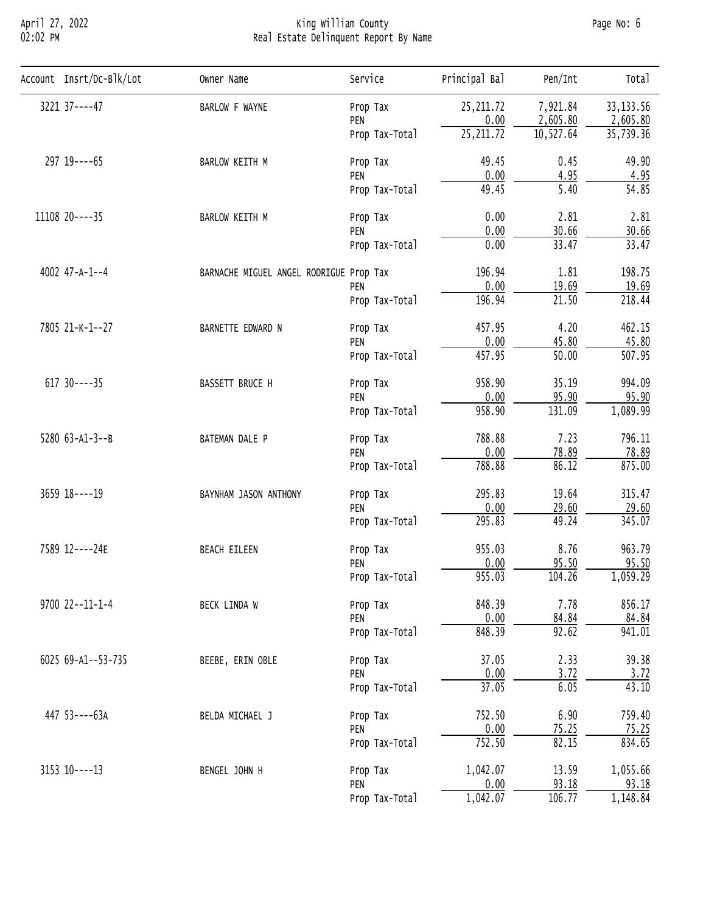# King William County

## Real Estate Delinquent Report By Name

| Account | Insrt/Dc-Blk/Lot | Owner Name | Service | Principal Bal | Pen/Int | Total |
|---|---|---|---|---|---|---|
| 3221 | 37----47 | BARLOW F WAYNE | Prop Tax | 25,211.72 | 7,921.84 | 33,133.56 |
| | | | PEN | 0.00 | 2,605.80 | 2,605.80 |
| | | | Prop Tax-Total | 25,211.72 | 10,527.64 | 35,739.36 |
| 297 | 19----65 | BARLOW KEITH M | Prop Tax | 49.45 | 0.45 | 49.90 |
| | | | PEN | 0.00 | 4.95 | 4.95 |
| | | | Prop Tax-Total | 49.45 | 5.40 | 54.85 |
| 11108 | 20----35 | BARLOW KEITH M | Prop Tax | 0.00 | 2.81 | 2.81 |
| | | | PEN | 0.00 | 30.66 | 30.66 |
| | | | Prop Tax-Total | 0.00 | 33.47 | 33.47 |
| 4002 | 47-A-1--4 | BARNACHE MIGUEL ANGEL RODRIGUE | Prop Tax | 196.94 | 1.81 | 198.75 |
| | | | PEN | 0.00 | 19.69 | 19.69 |
| | | | Prop Tax-Total | 196.94 | 21.50 | 218.44 |
| 7805 | 21-K-1--27 | BARNETTE EDWARD N | Prop Tax | 457.95 | 4.20 | 462.15 |
| | | | PEN | 0.00 | 45.80 | 45.80 |
| | | | Prop Tax-Total | 457.95 | 50.00 | 507.95 |
| 617 | 30----35 | BASSETT BRUCE H | Prop Tax | 958.90 | 35.19 | 994.09 |
| | | | PEN | 0.00 | 95.90 | 95.90 |
| | | | Prop Tax-Total | 958.90 | 131.09 | 1,089.99 |
| 5280 | 63-A1-3--B | BATEMAN DALE P | Prop Tax | 788.88 | 7.23 | 796.11 |
| | | | PEN | 0.00 | 78.89 | 78.89 |
| | | | Prop Tax-Total | 788.88 | 86.12 | 875.00 |
| 3659 | 18----19 | BAYNHAM JASON ANTHONY | Prop Tax | 295.83 | 19.64 | 315.47 |
| | | | PEN | 0.00 | 29.60 | 29.60 |
| | | | Prop Tax-Total | 295.83 | 49.24 | 345.07 |
| 7589 | 12----24E | BEACH EILEEN | Prop Tax | 955.03 | 8.76 | 963.79 |
| | | | PEN | 0.00 | 95.50 | 95.50 |
| | | | Prop Tax-Total | 955.03 | 104.26 | 1,059.29 |
| 9700 | 22--11-1-4 | BECK LINDA W | Prop Tax | 848.39 | 7.78 | 856.17 |
| | | | PEN | 0.00 | 84.84 | 84.84 |
| | | | Prop Tax-Total | 848.39 | 92.62 | 941.01 |
| 6025 | 69-A1--53-735 | BEEBE, ERIN OBLE | Prop Tax | 37.05 | 2.33 | 39.38 |
| | | | PEN | 0.00 | 3.72 | 3.72 |
| | | | Prop Tax-Total | 37.05 | 6.05 | 43.10 |
| 447 | 53----63A | BELDA MICHAEL J | Prop Tax | 752.50 | 6.90 | 759.40 |
| | | | PEN | 0.00 | 75.25 | 75.25 |
| | | | Prop Tax-Total | 752.50 | 82.15 | 834.65 |
| 3153 | 10----13 | BENGEL JOHN H | Prop Tax | 1,042.07 | 13.59 | 1,055.66 |
| | | | PEN | 0.00 | 93.18 | 93.18 |
| | | | Prop Tax-Total | 1,042.07 | 106.77 | 1,148.84 |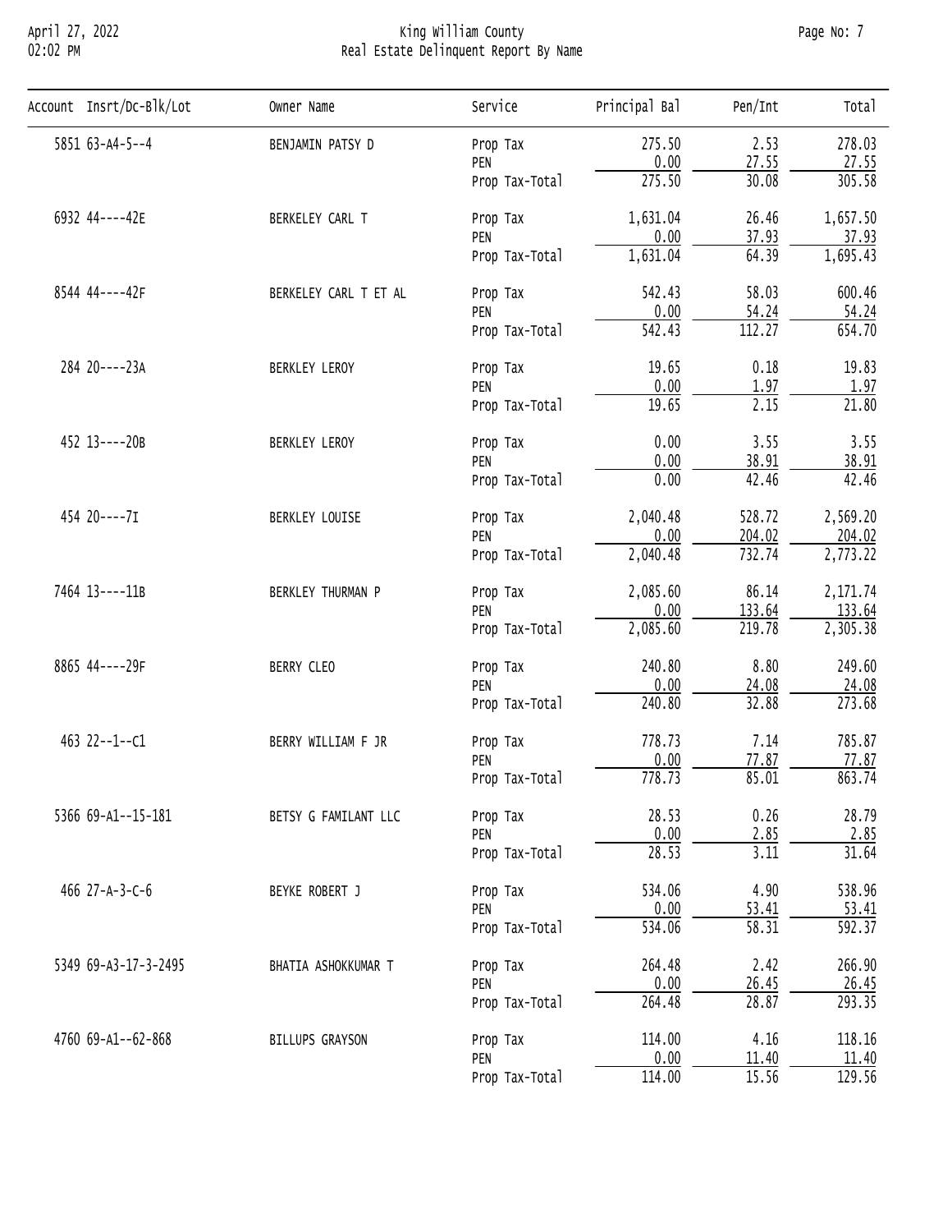| Account | Insrt/Dc-Blk/Lot | Owner Name | Service | Principal Bal | Pen/Int | Total |
|---|---|---|---|---|---|---|
| 5851 | 63-A4-5--4 | BENJAMIN PATSY D | Prop Tax | 275.50 | 2.53 | 278.03 |
| | | | PEN | 0.00 | 27.55 | 27.55 |
| | | | Prop Tax-Total | 275.50 | 30.08 | 305.58 |
| 6932 | 44----42E | BERKELEY CARL T | Prop Tax | 1,631.04 | 26.46 | 1,657.50 |
| | | | PEN | 0.00 | 37.93 | 37.93 |
| | | | Prop Tax-Total | 1,631.04 | 64.39 | 1,695.43 |
| 8544 | 44----42F | BERKELEY CARL T ET AL | Prop Tax | 542.43 | 58.03 | 600.46 |
| | | | PEN | 0.00 | 54.24 | 54.24 |
| | | | Prop Tax-Total | 542.43 | 112.27 | 654.70 |
| 284 | 20----23A | BERKLEY LEROY | Prop Tax | 19.65 | 0.18 | 19.83 |
| | | | PEN | 0.00 | 1.97 | 1.97 |
| | | | Prop Tax-Total | 19.65 | 2.15 | 21.80 |
| 452 | 13----20B | BERKLEY LEROY | Prop Tax | 0.00 | 3.55 | 3.55 |
| | | | PEN | 0.00 | 38.91 | 38.91 |
| | | | Prop Tax-Total | 0.00 | 42.46 | 42.46 |
| 454 | 20----7I | BERKLEY LOUISE | Prop Tax | 2,040.48 | 528.72 | 2,569.20 |
| | | | PEN | 0.00 | 204.02 | 204.02 |
| | | | Prop Tax-Total | 2,040.48 | 732.74 | 2,773.22 |
| 7464 | 13----11B | BERKLEY THURMAN P | Prop Tax | 2,085.60 | 86.14 | 2,171.74 |
| | | | PEN | 0.00 | 133.64 | 133.64 |
| | | | Prop Tax-Total | 2,085.60 | 219.78 | 2,305.38 |
| 8865 | 44----29F | BERRY CLEO | Prop Tax | 240.80 | 8.80 | 249.60 |
| | | | PEN | 0.00 | 24.08 | 24.08 |
| | | | Prop Tax-Total | 240.80 | 32.88 | 273.68 |
| 463 | 22--1--C1 | BERRY WILLIAM F JR | Prop Tax | 778.73 | 7.14 | 785.87 |
| | | | PEN | 0.00 | 77.87 | 77.87 |
| | | | Prop Tax-Total | 778.73 | 85.01 | 863.74 |
| 5366 | 69-A1--15-181 | BETSY G FAMILANT LLC | Prop Tax | 28.53 | 0.26 | 28.79 |
| | | | PEN | 0.00 | 2.85 | 2.85 |
| | | | Prop Tax-Total | 28.53 | 3.11 | 31.64 |
| 466 | 27-A-3-C-6 | BEYKE ROBERT J | Prop Tax | 534.06 | 4.90 | 538.96 |
| | | | PEN | 0.00 | 53.41 | 53.41 |
| | | | Prop Tax-Total | 534.06 | 58.31 | 592.37 |
| 5349 | 69-A3-17-3-2495 | BHATIA ASHOKKUMAR T | Prop Tax | 264.48 | 2.42 | 266.90 |
| | | | PEN | 0.00 | 26.45 | 26.45 |
| | | | Prop Tax-Total | 264.48 | 28.87 | 293.35 |
| 4760 | 69-A1--62-868 | BILLUPS GRAYSON | Prop Tax | 114.00 | 4.16 | 118.16 |
| | | | PEN | 0.00 | 11.40 | 11.40 |
| | | | Prop Tax-Total | 114.00 | 15.56 | 129.56 |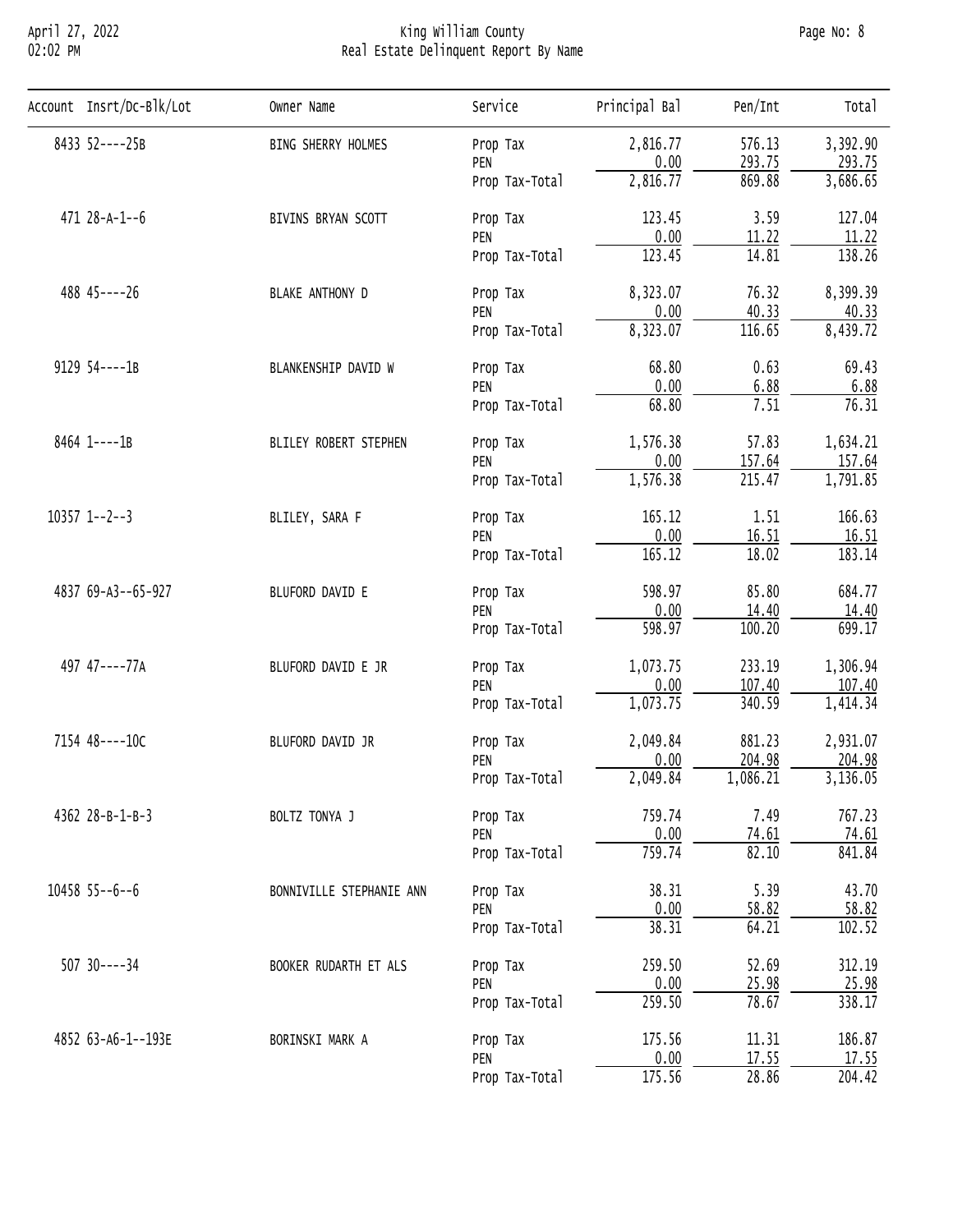# King William County
## Real Estate Delinquent Report By Name

April 27, 2022
02:02 PM

| Account | Insrt/Dc-Blk/Lot | Owner Name | Service | Principal Bal | Pen/Int | Total |
|---|---|---|---|---|---|---|
| 8433 | 52----25B | BING SHERRY HOLMES | Prop Tax | 2,816.77 | 576.13 | 3,392.90 |
| | | | PEN | 0.00 | 293.75 | 293.75 |
| | | | Prop Tax-Total | 2,816.77 | 869.88 | 3,686.65 |
| 471 | 28-A-1--6 | BIVINS BRYAN SCOTT | Prop Tax | 123.45 | 3.59 | 127.04 |
| | | | PEN | 0.00 | 11.22 | 11.22 |
| | | | Prop Tax-Total | 123.45 | 14.81 | 138.26 |
| 488 | 45----26 | BLAKE ANTHONY D | Prop Tax | 8,323.07 | 76.32 | 8,399.39 |
| | | | PEN | 0.00 | 40.33 | 40.33 |
| | | | Prop Tax-Total | 8,323.07 | 116.65 | 8,439.72 |
| 9129 | 54----1B | BLANKENSHIP DAVID W | Prop Tax | 68.80 | 0.63 | 69.43 |
| | | | PEN | 0.00 | 6.88 | 6.88 |
| | | | Prop Tax-Total | 68.80 | 7.51 | 76.31 |
| 8464 | 1----1B | BLILEY ROBERT STEPHEN | Prop Tax | 1,576.38 | 57.83 | 1,634.21 |
| | | | PEN | 0.00 | 157.64 | 157.64 |
| | | | Prop Tax-Total | 1,576.38 | 215.47 | 1,791.85 |
| 10357 | 1--2--3 | BLILEY, SARA F | Prop Tax | 165.12 | 1.51 | 166.63 |
| | | | PEN | 0.00 | 16.51 | 16.51 |
| | | | Prop Tax-Total | 165.12 | 18.02 | 183.14 |
| 4837 | 69-A3--65-927 | BLUFORD DAVID E | Prop Tax | 598.97 | 85.80 | 684.77 |
| | | | PEN | 0.00 | 14.40 | 14.40 |
| | | | Prop Tax-Total | 598.97 | 100.20 | 699.17 |
| 497 | 47----77A | BLUFORD DAVID E JR | Prop Tax | 1,073.75 | 233.19 | 1,306.94 |
| | | | PEN | 0.00 | 107.40 | 107.40 |
| | | | Prop Tax-Total | 1,073.75 | 340.59 | 1,414.34 |
| 7154 | 48----10C | BLUFORD DAVID JR | Prop Tax | 2,049.84 | 881.23 | 2,931.07 |
| | | | PEN | 0.00 | 204.98 | 204.98 |
| | | | Prop Tax-Total | 2,049.84 | 1,086.21 | 3,136.05 |
| 4362 | 28-B-1-B-3 | BOLTZ TONYA J | Prop Tax | 759.74 | 7.49 | 767.23 |
| | | | PEN | 0.00 | 74.61 | 74.61 |
| | | | Prop Tax-Total | 759.74 | 82.10 | 841.84 |
| 10458 | 55--6--6 | BONNIVILLE STEPHANIE ANN | Prop Tax | 38.31 | 5.39 | 43.70 |
| | | | PEN | 0.00 | 58.82 | 58.82 |
| | | | Prop Tax-Total | 38.31 | 64.21 | 102.52 |
| 507 | 30----34 | BOOKER RUDARTH ET ALS | Prop Tax | 259.50 | 52.69 | 312.19 |
| | | | PEN | 0.00 | 25.98 | 25.98 |
| | | | Prop Tax-Total | 259.50 | 78.67 | 338.17 |
| 4852 | 63-A6-1--193E | BORINSKI MARK A | Prop Tax | 175.56 | 11.31 | 186.87 |
| | | | PEN | 0.00 | 17.55 | 17.55 |
| | | | Prop Tax-Total | 175.56 | 28.86 | 204.42 |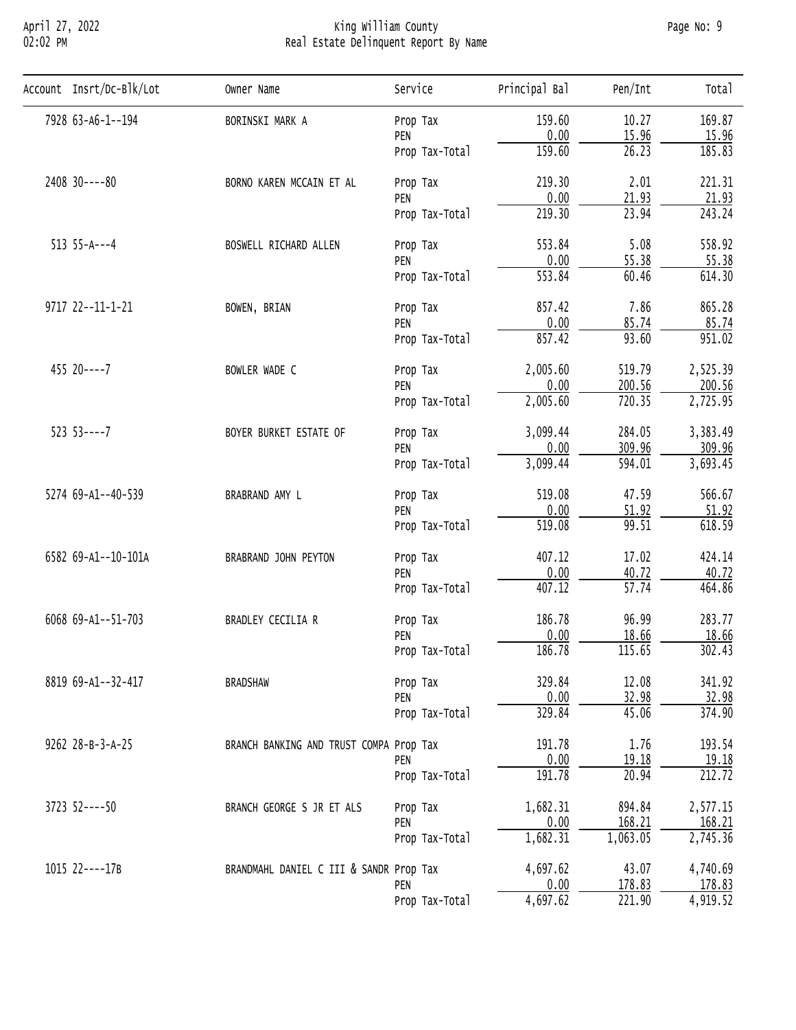# King William County
## Real Estate Delinquent Report By Name

| Account | Insrt/Dc-Blk/Lot | Owner Name | Service | Principal Bal | Pen/Int | Total |
|---|---|---|---|---|---|---|
| 7928 | 63-A6-1--194 | BORINSKI MARK A | Prop Tax | 159.60 | 10.27 | 169.87 |
| | | | PEN | 0.00 | 15.96 | 15.96 |
| | | | Prop Tax-Total | 159.60 | 26.23 | 185.83 |
| 2408 | 30----80 | BORNO KAREN MCCAIN ET AL | Prop Tax | 219.30 | 2.01 | 221.31 |
| | | | PEN | 0.00 | 21.93 | 21.93 |
| | | | Prop Tax-Total | 219.30 | 23.94 | 243.24 |
| 513 | 55-A---4 | BOSWELL RICHARD ALLEN | Prop Tax | 553.84 | 5.08 | 558.92 |
| | | | PEN | 0.00 | 55.38 | 55.38 |
| | | | Prop Tax-Total | 553.84 | 60.46 | 614.30 |
| 9717 | 22--11-1-21 | BOWEN, BRIAN | Prop Tax | 857.42 | 7.86 | 865.28 |
| | | | PEN | 0.00 | 85.74 | 85.74 |
| | | | Prop Tax-Total | 857.42 | 93.60 | 951.02 |
| 455 | 20----7 | BOWLER WADE C | Prop Tax | 2,005.60 | 519.79 | 2,525.39 |
| | | | PEN | 0.00 | 200.56 | 200.56 |
| | | | Prop Tax-Total | 2,005.60 | 720.35 | 2,725.95 |
| 523 | 53----7 | BOYER BURKET ESTATE OF | Prop Tax | 3,099.44 | 284.05 | 3,383.49 |
| | | | PEN | 0.00 | 309.96 | 309.96 |
| | | | Prop Tax-Total | 3,099.44 | 594.01 | 3,693.45 |
| 5274 | 69-A1--40-539 | BRABRAND AMY L | Prop Tax | 519.08 | 47.59 | 566.67 |
| | | | PEN | 0.00 | 51.92 | 51.92 |
| | | | Prop Tax-Total | 519.08 | 99.51 | 618.59 |
| 6582 | 69-A1--10-101A | BRABRAND JOHN PEYTON | Prop Tax | 407.12 | 17.02 | 424.14 |
| | | | PEN | 0.00 | 40.72 | 40.72 |
| | | | Prop Tax-Total | 407.12 | 57.74 | 464.86 |
| 6068 | 69-A1--51-703 | BRADLEY CECILIA R | Prop Tax | 186.78 | 96.99 | 283.77 |
| | | | PEN | 0.00 | 18.66 | 18.66 |
| | | | Prop Tax-Total | 186.78 | 115.65 | 302.43 |
| 8819 | 69-A1--32-417 | BRADSHAW | Prop Tax | 329.84 | 12.08 | 341.92 |
| | | | PEN | 0.00 | 32.98 | 32.98 |
| | | | Prop Tax-Total | 329.84 | 45.06 | 374.90 |
| 9262 | 28-B-3-A-25 | BRANCH BANKING AND TRUST COMPA | Prop Tax | 191.78 | 1.76 | 193.54 |
| | | | PEN | 0.00 | 19.18 | 19.18 |
| | | | Prop Tax-Total | 191.78 | 20.94 | 212.72 |
| 3723 | 52----50 | BRANCH GEORGE S JR ET ALS | Prop Tax | 1,682.31 | 894.84 | 2,577.15 |
| | | | PEN | 0.00 | 168.21 | 168.21 |
| | | | Prop Tax-Total | 1,682.31 | 1,063.05 | 2,745.36 |
| 1015 | 22----17B | BRANDMAHL DANIEL C III & SANDR | Prop Tax | 4,697.62 | 43.07 | 4,740.69 |
| | | | PEN | 0.00 | 178.83 | 178.83 |
| | | | Prop Tax-Total | 4,697.62 | 221.90 | 4,919.52 |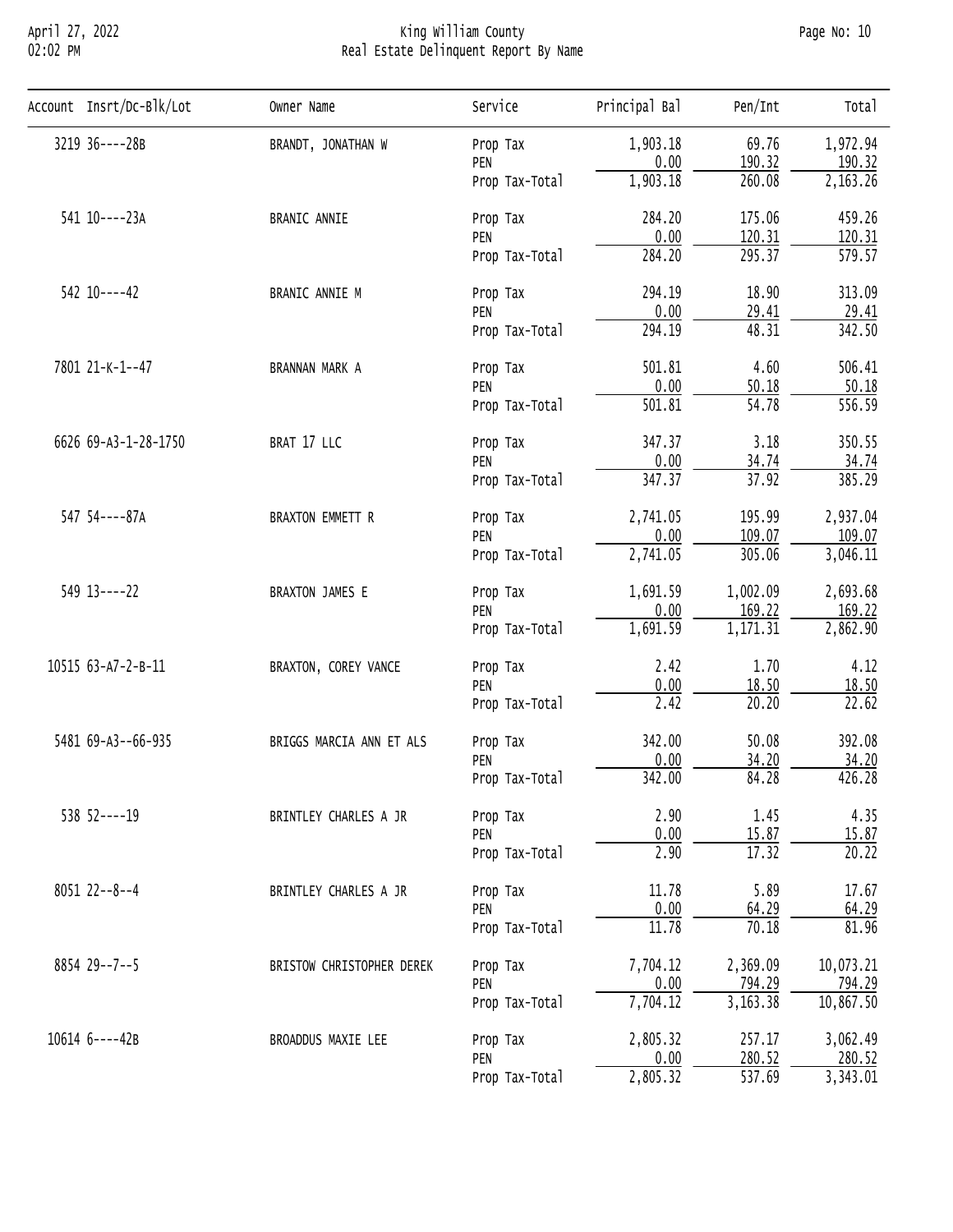# King William County
## Real Estate Delinquent Report By Name

| Account | Insrt/Dc-Blk/Lot | Owner Name | Service | Principal Bal | Pen/Int | Total |
|---|---|---|---|---|---|---|
| 3219 | 36----28B | BRANDT, JONATHAN W | Prop Tax | 1,903.18 | 69.76 | 1,972.94 |
| | | | PEN | 0.00 | 190.32 | 190.32 |
| | | | Prop Tax-Total | 1,903.18 | 260.08 | 2,163.26 |
| 541 | 10----23A | BRANIC ANNIE | Prop Tax | 284.20 | 175.06 | 459.26 |
| | | | PEN | 0.00 | 120.31 | 120.31 |
| | | | Prop Tax-Total | 284.20 | 295.37 | 579.57 |
| 542 | 10----42 | BRANIC ANNIE M | Prop Tax | 294.19 | 18.90 | 313.09 |
| | | | PEN | 0.00 | 29.41 | 29.41 |
| | | | Prop Tax-Total | 294.19 | 48.31 | 342.50 |
| 7801 | 21-K-1--47 | BRANNAN MARK A | Prop Tax | 501.81 | 4.60 | 506.41 |
| | | | PEN | 0.00 | 50.18 | 50.18 |
| | | | Prop Tax-Total | 501.81 | 54.78 | 556.59 |
| 6626 | 69-A3-1-28-1750 | BRAT 17 LLC | Prop Tax | 347.37 | 3.18 | 350.55 |
| | | | PEN | 0.00 | 34.74 | 34.74 |
| | | | Prop Tax-Total | 347.37 | 37.92 | 385.29 |
| 547 | 54----87A | BRAXTON EMMETT R | Prop Tax | 2,741.05 | 195.99 | 2,937.04 |
| | | | PEN | 0.00 | 109.07 | 109.07 |
| | | | Prop Tax-Total | 2,741.05 | 305.06 | 3,046.11 |
| 549 | 13----22 | BRAXTON JAMES E | Prop Tax | 1,691.59 | 1,002.09 | 2,693.68 |
| | | | PEN | 0.00 | 169.22 | 169.22 |
| | | | Prop Tax-Total | 1,691.59 | 1,171.31 | 2,862.90 |
| 10515 | 63-A7-2-B-11 | BRAXTON, COREY VANCE | Prop Tax | 2.42 | 1.70 | 4.12 |
| | | | PEN | 0.00 | 18.50 | 18.50 |
| | | | Prop Tax-Total | 2.42 | 20.20 | 22.62 |
| 5481 | 69-A3--66-935 | BRIGGS MARCIA ANN ET ALS | Prop Tax | 342.00 | 50.08 | 392.08 |
| | | | PEN | 0.00 | 34.20 | 34.20 |
| | | | Prop Tax-Total | 342.00 | 84.28 | 426.28 |
| 538 | 52----19 | BRINTLEY CHARLES A JR | Prop Tax | 2.90 | 1.45 | 4.35 |
| | | | PEN | 0.00 | 15.87 | 15.87 |
| | | | Prop Tax-Total | 2.90 | 17.32 | 20.22 |
| 8051 | 22--8--4 | BRINTLEY CHARLES A JR | Prop Tax | 11.78 | 5.89 | 17.67 |
| | | | PEN | 0.00 | 64.29 | 64.29 |
| | | | Prop Tax-Total | 11.78 | 70.18 | 81.96 |
| 8854 | 29--7--5 | BRISTOW CHRISTOPHER DEREK | Prop Tax | 7,704.12 | 2,369.09 | 10,073.21 |
| | | | PEN | 0.00 | 794.29 | 794.29 |
| | | | Prop Tax-Total | 7,704.12 | 3,163.38 | 10,867.50 |
| 10614 | 6----42B | BROADDUS MAXIE LEE | Prop Tax | 2,805.32 | 257.17 | 3,062.49 |
| | | | PEN | 0.00 | 280.52 | 280.52 |
| | | | Prop Tax-Total | 2,805.32 | 537.69 | 3,343.01 |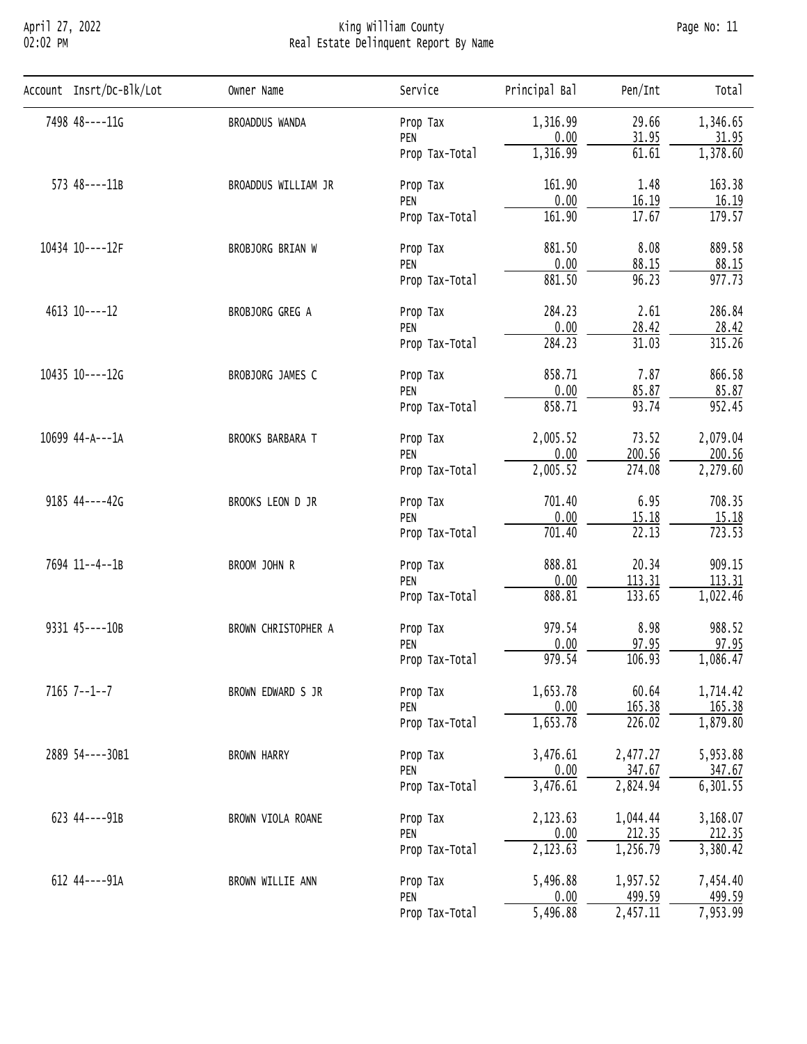| Account | Insrt/Dc-Blk/Lot | Owner Name | Service | Principal Bal | Pen/Int | Total |
|---|---|---|---|---|---|---|
| 7498 | 48----11G | BROADDUS WANDA | Prop Tax | 1,316.99 | 29.66 | 1,346.65 |
| | | | PEN | 0.00 | 31.95 | 31.95 |
| | | | Prop Tax-Total | 1,316.99 | 61.61 | 1,378.60 |
| 573 | 48----11B | BROADDUS WILLIAM JR | Prop Tax | 161.90 | 1.48 | 163.38 |
| | | | PEN | 0.00 | 16.19 | 16.19 |
| | | | Prop Tax-Total | 161.90 | 17.67 | 179.57 |
| 10434 | 10----12F | BROBJORG BRIAN W | Prop Tax | 881.50 | 8.08 | 889.58 |
| | | | PEN | 0.00 | 88.15 | 88.15 |
| | | | Prop Tax-Total | 881.50 | 96.23 | 977.73 |
| 4613 | 10----12 | BROBJORG GREG A | Prop Tax | 284.23 | 2.61 | 286.84 |
| | | | PEN | 0.00 | 28.42 | 28.42 |
| | | | Prop Tax-Total | 284.23 | 31.03 | 315.26 |
| 10435 | 10----12G | BROBJORG JAMES C | Prop Tax | 858.71 | 7.87 | 866.58 |
| | | | PEN | 0.00 | 85.87 | 85.87 |
| | | | Prop Tax-Total | 858.71 | 93.74 | 952.45 |
| 10699 | 44-A---1A | BROOKS BARBARA T | Prop Tax | 2,005.52 | 73.52 | 2,079.04 |
| | | | PEN | 0.00 | 200.56 | 200.56 |
| | | | Prop Tax-Total | 2,005.52 | 274.08 | 2,279.60 |
| 9185 | 44----42G | BROOKS LEON D JR | Prop Tax | 701.40 | 6.95 | 708.35 |
| | | | PEN | 0.00 | 15.18 | 15.18 |
| | | | Prop Tax-Total | 701.40 | 22.13 | 723.53 |
| 7694 | 11--4--1B | BROOM JOHN R | Prop Tax | 888.81 | 20.34 | 909.15 |
| | | | PEN | 0.00 | 113.31 | 113.31 |
| | | | Prop Tax-Total | 888.81 | 133.65 | 1,022.46 |
| 9331 | 45----10B | BROWN CHRISTOPHER A | Prop Tax | 979.54 | 8.98 | 988.52 |
| | | | PEN | 0.00 | 97.95 | 97.95 |
| | | | Prop Tax-Total | 979.54 | 106.93 | 1,086.47 |
| 7165 | 7--1--7 | BROWN EDWARD S JR | Prop Tax | 1,653.78 | 60.64 | 1,714.42 |
| | | | PEN | 0.00 | 165.38 | 165.38 |
| | | | Prop Tax-Total | 1,653.78 | 226.02 | 1,879.80 |
| 2889 | 54----30B1 | BROWN HARRY | Prop Tax | 3,476.61 | 2,477.27 | 5,953.88 |
| | | | PEN | 0.00 | 347.67 | 347.67 |
| | | | Prop Tax-Total | 3,476.61 | 2,824.94 | 6,301.55 |
| 623 | 44----91B | BROWN VIOLA ROANE | Prop Tax | 2,123.63 | 1,044.44 | 3,168.07 |
| | | | PEN | 0.00 | 212.35 | 212.35 |
| | | | Prop Tax-Total | 2,123.63 | 1,256.79 | 3,380.42 |
| 612 | 44----91A | BROWN WILLIE ANN | Prop Tax | 5,496.88 | 1,957.52 | 7,454.40 |
| | | | PEN | 0.00 | 499.59 | 499.59 |
| | | | Prop Tax-Total | 5,496.88 | 2,457.11 | 7,953.99 |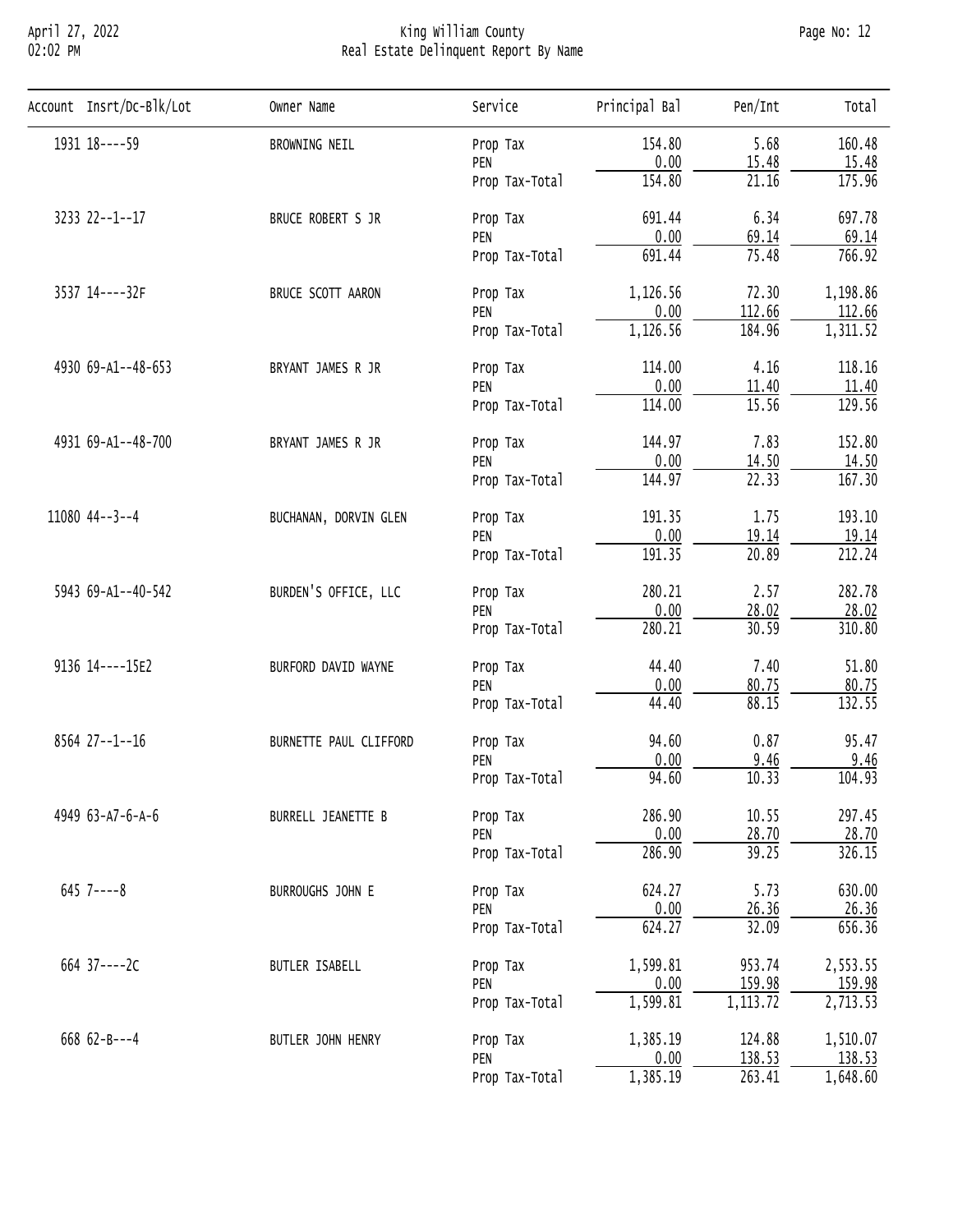# King William County
## Real Estate Delinquent Report By Name

April 27, 2022
02:02 PM

| Account | Insrt/Dc-Blk/Lot | Owner Name | Service | Principal Bal | Pen/Int | Total |
|---|---|---|---|---|---|---|
| 1931 | 18----59 | BROWNING NEIL | Prop Tax | 154.80 | 5.68 | 160.48 |
| | | | PEN | 0.00 | 15.48 | 15.48 |
| | | | Prop Tax-Total | 154.80 | 21.16 | 175.96 |
| 3233 | 22--1--17 | BRUCE ROBERT S JR | Prop Tax | 691.44 | 6.34 | 697.78 |
| | | | PEN | 0.00 | 69.14 | 69.14 |
| | | | Prop Tax-Total | 691.44 | 75.48 | 766.92 |
| 3537 | 14----32F | BRUCE SCOTT AARON | Prop Tax | 1,126.56 | 72.30 | 1,198.86 |
| | | | PEN | 0.00 | 112.66 | 112.66 |
| | | | Prop Tax-Total | 1,126.56 | 184.96 | 1,311.52 |
| 4930 | 69-A1--48-653 | BRYANT JAMES R JR | Prop Tax | 114.00 | 4.16 | 118.16 |
| | | | PEN | 0.00 | 11.40 | 11.40 |
| | | | Prop Tax-Total | 114.00 | 15.56 | 129.56 |
| 4931 | 69-A1--48-700 | BRYANT JAMES R JR | Prop Tax | 144.97 | 7.83 | 152.80 |
| | | | PEN | 0.00 | 14.50 | 14.50 |
| | | | Prop Tax-Total | 144.97 | 22.33 | 167.30 |
| 11080 | 44--3--4 | BUCHANAN, DORVIN GLEN | Prop Tax | 191.35 | 1.75 | 193.10 |
| | | | PEN | 0.00 | 19.14 | 19.14 |
| | | | Prop Tax-Total | 191.35 | 20.89 | 212.24 |
| 5943 | 69-A1--40-542 | BURDEN'S OFFICE, LLC | Prop Tax | 280.21 | 2.57 | 282.78 |
| | | | PEN | 0.00 | 28.02 | 28.02 |
| | | | Prop Tax-Total | 280.21 | 30.59 | 310.80 |
| 9136 | 14----15E2 | BURFORD DAVID WAYNE | Prop Tax | 44.40 | 7.40 | 51.80 |
| | | | PEN | 0.00 | 80.75 | 80.75 |
| | | | Prop Tax-Total | 44.40 | 88.15 | 132.55 |
| 8564 | 27--1--16 | BURNETTE PAUL CLIFFORD | Prop Tax | 94.60 | 0.87 | 95.47 |
| | | | PEN | 0.00 | 9.46 | 9.46 |
| | | | Prop Tax-Total | 94.60 | 10.33 | 104.93 |
| 4949 | 63-A7-6-A-6 | BURRELL JEANETTE B | Prop Tax | 286.90 | 10.55 | 297.45 |
| | | | PEN | 0.00 | 28.70 | 28.70 |
| | | | Prop Tax-Total | 286.90 | 39.25 | 326.15 |
| 645 | 7----8 | BURROUGHS JOHN E | Prop Tax | 624.27 | 5.73 | 630.00 |
| | | | PEN | 0.00 | 26.36 | 26.36 |
| | | | Prop Tax-Total | 624.27 | 32.09 | 656.36 |
| 664 | 37----2C | BUTLER ISABELL | Prop Tax | 1,599.81 | 953.74 | 2,553.55 |
| | | | PEN | 0.00 | 159.98 | 159.98 |
| | | | Prop Tax-Total | 1,599.81 | 1,113.72 | 2,713.53 |
| 668 | 62-B---4 | BUTLER JOHN HENRY | Prop Tax | 1,385.19 | 124.88 | 1,510.07 |
| | | | PEN | 0.00 | 138.53 | 138.53 |
| | | | Prop Tax-Total | 1,385.19 | 263.41 | 1,648.60 |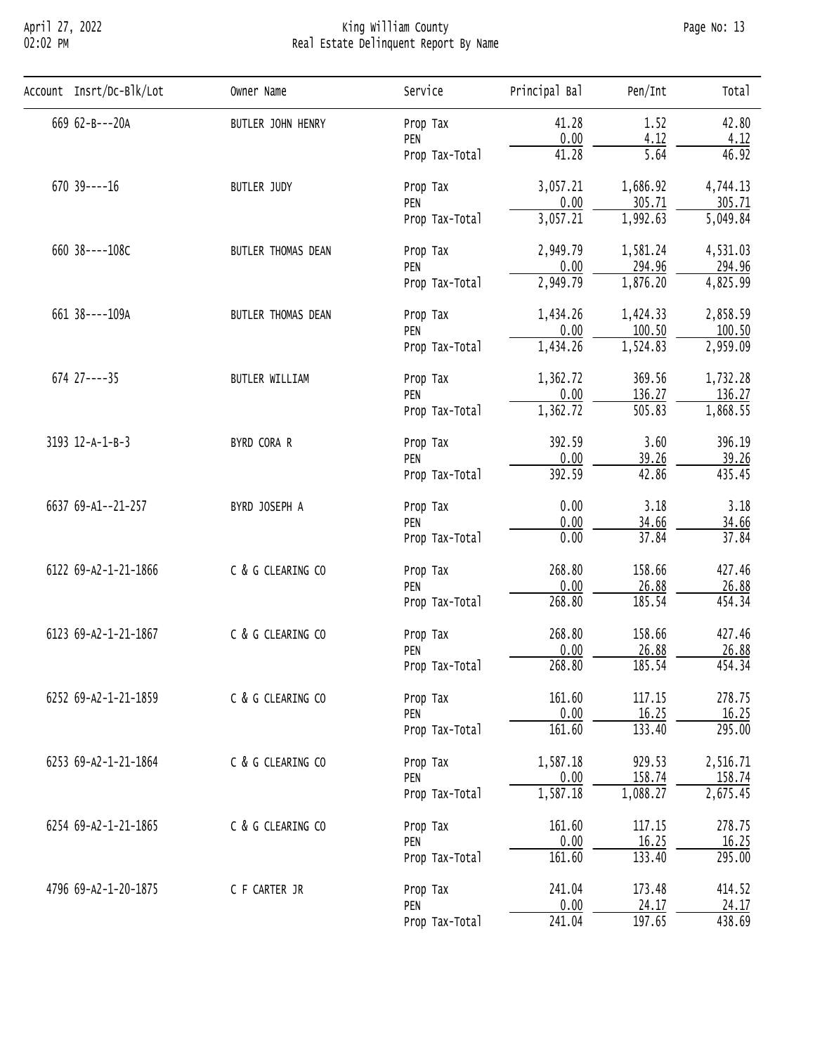| Account | Insrt/Dc-Blk/Lot | Owner Name | Service | Principal Bal | Pen/Int | Total |
|---|---|---|---|---|---|---|
| 669 | 62-B---20A | BUTLER JOHN HENRY | Prop Tax | 41.28 | 1.52 | 42.80 |
| | | | PEN | 0.00 | 4.12 | 4.12 |
| | | | Prop Tax-Total | 41.28 | 5.64 | 46.92 |
| 670 | 39----16 | BUTLER JUDY | Prop Tax | 3,057.21 | 1,686.92 | 4,744.13 |
| | | | PEN | 0.00 | 305.71 | 305.71 |
| | | | Prop Tax-Total | 3,057.21 | 1,992.63 | 5,049.84 |
| 660 | 38----108C | BUTLER THOMAS DEAN | Prop Tax | 2,949.79 | 1,581.24 | 4,531.03 |
| | | | PEN | 0.00 | 294.96 | 294.96 |
| | | | Prop Tax-Total | 2,949.79 | 1,876.20 | 4,825.99 |
| 661 | 38----109A | BUTLER THOMAS DEAN | Prop Tax | 1,434.26 | 1,424.33 | 2,858.59 |
| | | | PEN | 0.00 | 100.50 | 100.50 |
| | | | Prop Tax-Total | 1,434.26 | 1,524.83 | 2,959.09 |
| 674 | 27----35 | BUTLER WILLIAM | Prop Tax | 1,362.72 | 369.56 | 1,732.28 |
| | | | PEN | 0.00 | 136.27 | 136.27 |
| | | | Prop Tax-Total | 1,362.72 | 505.83 | 1,868.55 |
| 3193 | 12-A-1-B-3 | BYRD CORA R | Prop Tax | 392.59 | 3.60 | 396.19 |
| | | | PEN | 0.00 | 39.26 | 39.26 |
| | | | Prop Tax-Total | 392.59 | 42.86 | 435.45 |
| 6637 | 69-A1--21-257 | BYRD JOSEPH A | Prop Tax | 0.00 | 3.18 | 3.18 |
| | | | PEN | 0.00 | 34.66 | 34.66 |
| | | | Prop Tax-Total | 0.00 | 37.84 | 37.84 |
| 6122 | 69-A2-1-21-1866 | C & G CLEARING CO | Prop Tax | 268.80 | 158.66 | 427.46 |
| | | | PEN | 0.00 | 26.88 | 26.88 |
| | | | Prop Tax-Total | 268.80 | 185.54 | 454.34 |
| 6123 | 69-A2-1-21-1867 | C & G CLEARING CO | Prop Tax | 268.80 | 158.66 | 427.46 |
| | | | PEN | 0.00 | 26.88 | 26.88 |
| | | | Prop Tax-Total | 268.80 | 185.54 | 454.34 |
| 6252 | 69-A2-1-21-1859 | C & G CLEARING CO | Prop Tax | 161.60 | 117.15 | 278.75 |
| | | | PEN | 0.00 | 16.25 | 16.25 |
| | | | Prop Tax-Total | 161.60 | 133.40 | 295.00 |
| 6253 | 69-A2-1-21-1864 | C & G CLEARING CO | Prop Tax | 1,587.18 | 929.53 | 2,516.71 |
| | | | PEN | 0.00 | 158.74 | 158.74 |
| | | | Prop Tax-Total | 1,587.18 | 1,088.27 | 2,675.45 |
| 6254 | 69-A2-1-21-1865 | C & G CLEARING CO | Prop Tax | 161.60 | 117.15 | 278.75 |
| | | | PEN | 0.00 | 16.25 | 16.25 |
| | | | Prop Tax-Total | 161.60 | 133.40 | 295.00 |
| 4796 | 69-A2-1-20-1875 | C F CARTER JR | Prop Tax | 241.04 | 173.48 | 414.52 |
| | | | PEN | 0.00 | 24.17 | 24.17 |
| | | | Prop Tax-Total | 241.04 | 197.65 | 438.69 |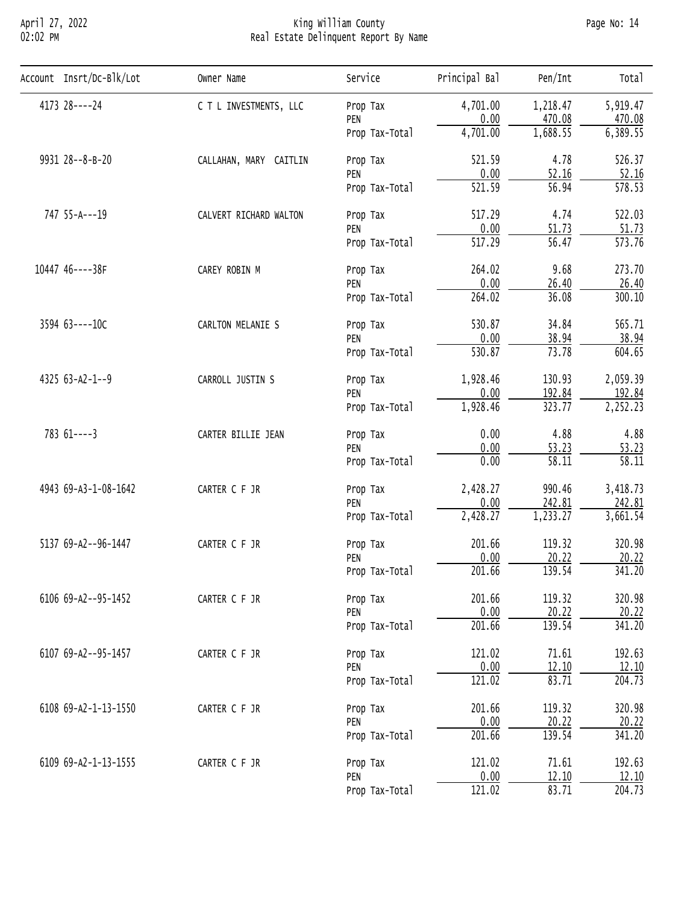# King William County
## Real Estate Delinquent Report By Name

April 27, 2022
02:02 PM

| Account | Insrt/Dc-Blk/Lot | Owner Name | Service | Principal Bal | Pen/Int | Total |
|---|---|---|---|---|---|---|
| 4173 | 28----24 | C T L INVESTMENTS, LLC | Prop Tax | 4,701.00 | 1,218.47 | 5,919.47 |
| | | | PEN | 0.00 | 470.08 | 470.08 |
| | | | Prop Tax-Total | 4,701.00 | 1,688.55 | 6,389.55 |
| 9931 | 28--8-B-20 | CALLAHAN, MARY CAITLIN | Prop Tax | 521.59 | 4.78 | 526.37 |
| | | | PEN | 0.00 | 52.16 | 52.16 |
| | | | Prop Tax-Total | 521.59 | 56.94 | 578.53 |
| 747 | 55-A---19 | CALVERT RICHARD WALTON | Prop Tax | 517.29 | 4.74 | 522.03 |
| | | | PEN | 0.00 | 51.73 | 51.73 |
| | | | Prop Tax-Total | 517.29 | 56.47 | 573.76 |
| 10447 | 46----38F | CAREY ROBIN M | Prop Tax | 264.02 | 9.68 | 273.70 |
| | | | PEN | 0.00 | 26.40 | 26.40 |
| | | | Prop Tax-Total | 264.02 | 36.08 | 300.10 |
| 3594 | 63----10C | CARLTON MELANIE S | Prop Tax | 530.87 | 34.84 | 565.71 |
| | | | PEN | 0.00 | 38.94 | 38.94 |
| | | | Prop Tax-Total | 530.87 | 73.78 | 604.65 |
| 4325 | 63-A2-1--9 | CARROLL JUSTIN S | Prop Tax | 1,928.46 | 130.93 | 2,059.39 |
| | | | PEN | 0.00 | 192.84 | 192.84 |
| | | | Prop Tax-Total | 1,928.46 | 323.77 | 2,252.23 |
| 783 | 61----3 | CARTER BILLIE JEAN | Prop Tax | 0.00 | 4.88 | 4.88 |
| | | | PEN | 0.00 | 53.23 | 53.23 |
| | | | Prop Tax-Total | 0.00 | 58.11 | 58.11 |
| 4943 | 69-A3-1-08-1642 | CARTER C F JR | Prop Tax | 2,428.27 | 990.46 | 3,418.73 |
| | | | PEN | 0.00 | 242.81 | 242.81 |
| | | | Prop Tax-Total | 2,428.27 | 1,233.27 | 3,661.54 |
| 5137 | 69-A2--96-1447 | CARTER C F JR | Prop Tax | 201.66 | 119.32 | 320.98 |
| | | | PEN | 0.00 | 20.22 | 20.22 |
| | | | Prop Tax-Total | 201.66 | 139.54 | 341.20 |
| 6106 | 69-A2--95-1452 | CARTER C F JR | Prop Tax | 201.66 | 119.32 | 320.98 |
| | | | PEN | 0.00 | 20.22 | 20.22 |
| | | | Prop Tax-Total | 201.66 | 139.54 | 341.20 |
| 6107 | 69-A2--95-1457 | CARTER C F JR | Prop Tax | 121.02 | 71.61 | 192.63 |
| | | | PEN | 0.00 | 12.10 | 12.10 |
| | | | Prop Tax-Total | 121.02 | 83.71 | 204.73 |
| 6108 | 69-A2-1-13-1550 | CARTER C F JR | Prop Tax | 201.66 | 119.32 | 320.98 |
| | | | PEN | 0.00 | 20.22 | 20.22 |
| | | | Prop Tax-Total | 201.66 | 139.54 | 341.20 |
| 6109 | 69-A2-1-13-1555 | CARTER C F JR | Prop Tax | 121.02 | 71.61 | 192.63 |
| | | | PEN | 0.00 | 12.10 | 12.10 |
| | | | Prop Tax-Total | 121.02 | 83.71 | 204.73 |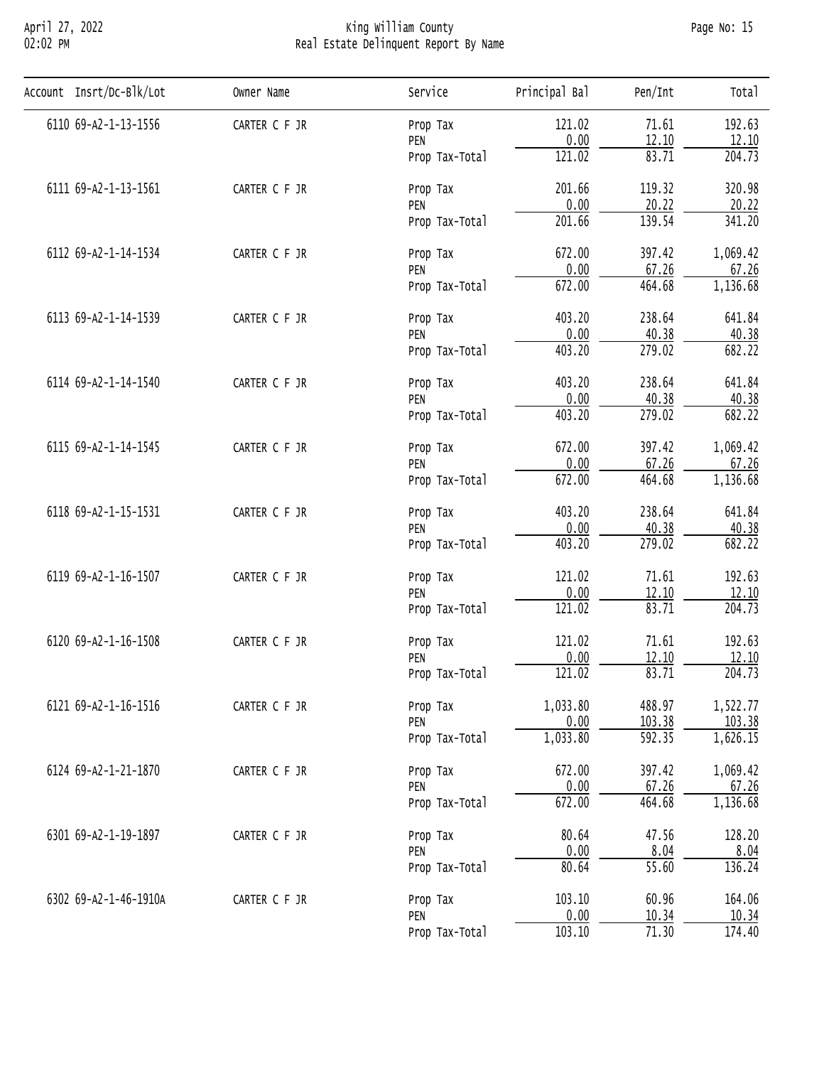# King William County
## Real Estate Delinquent Report By Name

| Account | Insrt/Dc-Blk/Lot | Owner Name | Service | Principal Bal | Pen/Int | Total |
|---|---|---|---|---|---|---|
| 6110 | 69-A2-1-13-1556 | CARTER C F JR | Prop Tax | 121.02 | 71.61 | 192.63 |
| | | | PEN | 0.00 | 12.10 | 12.10 |
| | | | Prop Tax-Total | 121.02 | 83.71 | 204.73 |
| 6111 | 69-A2-1-13-1561 | CARTER C F JR | Prop Tax | 201.66 | 119.32 | 320.98 |
| | | | PEN | 0.00 | 20.22 | 20.22 |
| | | | Prop Tax-Total | 201.66 | 139.54 | 341.20 |
| 6112 | 69-A2-1-14-1534 | CARTER C F JR | Prop Tax | 672.00 | 397.42 | 1,069.42 |
| | | | PEN | 0.00 | 67.26 | 67.26 |
| | | | Prop Tax-Total | 672.00 | 464.68 | 1,136.68 |
| 6113 | 69-A2-1-14-1539 | CARTER C F JR | Prop Tax | 403.20 | 238.64 | 641.84 |
| | | | PEN | 0.00 | 40.38 | 40.38 |
| | | | Prop Tax-Total | 403.20 | 279.02 | 682.22 |
| 6114 | 69-A2-1-14-1540 | CARTER C F JR | Prop Tax | 403.20 | 238.64 | 641.84 |
| | | | PEN | 0.00 | 40.38 | 40.38 |
| | | | Prop Tax-Total | 403.20 | 279.02 | 682.22 |
| 6115 | 69-A2-1-14-1545 | CARTER C F JR | Prop Tax | 672.00 | 397.42 | 1,069.42 |
| | | | PEN | 0.00 | 67.26 | 67.26 |
| | | | Prop Tax-Total | 672.00 | 464.68 | 1,136.68 |
| 6118 | 69-A2-1-15-1531 | CARTER C F JR | Prop Tax | 403.20 | 238.64 | 641.84 |
| | | | PEN | 0.00 | 40.38 | 40.38 |
| | | | Prop Tax-Total | 403.20 | 279.02 | 682.22 |
| 6119 | 69-A2-1-16-1507 | CARTER C F JR | Prop Tax | 121.02 | 71.61 | 192.63 |
| | | | PEN | 0.00 | 12.10 | 12.10 |
| | | | Prop Tax-Total | 121.02 | 83.71 | 204.73 |
| 6120 | 69-A2-1-16-1508 | CARTER C F JR | Prop Tax | 121.02 | 71.61 | 192.63 |
| | | | PEN | 0.00 | 12.10 | 12.10 |
| | | | Prop Tax-Total | 121.02 | 83.71 | 204.73 |
| 6121 | 69-A2-1-16-1516 | CARTER C F JR | Prop Tax | 1,033.80 | 488.97 | 1,522.77 |
| | | | PEN | 0.00 | 103.38 | 103.38 |
| | | | Prop Tax-Total | 1,033.80 | 592.35 | 1,626.15 |
| 6124 | 69-A2-1-21-1870 | CARTER C F JR | Prop Tax | 672.00 | 397.42 | 1,069.42 |
| | | | PEN | 0.00 | 67.26 | 67.26 |
| | | | Prop Tax-Total | 672.00 | 464.68 | 1,136.68 |
| 6301 | 69-A2-1-19-1897 | CARTER C F JR | Prop Tax | 80.64 | 47.56 | 128.20 |
| | | | PEN | 0.00 | 8.04 | 8.04 |
| | | | Prop Tax-Total | 80.64 | 55.60 | 136.24 |
| 6302 | 69-A2-1-46-1910A | CARTER C F JR | Prop Tax | 103.10 | 60.96 | 164.06 |
| | | | PEN | 0.00 | 10.34 | 10.34 |
| | | | Prop Tax-Total | 103.10 | 71.30 | 174.40 |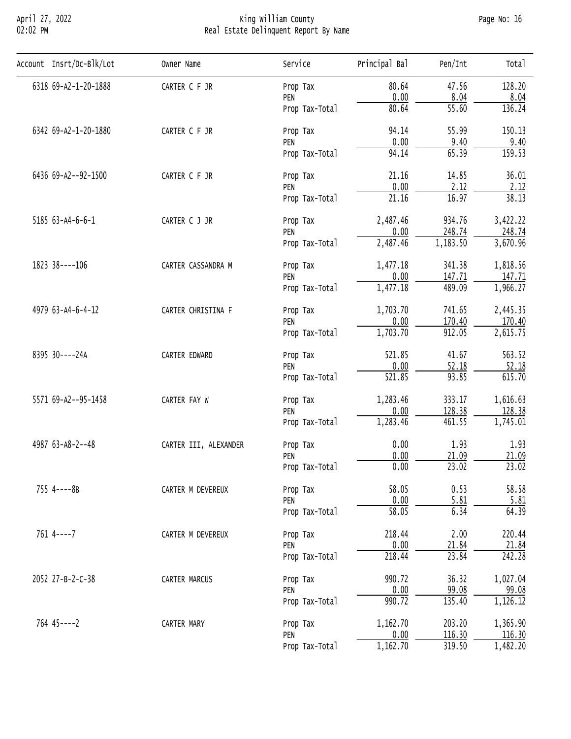# King William County
## Real Estate Delinquent Report By Name

| Account | Insrt/Dc-Blk/Lot | Owner Name | Service | Principal Bal | Pen/Int | Total |
|---|---|---|---|---|---|---|
| 6318 | 69-A2-1-20-1888 | CARTER C F JR | Prop Tax | 80.64 | 47.56 | 128.20 |
| | | | PEN | 0.00 | 8.04 | 8.04 |
| | | | Prop Tax-Total | 80.64 | 55.60 | 136.24 |
| 6342 | 69-A2-1-20-1880 | CARTER C F JR | Prop Tax | 94.14 | 55.99 | 150.13 |
| | | | PEN | 0.00 | 9.40 | 9.40 |
| | | | Prop Tax-Total | 94.14 | 65.39 | 159.53 |
| 6436 | 69-A2--92-1500 | CARTER C F JR | Prop Tax | 21.16 | 14.85 | 36.01 |
| | | | PEN | 0.00 | 2.12 | 2.12 |
| | | | Prop Tax-Total | 21.16 | 16.97 | 38.13 |
| 5185 | 63-A4-6-6-1 | CARTER C J JR | Prop Tax | 2,487.46 | 934.76 | 3,422.22 |
| | | | PEN | 0.00 | 248.74 | 248.74 |
| | | | Prop Tax-Total | 2,487.46 | 1,183.50 | 3,670.96 |
| 1823 | 38----106 | CARTER CASSANDRA M | Prop Tax | 1,477.18 | 341.38 | 1,818.56 |
| | | | PEN | 0.00 | 147.71 | 147.71 |
| | | | Prop Tax-Total | 1,477.18 | 489.09 | 1,966.27 |
| 4979 | 63-A4-6-4-12 | CARTER CHRISTINA F | Prop Tax | 1,703.70 | 741.65 | 2,445.35 |
| | | | PEN | 0.00 | 170.40 | 170.40 |
| | | | Prop Tax-Total | 1,703.70 | 912.05 | 2,615.75 |
| 8395 | 30----24A | CARTER EDWARD | Prop Tax | 521.85 | 41.67 | 563.52 |
| | | | PEN | 0.00 | 52.18 | 52.18 |
| | | | Prop Tax-Total | 521.85 | 93.85 | 615.70 |
| 5571 | 69-A2--95-1458 | CARTER FAY W | Prop Tax | 1,283.46 | 333.17 | 1,616.63 |
| | | | PEN | 0.00 | 128.38 | 128.38 |
| | | | Prop Tax-Total | 1,283.46 | 461.55 | 1,745.01 |
| 4987 | 63-A8-2--48 | CARTER III, ALEXANDER | Prop Tax | 0.00 | 1.93 | 1.93 |
| | | | PEN | 0.00 | 21.09 | 21.09 |
| | | | Prop Tax-Total | 0.00 | 23.02 | 23.02 |
| 755 | 4----8B | CARTER M DEVEREUX | Prop Tax | 58.05 | 0.53 | 58.58 |
| | | | PEN | 0.00 | 5.81 | 5.81 |
| | | | Prop Tax-Total | 58.05 | 6.34 | 64.39 |
| 761 | 4----7 | CARTER M DEVEREUX | Prop Tax | 218.44 | 2.00 | 220.44 |
| | | | PEN | 0.00 | 21.84 | 21.84 |
| | | | Prop Tax-Total | 218.44 | 23.84 | 242.28 |
| 2052 | 27-B-2-C-38 | CARTER MARCUS | Prop Tax | 990.72 | 36.32 | 1,027.04 |
| | | | PEN | 0.00 | 99.08 | 99.08 |
| | | | Prop Tax-Total | 990.72 | 135.40 | 1,126.12 |
| 764 | 45----2 | CARTER MARY | Prop Tax | 1,162.70 | 203.20 | 1,365.90 |
| | | | PEN | 0.00 | 116.30 | 116.30 |
| | | | Prop Tax-Total | 1,162.70 | 319.50 | 1,482.20 |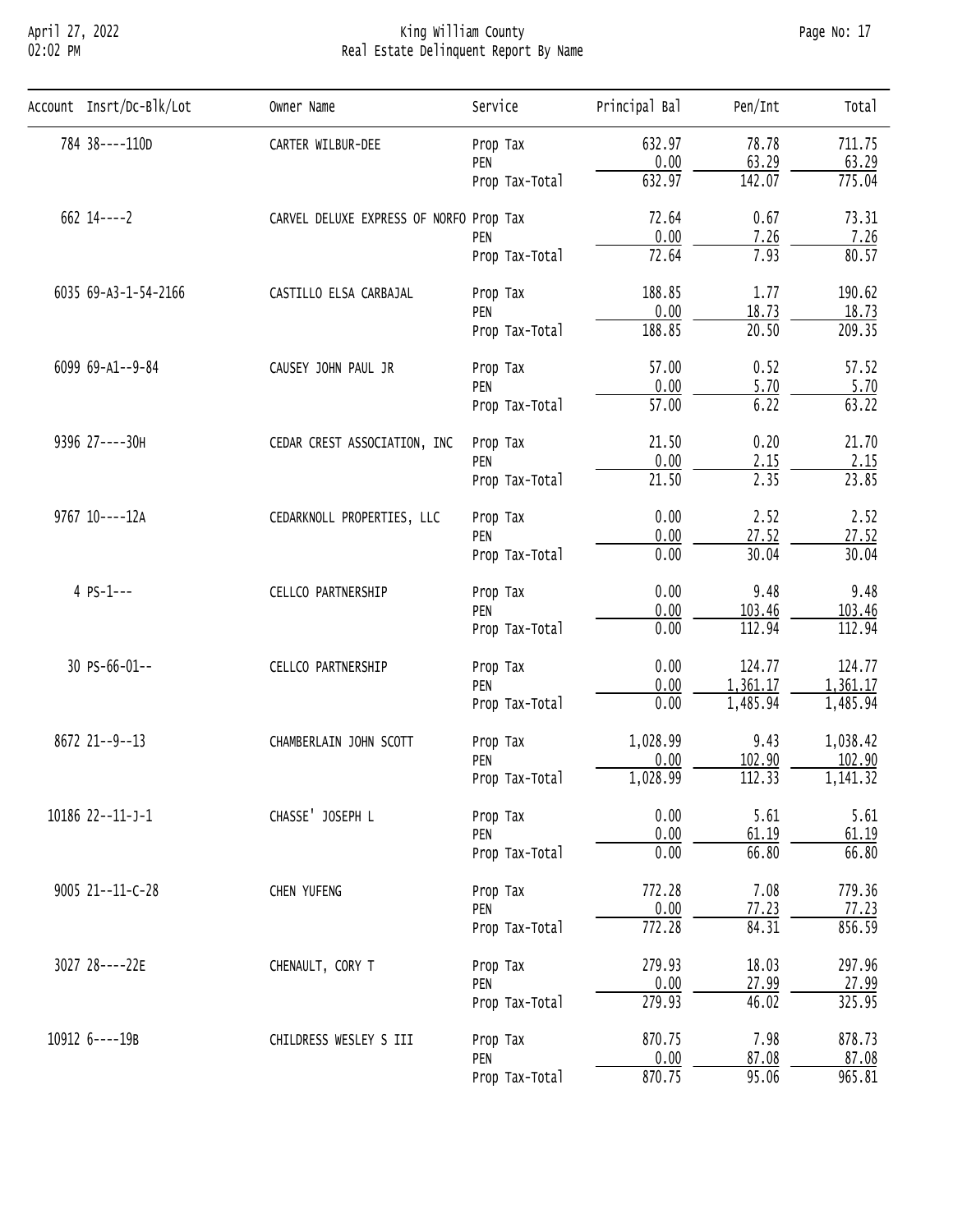# King William County
## Real Estate Delinquent Report By Name

| Account | Insrt/Dc-Blk/Lot | Owner Name | Service | Principal Bal | Pen/Int | Total |
|---|---|---|---|---|---|---|
| 784 | 38----110D | CARTER WILBUR-DEE | Prop Tax | 632.97 | 78.78 | 711.75 |
| | | | PEN | 0.00 | 63.29 | 63.29 |
| | | | Prop Tax-Total | 632.97 | 142.07 | 775.04 |
| 662 | 14----2 | CARVEL DELUXE EXPRESS OF NORFO | Prop Tax | 72.64 | 0.67 | 73.31 |
| | | | PEN | 0.00 | 7.26 | 7.26 |
| | | | Prop Tax-Total | 72.64 | 7.93 | 80.57 |
| 6035 | 69-A3-1-54-2166 | CASTILLO ELSA CARBAJAL | Prop Tax | 188.85 | 1.77 | 190.62 |
| | | | PEN | 0.00 | 18.73 | 18.73 |
| | | | Prop Tax-Total | 188.85 | 20.50 | 209.35 |
| 6099 | 69-A1--9-84 | CAUSEY JOHN PAUL JR | Prop Tax | 57.00 | 0.52 | 57.52 |
| | | | PEN | 0.00 | 5.70 | 5.70 |
| | | | Prop Tax-Total | 57.00 | 6.22 | 63.22 |
| 9396 | 27----30H | CEDAR CREST ASSOCIATION, INC | Prop Tax | 21.50 | 0.20 | 21.70 |
| | | | PEN | 0.00 | 2.15 | 2.15 |
| | | | Prop Tax-Total | 21.50 | 2.35 | 23.85 |
| 9767 | 10----12A | CEDARKNOLL PROPERTIES, LLC | Prop Tax | 0.00 | 2.52 | 2.52 |
| | | | PEN | 0.00 | 27.52 | 27.52 |
| | | | Prop Tax-Total | 0.00 | 30.04 | 30.04 |
| 4 | PS-1--- | CELLCO PARTNERSHIP | Prop Tax | 0.00 | 9.48 | 9.48 |
| | | | PEN | 0.00 | 103.46 | 103.46 |
| | | | Prop Tax-Total | 0.00 | 112.94 | 112.94 |
| 30 | PS-66-01-- | CELLCO PARTNERSHIP | Prop Tax | 0.00 | 124.77 | 124.77 |
| | | | PEN | 0.00 | 1,361.17 | 1,361.17 |
| | | | Prop Tax-Total | 0.00 | 1,485.94 | 1,485.94 |
| 8672 | 21--9--13 | CHAMBERLAIN JOHN SCOTT | Prop Tax | 1,028.99 | 9.43 | 1,038.42 |
| | | | PEN | 0.00 | 102.90 | 102.90 |
| | | | Prop Tax-Total | 1,028.99 | 112.33 | 1,141.32 |
| 10186 | 22--11-J-1 | CHASSE' JOSEPH L | Prop Tax | 0.00 | 5.61 | 5.61 |
| | | | PEN | 0.00 | 61.19 | 61.19 |
| | | | Prop Tax-Total | 0.00 | 66.80 | 66.80 |
| 9005 | 21--11-C-28 | CHEN YUFENG | Prop Tax | 772.28 | 7.08 | 779.36 |
| | | | PEN | 0.00 | 77.23 | 77.23 |
| | | | Prop Tax-Total | 772.28 | 84.31 | 856.59 |
| 3027 | 28----22E | CHENAULT, CORY T | Prop Tax | 279.93 | 18.03 | 297.96 |
| | | | PEN | 0.00 | 27.99 | 27.99 |
| | | | Prop Tax-Total | 279.93 | 46.02 | 325.95 |
| 10912 | 6----19B | CHILDRESS WESLEY S III | Prop Tax | 870.75 | 7.98 | 878.73 |
| | | | PEN | 0.00 | 87.08 | 87.08 |
| | | | Prop Tax-Total | 870.75 | 95.06 | 965.81 |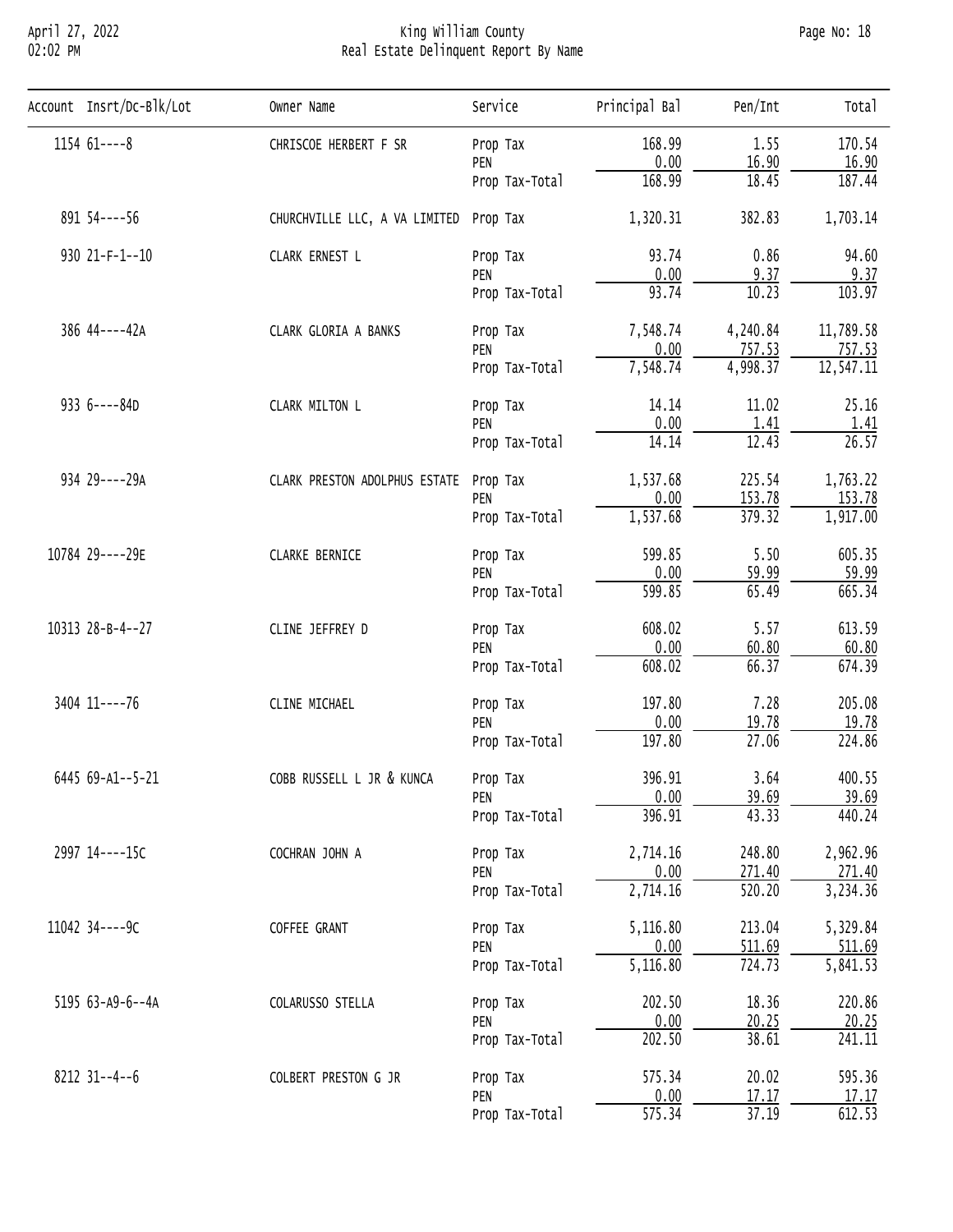# King William County
## Real Estate Delinquent Report By Name

April 27, 2022
02:02 PM

| Account | Insrt/Dc-Blk/Lot | Owner Name | Service | Principal Bal | Pen/Int | Total |
|---|---|---|---|---|---|---|
| 1154 | 61----8 | CHRISCOE HERBERT F SR | Prop Tax | 168.99 | 1.55 | 170.54 |
| | | | PEN | 0.00 | 16.90 | 16.90 |
| | | | Prop Tax-Total | 168.99 | 18.45 | 187.44 |
| 891 | 54----56 | CHURCHVILLE LLC, A VA LIMITED | Prop Tax | 1,320.31 | 382.83 | 1,703.14 |
| 930 | 21-F-1--10 | CLARK ERNEST L | Prop Tax | 93.74 | 0.86 | 94.60 |
| | | | PEN | 0.00 | 9.37 | 9.37 |
| | | | Prop Tax-Total | 93.74 | 10.23 | 103.97 |
| 386 | 44----42A | CLARK GLORIA A BANKS | Prop Tax | 7,548.74 | 4,240.84 | 11,789.58 |
| | | | PEN | 0.00 | 757.53 | 757.53 |
| | | | Prop Tax-Total | 7,548.74 | 4,998.37 | 12,547.11 |
| 933 | 6----84D | CLARK MILTON L | Prop Tax | 14.14 | 11.02 | 25.16 |
| | | | PEN | 0.00 | 1.41 | 1.41 |
| | | | Prop Tax-Total | 14.14 | 12.43 | 26.57 |
| 934 | 29----29A | CLARK PRESTON ADOLPHUS ESTATE | Prop Tax | 1,537.68 | 225.54 | 1,763.22 |
| | | | PEN | 0.00 | 153.78 | 153.78 |
| | | | Prop Tax-Total | 1,537.68 | 379.32 | 1,917.00 |
| 10784 | 29----29E | CLARKE BERNICE | Prop Tax | 599.85 | 5.50 | 605.35 |
| | | | PEN | 0.00 | 59.99 | 59.99 |
| | | | Prop Tax-Total | 599.85 | 65.49 | 665.34 |
| 10313 | 28-B-4--27 | CLINE JEFFREY D | Prop Tax | 608.02 | 5.57 | 613.59 |
| | | | PEN | 0.00 | 60.80 | 60.80 |
| | | | Prop Tax-Total | 608.02 | 66.37 | 674.39 |
| 3404 | 11----76 | CLINE MICHAEL | Prop Tax | 197.80 | 7.28 | 205.08 |
| | | | PEN | 0.00 | 19.78 | 19.78 |
| | | | Prop Tax-Total | 197.80 | 27.06 | 224.86 |
| 6445 | 69-A1--5-21 | COBB RUSSELL L JR & KUNCA | Prop Tax | 396.91 | 3.64 | 400.55 |
| | | | PEN | 0.00 | 39.69 | 39.69 |
| | | | Prop Tax-Total | 396.91 | 43.33 | 440.24 |
| 2997 | 14----15C | COCHRAN JOHN A | Prop Tax | 2,714.16 | 248.80 | 2,962.96 |
| | | | PEN | 0.00 | 271.40 | 271.40 |
| | | | Prop Tax-Total | 2,714.16 | 520.20 | 3,234.36 |
| 11042 | 34----9C | COFFEE GRANT | Prop Tax | 5,116.80 | 213.04 | 5,329.84 |
| | | | PEN | 0.00 | 511.69 | 511.69 |
| | | | Prop Tax-Total | 5,116.80 | 724.73 | 5,841.53 |
| 5195 | 63-A9-6--4A | COLARUSSO STELLA | Prop Tax | 202.50 | 18.36 | 220.86 |
| | | | PEN | 0.00 | 20.25 | 20.25 |
| | | | Prop Tax-Total | 202.50 | 38.61 | 241.11 |
| 8212 | 31--4--6 | COLBERT PRESTON G JR | Prop Tax | 575.34 | 20.02 | 595.36 |
| | | | PEN | 0.00 | 17.17 | 17.17 |
| | | | Prop Tax-Total | 575.34 | 37.19 | 612.53 |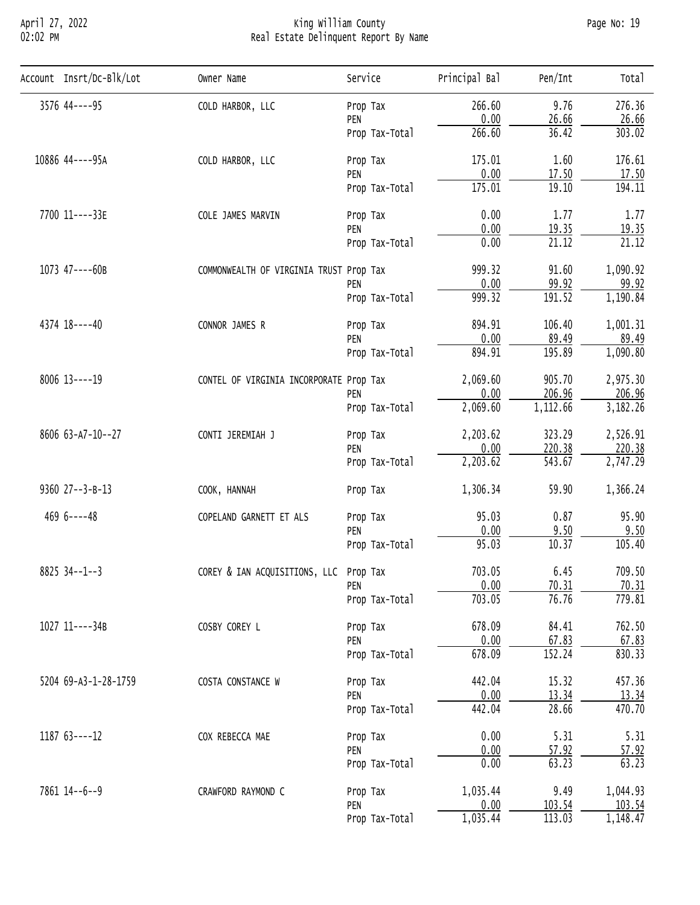| Account | Insrt/Dc-Blk/Lot | Owner Name | Service | Principal Bal | Pen/Int | Total |
|---|---|---|---|---|---|---|
| 3576 | 44----95 | COLD HARBOR, LLC | Prop Tax | 266.60 | 9.76 | 276.36 |
| | | | PEN | 0.00 | 26.66 | 26.66 |
| | | | Prop Tax-Total | 266.60 | 36.42 | 303.02 |
| 10886 | 44----95A | COLD HARBOR, LLC | Prop Tax | 175.01 | 1.60 | 176.61 |
| | | | PEN | 0.00 | 17.50 | 17.50 |
| | | | Prop Tax-Total | 175.01 | 19.10 | 194.11 |
| 7700 | 11----33E | COLE JAMES MARVIN | Prop Tax | 0.00 | 1.77 | 1.77 |
| | | | PEN | 0.00 | 19.35 | 19.35 |
| | | | Prop Tax-Total | 0.00 | 21.12 | 21.12 |
| 1073 | 47----60B | COMMONWEALTH OF VIRGINIA TRUST | Prop Tax | 999.32 | 91.60 | 1,090.92 |
| | | | PEN | 0.00 | 99.92 | 99.92 |
| | | | Prop Tax-Total | 999.32 | 191.52 | 1,190.84 |
| 4374 | 18----40 | CONNOR JAMES R | Prop Tax | 894.91 | 106.40 | 1,001.31 |
| | | | PEN | 0.00 | 89.49 | 89.49 |
| | | | Prop Tax-Total | 894.91 | 195.89 | 1,090.80 |
| 8006 | 13----19 | CONTEL OF VIRGINIA INCORPORATE | Prop Tax | 2,069.60 | 905.70 | 2,975.30 |
| | | | PEN | 0.00 | 206.96 | 206.96 |
| | | | Prop Tax-Total | 2,069.60 | 1,112.66 | 3,182.26 |
| 8606 | 63-A7-10--27 | CONTI JEREMIAH J | Prop Tax | 2,203.62 | 323.29 | 2,526.91 |
| | | | PEN | 0.00 | 220.38 | 220.38 |
| | | | Prop Tax-Total | 2,203.62 | 543.67 | 2,747.29 |
| 9360 | 27--3-B-13 | COOK, HANNAH | Prop Tax | 1,306.34 | 59.90 | 1,366.24 |
| 469 | 6----48 | COPELAND GARNETT ET ALS | Prop Tax | 95.03 | 0.87 | 95.90 |
| | | | PEN | 0.00 | 9.50 | 9.50 |
| | | | Prop Tax-Total | 95.03 | 10.37 | 105.40 |
| 8825 | 34--1--3 | COREY & IAN ACQUISITIONS, LLC | Prop Tax | 703.05 | 6.45 | 709.50 |
| | | | PEN | 0.00 | 70.31 | 70.31 |
| | | | Prop Tax-Total | 703.05 | 76.76 | 779.81 |
| 1027 | 11----34B | COSBY COREY L | Prop Tax | 678.09 | 84.41 | 762.50 |
| | | | PEN | 0.00 | 67.83 | 67.83 |
| | | | Prop Tax-Total | 678.09 | 152.24 | 830.33 |
| 5204 | 69-A3-1-28-1759 | COSTA CONSTANCE W | Prop Tax | 442.04 | 15.32 | 457.36 |
| | | | PEN | 0.00 | 13.34 | 13.34 |
| | | | Prop Tax-Total | 442.04 | 28.66 | 470.70 |
| 1187 | 63----12 | COX REBECCA MAE | Prop Tax | 0.00 | 5.31 | 5.31 |
| | | | PEN | 0.00 | 57.92 | 57.92 |
| | | | Prop Tax-Total | 0.00 | 63.23 | 63.23 |
| 7861 | 14--6--9 | CRAWFORD RAYMOND C | Prop Tax | 1,035.44 | 9.49 | 1,044.93 |
| | | | PEN | 0.00 | 103.54 | 103.54 |
| | | | Prop Tax-Total | 1,035.44 | 113.03 | 1,148.47 |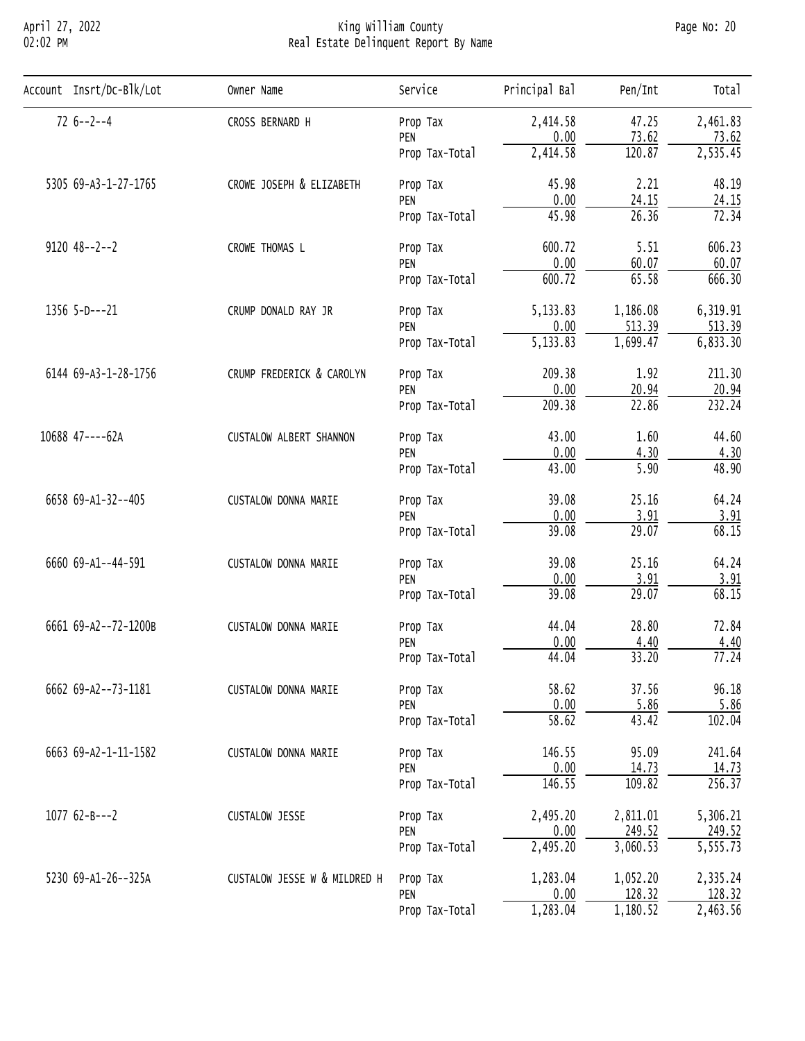# King William County
## Real Estate Delinquent Report By Name

| Account | Insrt/Dc-Blk/Lot | Owner Name | Service | Principal Bal | Pen/Int | Total |
|---|---|---|---|---|---|---|
| 72 | 6--2--4 | CROSS BERNARD H | Prop Tax | 2,414.58 | 47.25 | 2,461.83 |
| | | | PEN | 0.00 | 73.62 | 73.62 |
| | | | Prop Tax-Total | 2,414.58 | 120.87 | 2,535.45 |
| 5305 | 69-A3-1-27-1765 | CROWE JOSEPH & ELIZABETH | Prop Tax | 45.98 | 2.21 | 48.19 |
| | | | PEN | 0.00 | 24.15 | 24.15 |
| | | | Prop Tax-Total | 45.98 | 26.36 | 72.34 |
| 9120 | 48--2--2 | CROWE THOMAS L | Prop Tax | 600.72 | 5.51 | 606.23 |
| | | | PEN | 0.00 | 60.07 | 60.07 |
| | | | Prop Tax-Total | 600.72 | 65.58 | 666.30 |
| 1356 | 5-D---21 | CRUMP DONALD RAY JR | Prop Tax | 5,133.83 | 1,186.08 | 6,319.91 |
| | | | PEN | 0.00 | 513.39 | 513.39 |
| | | | Prop Tax-Total | 5,133.83 | 1,699.47 | 6,833.30 |
| 6144 | 69-A3-1-28-1756 | CRUMP FREDERICK & CAROLYN | Prop Tax | 209.38 | 1.92 | 211.30 |
| | | | PEN | 0.00 | 20.94 | 20.94 |
| | | | Prop Tax-Total | 209.38 | 22.86 | 232.24 |
| 10688 | 47----62A | CUSTALOW ALBERT SHANNON | Prop Tax | 43.00 | 1.60 | 44.60 |
| | | | PEN | 0.00 | 4.30 | 4.30 |
| | | | Prop Tax-Total | 43.00 | 5.90 | 48.90 |
| 6658 | 69-A1-32--405 | CUSTALOW DONNA MARIE | Prop Tax | 39.08 | 25.16 | 64.24 |
| | | | PEN | 0.00 | 3.91 | 3.91 |
| | | | Prop Tax-Total | 39.08 | 29.07 | 68.15 |
| 6660 | 69-A1--44-591 | CUSTALOW DONNA MARIE | Prop Tax | 39.08 | 25.16 | 64.24 |
| | | | PEN | 0.00 | 3.91 | 3.91 |
| | | | Prop Tax-Total | 39.08 | 29.07 | 68.15 |
| 6661 | 69-A2--72-1200B | CUSTALOW DONNA MARIE | Prop Tax | 44.04 | 28.80 | 72.84 |
| | | | PEN | 0.00 | 4.40 | 4.40 |
| | | | Prop Tax-Total | 44.04 | 33.20 | 77.24 |
| 6662 | 69-A2--73-1181 | CUSTALOW DONNA MARIE | Prop Tax | 58.62 | 37.56 | 96.18 |
| | | | PEN | 0.00 | 5.86 | 5.86 |
| | | | Prop Tax-Total | 58.62 | 43.42 | 102.04 |
| 6663 | 69-A2-1-11-1582 | CUSTALOW DONNA MARIE | Prop Tax | 146.55 | 95.09 | 241.64 |
| | | | PEN | 0.00 | 14.73 | 14.73 |
| | | | Prop Tax-Total | 146.55 | 109.82 | 256.37 |
| 1077 | 62-B---2 | CUSTALOW JESSE | Prop Tax | 2,495.20 | 2,811.01 | 5,306.21 |
| | | | PEN | 0.00 | 249.52 | 249.52 |
| | | | Prop Tax-Total | 2,495.20 | 3,060.53 | 5,555.73 |
| 5230 | 69-A1-26--325A | CUSTALOW JESSE W & MILDRED H | Prop Tax | 1,283.04 | 1,052.20 | 2,335.24 |
| | | | PEN | 0.00 | 128.32 | 128.32 |
| | | | Prop Tax-Total | 1,283.04 | 1,180.52 | 2,463.56 |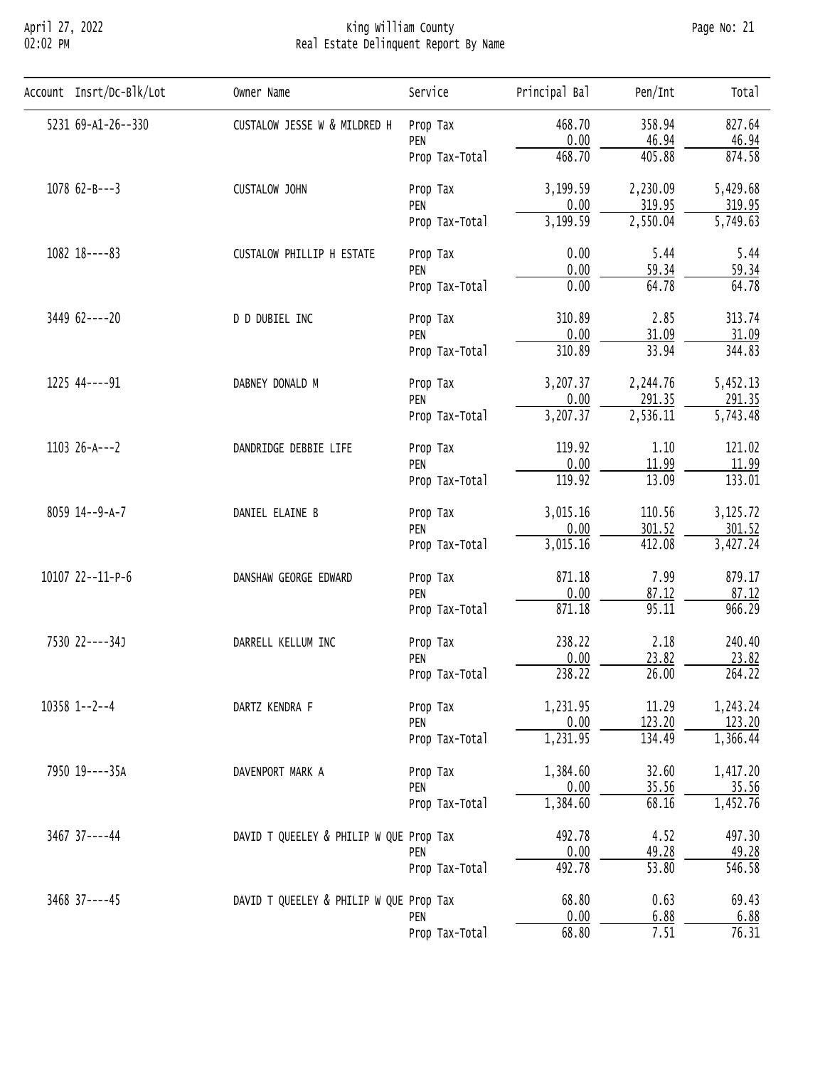# King William County
## Real Estate Delinquent Report By Name

| Account | Insrt/Dc-Blk/Lot | Owner Name | Service | Principal Bal | Pen/Int | Total |
|---|---|---|---|---|---|---|
| 5231 | 69-A1-26--330 | CUSTALOW JESSE W & MILDRED H | Prop Tax | 468.70 | 358.94 | 827.64 |
| | | | PEN | 0.00 | 46.94 | 46.94 |
| | | | Prop Tax-Total | 468.70 | 405.88 | 874.58 |
| 1078 | 62-B---3 | CUSTALOW JOHN | Prop Tax | 3,199.59 | 2,230.09 | 5,429.68 |
| | | | PEN | 0.00 | 319.95 | 319.95 |
| | | | Prop Tax-Total | 3,199.59 | 2,550.04 | 5,749.63 |
| 1082 | 18----83 | CUSTALOW PHILLIP H ESTATE | Prop Tax | 0.00 | 5.44 | 5.44 |
| | | | PEN | 0.00 | 59.34 | 59.34 |
| | | | Prop Tax-Total | 0.00 | 64.78 | 64.78 |
| 3449 | 62----20 | D D DUBIEL INC | Prop Tax | 310.89 | 2.85 | 313.74 |
| | | | PEN | 0.00 | 31.09 | 31.09 |
| | | | Prop Tax-Total | 310.89 | 33.94 | 344.83 |
| 1225 | 44----91 | DABNEY DONALD M | Prop Tax | 3,207.37 | 2,244.76 | 5,452.13 |
| | | | PEN | 0.00 | 291.35 | 291.35 |
| | | | Prop Tax-Total | 3,207.37 | 2,536.11 | 5,743.48 |
| 1103 | 26-A---2 | DANDRIDGE DEBBIE LIFE | Prop Tax | 119.92 | 1.10 | 121.02 |
| | | | PEN | 0.00 | 11.99 | 11.99 |
| | | | Prop Tax-Total | 119.92 | 13.09 | 133.01 |
| 8059 | 14--9-A-7 | DANIEL ELAINE B | Prop Tax | 3,015.16 | 110.56 | 3,125.72 |
| | | | PEN | 0.00 | 301.52 | 301.52 |
| | | | Prop Tax-Total | 3,015.16 | 412.08 | 3,427.24 |
| 10107 | 22--11-P-6 | DANSHAW GEORGE EDWARD | Prop Tax | 871.18 | 7.99 | 879.17 |
| | | | PEN | 0.00 | 87.12 | 87.12 |
| | | | Prop Tax-Total | 871.18 | 95.11 | 966.29 |
| 7530 | 22----34J | DARRELL KELLUM INC | Prop Tax | 238.22 | 2.18 | 240.40 |
| | | | PEN | 0.00 | 23.82 | 23.82 |
| | | | Prop Tax-Total | 238.22 | 26.00 | 264.22 |
| 10358 | 1--2--4 | DARTZ KENDRA F | Prop Tax | 1,231.95 | 11.29 | 1,243.24 |
| | | | PEN | 0.00 | 123.20 | 123.20 |
| | | | Prop Tax-Total | 1,231.95 | 134.49 | 1,366.44 |
| 7950 | 19----35A | DAVENPORT MARK A | Prop Tax | 1,384.60 | 32.60 | 1,417.20 |
| | | | PEN | 0.00 | 35.56 | 35.56 |
| | | | Prop Tax-Total | 1,384.60 | 68.16 | 1,452.76 |
| 3467 | 37----44 | DAVID T QUEELEY & PHILIP W QUE | Prop Tax | 492.78 | 4.52 | 497.30 |
| | | | PEN | 0.00 | 49.28 | 49.28 |
| | | | Prop Tax-Total | 492.78 | 53.80 | 546.58 |
| 3468 | 37----45 | DAVID T QUEELEY & PHILIP W QUE | Prop Tax | 68.80 | 0.63 | 69.43 |
| | | | PEN | 0.00 | 6.88 | 6.88 |
| | | | Prop Tax-Total | 68.80 | 7.51 | 76.31 |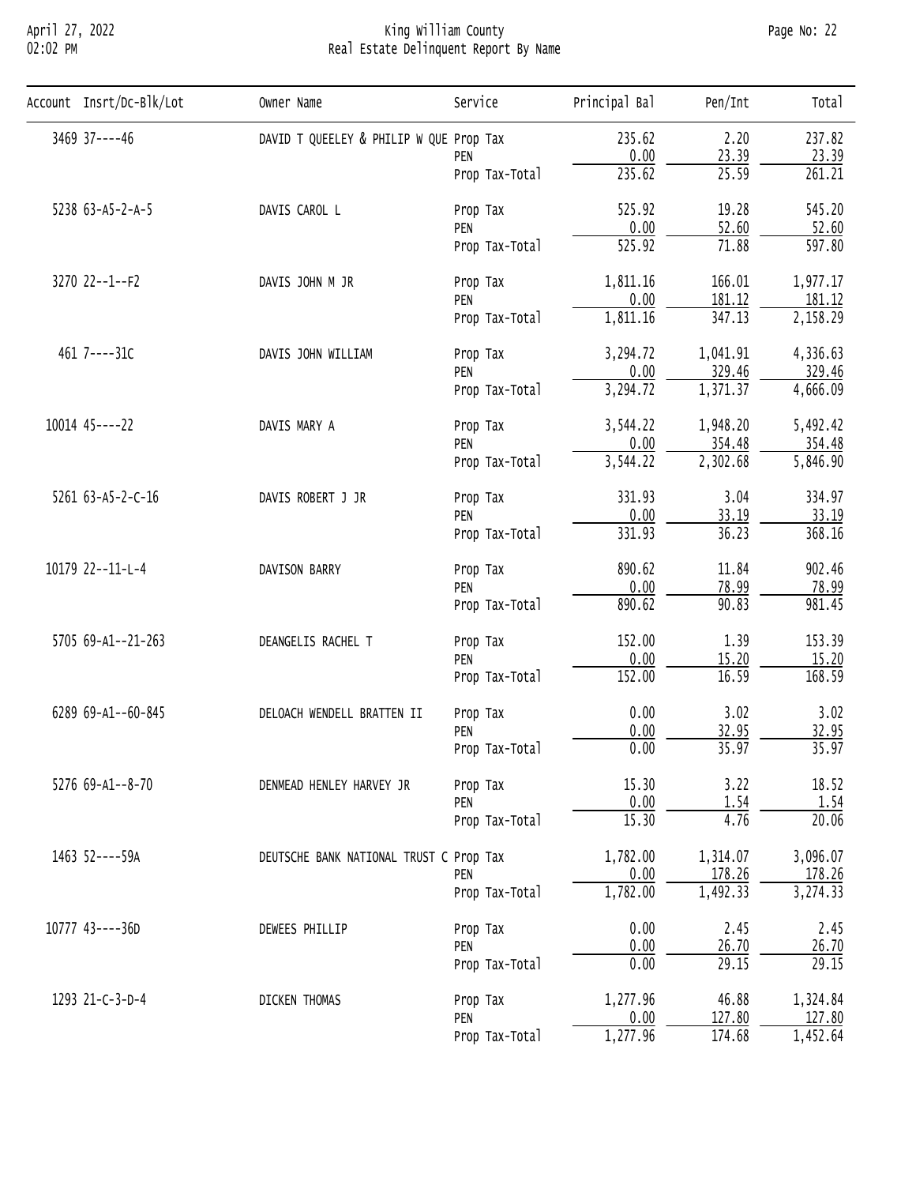King William County

Real Estate Delinquent Report By Name

| Account | Insrt/Dc-Blk/Lot | Owner Name | Service | Principal Bal | Pen/Int | Total |
|---|---|---|---|---|---|---|
| 3469 | 37----46 | DAVID T QUEELEY & PHILIP W QUE | Prop Tax | 235.62 | 2.20 | 237.82 |
| | | | PEN | 0.00 | 23.39 | 23.39 |
| | | | Prop Tax-Total | 235.62 | 25.59 | 261.21 |
| 5238 | 63-A5-2-A-5 | DAVIS CAROL L | Prop Tax | 525.92 | 19.28 | 545.20 |
| | | | PEN | 0.00 | 52.60 | 52.60 |
| | | | Prop Tax-Total | 525.92 | 71.88 | 597.80 |
| 3270 | 22--1--F2 | DAVIS JOHN M JR | Prop Tax | 1,811.16 | 166.01 | 1,977.17 |
| | | | PEN | 0.00 | 181.12 | 181.12 |
| | | | Prop Tax-Total | 1,811.16 | 347.13 | 2,158.29 |
| 461 | 7----31C | DAVIS JOHN WILLIAM | Prop Tax | 3,294.72 | 1,041.91 | 4,336.63 |
| | | | PEN | 0.00 | 329.46 | 329.46 |
| | | | Prop Tax-Total | 3,294.72 | 1,371.37 | 4,666.09 |
| 10014 | 45----22 | DAVIS MARY A | Prop Tax | 3,544.22 | 1,948.20 | 5,492.42 |
| | | | PEN | 0.00 | 354.48 | 354.48 |
| | | | Prop Tax-Total | 3,544.22 | 2,302.68 | 5,846.90 |
| 5261 | 63-A5-2-C-16 | DAVIS ROBERT J JR | Prop Tax | 331.93 | 3.04 | 334.97 |
| | | | PEN | 0.00 | 33.19 | 33.19 |
| | | | Prop Tax-Total | 331.93 | 36.23 | 368.16 |
| 10179 | 22--11-L-4 | DAVISON BARRY | Prop Tax | 890.62 | 11.84 | 902.46 |
| | | | PEN | 0.00 | 78.99 | 78.99 |
| | | | Prop Tax-Total | 890.62 | 90.83 | 981.45 |
| 5705 | 69-A1--21-263 | DEANGELIS RACHEL T | Prop Tax | 152.00 | 1.39 | 153.39 |
| | | | PEN | 0.00 | 15.20 | 15.20 |
| | | | Prop Tax-Total | 152.00 | 16.59 | 168.59 |
| 6289 | 69-A1--60-845 | DELOACH WENDELL BRATTEN II | Prop Tax | 0.00 | 3.02 | 3.02 |
| | | | PEN | 0.00 | 32.95 | 32.95 |
| | | | Prop Tax-Total | 0.00 | 35.97 | 35.97 |
| 5276 | 69-A1--8-70 | DENMEAD HENLEY HARVEY JR | Prop Tax | 15.30 | 3.22 | 18.52 |
| | | | PEN | 0.00 | 1.54 | 1.54 |
| | | | Prop Tax-Total | 15.30 | 4.76 | 20.06 |
| 1463 | 52----59A | DEUTSCHE BANK NATIONAL TRUST C | Prop Tax | 1,782.00 | 1,314.07 | 3,096.07 |
| | | | PEN | 0.00 | 178.26 | 178.26 |
| | | | Prop Tax-Total | 1,782.00 | 1,492.33 | 3,274.33 |
| 10777 | 43----36D | DEWEES PHILLIP | Prop Tax | 0.00 | 2.45 | 2.45 |
| | | | PEN | 0.00 | 26.70 | 26.70 |
| | | | Prop Tax-Total | 0.00 | 29.15 | 29.15 |
| 1293 | 21-C-3-D-4 | DICKEN THOMAS | Prop Tax | 1,277.96 | 46.88 | 1,324.84 |
| | | | PEN | 0.00 | 127.80 | 127.80 |
| | | | Prop Tax-Total | 1,277.96 | 174.68 | 1,452.64 |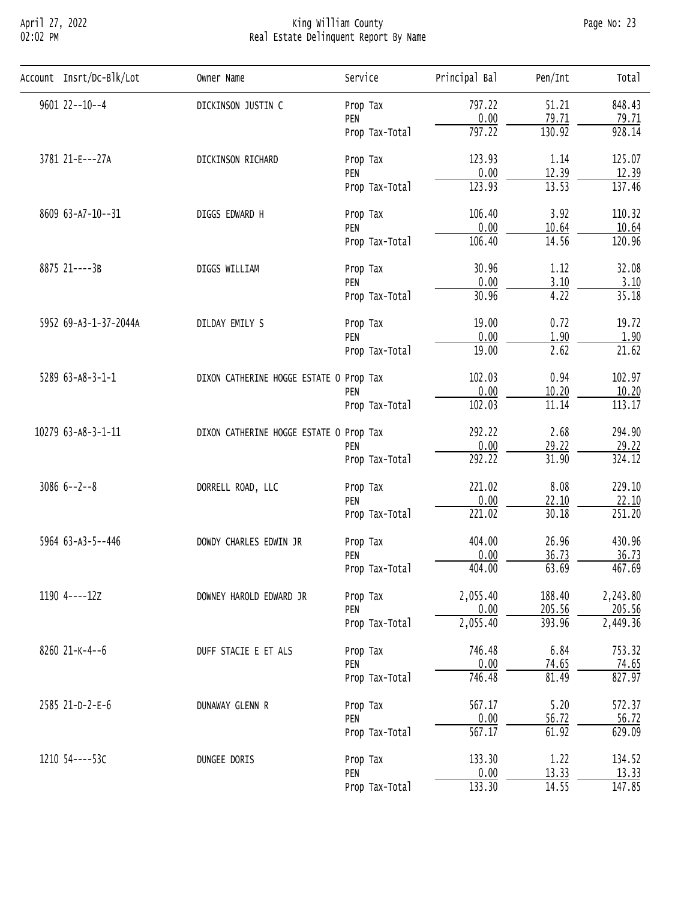# King William County
## Real Estate Delinquent Report By Name

| Account | Insrt/Dc-Blk/Lot | Owner Name | Service | Principal Bal | Pen/Int | Total |
|---|---|---|---|---|---|---|
| 9601 | 22--10--4 | DICKINSON JUSTIN C | Prop Tax | 797.22 | 51.21 | 848.43 |
| | | | PEN | 0.00 | 79.71 | 79.71 |
| | | | Prop Tax-Total | 797.22 | 130.92 | 928.14 |
| 3781 | 21-E---27A | DICKINSON RICHARD | Prop Tax | 123.93 | 1.14 | 125.07 |
| | | | PEN | 0.00 | 12.39 | 12.39 |
| | | | Prop Tax-Total | 123.93 | 13.53 | 137.46 |
| 8609 | 63-A7-10--31 | DIGGS EDWARD H | Prop Tax | 106.40 | 3.92 | 110.32 |
| | | | PEN | 0.00 | 10.64 | 10.64 |
| | | | Prop Tax-Total | 106.40 | 14.56 | 120.96 |
| 8875 | 21----3B | DIGGS WILLIAM | Prop Tax | 30.96 | 1.12 | 32.08 |
| | | | PEN | 0.00 | 3.10 | 3.10 |
| | | | Prop Tax-Total | 30.96 | 4.22 | 35.18 |
| 5952 | 69-A3-1-37-2044A | DILDAY EMILY S | Prop Tax | 19.00 | 0.72 | 19.72 |
| | | | PEN | 0.00 | 1.90 | 1.90 |
| | | | Prop Tax-Total | 19.00 | 2.62 | 21.62 |
| 5289 | 63-A8-3-1-1 | DIXON CATHERINE HOGGE ESTATE O | Prop Tax | 102.03 | 0.94 | 102.97 |
| | | | PEN | 0.00 | 10.20 | 10.20 |
| | | | Prop Tax-Total | 102.03 | 11.14 | 113.17 |
| 10279 | 63-A8-3-1-11 | DIXON CATHERINE HOGGE ESTATE O | Prop Tax | 292.22 | 2.68 | 294.90 |
| | | | PEN | 0.00 | 29.22 | 29.22 |
| | | | Prop Tax-Total | 292.22 | 31.90 | 324.12 |
| 3086 | 6--2--8 | DORRELL ROAD, LLC | Prop Tax | 221.02 | 8.08 | 229.10 |
| | | | PEN | 0.00 | 22.10 | 22.10 |
| | | | Prop Tax-Total | 221.02 | 30.18 | 251.20 |
| 5964 | 63-A3-5--446 | DOWDY CHARLES EDWIN JR | Prop Tax | 404.00 | 26.96 | 430.96 |
| | | | PEN | 0.00 | 36.73 | 36.73 |
| | | | Prop Tax-Total | 404.00 | 63.69 | 467.69 |
| 1190 | 4----12Z | DOWNEY HAROLD EDWARD JR | Prop Tax | 2,055.40 | 188.40 | 2,243.80 |
| | | | PEN | 0.00 | 205.56 | 205.56 |
| | | | Prop Tax-Total | 2,055.40 | 393.96 | 2,449.36 |
| 8260 | 21-K-4--6 | DUFF STACIE E ET ALS | Prop Tax | 746.48 | 6.84 | 753.32 |
| | | | PEN | 0.00 | 74.65 | 74.65 |
| | | | Prop Tax-Total | 746.48 | 81.49 | 827.97 |
| 2585 | 21-D-2-E-6 | DUNAWAY GLENN R | Prop Tax | 567.17 | 5.20 | 572.37 |
| | | | PEN | 0.00 | 56.72 | 56.72 |
| | | | Prop Tax-Total | 567.17 | 61.92 | 629.09 |
| 1210 | 54----53C | DUNGEE DORIS | Prop Tax | 133.30 | 1.22 | 134.52 |
| | | | PEN | 0.00 | 13.33 | 13.33 |
| | | | Prop Tax-Total | 133.30 | 14.55 | 147.85 |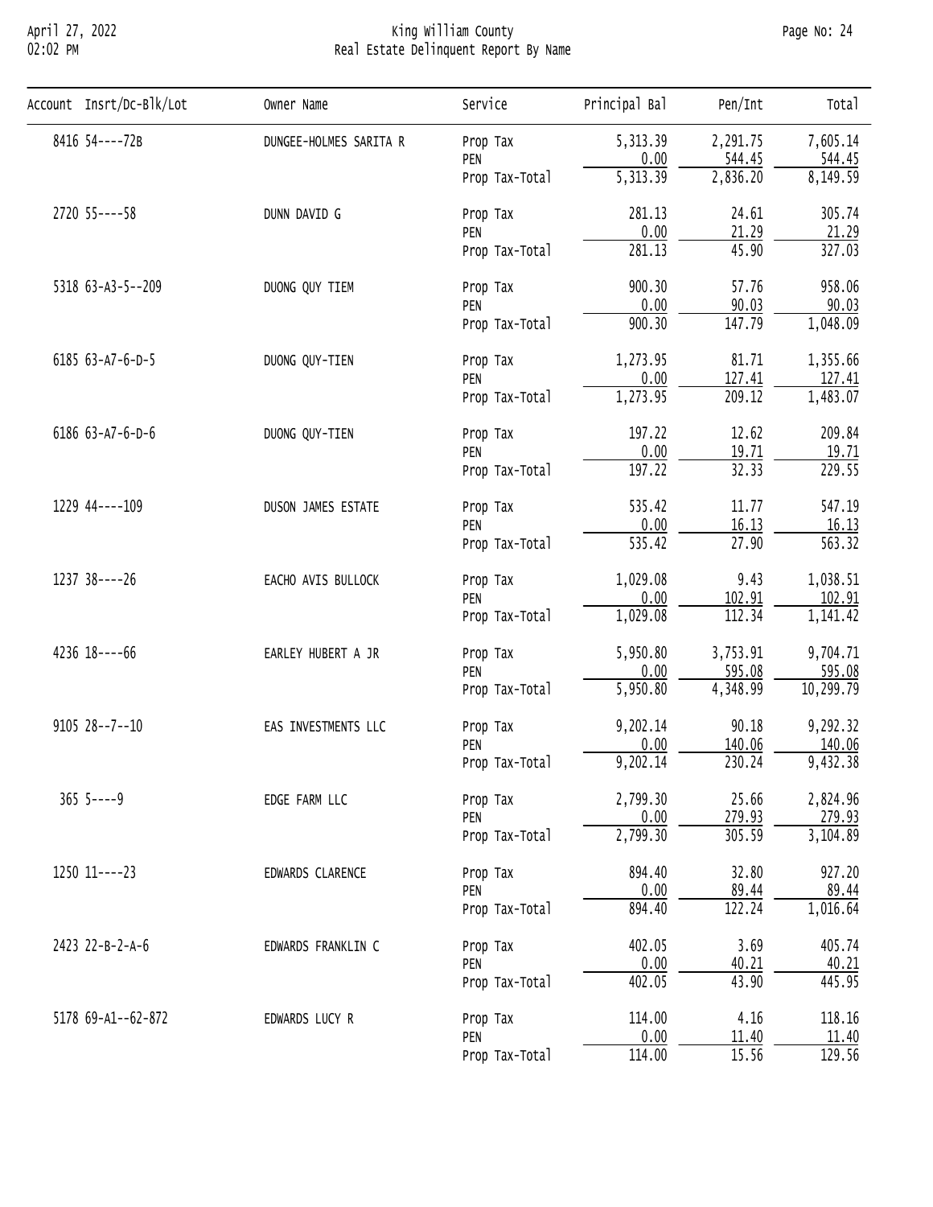# King William County
## Real Estate Delinquent Report By Name

| Account | Insrt/Dc-Blk/Lot | Owner Name | Service | Principal Bal | Pen/Int | Total |
|---|---|---|---|---|---|---|
| 8416 | 54----72B | DUNGEE-HOLMES SARITA R | Prop Tax | 5,313.39 | 2,291.75 | 7,605.14 |
| | | | PEN | 0.00 | 544.45 | 544.45 |
| | | | Prop Tax-Total | 5,313.39 | 2,836.20 | 8,149.59 |
| 2720 | 55----58 | DUNN DAVID G | Prop Tax | 281.13 | 24.61 | 305.74 |
| | | | PEN | 0.00 | 21.29 | 21.29 |
| | | | Prop Tax-Total | 281.13 | 45.90 | 327.03 |
| 5318 | 63-A3-5--209 | DUONG QUY TIEM | Prop Tax | 900.30 | 57.76 | 958.06 |
| | | | PEN | 0.00 | 90.03 | 90.03 |
| | | | Prop Tax-Total | 900.30 | 147.79 | 1,048.09 |
| 6185 | 63-A7-6-D-5 | DUONG QUY-TIEN | Prop Tax | 1,273.95 | 81.71 | 1,355.66 |
| | | | PEN | 0.00 | 127.41 | 127.41 |
| | | | Prop Tax-Total | 1,273.95 | 209.12 | 1,483.07 |
| 6186 | 63-A7-6-D-6 | DUONG QUY-TIEN | Prop Tax | 197.22 | 12.62 | 209.84 |
| | | | PEN | 0.00 | 19.71 | 19.71 |
| | | | Prop Tax-Total | 197.22 | 32.33 | 229.55 |
| 1229 | 44----109 | DUSON JAMES ESTATE | Prop Tax | 535.42 | 11.77 | 547.19 |
| | | | PEN | 0.00 | 16.13 | 16.13 |
| | | | Prop Tax-Total | 535.42 | 27.90 | 563.32 |
| 1237 | 38----26 | EACHO AVIS BULLOCK | Prop Tax | 1,029.08 | 9.43 | 1,038.51 |
| | | | PEN | 0.00 | 102.91 | 102.91 |
| | | | Prop Tax-Total | 1,029.08 | 112.34 | 1,141.42 |
| 4236 | 18----66 | EARLEY HUBERT A JR | Prop Tax | 5,950.80 | 3,753.91 | 9,704.71 |
| | | | PEN | 0.00 | 595.08 | 595.08 |
| | | | Prop Tax-Total | 5,950.80 | 4,348.99 | 10,299.79 |
| 9105 | 28--7--10 | EAS INVESTMENTS LLC | Prop Tax | 9,202.14 | 90.18 | 9,292.32 |
| | | | PEN | 0.00 | 140.06 | 140.06 |
| | | | Prop Tax-Total | 9,202.14 | 230.24 | 9,432.38 |
| 365 | 5----9 | EDGE FARM LLC | Prop Tax | 2,799.30 | 25.66 | 2,824.96 |
| | | | PEN | 0.00 | 279.93 | 279.93 |
| | | | Prop Tax-Total | 2,799.30 | 305.59 | 3,104.89 |
| 1250 | 11----23 | EDWARDS CLARENCE | Prop Tax | 894.40 | 32.80 | 927.20 |
| | | | PEN | 0.00 | 89.44 | 89.44 |
| | | | Prop Tax-Total | 894.40 | 122.24 | 1,016.64 |
| 2423 | 22-B-2-A-6 | EDWARDS FRANKLIN C | Prop Tax | 402.05 | 3.69 | 405.74 |
| | | | PEN | 0.00 | 40.21 | 40.21 |
| | | | Prop Tax-Total | 402.05 | 43.90 | 445.95 |
| 5178 | 69-A1--62-872 | EDWARDS LUCY R | Prop Tax | 114.00 | 4.16 | 118.16 |
| | | | PEN | 0.00 | 11.40 | 11.40 |
| | | | Prop Tax-Total | 114.00 | 15.56 | 129.56 |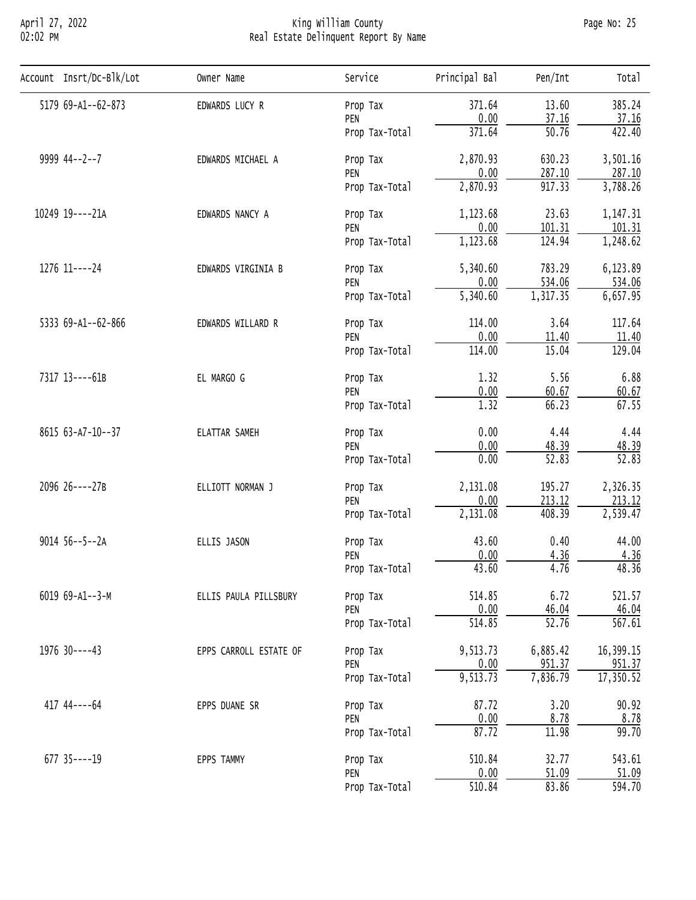# King William County
## Real Estate Delinquent Report By Name

| Account | Insrt/Dc-Blk/Lot | Owner Name | Service | Principal Bal | Pen/Int | Total |
|---|---|---|---|---|---|---|
| 5179 | 69-A1--62-873 | EDWARDS LUCY R | Prop Tax | 371.64 | 13.60 | 385.24 |
| | | | PEN | 0.00 | 37.16 | 37.16 |
| | | | Prop Tax-Total | 371.64 | 50.76 | 422.40 |
| 9999 | 44--2--7 | EDWARDS MICHAEL A | Prop Tax | 2,870.93 | 630.23 | 3,501.16 |
| | | | PEN | 0.00 | 287.10 | 287.10 |
| | | | Prop Tax-Total | 2,870.93 | 917.33 | 3,788.26 |
| 10249 | 19----21A | EDWARDS NANCY A | Prop Tax | 1,123.68 | 23.63 | 1,147.31 |
| | | | PEN | 0.00 | 101.31 | 101.31 |
| | | | Prop Tax-Total | 1,123.68 | 124.94 | 1,248.62 |
| 1276 | 11----24 | EDWARDS VIRGINIA B | Prop Tax | 5,340.60 | 783.29 | 6,123.89 |
| | | | PEN | 0.00 | 534.06 | 534.06 |
| | | | Prop Tax-Total | 5,340.60 | 1,317.35 | 6,657.95 |
| 5333 | 69-A1--62-866 | EDWARDS WILLARD R | Prop Tax | 114.00 | 3.64 | 117.64 |
| | | | PEN | 0.00 | 11.40 | 11.40 |
| | | | Prop Tax-Total | 114.00 | 15.04 | 129.04 |
| 7317 | 13----61B | EL MARGO G | Prop Tax | 1.32 | 5.56 | 6.88 |
| | | | PEN | 0.00 | 60.67 | 60.67 |
| | | | Prop Tax-Total | 1.32 | 66.23 | 67.55 |
| 8615 | 63-A7-10--37 | ELATTAR SAMEH | Prop Tax | 0.00 | 4.44 | 4.44 |
| | | | PEN | 0.00 | 48.39 | 48.39 |
| | | | Prop Tax-Total | 0.00 | 52.83 | 52.83 |
| 2096 | 26----27B | ELLIOTT NORMAN J | Prop Tax | 2,131.08 | 195.27 | 2,326.35 |
| | | | PEN | 0.00 | 213.12 | 213.12 |
| | | | Prop Tax-Total | 2,131.08 | 408.39 | 2,539.47 |
| 9014 | 56--5--2A | ELLIS JASON | Prop Tax | 43.60 | 0.40 | 44.00 |
| | | | PEN | 0.00 | 4.36 | 4.36 |
| | | | Prop Tax-Total | 43.60 | 4.76 | 48.36 |
| 6019 | 69-A1--3-M | ELLIS PAULA PILLSBURY | Prop Tax | 514.85 | 6.72 | 521.57 |
| | | | PEN | 0.00 | 46.04 | 46.04 |
| | | | Prop Tax-Total | 514.85 | 52.76 | 567.61 |
| 1976 | 30----43 | EPPS CARROLL ESTATE OF | Prop Tax | 9,513.73 | 6,885.42 | 16,399.15 |
| | | | PEN | 0.00 | 951.37 | 951.37 |
| | | | Prop Tax-Total | 9,513.73 | 7,836.79 | 17,350.52 |
| 417 | 44----64 | EPPS DUANE SR | Prop Tax | 87.72 | 3.20 | 90.92 |
| | | | PEN | 0.00 | 8.78 | 8.78 |
| | | | Prop Tax-Total | 87.72 | 11.98 | 99.70 |
| 677 | 35----19 | EPPS TAMMY | Prop Tax | 510.84 | 32.77 | 543.61 |
| | | | PEN | 0.00 | 51.09 | 51.09 |
| | | | Prop Tax-Total | 510.84 | 83.86 | 594.70 |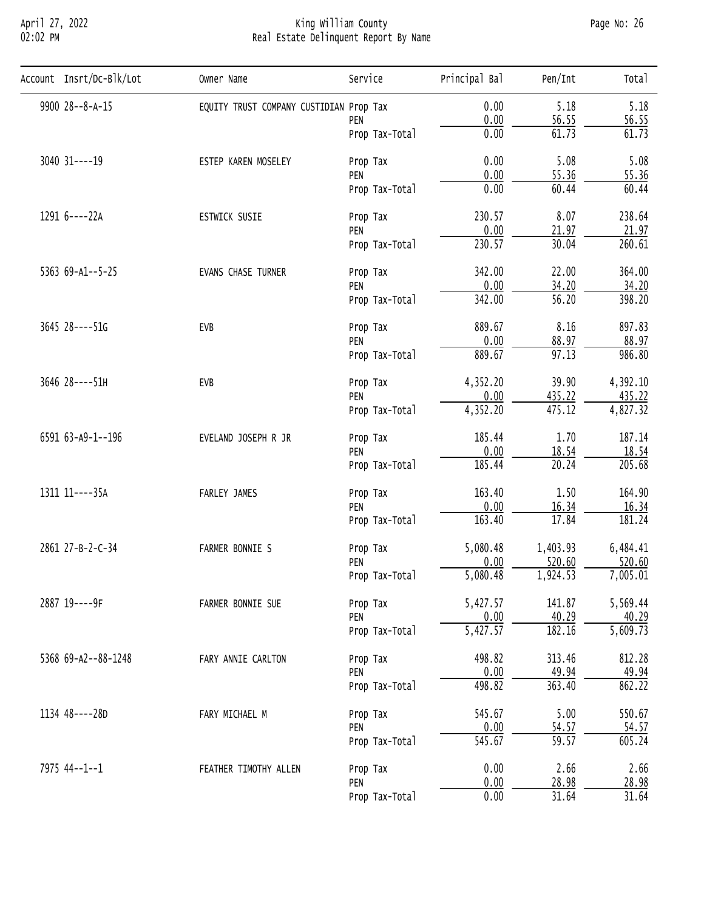| Account | Insrt/Dc-Blk/Lot | Owner Name | Service | Principal Bal | Pen/Int | Total |
|---|---|---|---|---|---|---|
| 9900 | 28--8-A-15 | EQUITY TRUST COMPANY CUSTIDIAN | Prop Tax | 0.00 | 5.18 | 5.18 |
| | | | PEN | 0.00 | 56.55 | 56.55 |
| | | | Prop Tax-Total | 0.00 | 61.73 | 61.73 |
| 3040 | 31----19 | ESTEP KAREN MOSELEY | Prop Tax | 0.00 | 5.08 | 5.08 |
| | | | PEN | 0.00 | 55.36 | 55.36 |
| | | | Prop Tax-Total | 0.00 | 60.44 | 60.44 |
| 1291 | 6----22A | ESTWICK SUSIE | Prop Tax | 230.57 | 8.07 | 238.64 |
| | | | PEN | 0.00 | 21.97 | 21.97 |
| | | | Prop Tax-Total | 230.57 | 30.04 | 260.61 |
| 5363 | 69-A1--5-25 | EVANS CHASE TURNER | Prop Tax | 342.00 | 22.00 | 364.00 |
| | | | PEN | 0.00 | 34.20 | 34.20 |
| | | | Prop Tax-Total | 342.00 | 56.20 | 398.20 |
| 3645 | 28----51G | EVB | Prop Tax | 889.67 | 8.16 | 897.83 |
| | | | PEN | 0.00 | 88.97 | 88.97 |
| | | | Prop Tax-Total | 889.67 | 97.13 | 986.80 |
| 3646 | 28----51H | EVB | Prop Tax | 4,352.20 | 39.90 | 4,392.10 |
| | | | PEN | 0.00 | 435.22 | 435.22 |
| | | | Prop Tax-Total | 4,352.20 | 475.12 | 4,827.32 |
| 6591 | 63-A9-1--196 | EVELAND JOSEPH R JR | Prop Tax | 185.44 | 1.70 | 187.14 |
| | | | PEN | 0.00 | 18.54 | 18.54 |
| | | | Prop Tax-Total | 185.44 | 20.24 | 205.68 |
| 1311 | 11----35A | FARLEY JAMES | Prop Tax | 163.40 | 1.50 | 164.90 |
| | | | PEN | 0.00 | 16.34 | 16.34 |
| | | | Prop Tax-Total | 163.40 | 17.84 | 181.24 |
| 2861 | 27-B-2-C-34 | FARMER BONNIE S | Prop Tax | 5,080.48 | 1,403.93 | 6,484.41 |
| | | | PEN | 0.00 | 520.60 | 520.60 |
| | | | Prop Tax-Total | 5,080.48 | 1,924.53 | 7,005.01 |
| 2887 | 19----9F | FARMER BONNIE SUE | Prop Tax | 5,427.57 | 141.87 | 5,569.44 |
| | | | PEN | 0.00 | 40.29 | 40.29 |
| | | | Prop Tax-Total | 5,427.57 | 182.16 | 5,609.73 |
| 5368 | 69-A2--88-1248 | FARY ANNIE CARLTON | Prop Tax | 498.82 | 313.46 | 812.28 |
| | | | PEN | 0.00 | 49.94 | 49.94 |
| | | | Prop Tax-Total | 498.82 | 363.40 | 862.22 |
| 1134 | 48----28D | FARY MICHAEL M | Prop Tax | 545.67 | 5.00 | 550.67 |
| | | | PEN | 0.00 | 54.57 | 54.57 |
| | | | Prop Tax-Total | 545.67 | 59.57 | 605.24 |
| 7975 | 44--1--1 | FEATHER TIMOTHY ALLEN | Prop Tax | 0.00 | 2.66 | 2.66 |
| | | | PEN | 0.00 | 28.98 | 28.98 |
| | | | Prop Tax-Total | 0.00 | 31.64 | 31.64 |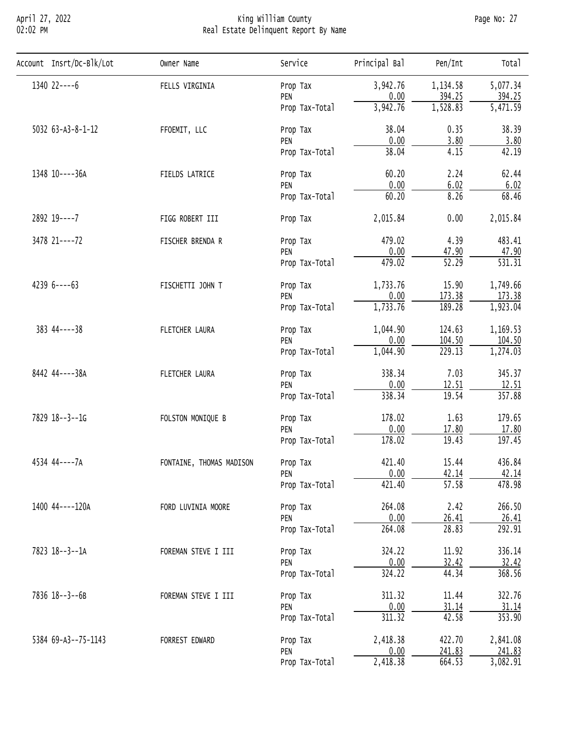| Account | Insrt/Dc-Blk/Lot | Owner Name | Service | Principal Bal | Pen/Int | Total |
|---|---|---|---|---|---|---|
| 1340 | 22----6 | FELLS VIRGINIA | Prop Tax | 3,942.76 | 1,134.58 | 5,077.34 |
| | | | PEN | 0.00 | 394.25 | 394.25 |
| | | | Prop Tax-Total | 3,942.76 | 1,528.83 | 5,471.59 |
| 5032 | 63-A3-8-1-12 | FFOEMIT, LLC | Prop Tax | 38.04 | 0.35 | 38.39 |
| | | | PEN | 0.00 | 3.80 | 3.80 |
| | | | Prop Tax-Total | 38.04 | 4.15 | 42.19 |
| 1348 | 10----36A | FIELDS LATRICE | Prop Tax | 60.20 | 2.24 | 62.44 |
| | | | PEN | 0.00 | 6.02 | 6.02 |
| | | | Prop Tax-Total | 60.20 | 8.26 | 68.46 |
| 2892 | 19----7 | FIGG ROBERT III | Prop Tax | 2,015.84 | 0.00 | 2,015.84 |
| 3478 | 21----72 | FISCHER BRENDA R | Prop Tax | 479.02 | 4.39 | 483.41 |
| | | | PEN | 0.00 | 47.90 | 47.90 |
| | | | Prop Tax-Total | 479.02 | 52.29 | 531.31 |
| 4239 | 6----63 | FISCHETTI JOHN T | Prop Tax | 1,733.76 | 15.90 | 1,749.66 |
| | | | PEN | 0.00 | 173.38 | 173.38 |
| | | | Prop Tax-Total | 1,733.76 | 189.28 | 1,923.04 |
| 383 | 44----38 | FLETCHER LAURA | Prop Tax | 1,044.90 | 124.63 | 1,169.53 |
| | | | PEN | 0.00 | 104.50 | 104.50 |
| | | | Prop Tax-Total | 1,044.90 | 229.13 | 1,274.03 |
| 8442 | 44----38A | FLETCHER LAURA | Prop Tax | 338.34 | 7.03 | 345.37 |
| | | | PEN | 0.00 | 12.51 | 12.51 |
| | | | Prop Tax-Total | 338.34 | 19.54 | 357.88 |
| 7829 | 18--3--1G | FOLSTON MONIQUE B | Prop Tax | 178.02 | 1.63 | 179.65 |
| | | | PEN | 0.00 | 17.80 | 17.80 |
| | | | Prop Tax-Total | 178.02 | 19.43 | 197.45 |
| 4534 | 44----7A | FONTAINE, THOMAS MADISON | Prop Tax | 421.40 | 15.44 | 436.84 |
| | | | PEN | 0.00 | 42.14 | 42.14 |
| | | | Prop Tax-Total | 421.40 | 57.58 | 478.98 |
| 1400 | 44----120A | FORD LUVINIA MOORE | Prop Tax | 264.08 | 2.42 | 266.50 |
| | | | PEN | 0.00 | 26.41 | 26.41 |
| | | | Prop Tax-Total | 264.08 | 28.83 | 292.91 |
| 7823 | 18--3--1A | FOREMAN STEVE I III | Prop Tax | 324.22 | 11.92 | 336.14 |
| | | | PEN | 0.00 | 32.42 | 32.42 |
| | | | Prop Tax-Total | 324.22 | 44.34 | 368.56 |
| 7836 | 18--3--6B | FOREMAN STEVE I III | Prop Tax | 311.32 | 11.44 | 322.76 |
| | | | PEN | 0.00 | 31.14 | 31.14 |
| | | | Prop Tax-Total | 311.32 | 42.58 | 353.90 |
| 5384 | 69-A3--75-1143 | FORREST EDWARD | Prop Tax | 2,418.38 | 422.70 | 2,841.08 |
| | | | PEN | 0.00 | 241.83 | 241.83 |
| | | | Prop Tax-Total | 2,418.38 | 664.53 | 3,082.91 |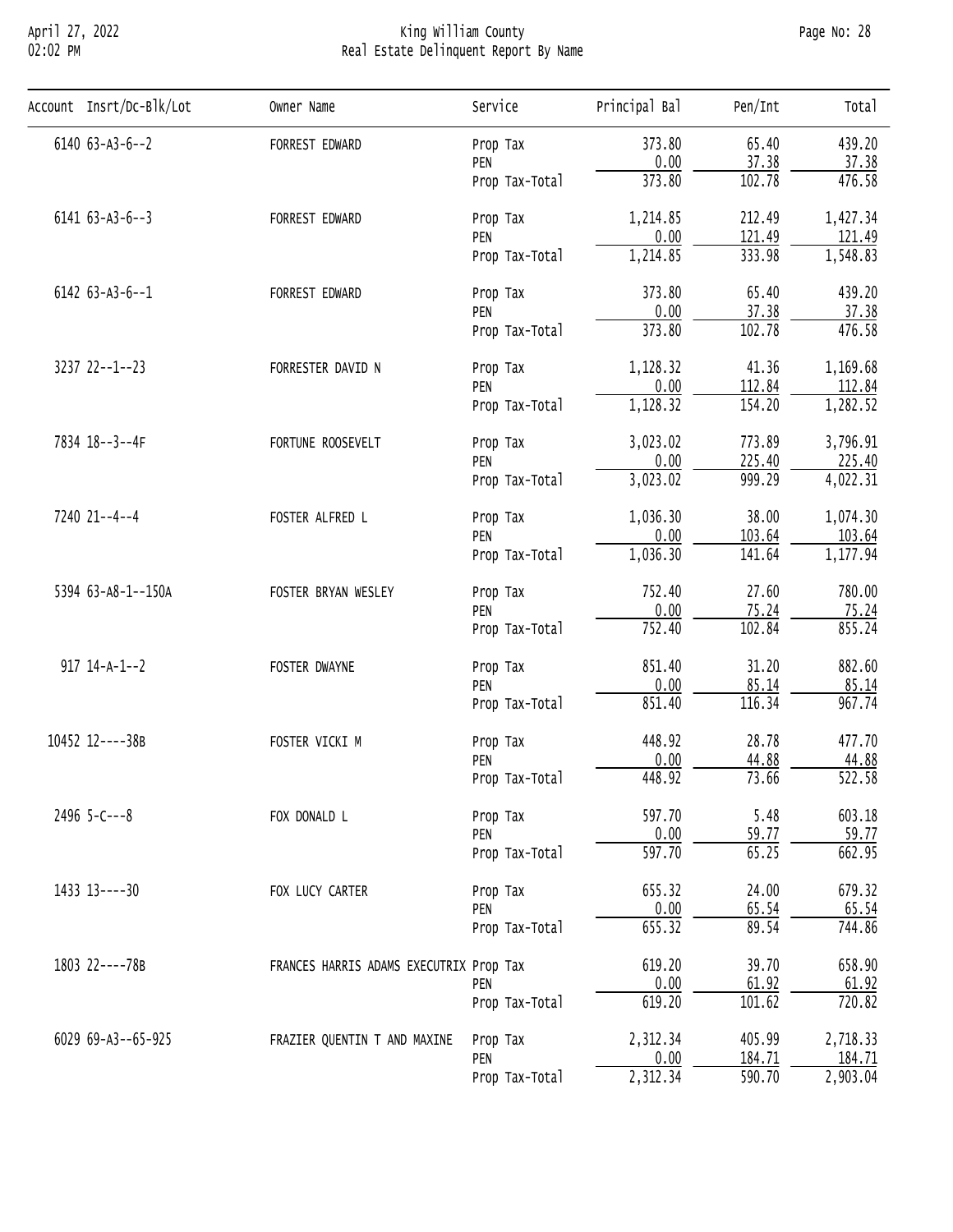| Account | Insrt/Dc-Blk/Lot | Owner Name | Service | Principal Bal | Pen/Int | Total |
|---|---|---|---|---|---|---|
| 6140 | 63-A3-6--2 | FORREST EDWARD | Prop Tax | 373.80 | 65.40 | 439.20 |
| | | | PEN | 0.00 | 37.38 | 37.38 |
| | | | Prop Tax-Total | 373.80 | 102.78 | 476.58 |
| 6141 | 63-A3-6--3 | FORREST EDWARD | Prop Tax | 1,214.85 | 212.49 | 1,427.34 |
| | | | PEN | 0.00 | 121.49 | 121.49 |
| | | | Prop Tax-Total | 1,214.85 | 333.98 | 1,548.83 |
| 6142 | 63-A3-6--1 | FORREST EDWARD | Prop Tax | 373.80 | 65.40 | 439.20 |
| | | | PEN | 0.00 | 37.38 | 37.38 |
| | | | Prop Tax-Total | 373.80 | 102.78 | 476.58 |
| 3237 | 22--1--23 | FORRESTER DAVID N | Prop Tax | 1,128.32 | 41.36 | 1,169.68 |
| | | | PEN | 0.00 | 112.84 | 112.84 |
| | | | Prop Tax-Total | 1,128.32 | 154.20 | 1,282.52 |
| 7834 | 18--3--4F | FORTUNE ROOSEVELT | Prop Tax | 3,023.02 | 773.89 | 3,796.91 |
| | | | PEN | 0.00 | 225.40 | 225.40 |
| | | | Prop Tax-Total | 3,023.02 | 999.29 | 4,022.31 |
| 7240 | 21--4--4 | FOSTER ALFRED L | Prop Tax | 1,036.30 | 38.00 | 1,074.30 |
| | | | PEN | 0.00 | 103.64 | 103.64 |
| | | | Prop Tax-Total | 1,036.30 | 141.64 | 1,177.94 |
| 5394 | 63-A8-1--150A | FOSTER BRYAN WESLEY | Prop Tax | 752.40 | 27.60 | 780.00 |
| | | | PEN | 0.00 | 75.24 | 75.24 |
| | | | Prop Tax-Total | 752.40 | 102.84 | 855.24 |
| 917 | 14-A-1--2 | FOSTER DWAYNE | Prop Tax | 851.40 | 31.20 | 882.60 |
| | | | PEN | 0.00 | 85.14 | 85.14 |
| | | | Prop Tax-Total | 851.40 | 116.34 | 967.74 |
| 10452 | 12----38B | FOSTER VICKI M | Prop Tax | 448.92 | 28.78 | 477.70 |
| | | | PEN | 0.00 | 44.88 | 44.88 |
| | | | Prop Tax-Total | 448.92 | 73.66 | 522.58 |
| 2496 | 5-C---8 | FOX DONALD L | Prop Tax | 597.70 | 5.48 | 603.18 |
| | | | PEN | 0.00 | 59.77 | 59.77 |
| | | | Prop Tax-Total | 597.70 | 65.25 | 662.95 |
| 1433 | 13----30 | FOX LUCY CARTER | Prop Tax | 655.32 | 24.00 | 679.32 |
| | | | PEN | 0.00 | 65.54 | 65.54 |
| | | | Prop Tax-Total | 655.32 | 89.54 | 744.86 |
| 1803 | 22----78B | FRANCES HARRIS ADAMS EXECUTRIX | Prop Tax | 619.20 | 39.70 | 658.90 |
| | | | PEN | 0.00 | 61.92 | 61.92 |
| | | | Prop Tax-Total | 619.20 | 101.62 | 720.82 |
| 6029 | 69-A3--65-925 | FRAZIER QUENTIN T AND MAXINE | Prop Tax | 2,312.34 | 405.99 | 2,718.33 |
| | | | PEN | 0.00 | 184.71 | 184.71 |
| | | | Prop Tax-Total | 2,312.34 | 590.70 | 2,903.04 |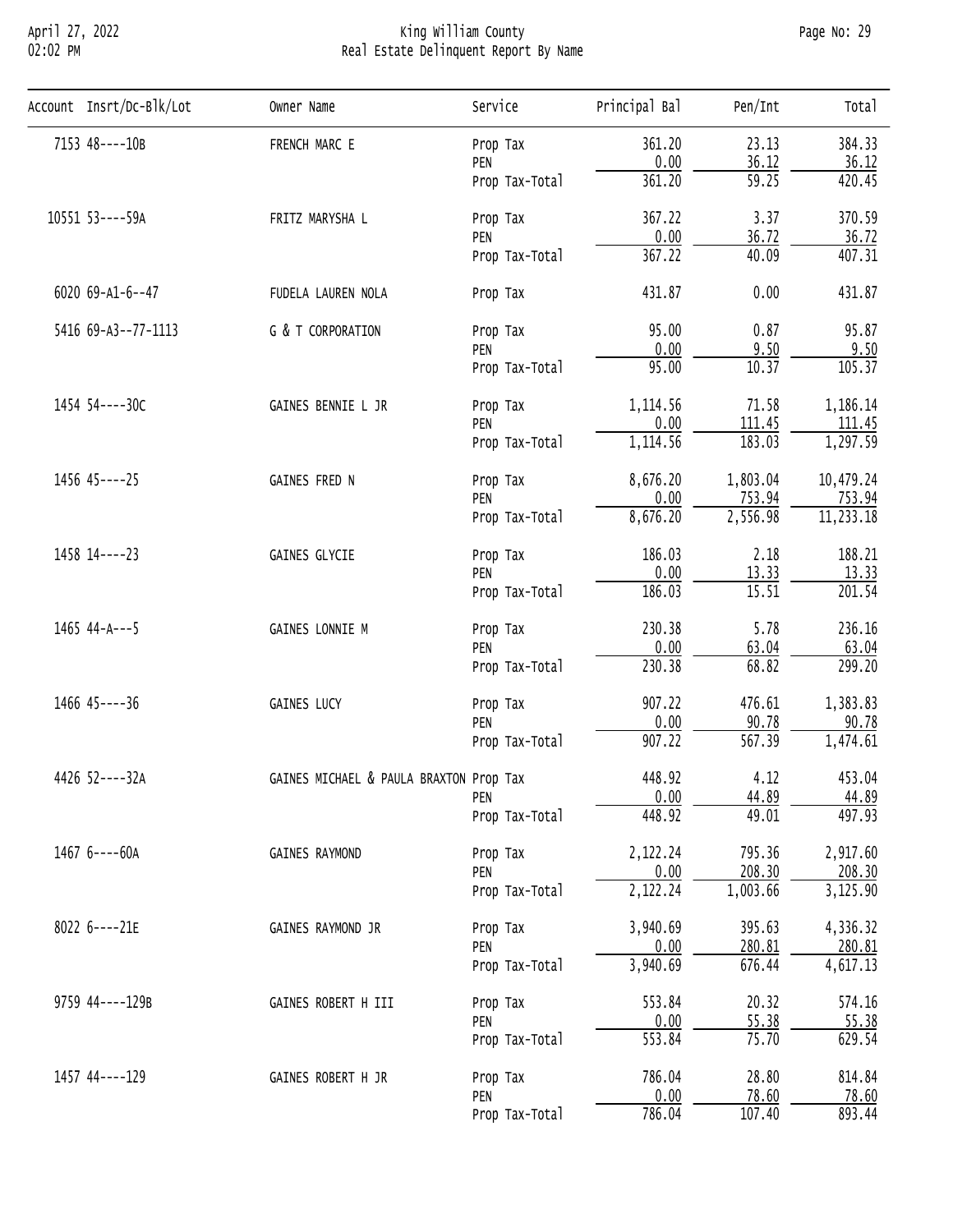# King William County
## Real Estate Delinquent Report By Name

| Account | Insrt/Dc-Blk/Lot | Owner Name | Service | Principal Bal | Pen/Int | Total |
|---|---|---|---|---|---|---|
| 7153 | 48----10B | FRENCH MARC E | Prop Tax | 361.20 | 23.13 | 384.33 |
| | | | PEN | 0.00 | 36.12 | 36.12 |
| | | | Prop Tax-Total | 361.20 | 59.25 | 420.45 |
| 10551 | 53----59A | FRITZ MARYSHA L | Prop Tax | 367.22 | 3.37 | 370.59 |
| | | | PEN | 0.00 | 36.72 | 36.72 |
| | | | Prop Tax-Total | 367.22 | 40.09 | 407.31 |
| 6020 | 69-A1-6--47 | FUDELA LAUREN NOLA | Prop Tax | 431.87 | 0.00 | 431.87 |
| 5416 | 69-A3--77-1113 | G & T CORPORATION | Prop Tax | 95.00 | 0.87 | 95.87 |
| | | | PEN | 0.00 | 9.50 | 9.50 |
| | | | Prop Tax-Total | 95.00 | 10.37 | 105.37 |
| 1454 | 54----30C | GAINES BENNIE L JR | Prop Tax | 1,114.56 | 71.58 | 1,186.14 |
| | | | PEN | 0.00 | 111.45 | 111.45 |
| | | | Prop Tax-Total | 1,114.56 | 183.03 | 1,297.59 |
| 1456 | 45----25 | GAINES FRED N | Prop Tax | 8,676.20 | 1,803.04 | 10,479.24 |
| | | | PEN | 0.00 | 753.94 | 753.94 |
| | | | Prop Tax-Total | 8,676.20 | 2,556.98 | 11,233.18 |
| 1458 | 14----23 | GAINES GLYCIE | Prop Tax | 186.03 | 2.18 | 188.21 |
| | | | PEN | 0.00 | 13.33 | 13.33 |
| | | | Prop Tax-Total | 186.03 | 15.51 | 201.54 |
| 1465 | 44-A---5 | GAINES LONNIE M | Prop Tax | 230.38 | 5.78 | 236.16 |
| | | | PEN | 0.00 | 63.04 | 63.04 |
| | | | Prop Tax-Total | 230.38 | 68.82 | 299.20 |
| 1466 | 45----36 | GAINES LUCY | Prop Tax | 907.22 | 476.61 | 1,383.83 |
| | | | PEN | 0.00 | 90.78 | 90.78 |
| | | | Prop Tax-Total | 907.22 | 567.39 | 1,474.61 |
| 4426 | 52----32A | GAINES MICHAEL & PAULA BRAXTON | Prop Tax | 448.92 | 4.12 | 453.04 |
| | | | PEN | 0.00 | 44.89 | 44.89 |
| | | | Prop Tax-Total | 448.92 | 49.01 | 497.93 |
| 1467 | 6----60A | GAINES RAYMOND | Prop Tax | 2,122.24 | 795.36 | 2,917.60 |
| | | | PEN | 0.00 | 208.30 | 208.30 |
| | | | Prop Tax-Total | 2,122.24 | 1,003.66 | 3,125.90 |
| 8022 | 6----21E | GAINES RAYMOND JR | Prop Tax | 3,940.69 | 395.63 | 4,336.32 |
| | | | PEN | 0.00 | 280.81 | 280.81 |
| | | | Prop Tax-Total | 3,940.69 | 676.44 | 4,617.13 |
| 9759 | 44----129B | GAINES ROBERT H III | Prop Tax | 553.84 | 20.32 | 574.16 |
| | | | PEN | 0.00 | 55.38 | 55.38 |
| | | | Prop Tax-Total | 553.84 | 75.70 | 629.54 |
| 1457 | 44----129 | GAINES ROBERT H JR | Prop Tax | 786.04 | 28.80 | 814.84 |
| | | | PEN | 0.00 | 78.60 | 78.60 |
| | | | Prop Tax-Total | 786.04 | 107.40 | 893.44 |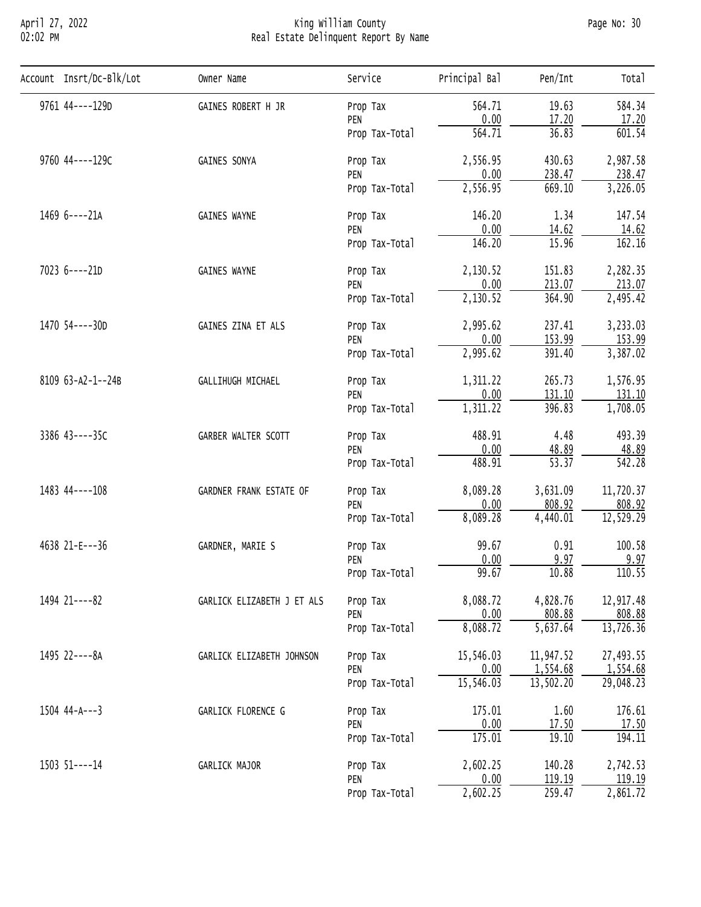# King William County
## Real Estate Delinquent Report By Name

| Account | Insrt/Dc-Blk/Lot | Owner Name | Service | Principal Bal | Pen/Int | Total |
|---|---|---|---|---|---|---|
| 9761 | 44----129D | GAINES ROBERT H JR | Prop Tax | 564.71 | 19.63 | 584.34 |
| | | | PEN | 0.00 | 17.20 | 17.20 |
| | | | Prop Tax-Total | 564.71 | 36.83 | 601.54 |
| 9760 | 44----129C | GAINES SONYA | Prop Tax | 2,556.95 | 430.63 | 2,987.58 |
| | | | PEN | 0.00 | 238.47 | 238.47 |
| | | | Prop Tax-Total | 2,556.95 | 669.10 | 3,226.05 |
| 1469 | 6----21A | GAINES WAYNE | Prop Tax | 146.20 | 1.34 | 147.54 |
| | | | PEN | 0.00 | 14.62 | 14.62 |
| | | | Prop Tax-Total | 146.20 | 15.96 | 162.16 |
| 7023 | 6----21D | GAINES WAYNE | Prop Tax | 2,130.52 | 151.83 | 2,282.35 |
| | | | PEN | 0.00 | 213.07 | 213.07 |
| | | | Prop Tax-Total | 2,130.52 | 364.90 | 2,495.42 |
| 1470 | 54----30D | GAINES ZINA ET ALS | Prop Tax | 2,995.62 | 237.41 | 3,233.03 |
| | | | PEN | 0.00 | 153.99 | 153.99 |
| | | | Prop Tax-Total | 2,995.62 | 391.40 | 3,387.02 |
| 8109 | 63-A2-1--24B | GALLIHUGH MICHAEL | Prop Tax | 1,311.22 | 265.73 | 1,576.95 |
| | | | PEN | 0.00 | 131.10 | 131.10 |
| | | | Prop Tax-Total | 1,311.22 | 396.83 | 1,708.05 |
| 3386 | 43----35C | GARBER WALTER SCOTT | Prop Tax | 488.91 | 4.48 | 493.39 |
| | | | PEN | 0.00 | 48.89 | 48.89 |
| | | | Prop Tax-Total | 488.91 | 53.37 | 542.28 |
| 1483 | 44----108 | GARDNER FRANK ESTATE OF | Prop Tax | 8,089.28 | 3,631.09 | 11,720.37 |
| | | | PEN | 0.00 | 808.92 | 808.92 |
| | | | Prop Tax-Total | 8,089.28 | 4,440.01 | 12,529.29 |
| 4638 | 21-E---36 | GARDNER, MARIE S | Prop Tax | 99.67 | 0.91 | 100.58 |
| | | | PEN | 0.00 | 9.97 | 9.97 |
| | | | Prop Tax-Total | 99.67 | 10.88 | 110.55 |
| 1494 | 21----82 | GARLICK ELIZABETH J ET ALS | Prop Tax | 8,088.72 | 4,828.76 | 12,917.48 |
| | | | PEN | 0.00 | 808.88 | 808.88 |
| | | | Prop Tax-Total | 8,088.72 | 5,637.64 | 13,726.36 |
| 1495 | 22----8A | GARLICK ELIZABETH JOHNSON | Prop Tax | 15,546.03 | 11,947.52 | 27,493.55 |
| | | | PEN | 0.00 | 1,554.68 | 1,554.68 |
| | | | Prop Tax-Total | 15,546.03 | 13,502.20 | 29,048.23 |
| 1504 | 44-A---3 | GARLICK FLORENCE G | Prop Tax | 175.01 | 1.60 | 176.61 |
| | | | PEN | 0.00 | 17.50 | 17.50 |
| | | | Prop Tax-Total | 175.01 | 19.10 | 194.11 |
| 1503 | 51----14 | GARLICK MAJOR | Prop Tax | 2,602.25 | 140.28 | 2,742.53 |
| | | | PEN | 0.00 | 119.19 | 119.19 |
| | | | Prop Tax-Total | 2,602.25 | 259.47 | 2,861.72 |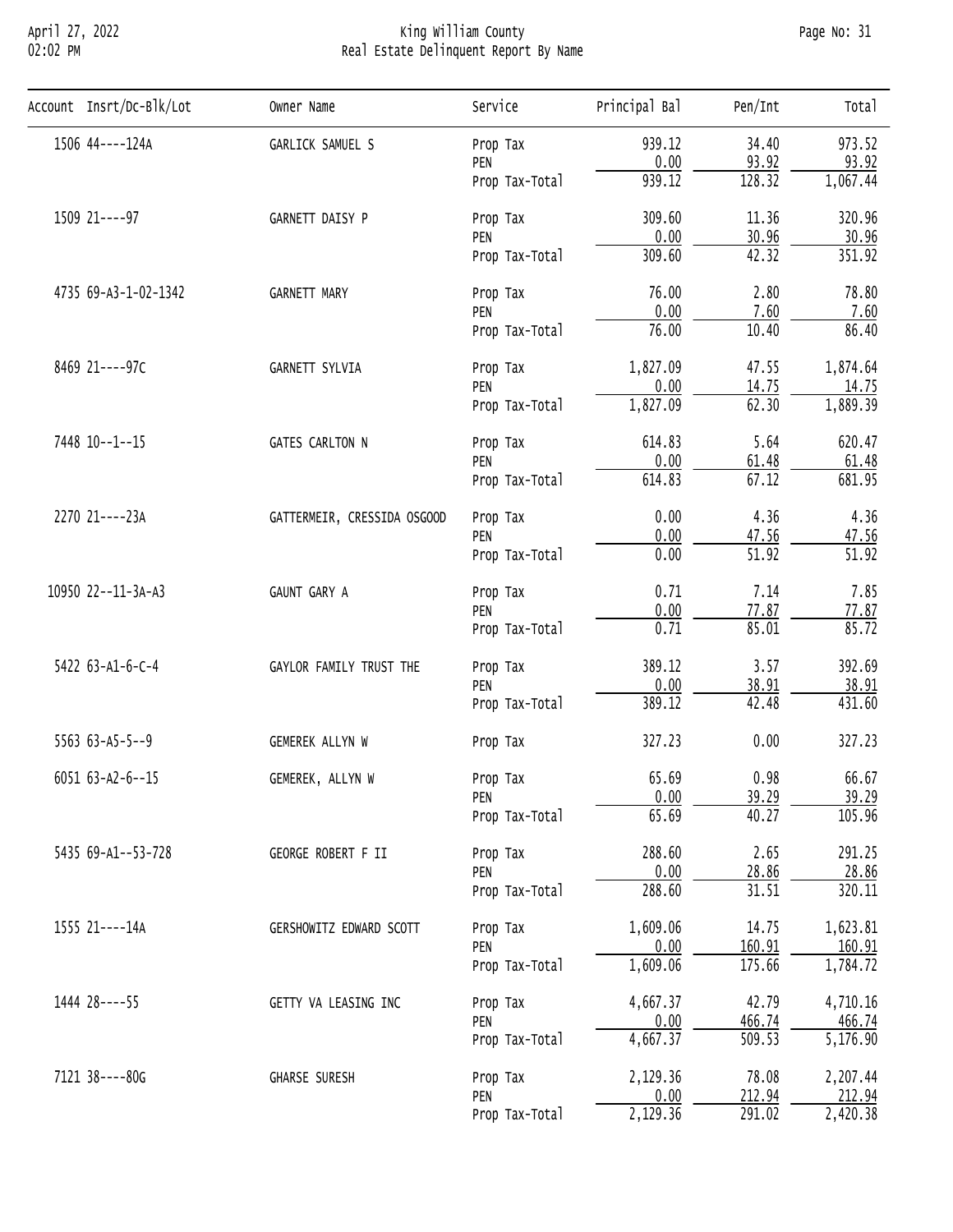| Account | Insrt/Dc-Blk/Lot | Owner Name | Service | Principal Bal | Pen/Int | Total |
|---|---|---|---|---|---|---|
| 1506 | 44----124A | GARLICK SAMUEL S | Prop Tax | 939.12 | 34.40 | 973.52 |
| | | | PEN | 0.00 | 93.92 | 93.92 |
| | | | Prop Tax-Total | 939.12 | 128.32 | 1,067.44 |
| 1509 | 21----97 | GARNETT DAISY P | Prop Tax | 309.60 | 11.36 | 320.96 |
| | | | PEN | 0.00 | 30.96 | 30.96 |
| | | | Prop Tax-Total | 309.60 | 42.32 | 351.92 |
| 4735 | 69-A3-1-02-1342 | GARNETT MARY | Prop Tax | 76.00 | 2.80 | 78.80 |
| | | | PEN | 0.00 | 7.60 | 7.60 |
| | | | Prop Tax-Total | 76.00 | 10.40 | 86.40 |
| 8469 | 21----97C | GARNETT SYLVIA | Prop Tax | 1,827.09 | 47.55 | 1,874.64 |
| | | | PEN | 0.00 | 14.75 | 14.75 |
| | | | Prop Tax-Total | 1,827.09 | 62.30 | 1,889.39 |
| 7448 | 10--1--15 | GATES CARLTON N | Prop Tax | 614.83 | 5.64 | 620.47 |
| | | | PEN | 0.00 | 61.48 | 61.48 |
| | | | Prop Tax-Total | 614.83 | 67.12 | 681.95 |
| 2270 | 21----23A | GATTERMEIR, CRESSIDA OSGOOD | Prop Tax | 0.00 | 4.36 | 4.36 |
| | | | PEN | 0.00 | 47.56 | 47.56 |
| | | | Prop Tax-Total | 0.00 | 51.92 | 51.92 |
| 10950 | 22--11-3A-A3 | GAUNT GARY A | Prop Tax | 0.71 | 7.14 | 7.85 |
| | | | PEN | 0.00 | 77.87 | 77.87 |
| | | | Prop Tax-Total | 0.71 | 85.01 | 85.72 |
| 5422 | 63-A1-6-C-4 | GAYLOR FAMILY TRUST THE | Prop Tax | 389.12 | 3.57 | 392.69 |
| | | | PEN | 0.00 | 38.91 | 38.91 |
| | | | Prop Tax-Total | 389.12 | 42.48 | 431.60 |
| 5563 | 63-A5-5--9 | GEMEREK ALLYN W | Prop Tax | 327.23 | 0.00 | 327.23 |
| 6051 | 63-A2-6--15 | GEMEREK, ALLYN W | Prop Tax | 65.69 | 0.98 | 66.67 |
| | | | PEN | 0.00 | 39.29 | 39.29 |
| | | | Prop Tax-Total | 65.69 | 40.27 | 105.96 |
| 5435 | 69-A1--53-728 | GEORGE ROBERT F II | Prop Tax | 288.60 | 2.65 | 291.25 |
| | | | PEN | 0.00 | 28.86 | 28.86 |
| | | | Prop Tax-Total | 288.60 | 31.51 | 320.11 |
| 1555 | 21----14A | GERSHOWITZ EDWARD SCOTT | Prop Tax | 1,609.06 | 14.75 | 1,623.81 |
| | | | PEN | 0.00 | 160.91 | 160.91 |
| | | | Prop Tax-Total | 1,609.06 | 175.66 | 1,784.72 |
| 1444 | 28----55 | GETTY VA LEASING INC | Prop Tax | 4,667.37 | 42.79 | 4,710.16 |
| | | | PEN | 0.00 | 466.74 | 466.74 |
| | | | Prop Tax-Total | 4,667.37 | 509.53 | 5,176.90 |
| 7121 | 38----80G | GHARSE SURESH | Prop Tax | 2,129.36 | 78.08 | 2,207.44 |
| | | | PEN | 0.00 | 212.94 | 212.94 |
| | | | Prop Tax-Total | 2,129.36 | 291.02 | 2,420.38 |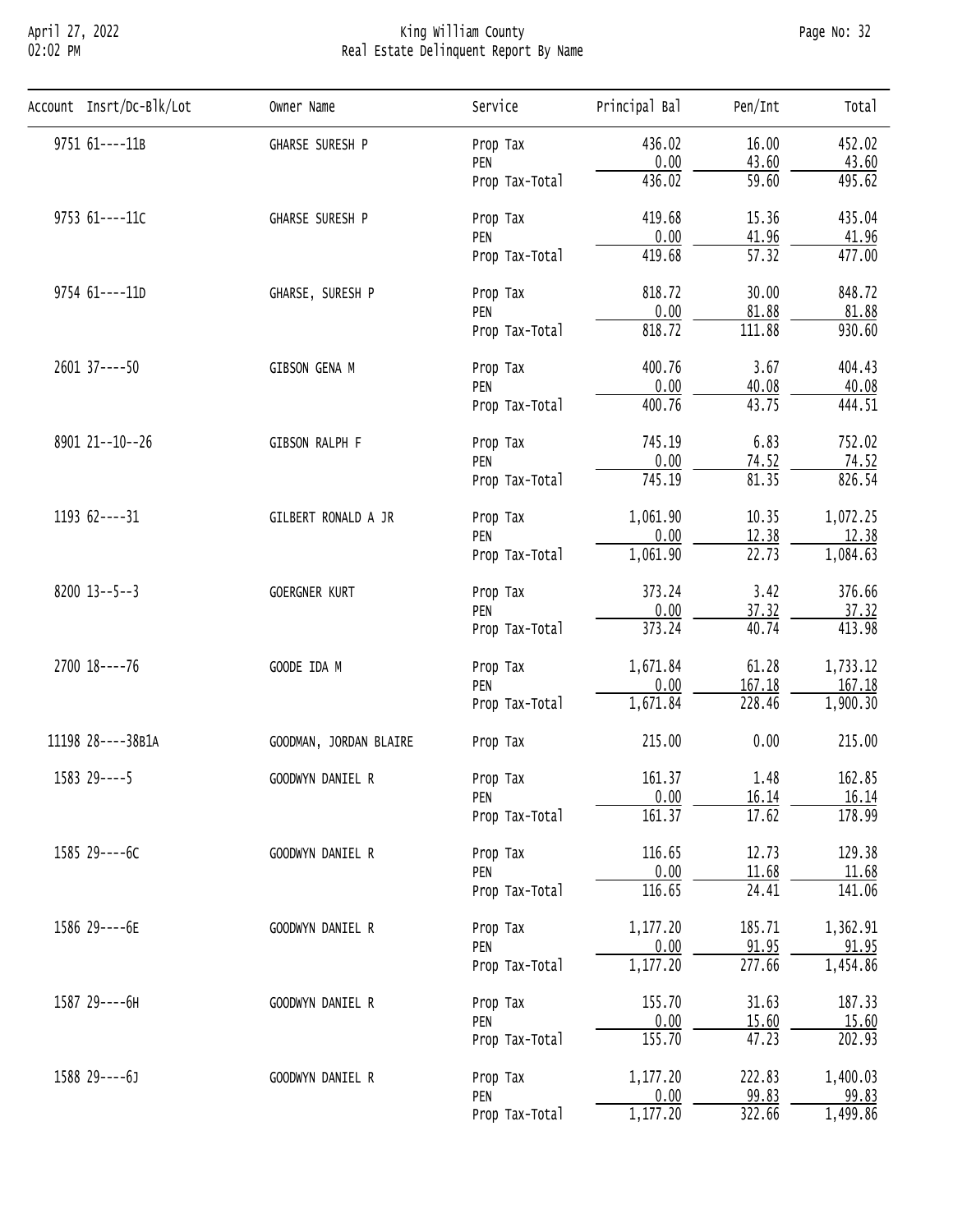# King William County
## Real Estate Delinquent Report By Name

April 27, 2022
02:02 PM

| Account | Insrt/Dc-Blk/Lot | Owner Name | Service | Principal Bal | Pen/Int | Total |
|---|---|---|---|---|---|---|
| 9751 | 61----11B | GHARSE SURESH P | Prop Tax | 436.02 | 16.00 | 452.02 |
| | | | PEN | 0.00 | 43.60 | 43.60 |
| | | | Prop Tax-Total | 436.02 | 59.60 | 495.62 |
| 9753 | 61----11C | GHARSE SURESH P | Prop Tax | 419.68 | 15.36 | 435.04 |
| | | | PEN | 0.00 | 41.96 | 41.96 |
| | | | Prop Tax-Total | 419.68 | 57.32 | 477.00 |
| 9754 | 61----11D | GHARSE, SURESH P | Prop Tax | 818.72 | 30.00 | 848.72 |
| | | | PEN | 0.00 | 81.88 | 81.88 |
| | | | Prop Tax-Total | 818.72 | 111.88 | 930.60 |
| 2601 | 37----50 | GIBSON GENA M | Prop Tax | 400.76 | 3.67 | 404.43 |
| | | | PEN | 0.00 | 40.08 | 40.08 |
| | | | Prop Tax-Total | 400.76 | 43.75 | 444.51 |
| 8901 | 21--10--26 | GIBSON RALPH F | Prop Tax | 745.19 | 6.83 | 752.02 |
| | | | PEN | 0.00 | 74.52 | 74.52 |
| | | | Prop Tax-Total | 745.19 | 81.35 | 826.54 |
| 1193 | 62----31 | GILBERT RONALD A JR | Prop Tax | 1,061.90 | 10.35 | 1,072.25 |
| | | | PEN | 0.00 | 12.38 | 12.38 |
| | | | Prop Tax-Total | 1,061.90 | 22.73 | 1,084.63 |
| 8200 | 13--5--3 | GOERGNER KURT | Prop Tax | 373.24 | 3.42 | 376.66 |
| | | | PEN | 0.00 | 37.32 | 37.32 |
| | | | Prop Tax-Total | 373.24 | 40.74 | 413.98 |
| 2700 | 18----76 | GOODE IDA M | Prop Tax | 1,671.84 | 61.28 | 1,733.12 |
| | | | PEN | 0.00 | 167.18 | 167.18 |
| | | | Prop Tax-Total | 1,671.84 | 228.46 | 1,900.30 |
| 11198 | 28----38B1A | GOODMAN, JORDAN BLAIRE | Prop Tax | 215.00 | 0.00 | 215.00 |
| 1583 | 29----5 | GOODWYN DANIEL R | Prop Tax | 161.37 | 1.48 | 162.85 |
| | | | PEN | 0.00 | 16.14 | 16.14 |
| | | | Prop Tax-Total | 161.37 | 17.62 | 178.99 |
| 1585 | 29----6C | GOODWYN DANIEL R | Prop Tax | 116.65 | 12.73 | 129.38 |
| | | | PEN | 0.00 | 11.68 | 11.68 |
| | | | Prop Tax-Total | 116.65 | 24.41 | 141.06 |
| 1586 | 29----6E | GOODWYN DANIEL R | Prop Tax | 1,177.20 | 185.71 | 1,362.91 |
| | | | PEN | 0.00 | 91.95 | 91.95 |
| | | | Prop Tax-Total | 1,177.20 | 277.66 | 1,454.86 |
| 1587 | 29----6H | GOODWYN DANIEL R | Prop Tax | 155.70 | 31.63 | 187.33 |
| | | | PEN | 0.00 | 15.60 | 15.60 |
| | | | Prop Tax-Total | 155.70 | 47.23 | 202.93 |
| 1588 | 29----6J | GOODWYN DANIEL R | Prop Tax | 1,177.20 | 222.83 | 1,400.03 |
| | | | PEN | 0.00 | 99.83 | 99.83 |
| | | | Prop Tax-Total | 1,177.20 | 322.66 | 1,499.86 |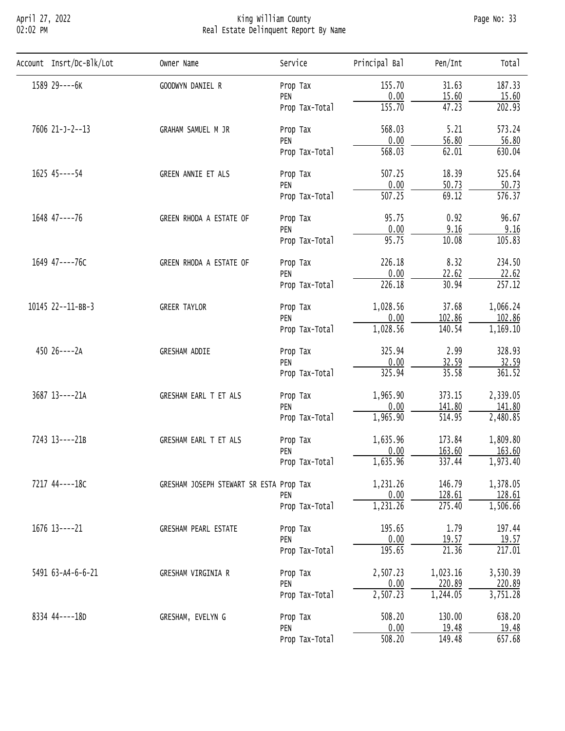# King William County
## Real Estate Delinquent Report By Name

April 27, 2022
02:02 PM

| Account | Insrt/Dc-Blk/Lot | Owner Name | Service | Principal Bal | Pen/Int | Total |
|---|---|---|---|---|---|---|
| 1589 | 29----6K | GOODWYN DANIEL R | Prop Tax | 155.70 | 31.63 | 187.33 |
| | | | PEN | 0.00 | 15.60 | 15.60 |
| | | | Prop Tax-Total | 155.70 | 47.23 | 202.93 |
| 7606 | 21-J-2--13 | GRAHAM SAMUEL M JR | Prop Tax | 568.03 | 5.21 | 573.24 |
| | | | PEN | 0.00 | 56.80 | 56.80 |
| | | | Prop Tax-Total | 568.03 | 62.01 | 630.04 |
| 1625 | 45----54 | GREEN ANNIE ET ALS | Prop Tax | 507.25 | 18.39 | 525.64 |
| | | | PEN | 0.00 | 50.73 | 50.73 |
| | | | Prop Tax-Total | 507.25 | 69.12 | 576.37 |
| 1648 | 47----76 | GREEN RHODA A ESTATE OF | Prop Tax | 95.75 | 0.92 | 96.67 |
| | | | PEN | 0.00 | 9.16 | 9.16 |
| | | | Prop Tax-Total | 95.75 | 10.08 | 105.83 |
| 1649 | 47----76C | GREEN RHODA A ESTATE OF | Prop Tax | 226.18 | 8.32 | 234.50 |
| | | | PEN | 0.00 | 22.62 | 22.62 |
| | | | Prop Tax-Total | 226.18 | 30.94 | 257.12 |
| 10145 | 22--11-BB-3 | GREER TAYLOR | Prop Tax | 1,028.56 | 37.68 | 1,066.24 |
| | | | PEN | 0.00 | 102.86 | 102.86 |
| | | | Prop Tax-Total | 1,028.56 | 140.54 | 1,169.10 |
| 450 | 26----2A | GRESHAM ADDIE | Prop Tax | 325.94 | 2.99 | 328.93 |
| | | | PEN | 0.00 | 32.59 | 32.59 |
| | | | Prop Tax-Total | 325.94 | 35.58 | 361.52 |
| 3687 | 13----21A | GRESHAM EARL T ET ALS | Prop Tax | 1,965.90 | 373.15 | 2,339.05 |
| | | | PEN | 0.00 | 141.80 | 141.80 |
| | | | Prop Tax-Total | 1,965.90 | 514.95 | 2,480.85 |
| 7243 | 13----21B | GRESHAM EARL T ET ALS | Prop Tax | 1,635.96 | 173.84 | 1,809.80 |
| | | | PEN | 0.00 | 163.60 | 163.60 |
| | | | Prop Tax-Total | 1,635.96 | 337.44 | 1,973.40 |
| 7217 | 44----18C | GRESHAM JOSEPH STEWART SR ESTA | Prop Tax | 1,231.26 | 146.79 | 1,378.05 |
| | | | PEN | 0.00 | 128.61 | 128.61 |
| | | | Prop Tax-Total | 1,231.26 | 275.40 | 1,506.66 |
| 1676 | 13----21 | GRESHAM PEARL ESTATE | Prop Tax | 195.65 | 1.79 | 197.44 |
| | | | PEN | 0.00 | 19.57 | 19.57 |
| | | | Prop Tax-Total | 195.65 | 21.36 | 217.01 |
| 5491 | 63-A4-6-6-21 | GRESHAM VIRGINIA R | Prop Tax | 2,507.23 | 1,023.16 | 3,530.39 |
| | | | PEN | 0.00 | 220.89 | 220.89 |
| | | | Prop Tax-Total | 2,507.23 | 1,244.05 | 3,751.28 |
| 8334 | 44----18D | GRESHAM, EVELYN G | Prop Tax | 508.20 | 130.00 | 638.20 |
| | | | PEN | 0.00 | 19.48 | 19.48 |
| | | | Prop Tax-Total | 508.20 | 149.48 | 657.68 |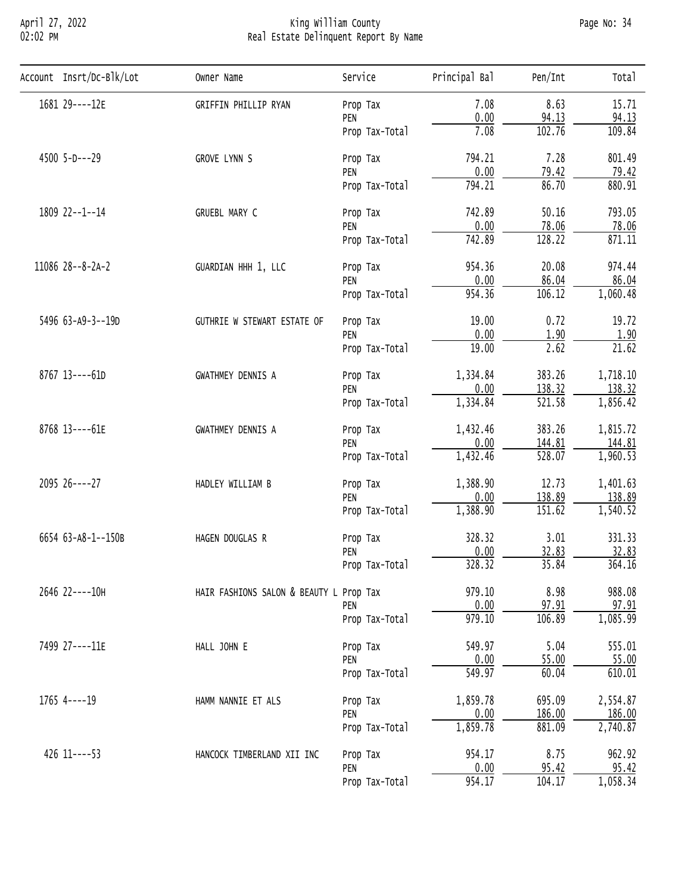# King William County
## Real Estate Delinquent Report By Name

| Account | Insrt/Dc-Blk/Lot | Owner Name | Service | Principal Bal | Pen/Int | Total |
|---|---|---|---|---|---|---|
| 1681 | 29----12E | GRIFFIN PHILLIP RYAN | Prop Tax | 7.08 | 8.63 | 15.71 |
| | | | PEN | 0.00 | 94.13 | 94.13 |
| | | | Prop Tax-Total | 7.08 | 102.76 | 109.84 |
| 4500 | 5-D---29 | GROVE LYNN S | Prop Tax | 794.21 | 7.28 | 801.49 |
| | | | PEN | 0.00 | 79.42 | 79.42 |
| | | | Prop Tax-Total | 794.21 | 86.70 | 880.91 |
| 1809 | 22--1--14 | GRUEBL MARY C | Prop Tax | 742.89 | 50.16 | 793.05 |
| | | | PEN | 0.00 | 78.06 | 78.06 |
| | | | Prop Tax-Total | 742.89 | 128.22 | 871.11 |
| 11086 | 28--8-2A-2 | GUARDIAN HHH 1, LLC | Prop Tax | 954.36 | 20.08 | 974.44 |
| | | | PEN | 0.00 | 86.04 | 86.04 |
| | | | Prop Tax-Total | 954.36 | 106.12 | 1,060.48 |
| 5496 | 63-A9-3--19D | GUTHRIE W STEWART ESTATE OF | Prop Tax | 19.00 | 0.72 | 19.72 |
| | | | PEN | 0.00 | 1.90 | 1.90 |
| | | | Prop Tax-Total | 19.00 | 2.62 | 21.62 |
| 8767 | 13----61D | GWATHMEY DENNIS A | Prop Tax | 1,334.84 | 383.26 | 1,718.10 |
| | | | PEN | 0.00 | 138.32 | 138.32 |
| | | | Prop Tax-Total | 1,334.84 | 521.58 | 1,856.42 |
| 8768 | 13----61E | GWATHMEY DENNIS A | Prop Tax | 1,432.46 | 383.26 | 1,815.72 |
| | | | PEN | 0.00 | 144.81 | 144.81 |
| | | | Prop Tax-Total | 1,432.46 | 528.07 | 1,960.53 |
| 2095 | 26----27 | HADLEY WILLIAM B | Prop Tax | 1,388.90 | 12.73 | 1,401.63 |
| | | | PEN | 0.00 | 138.89 | 138.89 |
| | | | Prop Tax-Total | 1,388.90 | 151.62 | 1,540.52 |
| 6654 | 63-A8-1--150B | HAGEN DOUGLAS R | Prop Tax | 328.32 | 3.01 | 331.33 |
| | | | PEN | 0.00 | 32.83 | 32.83 |
| | | | Prop Tax-Total | 328.32 | 35.84 | 364.16 |
| 2646 | 22----10H | HAIR FASHIONS SALON & BEAUTY L | Prop Tax | 979.10 | 8.98 | 988.08 |
| | | | PEN | 0.00 | 97.91 | 97.91 |
| | | | Prop Tax-Total | 979.10 | 106.89 | 1,085.99 |
| 7499 | 27----11E | HALL JOHN E | Prop Tax | 549.97 | 5.04 | 555.01 |
| | | | PEN | 0.00 | 55.00 | 55.00 |
| | | | Prop Tax-Total | 549.97 | 60.04 | 610.01 |
| 1765 | 4----19 | HAMM NANNIE ET ALS | Prop Tax | 1,859.78 | 695.09 | 2,554.87 |
| | | | PEN | 0.00 | 186.00 | 186.00 |
| | | | Prop Tax-Total | 1,859.78 | 881.09 | 2,740.87 |
| 426 | 11----53 | HANCOCK TIMBERLAND XII INC | Prop Tax | 954.17 | 8.75 | 962.92 |
| | | | PEN | 0.00 | 95.42 | 95.42 |
| | | | Prop Tax-Total | 954.17 | 104.17 | 1,058.34 |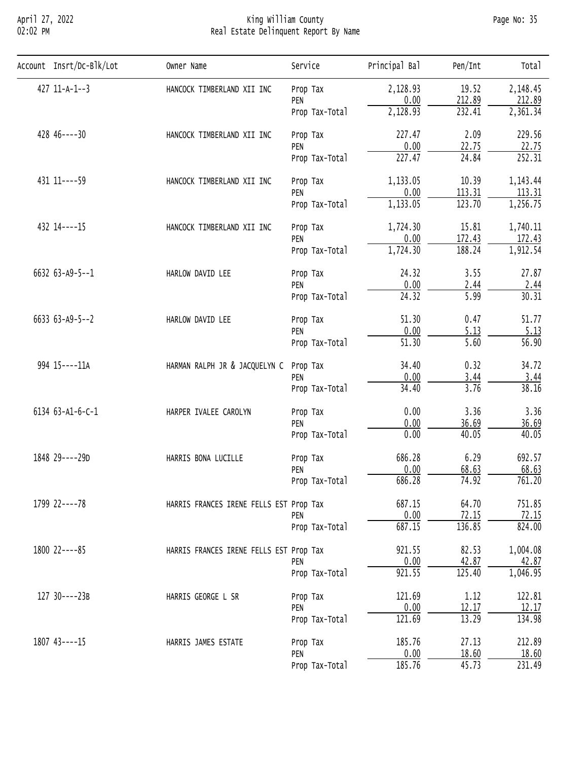# King William County
## Real Estate Delinquent Report By Name

| Account | Insrt/Dc-Blk/Lot | Owner Name | Service | Principal Bal | Pen/Int | Total |
|---|---|---|---|---|---|---|
| 427 | 11-A-1--3 | HANCOCK TIMBERLAND XII INC | Prop Tax | 2,128.93 | 19.52 | 2,148.45 |
| | | | PEN | 0.00 | 212.89 | 212.89 |
| | | | Prop Tax-Total | 2,128.93 | 232.41 | 2,361.34 |
| 428 | 46----30 | HANCOCK TIMBERLAND XII INC | Prop Tax | 227.47 | 2.09 | 229.56 |
| | | | PEN | 0.00 | 22.75 | 22.75 |
| | | | Prop Tax-Total | 227.47 | 24.84 | 252.31 |
| 431 | 11----59 | HANCOCK TIMBERLAND XII INC | Prop Tax | 1,133.05 | 10.39 | 1,143.44 |
| | | | PEN | 0.00 | 113.31 | 113.31 |
| | | | Prop Tax-Total | 1,133.05 | 123.70 | 1,256.75 |
| 432 | 14----15 | HANCOCK TIMBERLAND XII INC | Prop Tax | 1,724.30 | 15.81 | 1,740.11 |
| | | | PEN | 0.00 | 172.43 | 172.43 |
| | | | Prop Tax-Total | 1,724.30 | 188.24 | 1,912.54 |
| 6632 | 63-A9-5--1 | HARLOW DAVID LEE | Prop Tax | 24.32 | 3.55 | 27.87 |
| | | | PEN | 0.00 | 2.44 | 2.44 |
| | | | Prop Tax-Total | 24.32 | 5.99 | 30.31 |
| 6633 | 63-A9-5--2 | HARLOW DAVID LEE | Prop Tax | 51.30 | 0.47 | 51.77 |
| | | | PEN | 0.00 | 5.13 | 5.13 |
| | | | Prop Tax-Total | 51.30 | 5.60 | 56.90 |
| 994 | 15----11A | HARMAN RALPH JR & JACQUELYN C | Prop Tax | 34.40 | 0.32 | 34.72 |
| | | | PEN | 0.00 | 3.44 | 3.44 |
| | | | Prop Tax-Total | 34.40 | 3.76 | 38.16 |
| 6134 | 63-A1-6-C-1 | HARPER IVALEE CAROLYN | Prop Tax | 0.00 | 3.36 | 3.36 |
| | | | PEN | 0.00 | 36.69 | 36.69 |
| | | | Prop Tax-Total | 0.00 | 40.05 | 40.05 |
| 1848 | 29----29D | HARRIS BONA LUCILLE | Prop Tax | 686.28 | 6.29 | 692.57 |
| | | | PEN | 0.00 | 68.63 | 68.63 |
| | | | Prop Tax-Total | 686.28 | 74.92 | 761.20 |
| 1799 | 22----78 | HARRIS FRANCES IRENE FELLS EST | Prop Tax | 687.15 | 64.70 | 751.85 |
| | | | PEN | 0.00 | 72.15 | 72.15 |
| | | | Prop Tax-Total | 687.15 | 136.85 | 824.00 |
| 1800 | 22----85 | HARRIS FRANCES IRENE FELLS EST | Prop Tax | 921.55 | 82.53 | 1,004.08 |
| | | | PEN | 0.00 | 42.87 | 42.87 |
| | | | Prop Tax-Total | 921.55 | 125.40 | 1,046.95 |
| 127 | 30----23B | HARRIS GEORGE L SR | Prop Tax | 121.69 | 1.12 | 122.81 |
| | | | PEN | 0.00 | 12.17 | 12.17 |
| | | | Prop Tax-Total | 121.69 | 13.29 | 134.98 |
| 1807 | 43----15 | HARRIS JAMES ESTATE | Prop Tax | 185.76 | 27.13 | 212.89 |
| | | | PEN | 0.00 | 18.60 | 18.60 |
| | | | Prop Tax-Total | 185.76 | 45.73 | 231.49 |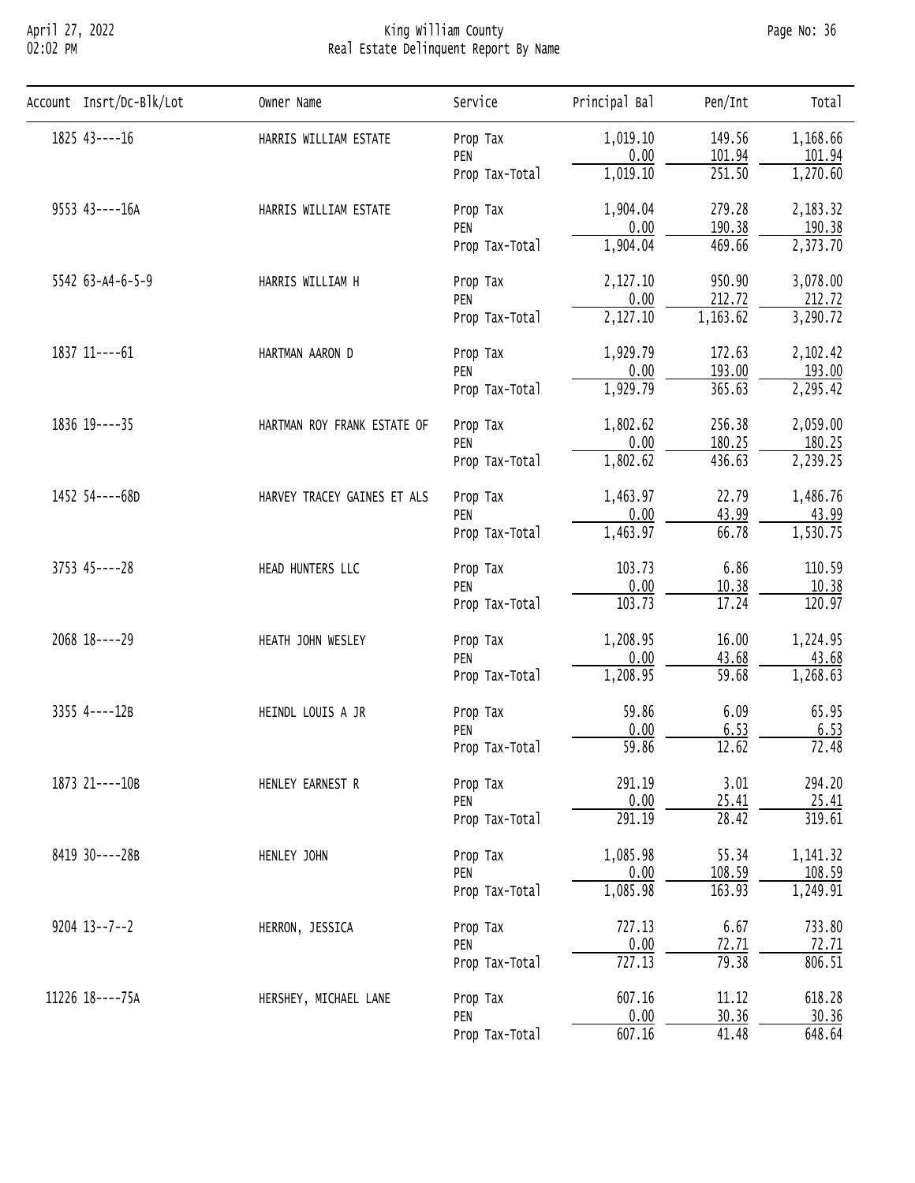# King William County
## Real Estate Delinquent Report By Name

| Account | Insrt/Dc-Blk/Lot | Owner Name | Service | Principal Bal | Pen/Int | Total |
|---|---|---|---|---|---|---|
| 1825 | 43----16 | HARRIS WILLIAM ESTATE | Prop Tax | 1,019.10 | 149.56 | 1,168.66 |
| | | | PEN | 0.00 | 101.94 | 101.94 |
| | | | Prop Tax-Total | 1,019.10 | 251.50 | 1,270.60 |
| 9553 | 43----16A | HARRIS WILLIAM ESTATE | Prop Tax | 1,904.04 | 279.28 | 2,183.32 |
| | | | PEN | 0.00 | 190.38 | 190.38 |
| | | | Prop Tax-Total | 1,904.04 | 469.66 | 2,373.70 |
| 5542 | 63-A4-6-5-9 | HARRIS WILLIAM H | Prop Tax | 2,127.10 | 950.90 | 3,078.00 |
| | | | PEN | 0.00 | 212.72 | 212.72 |
| | | | Prop Tax-Total | 2,127.10 | 1,163.62 | 3,290.72 |
| 1837 | 11----61 | HARTMAN AARON D | Prop Tax | 1,929.79 | 172.63 | 2,102.42 |
| | | | PEN | 0.00 | 193.00 | 193.00 |
| | | | Prop Tax-Total | 1,929.79 | 365.63 | 2,295.42 |
| 1836 | 19----35 | HARTMAN ROY FRANK ESTATE OF | Prop Tax | 1,802.62 | 256.38 | 2,059.00 |
| | | | PEN | 0.00 | 180.25 | 180.25 |
| | | | Prop Tax-Total | 1,802.62 | 436.63 | 2,239.25 |
| 1452 | 54----68D | HARVEY TRACEY GAINES ET ALS | Prop Tax | 1,463.97 | 22.79 | 1,486.76 |
| | | | PEN | 0.00 | 43.99 | 43.99 |
| | | | Prop Tax-Total | 1,463.97 | 66.78 | 1,530.75 |
| 3753 | 45----28 | HEAD HUNTERS LLC | Prop Tax | 103.73 | 6.86 | 110.59 |
| | | | PEN | 0.00 | 10.38 | 10.38 |
| | | | Prop Tax-Total | 103.73 | 17.24 | 120.97 |
| 2068 | 18----29 | HEATH JOHN WESLEY | Prop Tax | 1,208.95 | 16.00 | 1,224.95 |
| | | | PEN | 0.00 | 43.68 | 43.68 |
| | | | Prop Tax-Total | 1,208.95 | 59.68 | 1,268.63 |
| 3355 | 4----12B | HEINDL LOUIS A JR | Prop Tax | 59.86 | 6.09 | 65.95 |
| | | | PEN | 0.00 | 6.53 | 6.53 |
| | | | Prop Tax-Total | 59.86 | 12.62 | 72.48 |
| 1873 | 21----10B | HENLEY EARNEST R | Prop Tax | 291.19 | 3.01 | 294.20 |
| | | | PEN | 0.00 | 25.41 | 25.41 |
| | | | Prop Tax-Total | 291.19 | 28.42 | 319.61 |
| 8419 | 30----28B | HENLEY JOHN | Prop Tax | 1,085.98 | 55.34 | 1,141.32 |
| | | | PEN | 0.00 | 108.59 | 108.59 |
| | | | Prop Tax-Total | 1,085.98 | 163.93 | 1,249.91 |
| 9204 | 13--7--2 | HERRON, JESSICA | Prop Tax | 727.13 | 6.67 | 733.80 |
| | | | PEN | 0.00 | 72.71 | 72.71 |
| | | | Prop Tax-Total | 727.13 | 79.38 | 806.51 |
| 11226 | 18----75A | HERSHEY, MICHAEL LANE | Prop Tax | 607.16 | 11.12 | 618.28 |
| | | | PEN | 0.00 | 30.36 | 30.36 |
| | | | Prop Tax-Total | 607.16 | 41.48 | 648.64 |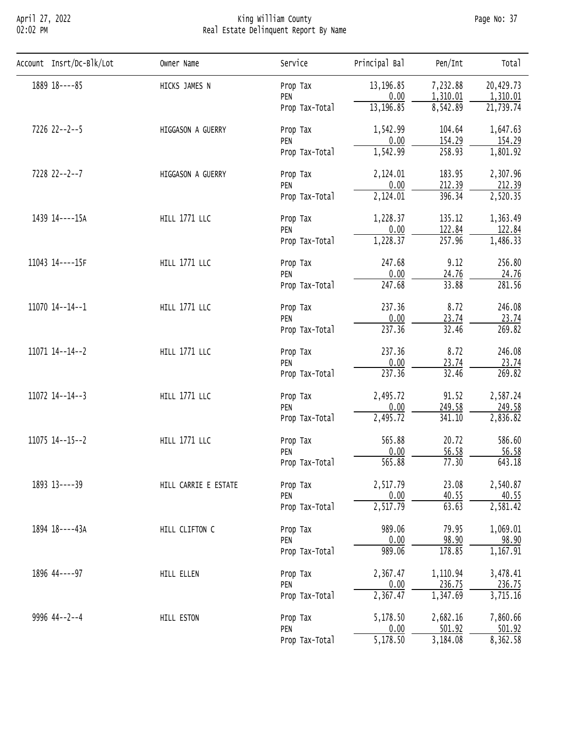# King William County
## Real Estate Delinquent Report By Name

| Account Insrt/Dc-Blk/Lot | Owner Name | Service | Principal Bal | Pen/Int | Total |
|---|---|---|---|---|---|
| 1889 18----85 | HICKS JAMES N | Prop Tax | 13,196.85 | 7,232.88 | 20,429.73 |
| | | PEN | 0.00 | 1,310.01 | 1,310.01 |
| | | Prop Tax-Total | 13,196.85 | 8,542.89 | 21,739.74 |
| 7226 22--2--5 | HIGGASON A GUERRY | Prop Tax | 1,542.99 | 104.64 | 1,647.63 |
| | | PEN | 0.00 | 154.29 | 154.29 |
| | | Prop Tax-Total | 1,542.99 | 258.93 | 1,801.92 |
| 7228 22--2--7 | HIGGASON A GUERRY | Prop Tax | 2,124.01 | 183.95 | 2,307.96 |
| | | PEN | 0.00 | 212.39 | 212.39 |
| | | Prop Tax-Total | 2,124.01 | 396.34 | 2,520.35 |
| 1439 14----15A | HILL 1771 LLC | Prop Tax | 1,228.37 | 135.12 | 1,363.49 |
| | | PEN | 0.00 | 122.84 | 122.84 |
| | | Prop Tax-Total | 1,228.37 | 257.96 | 1,486.33 |
| 11043 14----15F | HILL 1771 LLC | Prop Tax | 247.68 | 9.12 | 256.80 |
| | | PEN | 0.00 | 24.76 | 24.76 |
| | | Prop Tax-Total | 247.68 | 33.88 | 281.56 |
| 11070 14--14--1 | HILL 1771 LLC | Prop Tax | 237.36 | 8.72 | 246.08 |
| | | PEN | 0.00 | 23.74 | 23.74 |
| | | Prop Tax-Total | 237.36 | 32.46 | 269.82 |
| 11071 14--14--2 | HILL 1771 LLC | Prop Tax | 237.36 | 8.72 | 246.08 |
| | | PEN | 0.00 | 23.74 | 23.74 |
| | | Prop Tax-Total | 237.36 | 32.46 | 269.82 |
| 11072 14--14--3 | HILL 1771 LLC | Prop Tax | 2,495.72 | 91.52 | 2,587.24 |
| | | PEN | 0.00 | 249.58 | 249.58 |
| | | Prop Tax-Total | 2,495.72 | 341.10 | 2,836.82 |
| 11075 14--15--2 | HILL 1771 LLC | Prop Tax | 565.88 | 20.72 | 586.60 |
| | | PEN | 0.00 | 56.58 | 56.58 |
| | | Prop Tax-Total | 565.88 | 77.30 | 643.18 |
| 1893 13----39 | HILL CARRIE E ESTATE | Prop Tax | 2,517.79 | 23.08 | 2,540.87 |
| | | PEN | 0.00 | 40.55 | 40.55 |
| | | Prop Tax-Total | 2,517.79 | 63.63 | 2,581.42 |
| 1894 18----43A | HILL CLIFTON C | Prop Tax | 989.06 | 79.95 | 1,069.01 |
| | | PEN | 0.00 | 98.90 | 98.90 |
| | | Prop Tax-Total | 989.06 | 178.85 | 1,167.91 |
| 1896 44----97 | HILL ELLEN | Prop Tax | 2,367.47 | 1,110.94 | 3,478.41 |
| | | PEN | 0.00 | 236.75 | 236.75 |
| | | Prop Tax-Total | 2,367.47 | 1,347.69 | 3,715.16 |
| 9996 44--2--4 | HILL ESTON | Prop Tax | 5,178.50 | 2,682.16 | 7,860.66 |
| | | PEN | 0.00 | 501.92 | 501.92 |
| | | Prop Tax-Total | 5,178.50 | 3,184.08 | 8,362.58 |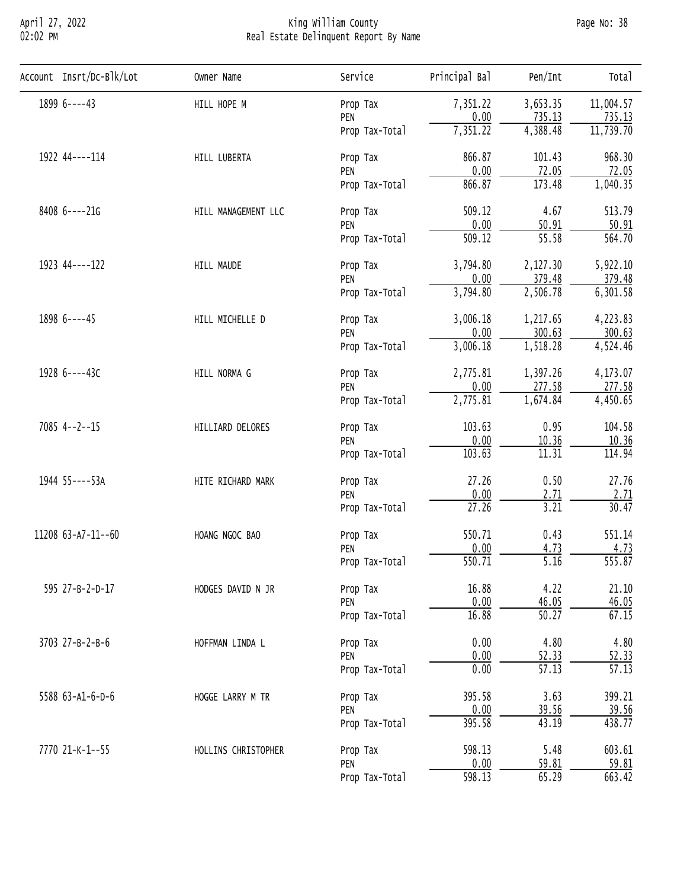# King William County
## Real Estate Delinquent Report By Name

April 27, 2022
02:02 PM

| Account | Insrt/Dc-Blk/Lot | Owner Name | Service | Principal Bal | Pen/Int | Total |
|---|---|---|---|---|---|---|
| 1899 | 6----43 | HILL HOPE M | Prop Tax | 7,351.22 | 3,653.35 | 11,004.57 |
| | | | PEN | 0.00 | 735.13 | 735.13 |
| | | | Prop Tax-Total | 7,351.22 | 4,388.48 | 11,739.70 |
| 1922 | 44----114 | HILL LUBERTA | Prop Tax | 866.87 | 101.43 | 968.30 |
| | | | PEN | 0.00 | 72.05 | 72.05 |
| | | | Prop Tax-Total | 866.87 | 173.48 | 1,040.35 |
| 8408 | 6----21G | HILL MANAGEMENT LLC | Prop Tax | 509.12 | 4.67 | 513.79 |
| | | | PEN | 0.00 | 50.91 | 50.91 |
| | | | Prop Tax-Total | 509.12 | 55.58 | 564.70 |
| 1923 | 44----122 | HILL MAUDE | Prop Tax | 3,794.80 | 2,127.30 | 5,922.10 |
| | | | PEN | 0.00 | 379.48 | 379.48 |
| | | | Prop Tax-Total | 3,794.80 | 2,506.78 | 6,301.58 |
| 1898 | 6----45 | HILL MICHELLE D | Prop Tax | 3,006.18 | 1,217.65 | 4,223.83 |
| | | | PEN | 0.00 | 300.63 | 300.63 |
| | | | Prop Tax-Total | 3,006.18 | 1,518.28 | 4,524.46 |
| 1928 | 6----43C | HILL NORMA G | Prop Tax | 2,775.81 | 1,397.26 | 4,173.07 |
| | | | PEN | 0.00 | 277.58 | 277.58 |
| | | | Prop Tax-Total | 2,775.81 | 1,674.84 | 4,450.65 |
| 7085 | 4--2--15 | HILLIARD DELORES | Prop Tax | 103.63 | 0.95 | 104.58 |
| | | | PEN | 0.00 | 10.36 | 10.36 |
| | | | Prop Tax-Total | 103.63 | 11.31 | 114.94 |
| 1944 | 55----53A | HITE RICHARD MARK | Prop Tax | 27.26 | 0.50 | 27.76 |
| | | | PEN | 0.00 | 2.71 | 2.71 |
| | | | Prop Tax-Total | 27.26 | 3.21 | 30.47 |
| 11208 | 63-A7-11--60 | HOANG NGOC BAO | Prop Tax | 550.71 | 0.43 | 551.14 |
| | | | PEN | 0.00 | 4.73 | 4.73 |
| | | | Prop Tax-Total | 550.71 | 5.16 | 555.87 |
| 595 | 27-B-2-D-17 | HODGES DAVID N JR | Prop Tax | 16.88 | 4.22 | 21.10 |
| | | | PEN | 0.00 | 46.05 | 46.05 |
| | | | Prop Tax-Total | 16.88 | 50.27 | 67.15 |
| 3703 | 27-B-2-B-6 | HOFFMAN LINDA L | Prop Tax | 0.00 | 4.80 | 4.80 |
| | | | PEN | 0.00 | 52.33 | 52.33 |
| | | | Prop Tax-Total | 0.00 | 57.13 | 57.13 |
| 5588 | 63-A1-6-D-6 | HOGGE LARRY M TR | Prop Tax | 395.58 | 3.63 | 399.21 |
| | | | PEN | 0.00 | 39.56 | 39.56 |
| | | | Prop Tax-Total | 395.58 | 43.19 | 438.77 |
| 7770 | 21-K-1--55 | HOLLINS CHRISTOPHER | Prop Tax | 598.13 | 5.48 | 603.61 |
| | | | PEN | 0.00 | 59.81 | 59.81 |
| | | | Prop Tax-Total | 598.13 | 65.29 | 663.42 |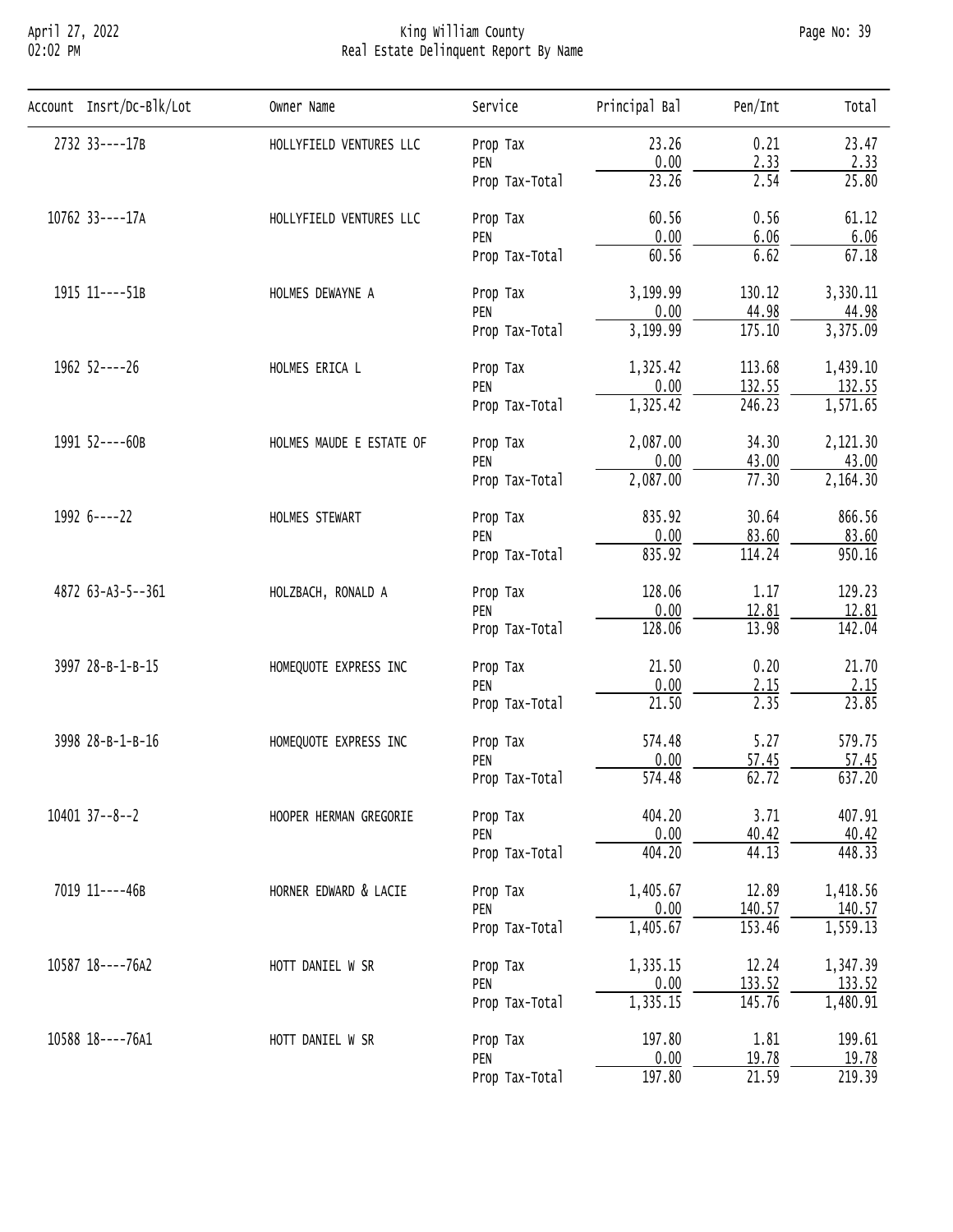# King William County

## Real Estate Delinquent Report By Name

| Account | Insrt/Dc-Blk/Lot | Owner Name | Service | Principal Bal | Pen/Int | Total |
|---|---|---|---|---|---|---|
| 2732 | 33----17B | HOLLYFIELD VENTURES LLC | Prop Tax | 23.26 | 0.21 | 23.47 |
| | | | PEN | 0.00 | 2.33 | 2.33 |
| | | | Prop Tax-Total | 23.26 | 2.54 | 25.80 |
| 10762 | 33----17A | HOLLYFIELD VENTURES LLC | Prop Tax | 60.56 | 0.56 | 61.12 |
| | | | PEN | 0.00 | 6.06 | 6.06 |
| | | | Prop Tax-Total | 60.56 | 6.62 | 67.18 |
| 1915 | 11----51B | HOLMES DEWAYNE A | Prop Tax | 3,199.99 | 130.12 | 3,330.11 |
| | | | PEN | 0.00 | 44.98 | 44.98 |
| | | | Prop Tax-Total | 3,199.99 | 175.10 | 3,375.09 |
| 1962 | 52----26 | HOLMES ERICA L | Prop Tax | 1,325.42 | 113.68 | 1,439.10 |
| | | | PEN | 0.00 | 132.55 | 132.55 |
| | | | Prop Tax-Total | 1,325.42 | 246.23 | 1,571.65 |
| 1991 | 52----60B | HOLMES MAUDE E ESTATE OF | Prop Tax | 2,087.00 | 34.30 | 2,121.30 |
| | | | PEN | 0.00 | 43.00 | 43.00 |
| | | | Prop Tax-Total | 2,087.00 | 77.30 | 2,164.30 |
| 1992 | 6----22 | HOLMES STEWART | Prop Tax | 835.92 | 30.64 | 866.56 |
| | | | PEN | 0.00 | 83.60 | 83.60 |
| | | | Prop Tax-Total | 835.92 | 114.24 | 950.16 |
| 4872 | 63-A3-5--361 | HOLZBACH, RONALD A | Prop Tax | 128.06 | 1.17 | 129.23 |
| | | | PEN | 0.00 | 12.81 | 12.81 |
| | | | Prop Tax-Total | 128.06 | 13.98 | 142.04 |
| 3997 | 28-B-1-B-15 | HOMEQUOTE EXPRESS INC | Prop Tax | 21.50 | 0.20 | 21.70 |
| | | | PEN | 0.00 | 2.15 | 2.15 |
| | | | Prop Tax-Total | 21.50 | 2.35 | 23.85 |
| 3998 | 28-B-1-B-16 | HOMEQUOTE EXPRESS INC | Prop Tax | 574.48 | 5.27 | 579.75 |
| | | | PEN | 0.00 | 57.45 | 57.45 |
| | | | Prop Tax-Total | 574.48 | 62.72 | 637.20 |
| 10401 | 37--8--2 | HOOPER HERMAN GREGORIE | Prop Tax | 404.20 | 3.71 | 407.91 |
| | | | PEN | 0.00 | 40.42 | 40.42 |
| | | | Prop Tax-Total | 404.20 | 44.13 | 448.33 |
| 7019 | 11----46B | HORNER EDWARD & LACIE | Prop Tax | 1,405.67 | 12.89 | 1,418.56 |
| | | | PEN | 0.00 | 140.57 | 140.57 |
| | | | Prop Tax-Total | 1,405.67 | 153.46 | 1,559.13 |
| 10587 | 18----76A2 | HOTT DANIEL W SR | Prop Tax | 1,335.15 | 12.24 | 1,347.39 |
| | | | PEN | 0.00 | 133.52 | 133.52 |
| | | | Prop Tax-Total | 1,335.15 | 145.76 | 1,480.91 |
| 10588 | 18----76A1 | HOTT DANIEL W SR | Prop Tax | 197.80 | 1.81 | 199.61 |
| | | | PEN | 0.00 | 19.78 | 19.78 |
| | | | Prop Tax-Total | 197.80 | 21.59 | 219.39 |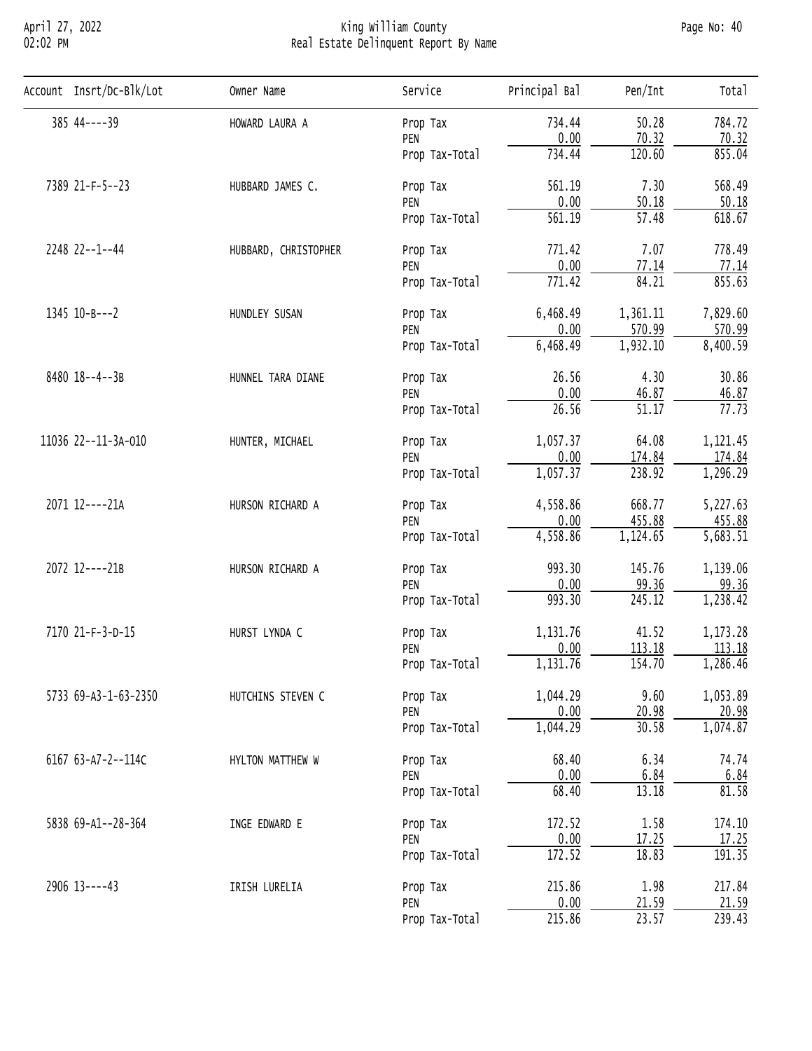King William County
Real Estate Delinquent Report By Name

| Account | Insrt/Dc-Blk/Lot | Owner Name | Service | Principal Bal | Pen/Int | Total |
|---|---|---|---|---|---|---|
| 385 | 44----39 | HOWARD LAURA A | Prop Tax | 734.44 | 50.28 | 784.72 |
| | | | PEN | 0.00 | 70.32 | 70.32 |
| | | | Prop Tax-Total | 734.44 | 120.60 | 855.04 |
| 7389 | 21-F-5--23 | HUBBARD JAMES C. | Prop Tax | 561.19 | 7.30 | 568.49 |
| | | | PEN | 0.00 | 50.18 | 50.18 |
| | | | Prop Tax-Total | 561.19 | 57.48 | 618.67 |
| 2248 | 22--1--44 | HUBBARD, CHRISTOPHER | Prop Tax | 771.42 | 7.07 | 778.49 |
| | | | PEN | 0.00 | 77.14 | 77.14 |
| | | | Prop Tax-Total | 771.42 | 84.21 | 855.63 |
| 1345 | 10-B---2 | HUNDLEY SUSAN | Prop Tax | 6,468.49 | 1,361.11 | 7,829.60 |
| | | | PEN | 0.00 | 570.99 | 570.99 |
| | | | Prop Tax-Total | 6,468.49 | 1,932.10 | 8,400.59 |
| 8480 | 18--4--3B | HUNNEL TARA DIANE | Prop Tax | 26.56 | 4.30 | 30.86 |
| | | | PEN | 0.00 | 46.87 | 46.87 |
| | | | Prop Tax-Total | 26.56 | 51.17 | 77.73 |
| 11036 | 22--11-3A-010 | HUNTER, MICHAEL | Prop Tax | 1,057.37 | 64.08 | 1,121.45 |
| | | | PEN | 0.00 | 174.84 | 174.84 |
| | | | Prop Tax-Total | 1,057.37 | 238.92 | 1,296.29 |
| 2071 | 12----21A | HURSON RICHARD A | Prop Tax | 4,558.86 | 668.77 | 5,227.63 |
| | | | PEN | 0.00 | 455.88 | 455.88 |
| | | | Prop Tax-Total | 4,558.86 | 1,124.65 | 5,683.51 |
| 2072 | 12----21B | HURSON RICHARD A | Prop Tax | 993.30 | 145.76 | 1,139.06 |
| | | | PEN | 0.00 | 99.36 | 99.36 |
| | | | Prop Tax-Total | 993.30 | 245.12 | 1,238.42 |
| 7170 | 21-F-3-D-15 | HURST LYNDA C | Prop Tax | 1,131.76 | 41.52 | 1,173.28 |
| | | | PEN | 0.00 | 113.18 | 113.18 |
| | | | Prop Tax-Total | 1,131.76 | 154.70 | 1,286.46 |
| 5733 | 69-A3-1-63-2350 | HUTCHINS STEVEN C | Prop Tax | 1,044.29 | 9.60 | 1,053.89 |
| | | | PEN | 0.00 | 20.98 | 20.98 |
| | | | Prop Tax-Total | 1,044.29 | 30.58 | 1,074.87 |
| 6167 | 63-A7-2--114C | HYLTON MATTHEW W | Prop Tax | 68.40 | 6.34 | 74.74 |
| | | | PEN | 0.00 | 6.84 | 6.84 |
| | | | Prop Tax-Total | 68.40 | 13.18 | 81.58 |
| 5838 | 69-A1--28-364 | INGE EDWARD E | Prop Tax | 172.52 | 1.58 | 174.10 |
| | | | PEN | 0.00 | 17.25 | 17.25 |
| | | | Prop Tax-Total | 172.52 | 18.83 | 191.35 |
| 2906 | 13----43 | IRISH LURELIA | Prop Tax | 215.86 | 1.98 | 217.84 |
| | | | PEN | 0.00 | 21.59 | 21.59 |
| | | | Prop Tax-Total | 215.86 | 23.57 | 239.43 |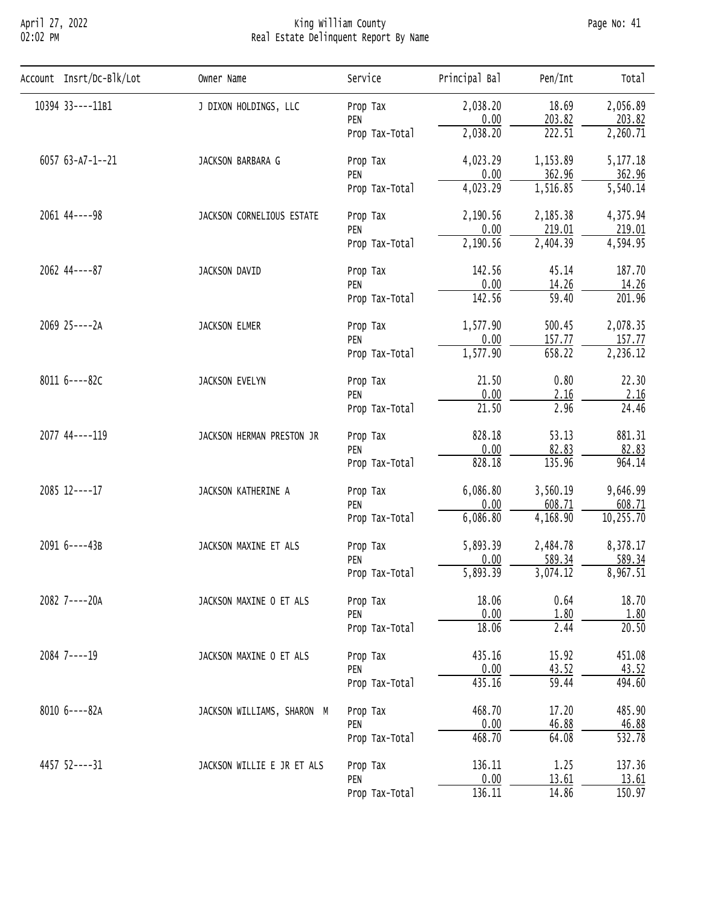# King William County
## Real Estate Delinquent Report By Name

| Account | Insrt/Dc-Blk/Lot | Owner Name | Service | Principal Bal | Pen/Int | Total |
|---|---|---|---|---|---|---|
| 10394 | 33----11B1 | J DIXON HOLDINGS, LLC | Prop Tax | 2,038.20 | 18.69 | 2,056.89 |
| | | | PEN | 0.00 | 203.82 | 203.82 |
| | | | Prop Tax-Total | 2,038.20 | 222.51 | 2,260.71 |
| 6057 | 63-A7-1--21 | JACKSON BARBARA G | Prop Tax | 4,023.29 | 1,153.89 | 5,177.18 |
| | | | PEN | 0.00 | 362.96 | 362.96 |
| | | | Prop Tax-Total | 4,023.29 | 1,516.85 | 5,540.14 |
| 2061 | 44----98 | JACKSON CORNELIOUS ESTATE | Prop Tax | 2,190.56 | 2,185.38 | 4,375.94 |
| | | | PEN | 0.00 | 219.01 | 219.01 |
| | | | Prop Tax-Total | 2,190.56 | 2,404.39 | 4,594.95 |
| 2062 | 44----87 | JACKSON DAVID | Prop Tax | 142.56 | 45.14 | 187.70 |
| | | | PEN | 0.00 | 14.26 | 14.26 |
| | | | Prop Tax-Total | 142.56 | 59.40 | 201.96 |
| 2069 | 25----2A | JACKSON ELMER | Prop Tax | 1,577.90 | 500.45 | 2,078.35 |
| | | | PEN | 0.00 | 157.77 | 157.77 |
| | | | Prop Tax-Total | 1,577.90 | 658.22 | 2,236.12 |
| 8011 | 6----82C | JACKSON EVELYN | Prop Tax | 21.50 | 0.80 | 22.30 |
| | | | PEN | 0.00 | 2.16 | 2.16 |
| | | | Prop Tax-Total | 21.50 | 2.96 | 24.46 |
| 2077 | 44----119 | JACKSON HERMAN PRESTON JR | Prop Tax | 828.18 | 53.13 | 881.31 |
| | | | PEN | 0.00 | 82.83 | 82.83 |
| | | | Prop Tax-Total | 828.18 | 135.96 | 964.14 |
| 2085 | 12----17 | JACKSON KATHERINE A | Prop Tax | 6,086.80 | 3,560.19 | 9,646.99 |
| | | | PEN | 0.00 | 608.71 | 608.71 |
| | | | Prop Tax-Total | 6,086.80 | 4,168.90 | 10,255.70 |
| 2091 | 6----43B | JACKSON MAXINE ET ALS | Prop Tax | 5,893.39 | 2,484.78 | 8,378.17 |
| | | | PEN | 0.00 | 589.34 | 589.34 |
| | | | Prop Tax-Total | 5,893.39 | 3,074.12 | 8,967.51 |
| 2082 | 7----20A | JACKSON MAXINE O ET ALS | Prop Tax | 18.06 | 0.64 | 18.70 |
| | | | PEN | 0.00 | 1.80 | 1.80 |
| | | | Prop Tax-Total | 18.06 | 2.44 | 20.50 |
| 2084 | 7----19 | JACKSON MAXINE O ET ALS | Prop Tax | 435.16 | 15.92 | 451.08 |
| | | | PEN | 0.00 | 43.52 | 43.52 |
| | | | Prop Tax-Total | 435.16 | 59.44 | 494.60 |
| 8010 | 6----82A | JACKSON WILLIAMS, SHARON M | Prop Tax | 468.70 | 17.20 | 485.90 |
| | | | PEN | 0.00 | 46.88 | 46.88 |
| | | | Prop Tax-Total | 468.70 | 64.08 | 532.78 |
| 4457 | 52----31 | JACKSON WILLIE E JR ET ALS | Prop Tax | 136.11 | 1.25 | 137.36 |
| | | | PEN | 0.00 | 13.61 | 13.61 |
| | | | Prop Tax-Total | 136.11 | 14.86 | 150.97 |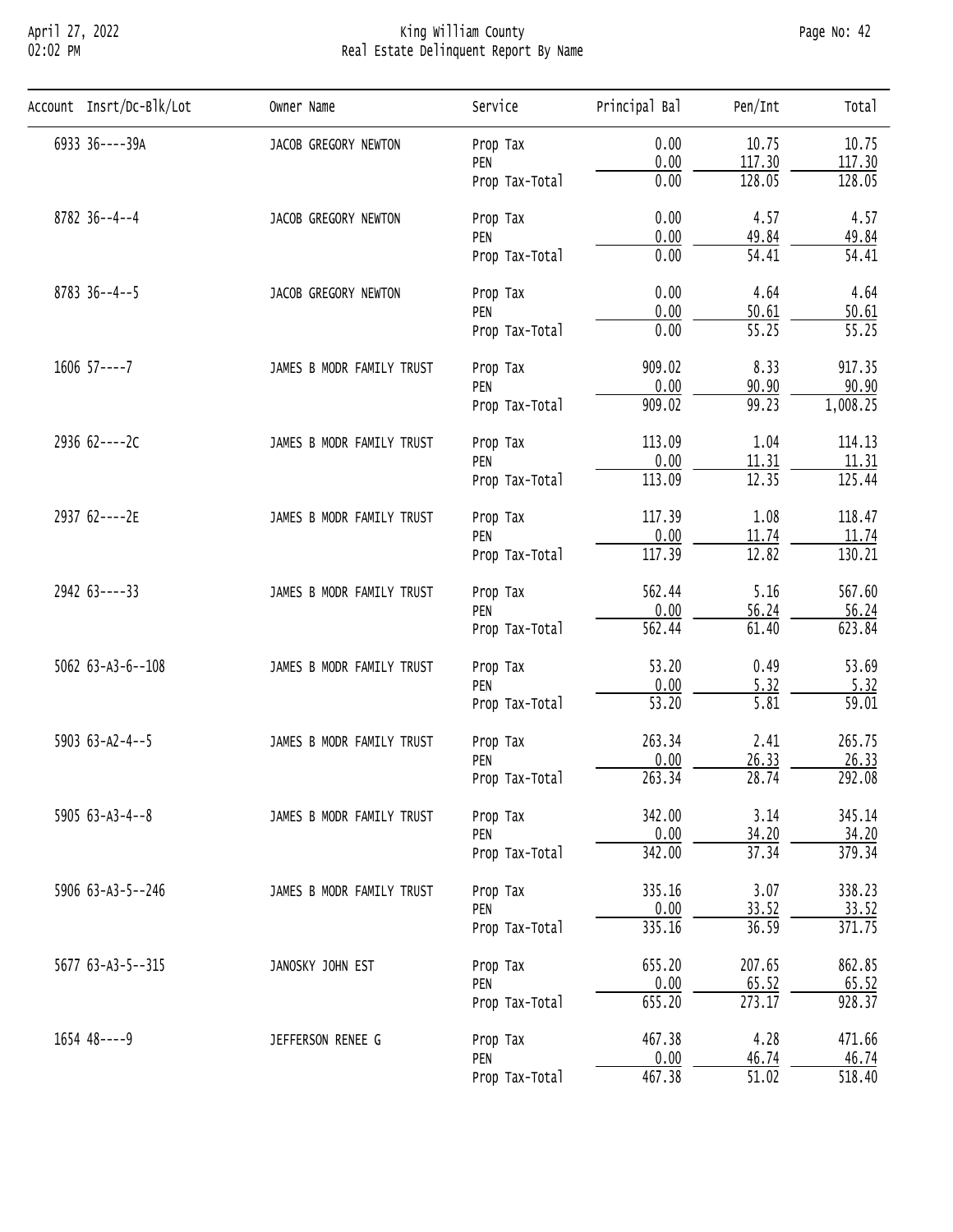# King William County
## Real Estate Delinquent Report By Name

| Account | Insrt/Dc-Blk/Lot | Owner Name | Service | Principal Bal | Pen/Int | Total |
|---|---|---|---|---|---|---|
| 6933 | 36----39A | JACOB GREGORY NEWTON | Prop Tax | 0.00 | 10.75 | 10.75 |
| | | | PEN | 0.00 | 117.30 | 117.30 |
| | | | Prop Tax-Total | 0.00 | 128.05 | 128.05 |
| 8782 | 36--4--4 | JACOB GREGORY NEWTON | Prop Tax | 0.00 | 4.57 | 4.57 |
| | | | PEN | 0.00 | 49.84 | 49.84 |
| | | | Prop Tax-Total | 0.00 | 54.41 | 54.41 |
| 8783 | 36--4--5 | JACOB GREGORY NEWTON | Prop Tax | 0.00 | 4.64 | 4.64 |
| | | | PEN | 0.00 | 50.61 | 50.61 |
| | | | Prop Tax-Total | 0.00 | 55.25 | 55.25 |
| 1606 | 57----7 | JAMES B MODR FAMILY TRUST | Prop Tax | 909.02 | 8.33 | 917.35 |
| | | | PEN | 0.00 | 90.90 | 90.90 |
| | | | Prop Tax-Total | 909.02 | 99.23 | 1,008.25 |
| 2936 | 62----2C | JAMES B MODR FAMILY TRUST | Prop Tax | 113.09 | 1.04 | 114.13 |
| | | | PEN | 0.00 | 11.31 | 11.31 |
| | | | Prop Tax-Total | 113.09 | 12.35 | 125.44 |
| 2937 | 62----2E | JAMES B MODR FAMILY TRUST | Prop Tax | 117.39 | 1.08 | 118.47 |
| | | | PEN | 0.00 | 11.74 | 11.74 |
| | | | Prop Tax-Total | 117.39 | 12.82 | 130.21 |
| 2942 | 63----33 | JAMES B MODR FAMILY TRUST | Prop Tax | 562.44 | 5.16 | 567.60 |
| | | | PEN | 0.00 | 56.24 | 56.24 |
| | | | Prop Tax-Total | 562.44 | 61.40 | 623.84 |
| 5062 | 63-A3-6--108 | JAMES B MODR FAMILY TRUST | Prop Tax | 53.20 | 0.49 | 53.69 |
| | | | PEN | 0.00 | 5.32 | 5.32 |
| | | | Prop Tax-Total | 53.20 | 5.81 | 59.01 |
| 5903 | 63-A2-4--5 | JAMES B MODR FAMILY TRUST | Prop Tax | 263.34 | 2.41 | 265.75 |
| | | | PEN | 0.00 | 26.33 | 26.33 |
| | | | Prop Tax-Total | 263.34 | 28.74 | 292.08 |
| 5905 | 63-A3-4--8 | JAMES B MODR FAMILY TRUST | Prop Tax | 342.00 | 3.14 | 345.14 |
| | | | PEN | 0.00 | 34.20 | 34.20 |
| | | | Prop Tax-Total | 342.00 | 37.34 | 379.34 |
| 5906 | 63-A3-5--246 | JAMES B MODR FAMILY TRUST | Prop Tax | 335.16 | 3.07 | 338.23 |
| | | | PEN | 0.00 | 33.52 | 33.52 |
| | | | Prop Tax-Total | 335.16 | 36.59 | 371.75 |
| 5677 | 63-A3-5--315 | JANOSKY JOHN EST | Prop Tax | 655.20 | 207.65 | 862.85 |
| | | | PEN | 0.00 | 65.52 | 65.52 |
| | | | Prop Tax-Total | 655.20 | 273.17 | 928.37 |
| 1654 | 48----9 | JEFFERSON RENEE G | Prop Tax | 467.38 | 4.28 | 471.66 |
| | | | PEN | 0.00 | 46.74 | 46.74 |
| | | | Prop Tax-Total | 467.38 | 51.02 | 518.40 |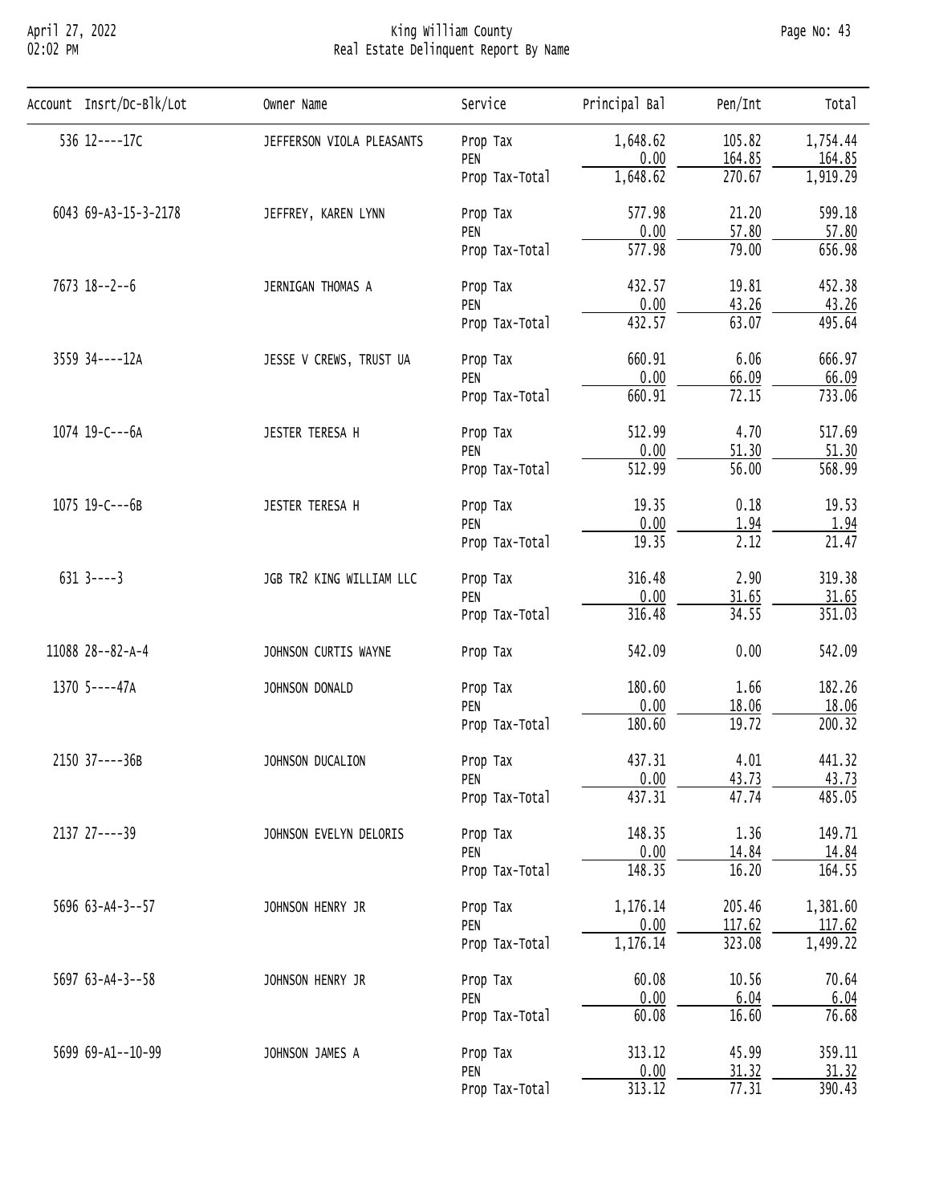# King William County

## Real Estate Delinquent Report By Name

| Account | Insrt/Dc-Blk/Lot | Owner Name | Service | Principal Bal | Pen/Int | Total |
|---|---|---|---|---|---|---|
| 536 | 12----17C | JEFFERSON VIOLA PLEASANTS | Prop Tax | 1,648.62 | 105.82 | 1,754.44 |
| | | | PEN | 0.00 | 164.85 | 164.85 |
| | | | Prop Tax-Total | 1,648.62 | 270.67 | 1,919.29 |
| 6043 | 69-A3-15-3-2178 | JEFFREY, KAREN LYNN | Prop Tax | 577.98 | 21.20 | 599.18 |
| | | | PEN | 0.00 | 57.80 | 57.80 |
| | | | Prop Tax-Total | 577.98 | 79.00 | 656.98 |
| 7673 | 18--2--6 | JERNIGAN THOMAS A | Prop Tax | 432.57 | 19.81 | 452.38 |
| | | | PEN | 0.00 | 43.26 | 43.26 |
| | | | Prop Tax-Total | 432.57 | 63.07 | 495.64 |
| 3559 | 34----12A | JESSE V CREWS, TRUST UA | Prop Tax | 660.91 | 6.06 | 666.97 |
| | | | PEN | 0.00 | 66.09 | 66.09 |
| | | | Prop Tax-Total | 660.91 | 72.15 | 733.06 |
| 1074 | 19-C---6A | JESTER TERESA H | Prop Tax | 512.99 | 4.70 | 517.69 |
| | | | PEN | 0.00 | 51.30 | 51.30 |
| | | | Prop Tax-Total | 512.99 | 56.00 | 568.99 |
| 1075 | 19-C---6B | JESTER TERESA H | Prop Tax | 19.35 | 0.18 | 19.53 |
| | | | PEN | 0.00 | 1.94 | 1.94 |
| | | | Prop Tax-Total | 19.35 | 2.12 | 21.47 |
| 631 | 3----3 | JGB TR2 KING WILLIAM LLC | Prop Tax | 316.48 | 2.90 | 319.38 |
| | | | PEN | 0.00 | 31.65 | 31.65 |
| | | | Prop Tax-Total | 316.48 | 34.55 | 351.03 |
| 11088 | 28--82-A-4 | JOHNSON CURTIS WAYNE | Prop Tax | 542.09 | 0.00 | 542.09 |
| 1370 | 5----47A | JOHNSON DONALD | Prop Tax | 180.60 | 1.66 | 182.26 |
| | | | PEN | 0.00 | 18.06 | 18.06 |
| | | | Prop Tax-Total | 180.60 | 19.72 | 200.32 |
| 2150 | 37----36B | JOHNSON DUCALION | Prop Tax | 437.31 | 4.01 | 441.32 |
| | | | PEN | 0.00 | 43.73 | 43.73 |
| | | | Prop Tax-Total | 437.31 | 47.74 | 485.05 |
| 2137 | 27----39 | JOHNSON EVELYN DELORIS | Prop Tax | 148.35 | 1.36 | 149.71 |
| | | | PEN | 0.00 | 14.84 | 14.84 |
| | | | Prop Tax-Total | 148.35 | 16.20 | 164.55 |
| 5696 | 63-A4-3--57 | JOHNSON HENRY JR | Prop Tax | 1,176.14 | 205.46 | 1,381.60 |
| | | | PEN | 0.00 | 117.62 | 117.62 |
| | | | Prop Tax-Total | 1,176.14 | 323.08 | 1,499.22 |
| 5697 | 63-A4-3--58 | JOHNSON HENRY JR | Prop Tax | 60.08 | 10.56 | 70.64 |
| | | | PEN | 0.00 | 6.04 | 6.04 |
| | | | Prop Tax-Total | 60.08 | 16.60 | 76.68 |
| 5699 | 69-A1--10-99 | JOHNSON JAMES A | Prop Tax | 313.12 | 45.99 | 359.11 |
| | | | PEN | 0.00 | 31.32 | 31.32 |
| | | | Prop Tax-Total | 313.12 | 77.31 | 390.43 |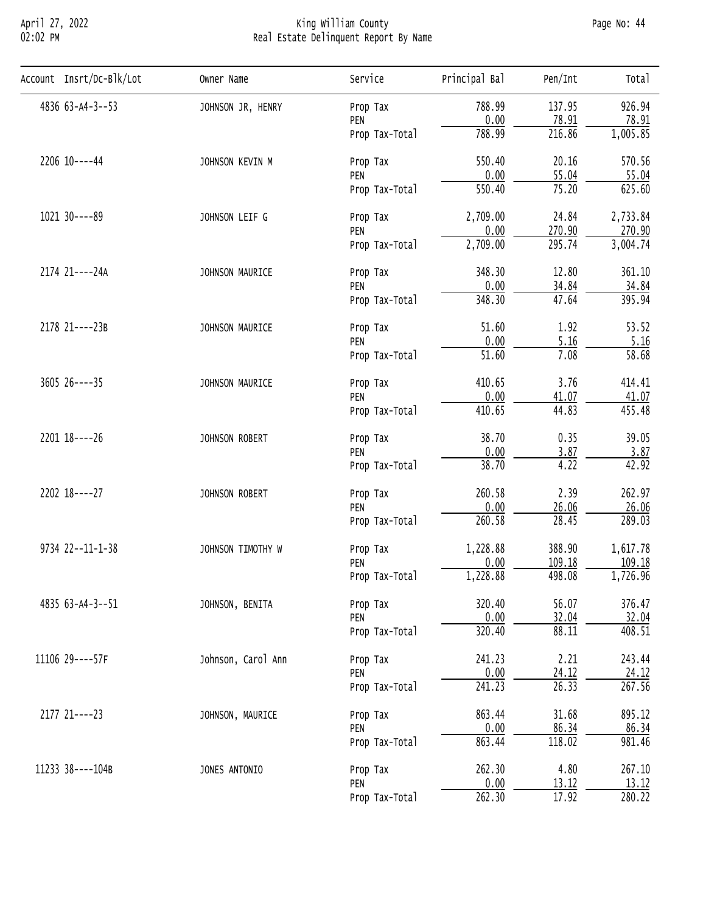King William County
Real Estate Delinquent Report By Name

| Account | Insrt/Dc-Blk/Lot | Owner Name | Service | Principal Bal | Pen/Int | Total |
|---|---|---|---|---|---|---|
| 4836 | 63-A4-3--53 | JOHNSON JR, HENRY | Prop Tax | 788.99 | 137.95 | 926.94 |
| | | | PEN | 0.00 | 78.91 | 78.91 |
| | | | Prop Tax-Total | 788.99 | 216.86 | 1,005.85 |
| 2206 | 10----44 | JOHNSON KEVIN M | Prop Tax | 550.40 | 20.16 | 570.56 |
| | | | PEN | 0.00 | 55.04 | 55.04 |
| | | | Prop Tax-Total | 550.40 | 75.20 | 625.60 |
| 1021 | 30----89 | JOHNSON LEIF G | Prop Tax | 2,709.00 | 24.84 | 2,733.84 |
| | | | PEN | 0.00 | 270.90 | 270.90 |
| | | | Prop Tax-Total | 2,709.00 | 295.74 | 3,004.74 |
| 2174 | 21----24A | JOHNSON MAURICE | Prop Tax | 348.30 | 12.80 | 361.10 |
| | | | PEN | 0.00 | 34.84 | 34.84 |
| | | | Prop Tax-Total | 348.30 | 47.64 | 395.94 |
| 2178 | 21----23B | JOHNSON MAURICE | Prop Tax | 51.60 | 1.92 | 53.52 |
| | | | PEN | 0.00 | 5.16 | 5.16 |
| | | | Prop Tax-Total | 51.60 | 7.08 | 58.68 |
| 3605 | 26----35 | JOHNSON MAURICE | Prop Tax | 410.65 | 3.76 | 414.41 |
| | | | PEN | 0.00 | 41.07 | 41.07 |
| | | | Prop Tax-Total | 410.65 | 44.83 | 455.48 |
| 2201 | 18----26 | JOHNSON ROBERT | Prop Tax | 38.70 | 0.35 | 39.05 |
| | | | PEN | 0.00 | 3.87 | 3.87 |
| | | | Prop Tax-Total | 38.70 | 4.22 | 42.92 |
| 2202 | 18----27 | JOHNSON ROBERT | Prop Tax | 260.58 | 2.39 | 262.97 |
| | | | PEN | 0.00 | 26.06 | 26.06 |
| | | | Prop Tax-Total | 260.58 | 28.45 | 289.03 |
| 9734 | 22--11-1-38 | JOHNSON TIMOTHY W | Prop Tax | 1,228.88 | 388.90 | 1,617.78 |
| | | | PEN | 0.00 | 109.18 | 109.18 |
| | | | Prop Tax-Total | 1,228.88 | 498.08 | 1,726.96 |
| 4835 | 63-A4-3--51 | JOHNSON, BENITA | Prop Tax | 320.40 | 56.07 | 376.47 |
| | | | PEN | 0.00 | 32.04 | 32.04 |
| | | | Prop Tax-Total | 320.40 | 88.11 | 408.51 |
| 11106 | 29----57F | Johnson, Carol Ann | Prop Tax | 241.23 | 2.21 | 243.44 |
| | | | PEN | 0.00 | 24.12 | 24.12 |
| | | | Prop Tax-Total | 241.23 | 26.33 | 267.56 |
| 2177 | 21----23 | JOHNSON, MAURICE | Prop Tax | 863.44 | 31.68 | 895.12 |
| | | | PEN | 0.00 | 86.34 | 86.34 |
| | | | Prop Tax-Total | 863.44 | 118.02 | 981.46 |
| 11233 | 38----104B | JONES ANTONIO | Prop Tax | 262.30 | 4.80 | 267.10 |
| | | | PEN | 0.00 | 13.12 | 13.12 |
| | | | Prop Tax-Total | 262.30 | 17.92 | 280.22 |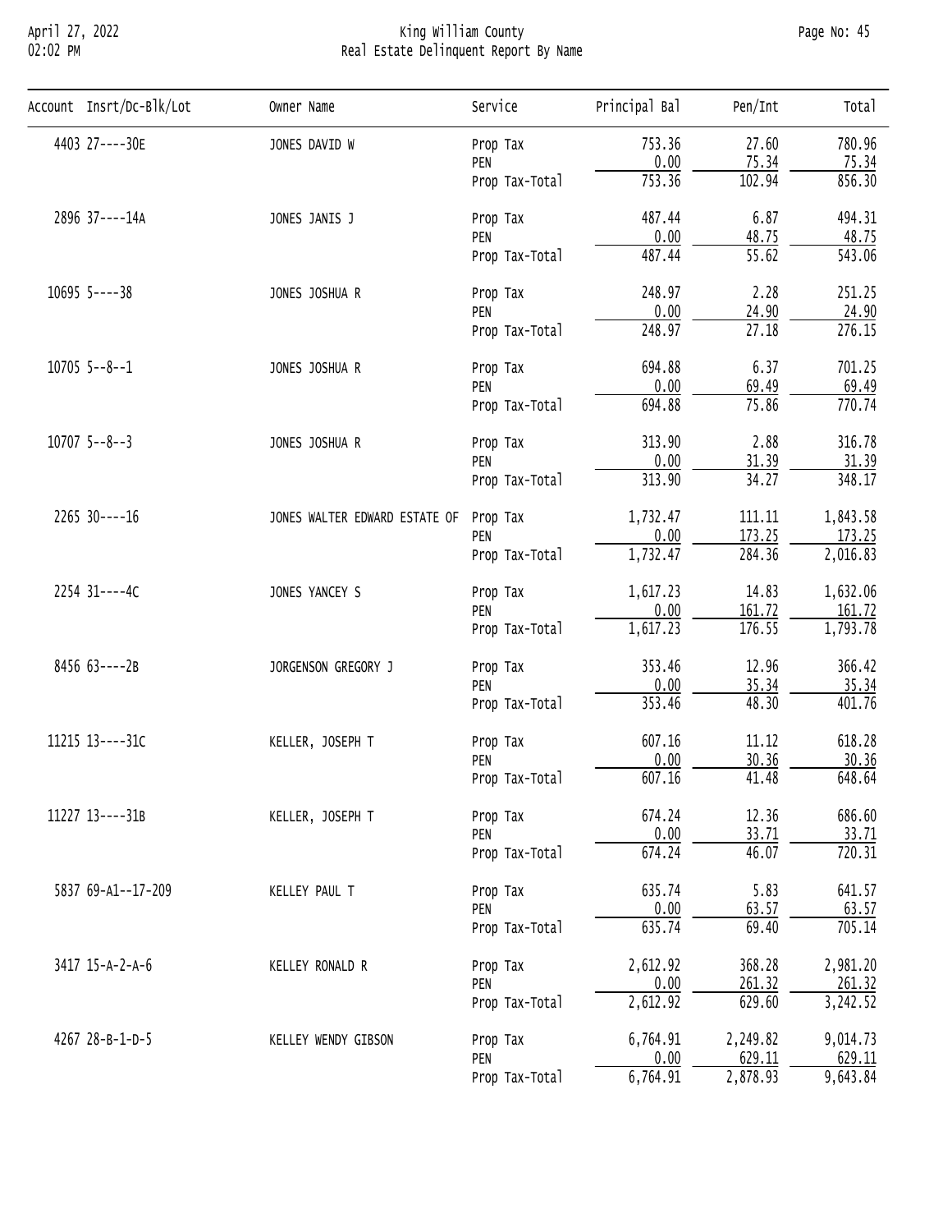| Account | Insrt/Dc-Blk/Lot | Owner Name | Service | Principal Bal | Pen/Int | Total |
|---|---|---|---|---|---|---|
| 4403 | 27----30E | JONES DAVID W | Prop Tax | 753.36 | 27.60 | 780.96 |
| | | | PEN | 0.00 | 75.34 | 75.34 |
| | | | Prop Tax-Total | 753.36 | 102.94 | 856.30 |
| 2896 | 37----14A | JONES JANIS J | Prop Tax | 487.44 | 6.87 | 494.31 |
| | | | PEN | 0.00 | 48.75 | 48.75 |
| | | | Prop Tax-Total | 487.44 | 55.62 | 543.06 |
| 10695 | 5----38 | JONES JOSHUA R | Prop Tax | 248.97 | 2.28 | 251.25 |
| | | | PEN | 0.00 | 24.90 | 24.90 |
| | | | Prop Tax-Total | 248.97 | 27.18 | 276.15 |
| 10705 | 5--8--1 | JONES JOSHUA R | Prop Tax | 694.88 | 6.37 | 701.25 |
| | | | PEN | 0.00 | 69.49 | 69.49 |
| | | | Prop Tax-Total | 694.88 | 75.86 | 770.74 |
| 10707 | 5--8--3 | JONES JOSHUA R | Prop Tax | 313.90 | 2.88 | 316.78 |
| | | | PEN | 0.00 | 31.39 | 31.39 |
| | | | Prop Tax-Total | 313.90 | 34.27 | 348.17 |
| 2265 | 30----16 | JONES WALTER EDWARD ESTATE OF | Prop Tax | 1,732.47 | 111.11 | 1,843.58 |
| | | | PEN | 0.00 | 173.25 | 173.25 |
| | | | Prop Tax-Total | 1,732.47 | 284.36 | 2,016.83 |
| 2254 | 31----4C | JONES YANCEY S | Prop Tax | 1,617.23 | 14.83 | 1,632.06 |
| | | | PEN | 0.00 | 161.72 | 161.72 |
| | | | Prop Tax-Total | 1,617.23 | 176.55 | 1,793.78 |
| 8456 | 63----2B | JORGENSON GREGORY J | Prop Tax | 353.46 | 12.96 | 366.42 |
| | | | PEN | 0.00 | 35.34 | 35.34 |
| | | | Prop Tax-Total | 353.46 | 48.30 | 401.76 |
| 11215 | 13----31C | KELLER, JOSEPH T | Prop Tax | 607.16 | 11.12 | 618.28 |
| | | | PEN | 0.00 | 30.36 | 30.36 |
| | | | Prop Tax-Total | 607.16 | 41.48 | 648.64 |
| 11227 | 13----31B | KELLER, JOSEPH T | Prop Tax | 674.24 | 12.36 | 686.60 |
| | | | PEN | 0.00 | 33.71 | 33.71 |
| | | | Prop Tax-Total | 674.24 | 46.07 | 720.31 |
| 5837 | 69-A1--17-209 | KELLEY PAUL T | Prop Tax | 635.74 | 5.83 | 641.57 |
| | | | PEN | 0.00 | 63.57 | 63.57 |
| | | | Prop Tax-Total | 635.74 | 69.40 | 705.14 |
| 3417 | 15-A-2-A-6 | KELLEY RONALD R | Prop Tax | 2,612.92 | 368.28 | 2,981.20 |
| | | | PEN | 0.00 | 261.32 | 261.32 |
| | | | Prop Tax-Total | 2,612.92 | 629.60 | 3,242.52 |
| 4267 | 28-B-1-D-5 | KELLEY WENDY GIBSON | Prop Tax | 6,764.91 | 2,249.82 | 9,014.73 |
| | | | PEN | 0.00 | 629.11 | 629.11 |
| | | | Prop Tax-Total | 6,764.91 | 2,878.93 | 9,643.84 |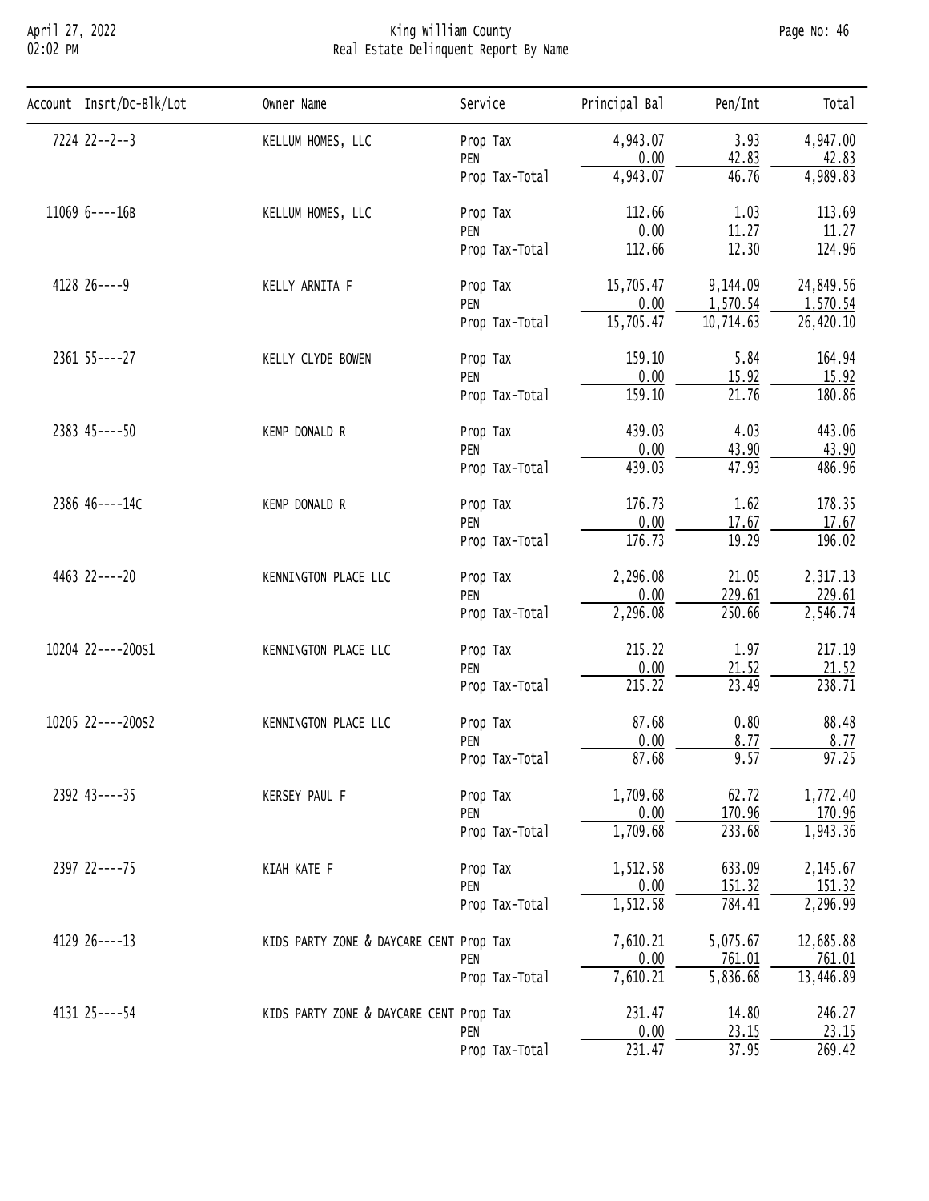# King William County
## Real Estate Delinquent Report By Name

| Account | Insrt/Dc-Blk/Lot | Owner Name | Service | Principal Bal | Pen/Int | Total |
|---|---|---|---|---|---|---|
| 7224 | 22--2--3 | KELLUM HOMES, LLC | Prop Tax | 4,943.07 | 3.93 | 4,947.00 |
| | | | PEN | 0.00 | 42.83 | 42.83 |
| | | | Prop Tax-Total | 4,943.07 | 46.76 | 4,989.83 |
| 11069 | 6----16B | KELLUM HOMES, LLC | Prop Tax | 112.66 | 1.03 | 113.69 |
| | | | PEN | 0.00 | 11.27 | 11.27 |
| | | | Prop Tax-Total | 112.66 | 12.30 | 124.96 |
| 4128 | 26----9 | KELLY ARNITA F | Prop Tax | 15,705.47 | 9,144.09 | 24,849.56 |
| | | | PEN | 0.00 | 1,570.54 | 1,570.54 |
| | | | Prop Tax-Total | 15,705.47 | 10,714.63 | 26,420.10 |
| 2361 | 55----27 | KELLY CLYDE BOWEN | Prop Tax | 159.10 | 5.84 | 164.94 |
| | | | PEN | 0.00 | 15.92 | 15.92 |
| | | | Prop Tax-Total | 159.10 | 21.76 | 180.86 |
| 2383 | 45----50 | KEMP DONALD R | Prop Tax | 439.03 | 4.03 | 443.06 |
| | | | PEN | 0.00 | 43.90 | 43.90 |
| | | | Prop Tax-Total | 439.03 | 47.93 | 486.96 |
| 2386 | 46----14C | KEMP DONALD R | Prop Tax | 176.73 | 1.62 | 178.35 |
| | | | PEN | 0.00 | 17.67 | 17.67 |
| | | | Prop Tax-Total | 176.73 | 19.29 | 196.02 |
| 4463 | 22----20 | KENNINGTON PLACE LLC | Prop Tax | 2,296.08 | 21.05 | 2,317.13 |
| | | | PEN | 0.00 | 229.61 | 229.61 |
| | | | Prop Tax-Total | 2,296.08 | 250.66 | 2,546.74 |
| 10204 | 22----20OS1 | KENNINGTON PLACE LLC | Prop Tax | 215.22 | 1.97 | 217.19 |
| | | | PEN | 0.00 | 21.52 | 21.52 |
| | | | Prop Tax-Total | 215.22 | 23.49 | 238.71 |
| 10205 | 22----20OS2 | KENNINGTON PLACE LLC | Prop Tax | 87.68 | 0.80 | 88.48 |
| | | | PEN | 0.00 | 8.77 | 8.77 |
| | | | Prop Tax-Total | 87.68 | 9.57 | 97.25 |
| 2392 | 43----35 | KERSEY PAUL F | Prop Tax | 1,709.68 | 62.72 | 1,772.40 |
| | | | PEN | 0.00 | 170.96 | 170.96 |
| | | | Prop Tax-Total | 1,709.68 | 233.68 | 1,943.36 |
| 2397 | 22----75 | KIAH KATE F | Prop Tax | 1,512.58 | 633.09 | 2,145.67 |
| | | | PEN | 0.00 | 151.32 | 151.32 |
| | | | Prop Tax-Total | 1,512.58 | 784.41 | 2,296.99 |
| 4129 | 26----13 | KIDS PARTY ZONE & DAYCARE CENT | Prop Tax | 7,610.21 | 5,075.67 | 12,685.88 |
| | | | PEN | 0.00 | 761.01 | 761.01 |
| | | | Prop Tax-Total | 7,610.21 | 5,836.68 | 13,446.89 |
| 4131 | 25----54 | KIDS PARTY ZONE & DAYCARE CENT | Prop Tax | 231.47 | 14.80 | 246.27 |
| | | | PEN | 0.00 | 23.15 | 23.15 |
| | | | Prop Tax-Total | 231.47 | 37.95 | 269.42 |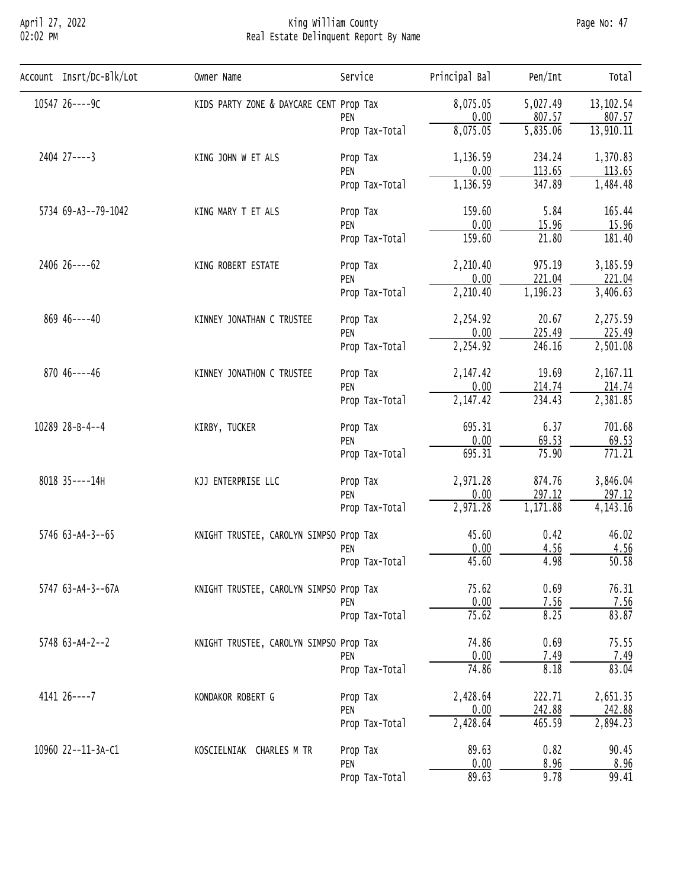| Account | Insrt/Dc-Blk/Lot | Owner Name | Service | Principal Bal | Pen/Int | Total |
|---|---|---|---|---|---|---|
| 10547 | 26----9C | KIDS PARTY ZONE & DAYCARE CENT | Prop Tax | 8,075.05 | 5,027.49 | 13,102.54 |
| | | | PEN | 0.00 | 807.57 | 807.57 |
| | | | Prop Tax-Total | 8,075.05 | 5,835.06 | 13,910.11 |
| 2404 | 27----3 | KING JOHN W ET ALS | Prop Tax | 1,136.59 | 234.24 | 1,370.83 |
| | | | PEN | 0.00 | 113.65 | 113.65 |
| | | | Prop Tax-Total | 1,136.59 | 347.89 | 1,484.48 |
| 5734 | 69-A3--79-1042 | KING MARY T ET ALS | Prop Tax | 159.60 | 5.84 | 165.44 |
| | | | PEN | 0.00 | 15.96 | 15.96 |
| | | | Prop Tax-Total | 159.60 | 21.80 | 181.40 |
| 2406 | 26----62 | KING ROBERT ESTATE | Prop Tax | 2,210.40 | 975.19 | 3,185.59 |
| | | | PEN | 0.00 | 221.04 | 221.04 |
| | | | Prop Tax-Total | 2,210.40 | 1,196.23 | 3,406.63 |
| 869 | 46----40 | KINNEY JONATHAN C TRUSTEE | Prop Tax | 2,254.92 | 20.67 | 2,275.59 |
| | | | PEN | 0.00 | 225.49 | 225.49 |
| | | | Prop Tax-Total | 2,254.92 | 246.16 | 2,501.08 |
| 870 | 46----46 | KINNEY JONATHON C TRUSTEE | Prop Tax | 2,147.42 | 19.69 | 2,167.11 |
| | | | PEN | 0.00 | 214.74 | 214.74 |
| | | | Prop Tax-Total | 2,147.42 | 234.43 | 2,381.85 |
| 10289 | 28-B-4--4 | KIRBY, TUCKER | Prop Tax | 695.31 | 6.37 | 701.68 |
| | | | PEN | 0.00 | 69.53 | 69.53 |
| | | | Prop Tax-Total | 695.31 | 75.90 | 771.21 |
| 8018 | 35----14H | KJJ ENTERPRISE LLC | Prop Tax | 2,971.28 | 874.76 | 3,846.04 |
| | | | PEN | 0.00 | 297.12 | 297.12 |
| | | | Prop Tax-Total | 2,971.28 | 1,171.88 | 4,143.16 |
| 5746 | 63-A4-3--65 | KNIGHT TRUSTEE, CAROLYN SIMPSO | Prop Tax | 45.60 | 0.42 | 46.02 |
| | | | PEN | 0.00 | 4.56 | 4.56 |
| | | | Prop Tax-Total | 45.60 | 4.98 | 50.58 |
| 5747 | 63-A4-3--67A | KNIGHT TRUSTEE, CAROLYN SIMPSO | Prop Tax | 75.62 | 0.69 | 76.31 |
| | | | PEN | 0.00 | 7.56 | 7.56 |
| | | | Prop Tax-Total | 75.62 | 8.25 | 83.87 |
| 5748 | 63-A4-2--2 | KNIGHT TRUSTEE, CAROLYN SIMPSO | Prop Tax | 74.86 | 0.69 | 75.55 |
| | | | PEN | 0.00 | 7.49 | 7.49 |
| | | | Prop Tax-Total | 74.86 | 8.18 | 83.04 |
| 4141 | 26----7 | KONDAKOR ROBERT G | Prop Tax | 2,428.64 | 222.71 | 2,651.35 |
| | | | PEN | 0.00 | 242.88 | 242.88 |
| | | | Prop Tax-Total | 2,428.64 | 465.59 | 2,894.23 |
| 10960 | 22--11-3A-C1 | KOSCIELNIAK CHARLES M TR | Prop Tax | 89.63 | 0.82 | 90.45 |
| | | | PEN | 0.00 | 8.96 | 8.96 |
| | | | Prop Tax-Total | 89.63 | 9.78 | 99.41 |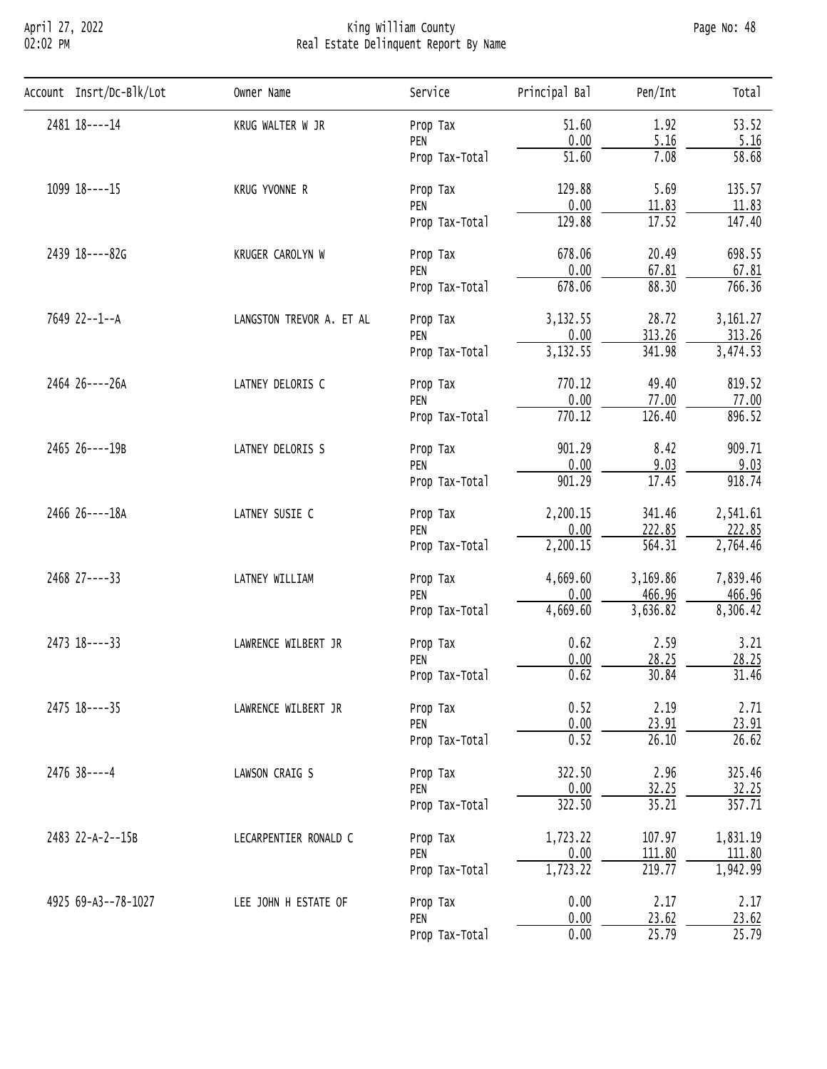| Account | Insrt/Dc-Blk/Lot | Owner Name | Service | Principal Bal | Pen/Int | Total |
|---|---|---|---|---|---|---|
| 2481 | 18----14 | KRUG WALTER W JR | Prop Tax | 51.60 | 1.92 | 53.52 |
| | | | PEN | 0.00 | 5.16 | 5.16 |
| | | | Prop Tax-Total | 51.60 | 7.08 | 58.68 |
| 1099 | 18----15 | KRUG YVONNE R | Prop Tax | 129.88 | 5.69 | 135.57 |
| | | | PEN | 0.00 | 11.83 | 11.83 |
| | | | Prop Tax-Total | 129.88 | 17.52 | 147.40 |
| 2439 | 18----82G | KRUGER CAROLYN W | Prop Tax | 678.06 | 20.49 | 698.55 |
| | | | PEN | 0.00 | 67.81 | 67.81 |
| | | | Prop Tax-Total | 678.06 | 88.30 | 766.36 |
| 7649 | 22--1--A | LANGSTON TREVOR A. ET AL | Prop Tax | 3,132.55 | 28.72 | 3,161.27 |
| | | | PEN | 0.00 | 313.26 | 313.26 |
| | | | Prop Tax-Total | 3,132.55 | 341.98 | 3,474.53 |
| 2464 | 26----26A | LATNEY DELORIS C | Prop Tax | 770.12 | 49.40 | 819.52 |
| | | | PEN | 0.00 | 77.00 | 77.00 |
| | | | Prop Tax-Total | 770.12 | 126.40 | 896.52 |
| 2465 | 26----19B | LATNEY DELORIS S | Prop Tax | 901.29 | 8.42 | 909.71 |
| | | | PEN | 0.00 | 9.03 | 9.03 |
| | | | Prop Tax-Total | 901.29 | 17.45 | 918.74 |
| 2466 | 26----18A | LATNEY SUSIE C | Prop Tax | 2,200.15 | 341.46 | 2,541.61 |
| | | | PEN | 0.00 | 222.85 | 222.85 |
| | | | Prop Tax-Total | 2,200.15 | 564.31 | 2,764.46 |
| 2468 | 27----33 | LATNEY WILLIAM | Prop Tax | 4,669.60 | 3,169.86 | 7,839.46 |
| | | | PEN | 0.00 | 466.96 | 466.96 |
| | | | Prop Tax-Total | 4,669.60 | 3,636.82 | 8,306.42 |
| 2473 | 18----33 | LAWRENCE WILBERT JR | Prop Tax | 0.62 | 2.59 | 3.21 |
| | | | PEN | 0.00 | 28.25 | 28.25 |
| | | | Prop Tax-Total | 0.62 | 30.84 | 31.46 |
| 2475 | 18----35 | LAWRENCE WILBERT JR | Prop Tax | 0.52 | 2.19 | 2.71 |
| | | | PEN | 0.00 | 23.91 | 23.91 |
| | | | Prop Tax-Total | 0.52 | 26.10 | 26.62 |
| 2476 | 38----4 | LAWSON CRAIG S | Prop Tax | 322.50 | 2.96 | 325.46 |
| | | | PEN | 0.00 | 32.25 | 32.25 |
| | | | Prop Tax-Total | 322.50 | 35.21 | 357.71 |
| 2483 | 22-A-2--15B | LECARPENTIER RONALD C | Prop Tax | 1,723.22 | 107.97 | 1,831.19 |
| | | | PEN | 0.00 | 111.80 | 111.80 |
| | | | Prop Tax-Total | 1,723.22 | 219.77 | 1,942.99 |
| 4925 | 69-A3--78-1027 | LEE JOHN H ESTATE OF | Prop Tax | 0.00 | 2.17 | 2.17 |
| | | | PEN | 0.00 | 23.62 | 23.62 |
| | | | Prop Tax-Total | 0.00 | 25.79 | 25.79 |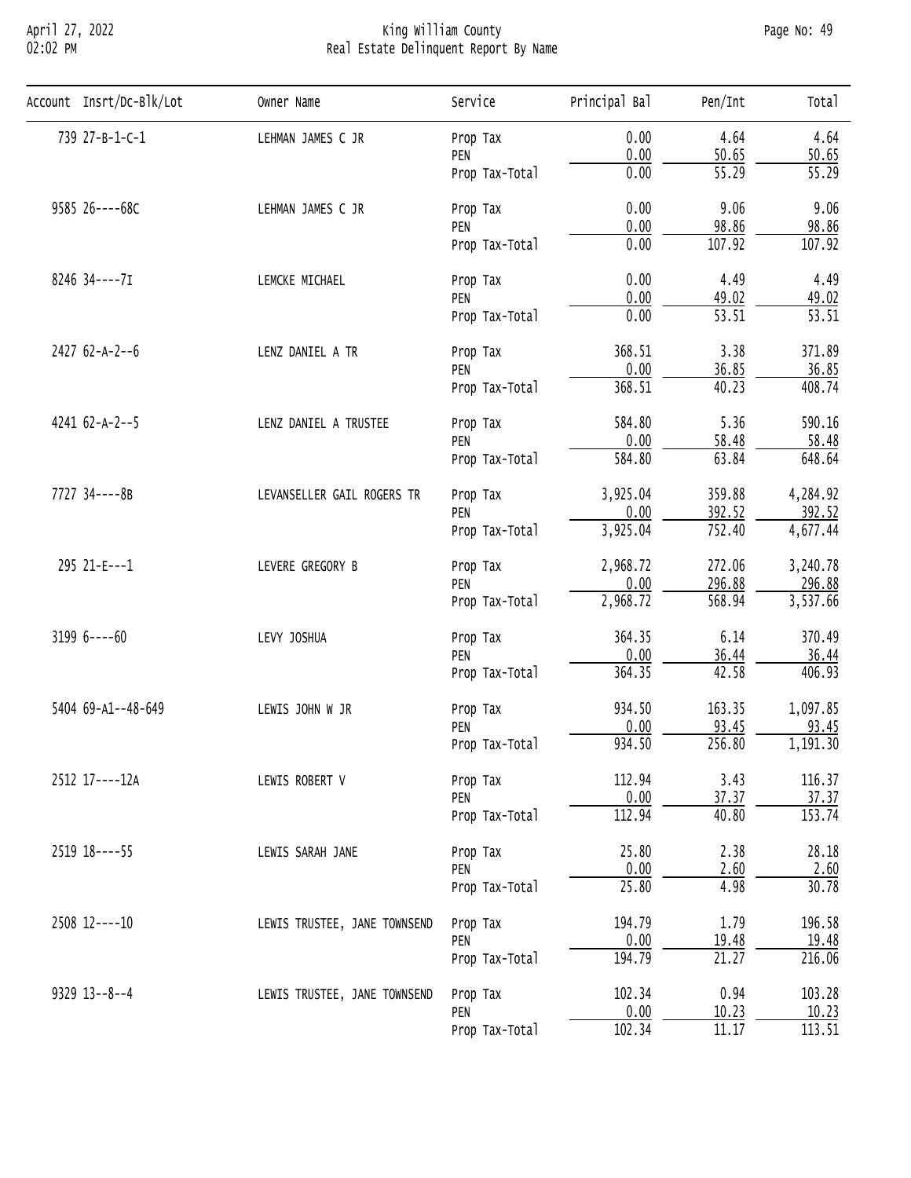| Account | Insrt/Dc-Blk/Lot | Owner Name | Service | Principal Bal | Pen/Int | Total |
|---|---|---|---|---|---|---|
| 739 | 27-B-1-C-1 | LEHMAN JAMES C JR | Prop Tax | 0.00 | 4.64 | 4.64 |
| | | | PEN | 0.00 | 50.65 | 50.65 |
| | | | Prop Tax-Total | 0.00 | 55.29 | 55.29 |
| 9585 | 26----68C | LEHMAN JAMES C JR | Prop Tax | 0.00 | 9.06 | 9.06 |
| | | | PEN | 0.00 | 98.86 | 98.86 |
| | | | Prop Tax-Total | 0.00 | 107.92 | 107.92 |
| 8246 | 34----7I | LEMCKE MICHAEL | Prop Tax | 0.00 | 4.49 | 4.49 |
| | | | PEN | 0.00 | 49.02 | 49.02 |
| | | | Prop Tax-Total | 0.00 | 53.51 | 53.51 |
| 2427 | 62-A-2--6 | LENZ DANIEL A TR | Prop Tax | 368.51 | 3.38 | 371.89 |
| | | | PEN | 0.00 | 36.85 | 36.85 |
| | | | Prop Tax-Total | 368.51 | 40.23 | 408.74 |
| 4241 | 62-A-2--5 | LENZ DANIEL A TRUSTEE | Prop Tax | 584.80 | 5.36 | 590.16 |
| | | | PEN | 0.00 | 58.48 | 58.48 |
| | | | Prop Tax-Total | 584.80 | 63.84 | 648.64 |
| 7727 | 34----8B | LEVANSELLER GAIL ROGERS TR | Prop Tax | 3,925.04 | 359.88 | 4,284.92 |
| | | | PEN | 0.00 | 392.52 | 392.52 |
| | | | Prop Tax-Total | 3,925.04 | 752.40 | 4,677.44 |
| 295 | 21-E---1 | LEVERE GREGORY B | Prop Tax | 2,968.72 | 272.06 | 3,240.78 |
| | | | PEN | 0.00 | 296.88 | 296.88 |
| | | | Prop Tax-Total | 2,968.72 | 568.94 | 3,537.66 |
| 3199 | 6----60 | LEVY JOSHUA | Prop Tax | 364.35 | 6.14 | 370.49 |
| | | | PEN | 0.00 | 36.44 | 36.44 |
| | | | Prop Tax-Total | 364.35 | 42.58 | 406.93 |
| 5404 | 69-A1--48-649 | LEWIS JOHN W JR | Prop Tax | 934.50 | 163.35 | 1,097.85 |
| | | | PEN | 0.00 | 93.45 | 93.45 |
| | | | Prop Tax-Total | 934.50 | 256.80 | 1,191.30 |
| 2512 | 17----12A | LEWIS ROBERT V | Prop Tax | 112.94 | 3.43 | 116.37 |
| | | | PEN | 0.00 | 37.37 | 37.37 |
| | | | Prop Tax-Total | 112.94 | 40.80 | 153.74 |
| 2519 | 18----55 | LEWIS SARAH JANE | Prop Tax | 25.80 | 2.38 | 28.18 |
| | | | PEN | 0.00 | 2.60 | 2.60 |
| | | | Prop Tax-Total | 25.80 | 4.98 | 30.78 |
| 2508 | 12----10 | LEWIS TRUSTEE, JANE TOWNSEND | Prop Tax | 194.79 | 1.79 | 196.58 |
| | | | PEN | 0.00 | 19.48 | 19.48 |
| | | | Prop Tax-Total | 194.79 | 21.27 | 216.06 |
| 9329 | 13--8--4 | LEWIS TRUSTEE, JANE TOWNSEND | Prop Tax | 102.34 | 0.94 | 103.28 |
| | | | PEN | 0.00 | 10.23 | 10.23 |
| | | | Prop Tax-Total | 102.34 | 11.17 | 113.51 |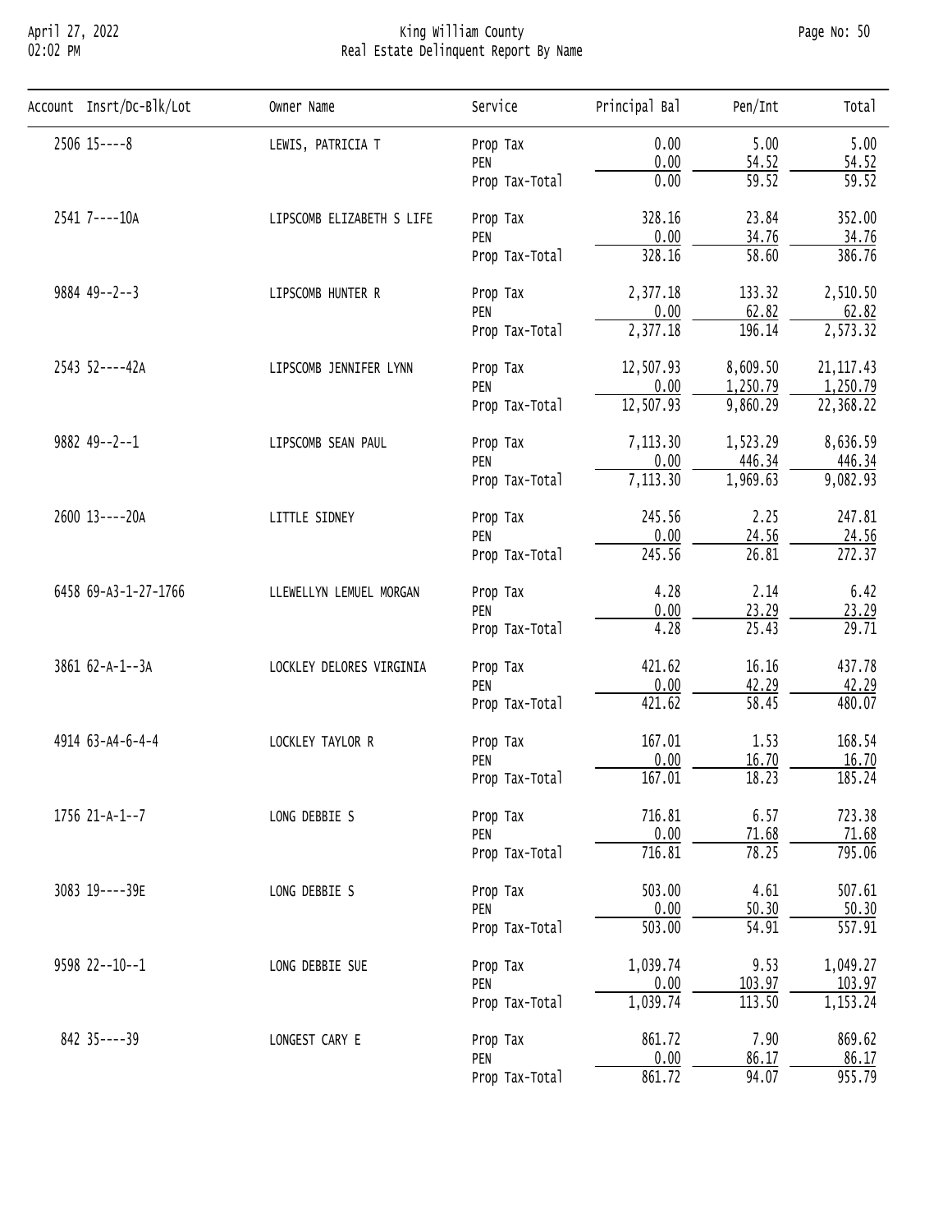| Account | Insrt/Dc-Blk/Lot | Owner Name | Service | Principal Bal | Pen/Int | Total |
|---|---|---|---|---|---|---|
| 2506 | 15----8 | LEWIS, PATRICIA T | Prop Tax | 0.00 | 5.00 | 5.00 |
| | | | PEN | 0.00 | 54.52 | 54.52 |
| | | | Prop Tax-Total | 0.00 | 59.52 | 59.52 |
| 2541 | 7----10A | LIPSCOMB ELIZABETH S LIFE | Prop Tax | 328.16 | 23.84 | 352.00 |
| | | | PEN | 0.00 | 34.76 | 34.76 |
| | | | Prop Tax-Total | 328.16 | 58.60 | 386.76 |
| 9884 | 49--2--3 | LIPSCOMB HUNTER R | Prop Tax | 2,377.18 | 133.32 | 2,510.50 |
| | | | PEN | 0.00 | 62.82 | 62.82 |
| | | | Prop Tax-Total | 2,377.18 | 196.14 | 2,573.32 |
| 2543 | 52----42A | LIPSCOMB JENNIFER LYNN | Prop Tax | 12,507.93 | 8,609.50 | 21,117.43 |
| | | | PEN | 0.00 | 1,250.79 | 1,250.79 |
| | | | Prop Tax-Total | 12,507.93 | 9,860.29 | 22,368.22 |
| 9882 | 49--2--1 | LIPSCOMB SEAN PAUL | Prop Tax | 7,113.30 | 1,523.29 | 8,636.59 |
| | | | PEN | 0.00 | 446.34 | 446.34 |
| | | | Prop Tax-Total | 7,113.30 | 1,969.63 | 9,082.93 |
| 2600 | 13----20A | LITTLE SIDNEY | Prop Tax | 245.56 | 2.25 | 247.81 |
| | | | PEN | 0.00 | 24.56 | 24.56 |
| | | | Prop Tax-Total | 245.56 | 26.81 | 272.37 |
| 6458 | 69-A3-1-27-1766 | LLEWELLYN LEMUEL MORGAN | Prop Tax | 4.28 | 2.14 | 6.42 |
| | | | PEN | 0.00 | 23.29 | 23.29 |
| | | | Prop Tax-Total | 4.28 | 25.43 | 29.71 |
| 3861 | 62-A-1--3A | LOCKLEY DELORES VIRGINIA | Prop Tax | 421.62 | 16.16 | 437.78 |
| | | | PEN | 0.00 | 42.29 | 42.29 |
| | | | Prop Tax-Total | 421.62 | 58.45 | 480.07 |
| 4914 | 63-A4-6-4-4 | LOCKLEY TAYLOR R | Prop Tax | 167.01 | 1.53 | 168.54 |
| | | | PEN | 0.00 | 16.70 | 16.70 |
| | | | Prop Tax-Total | 167.01 | 18.23 | 185.24 |
| 1756 | 21-A-1--7 | LONG DEBBIE S | Prop Tax | 716.81 | 6.57 | 723.38 |
| | | | PEN | 0.00 | 71.68 | 71.68 |
| | | | Prop Tax-Total | 716.81 | 78.25 | 795.06 |
| 3083 | 19----39E | LONG DEBBIE S | Prop Tax | 503.00 | 4.61 | 507.61 |
| | | | PEN | 0.00 | 50.30 | 50.30 |
| | | | Prop Tax-Total | 503.00 | 54.91 | 557.91 |
| 9598 | 22--10--1 | LONG DEBBIE SUE | Prop Tax | 1,039.74 | 9.53 | 1,049.27 |
| | | | PEN | 0.00 | 103.97 | 103.97 |
| | | | Prop Tax-Total | 1,039.74 | 113.50 | 1,153.24 |
| 842 | 35----39 | LONGEST CARY E | Prop Tax | 861.72 | 7.90 | 869.62 |
| | | | PEN | 0.00 | 86.17 | 86.17 |
| | | | Prop Tax-Total | 861.72 | 94.07 | 955.79 |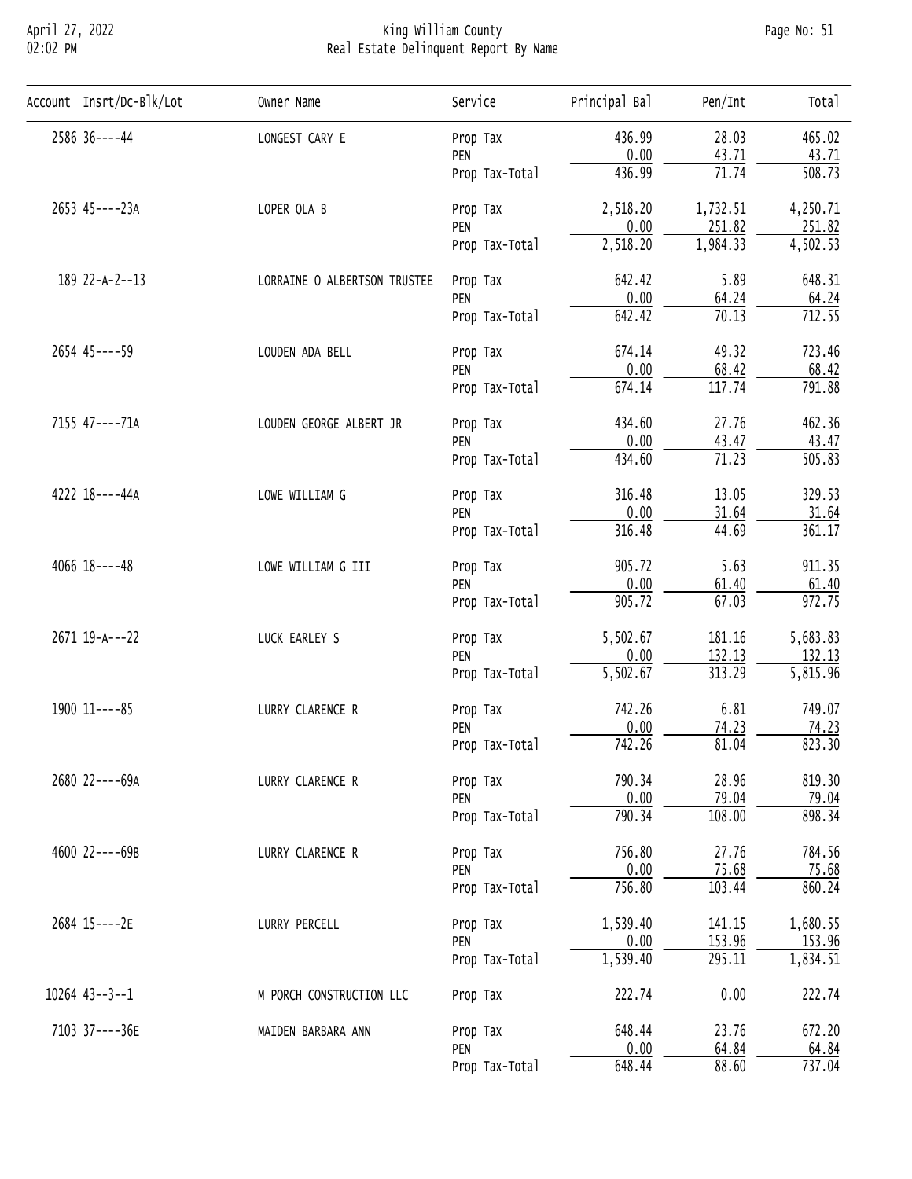| Account | Insrt/Dc-Blk/Lot | Owner Name | Service | Principal Bal | Pen/Int | Total |
|---|---|---|---|---|---|---|
| 2586 | 36----44 | LONGEST CARY E | Prop Tax | 436.99 | 28.03 | 465.02 |
| | | | PEN | 0.00 | 43.71 | 43.71 |
| | | | Prop Tax-Total | 436.99 | 71.74 | 508.73 |
| 2653 | 45----23A | LOPER OLA B | Prop Tax | 2,518.20 | 1,732.51 | 4,250.71 |
| | | | PEN | 0.00 | 251.82 | 251.82 |
| | | | Prop Tax-Total | 2,518.20 | 1,984.33 | 4,502.53 |
| 189 | 22-A-2--13 | LORRAINE O ALBERTSON TRUSTEE | Prop Tax | 642.42 | 5.89 | 648.31 |
| | | | PEN | 0.00 | 64.24 | 64.24 |
| | | | Prop Tax-Total | 642.42 | 70.13 | 712.55 |
| 2654 | 45----59 | LOUDEN ADA BELL | Prop Tax | 674.14 | 49.32 | 723.46 |
| | | | PEN | 0.00 | 68.42 | 68.42 |
| | | | Prop Tax-Total | 674.14 | 117.74 | 791.88 |
| 7155 | 47----71A | LOUDEN GEORGE ALBERT JR | Prop Tax | 434.60 | 27.76 | 462.36 |
| | | | PEN | 0.00 | 43.47 | 43.47 |
| | | | Prop Tax-Total | 434.60 | 71.23 | 505.83 |
| 4222 | 18----44A | LOWE WILLIAM G | Prop Tax | 316.48 | 13.05 | 329.53 |
| | | | PEN | 0.00 | 31.64 | 31.64 |
| | | | Prop Tax-Total | 316.48 | 44.69 | 361.17 |
| 4066 | 18----48 | LOWE WILLIAM G III | Prop Tax | 905.72 | 5.63 | 911.35 |
| | | | PEN | 0.00 | 61.40 | 61.40 |
| | | | Prop Tax-Total | 905.72 | 67.03 | 972.75 |
| 2671 | 19-A---22 | LUCK EARLEY S | Prop Tax | 5,502.67 | 181.16 | 5,683.83 |
| | | | PEN | 0.00 | 132.13 | 132.13 |
| | | | Prop Tax-Total | 5,502.67 | 313.29 | 5,815.96 |
| 1900 | 11----85 | LURRY CLARENCE R | Prop Tax | 742.26 | 6.81 | 749.07 |
| | | | PEN | 0.00 | 74.23 | 74.23 |
| | | | Prop Tax-Total | 742.26 | 81.04 | 823.30 |
| 2680 | 22----69A | LURRY CLARENCE R | Prop Tax | 790.34 | 28.96 | 819.30 |
| | | | PEN | 0.00 | 79.04 | 79.04 |
| | | | Prop Tax-Total | 790.34 | 108.00 | 898.34 |
| 4600 | 22----69B | LURRY CLARENCE R | Prop Tax | 756.80 | 27.76 | 784.56 |
| | | | PEN | 0.00 | 75.68 | 75.68 |
| | | | Prop Tax-Total | 756.80 | 103.44 | 860.24 |
| 2684 | 15----2E | LURRY PERCELL | Prop Tax | 1,539.40 | 141.15 | 1,680.55 |
| | | | PEN | 0.00 | 153.96 | 153.96 |
| | | | Prop Tax-Total | 1,539.40 | 295.11 | 1,834.51 |
| 10264 | 43--3--1 | M PORCH CONSTRUCTION LLC | Prop Tax | 222.74 | 0.00 | 222.74 |
| 7103 | 37----36E | MAIDEN BARBARA ANN | Prop Tax | 648.44 | 23.76 | 672.20 |
| | | | PEN | 0.00 | 64.84 | 64.84 |
| | | | Prop Tax-Total | 648.44 | 88.60 | 737.04 |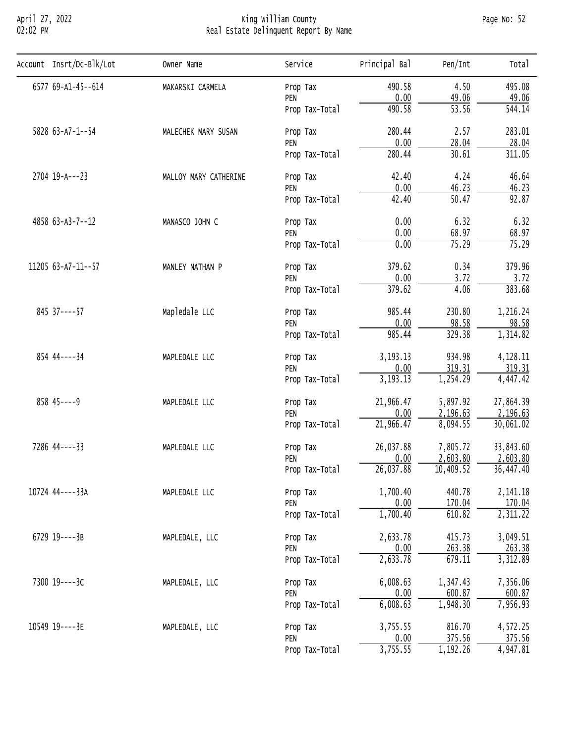| Account | Insrt/Dc-Blk/Lot | Owner Name | Service | Principal Bal | Pen/Int | Total |
|---|---|---|---|---|---|---|
| 6577 | 69-A1-45--614 | MAKARSKI CARMELA | Prop Tax | 490.58 | 4.50 | 495.08 |
| | | | PEN | 0.00 | 49.06 | 49.06 |
| | | | Prop Tax-Total | 490.58 | 53.56 | 544.14 |
| 5828 | 63-A7-1--54 | MALECHEK MARY SUSAN | Prop Tax | 280.44 | 2.57 | 283.01 |
| | | | PEN | 0.00 | 28.04 | 28.04 |
| | | | Prop Tax-Total | 280.44 | 30.61 | 311.05 |
| 2704 | 19-A---23 | MALLOY MARY CATHERINE | Prop Tax | 42.40 | 4.24 | 46.64 |
| | | | PEN | 0.00 | 46.23 | 46.23 |
| | | | Prop Tax-Total | 42.40 | 50.47 | 92.87 |
| 4858 | 63-A3-7--12 | MANASCO JOHN C | Prop Tax | 0.00 | 6.32 | 6.32 |
| | | | PEN | 0.00 | 68.97 | 68.97 |
| | | | Prop Tax-Total | 0.00 | 75.29 | 75.29 |
| 11205 | 63-A7-11--57 | MANLEY NATHAN P | Prop Tax | 379.62 | 0.34 | 379.96 |
| | | | PEN | 0.00 | 3.72 | 3.72 |
| | | | Prop Tax-Total | 379.62 | 4.06 | 383.68 |
| 845 | 37----57 | Mapledale LLC | Prop Tax | 985.44 | 230.80 | 1,216.24 |
| | | | PEN | 0.00 | 98.58 | 98.58 |
| | | | Prop Tax-Total | 985.44 | 329.38 | 1,314.82 |
| 854 | 44----34 | MAPLEDALE LLC | Prop Tax | 3,193.13 | 934.98 | 4,128.11 |
| | | | PEN | 0.00 | 319.31 | 319.31 |
| | | | Prop Tax-Total | 3,193.13 | 1,254.29 | 4,447.42 |
| 858 | 45----9 | MAPLEDALE LLC | Prop Tax | 21,966.47 | 5,897.92 | 27,864.39 |
| | | | PEN | 0.00 | 2,196.63 | 2,196.63 |
| | | | Prop Tax-Total | 21,966.47 | 8,094.55 | 30,061.02 |
| 7286 | 44----33 | MAPLEDALE LLC | Prop Tax | 26,037.88 | 7,805.72 | 33,843.60 |
| | | | PEN | 0.00 | 2,603.80 | 2,603.80 |
| | | | Prop Tax-Total | 26,037.88 | 10,409.52 | 36,447.40 |
| 10724 | 44----33A | MAPLEDALE LLC | Prop Tax | 1,700.40 | 440.78 | 2,141.18 |
| | | | PEN | 0.00 | 170.04 | 170.04 |
| | | | Prop Tax-Total | 1,700.40 | 610.82 | 2,311.22 |
| 6729 | 19----3B | MAPLEDALE, LLC | Prop Tax | 2,633.78 | 415.73 | 3,049.51 |
| | | | PEN | 0.00 | 263.38 | 263.38 |
| | | | Prop Tax-Total | 2,633.78 | 679.11 | 3,312.89 |
| 7300 | 19----3C | MAPLEDALE, LLC | Prop Tax | 6,008.63 | 1,347.43 | 7,356.06 |
| | | | PEN | 0.00 | 600.87 | 600.87 |
| | | | Prop Tax-Total | 6,008.63 | 1,948.30 | 7,956.93 |
| 10549 | 19----3E | MAPLEDALE, LLC | Prop Tax | 3,755.55 | 816.70 | 4,572.25 |
| | | | PEN | 0.00 | 375.56 | 375.56 |
| | | | Prop Tax-Total | 3,755.55 | 1,192.26 | 4,947.81 |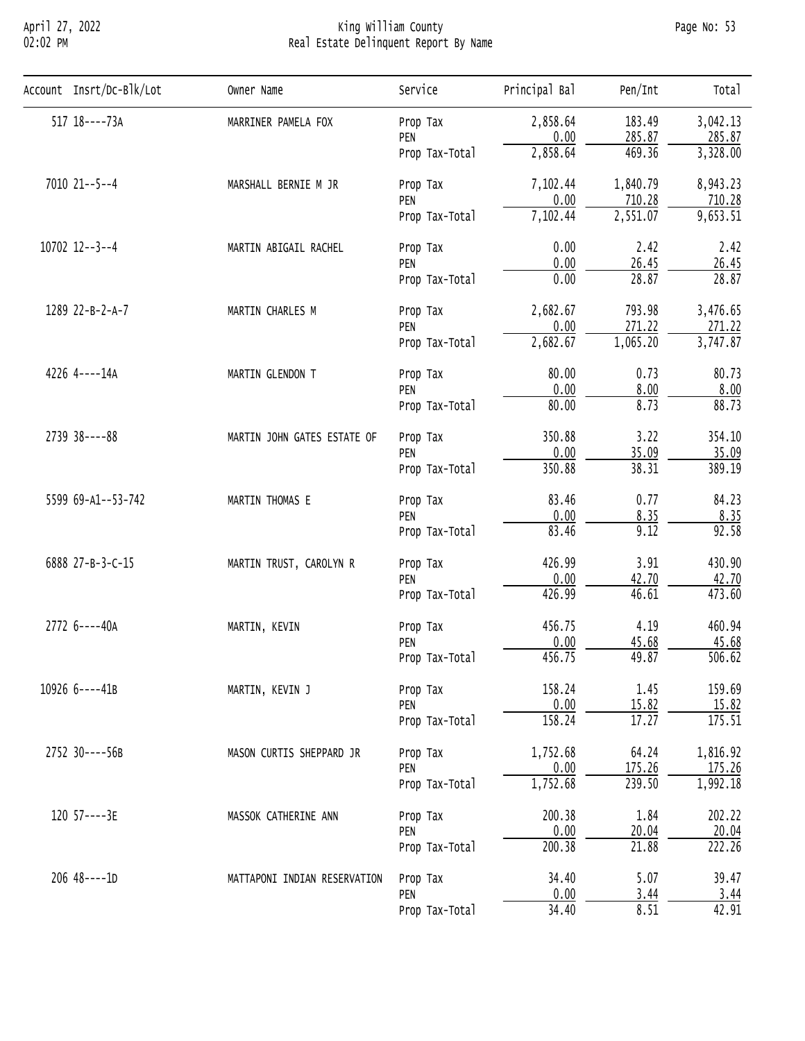April 27, 2022
02:02 PM

# King William County
## Real Estate Delinquent Report By Name

| Account | Insrt/Dc-Blk/Lot | Owner Name | Service | Principal Bal | Pen/Int | Total |
|---|---|---|---|---|---|---|
| 517 | 18----73A | MARRINER PAMELA FOX | Prop Tax | 2,858.64 | 183.49 | 3,042.13 |
| | | | PEN | 0.00 | 285.87 | 285.87 |
| | | | Prop Tax-Total | 2,858.64 | 469.36 | 3,328.00 |
| 7010 | 21--5--4 | MARSHALL BERNIE M JR | Prop Tax | 7,102.44 | 1,840.79 | 8,943.23 |
| | | | PEN | 0.00 | 710.28 | 710.28 |
| | | | Prop Tax-Total | 7,102.44 | 2,551.07 | 9,653.51 |
| 10702 | 12--3--4 | MARTIN ABIGAIL RACHEL | Prop Tax | 0.00 | 2.42 | 2.42 |
| | | | PEN | 0.00 | 26.45 | 26.45 |
| | | | Prop Tax-Total | 0.00 | 28.87 | 28.87 |
| 1289 | 22-B-2-A-7 | MARTIN CHARLES M | Prop Tax | 2,682.67 | 793.98 | 3,476.65 |
| | | | PEN | 0.00 | 271.22 | 271.22 |
| | | | Prop Tax-Total | 2,682.67 | 1,065.20 | 3,747.87 |
| 4226 | 4----14A | MARTIN GLENDON T | Prop Tax | 80.00 | 0.73 | 80.73 |
| | | | PEN | 0.00 | 8.00 | 8.00 |
| | | | Prop Tax-Total | 80.00 | 8.73 | 88.73 |
| 2739 | 38----88 | MARTIN JOHN GATES ESTATE OF | Prop Tax | 350.88 | 3.22 | 354.10 |
| | | | PEN | 0.00 | 35.09 | 35.09 |
| | | | Prop Tax-Total | 350.88 | 38.31 | 389.19 |
| 5599 | 69-A1--53-742 | MARTIN THOMAS E | Prop Tax | 83.46 | 0.77 | 84.23 |
| | | | PEN | 0.00 | 8.35 | 8.35 |
| | | | Prop Tax-Total | 83.46 | 9.12 | 92.58 |
| 6888 | 27-B-3-C-15 | MARTIN TRUST, CAROLYN R | Prop Tax | 426.99 | 3.91 | 430.90 |
| | | | PEN | 0.00 | 42.70 | 42.70 |
| | | | Prop Tax-Total | 426.99 | 46.61 | 473.60 |
| 2772 | 6----40A | MARTIN, KEVIN | Prop Tax | 456.75 | 4.19 | 460.94 |
| | | | PEN | 0.00 | 45.68 | 45.68 |
| | | | Prop Tax-Total | 456.75 | 49.87 | 506.62 |
| 10926 | 6----41B | MARTIN, KEVIN J | Prop Tax | 158.24 | 1.45 | 159.69 |
| | | | PEN | 0.00 | 15.82 | 15.82 |
| | | | Prop Tax-Total | 158.24 | 17.27 | 175.51 |
| 2752 | 30----56B | MASON CURTIS SHEPPARD JR | Prop Tax | 1,752.68 | 64.24 | 1,816.92 |
| | | | PEN | 0.00 | 175.26 | 175.26 |
| | | | Prop Tax-Total | 1,752.68 | 239.50 | 1,992.18 |
| 120 | 57----3E | MASSOK CATHERINE ANN | Prop Tax | 200.38 | 1.84 | 202.22 |
| | | | PEN | 0.00 | 20.04 | 20.04 |
| | | | Prop Tax-Total | 200.38 | 21.88 | 222.26 |
| 206 | 48----1D | MATTAPONI INDIAN RESERVATION | Prop Tax | 34.40 | 5.07 | 39.47 |
| | | | PEN | 0.00 | 3.44 | 3.44 |
| | | | Prop Tax-Total | 34.40 | 8.51 | 42.91 |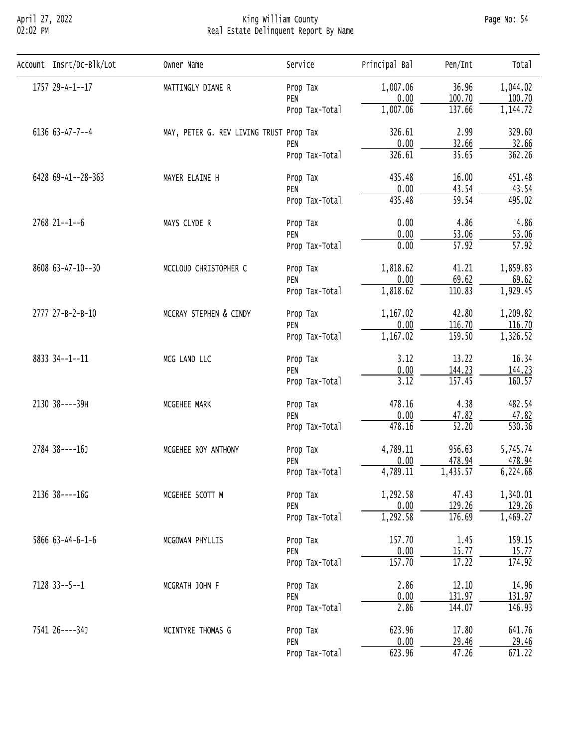# King William County
## Real Estate Delinquent Report By Name

| Account | Insrt/Dc-Blk/Lot | Owner Name | Service | Principal Bal | Pen/Int | Total |
|---|---|---|---|---|---|---|
| 1757 | 29-A-1--17 | MATTINGLY DIANE R | Prop Tax | 1,007.06 | 36.96 | 1,044.02 |
| | | | PEN | 0.00 | 100.70 | 100.70 |
| | | | Prop Tax-Total | 1,007.06 | 137.66 | 1,144.72 |
| 6136 | 63-A7-7--4 | MAY, PETER G. REV LIVING TRUST | Prop Tax | 326.61 | 2.99 | 329.60 |
| | | | PEN | 0.00 | 32.66 | 32.66 |
| | | | Prop Tax-Total | 326.61 | 35.65 | 362.26 |
| 6428 | 69-A1--28-363 | MAYER ELAINE H | Prop Tax | 435.48 | 16.00 | 451.48 |
| | | | PEN | 0.00 | 43.54 | 43.54 |
| | | | Prop Tax-Total | 435.48 | 59.54 | 495.02 |
| 2768 | 21--1--6 | MAYS CLYDE R | Prop Tax | 0.00 | 4.86 | 4.86 |
| | | | PEN | 0.00 | 53.06 | 53.06 |
| | | | Prop Tax-Total | 0.00 | 57.92 | 57.92 |
| 8608 | 63-A7-10--30 | MCCLOUD CHRISTOPHER C | Prop Tax | 1,818.62 | 41.21 | 1,859.83 |
| | | | PEN | 0.00 | 69.62 | 69.62 |
| | | | Prop Tax-Total | 1,818.62 | 110.83 | 1,929.45 |
| 2777 | 27-B-2-B-10 | MCCRAY STEPHEN & CINDY | Prop Tax | 1,167.02 | 42.80 | 1,209.82 |
| | | | PEN | 0.00 | 116.70 | 116.70 |
| | | | Prop Tax-Total | 1,167.02 | 159.50 | 1,326.52 |
| 8833 | 34--1--11 | MCG LAND LLC | Prop Tax | 3.12 | 13.22 | 16.34 |
| | | | PEN | 0.00 | 144.23 | 144.23 |
| | | | Prop Tax-Total | 3.12 | 157.45 | 160.57 |
| 2130 | 38----39H | MCGEHEE MARK | Prop Tax | 478.16 | 4.38 | 482.54 |
| | | | PEN | 0.00 | 47.82 | 47.82 |
| | | | Prop Tax-Total | 478.16 | 52.20 | 530.36 |
| 2784 | 38----16J | MCGEHEE ROY ANTHONY | Prop Tax | 4,789.11 | 956.63 | 5,745.74 |
| | | | PEN | 0.00 | 478.94 | 478.94 |
| | | | Prop Tax-Total | 4,789.11 | 1,435.57 | 6,224.68 |
| 2136 | 38----16G | MCGEHEE SCOTT M | Prop Tax | 1,292.58 | 47.43 | 1,340.01 |
| | | | PEN | 0.00 | 129.26 | 129.26 |
| | | | Prop Tax-Total | 1,292.58 | 176.69 | 1,469.27 |
| 5866 | 63-A4-6-1-6 | MCGOWAN PHYLLIS | Prop Tax | 157.70 | 1.45 | 159.15 |
| | | | PEN | 0.00 | 15.77 | 15.77 |
| | | | Prop Tax-Total | 157.70 | 17.22 | 174.92 |
| 7128 | 33--5--1 | MCGRATH JOHN F | Prop Tax | 2.86 | 12.10 | 14.96 |
| | | | PEN | 0.00 | 131.97 | 131.97 |
| | | | Prop Tax-Total | 2.86 | 144.07 | 146.93 |
| 7541 | 26----34J | MCINTYRE THOMAS G | Prop Tax | 623.96 | 17.80 | 641.76 |
| | | | PEN | 0.00 | 29.46 | 29.46 |
| | | | Prop Tax-Total | 623.96 | 47.26 | 671.22 |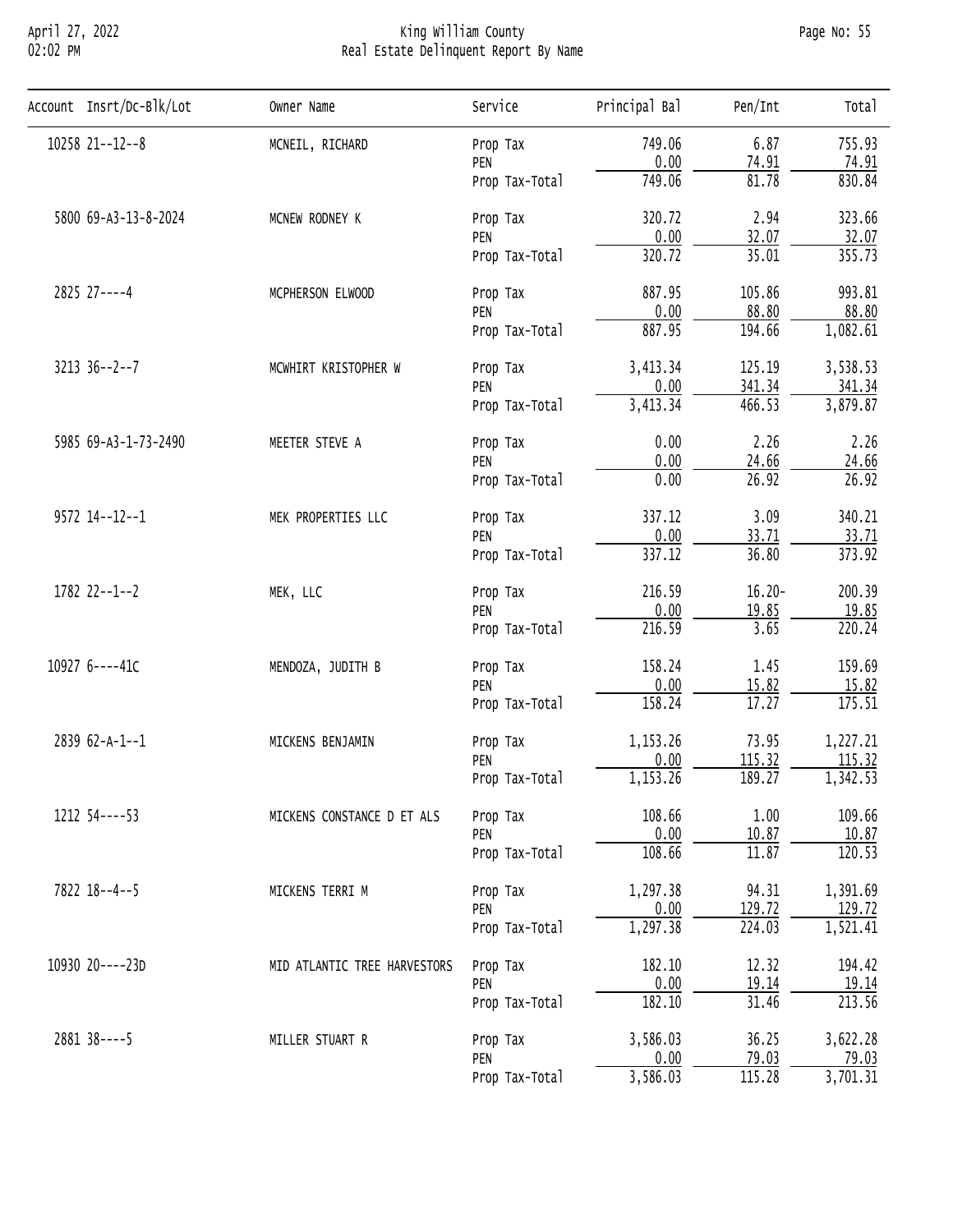| Account | Insrt/Dc-Blk/Lot | Owner Name | Service | Principal Bal | Pen/Int | Total |
|---|---|---|---|---|---|---|
| 10258 | 21--12--8 | MCNEIL, RICHARD | Prop Tax | 749.06 | 6.87 | 755.93 |
| | | | PEN | 0.00 | 74.91 | 74.91 |
| | | | Prop Tax-Total | 749.06 | 81.78 | 830.84 |
| 5800 | 69-A3-13-8-2024 | MCNEW RODNEY K | Prop Tax | 320.72 | 2.94 | 323.66 |
| | | | PEN | 0.00 | 32.07 | 32.07 |
| | | | Prop Tax-Total | 320.72 | 35.01 | 355.73 |
| 2825 | 27----4 | MCPHERSON ELWOOD | Prop Tax | 887.95 | 105.86 | 993.81 |
| | | | PEN | 0.00 | 88.80 | 88.80 |
| | | | Prop Tax-Total | 887.95 | 194.66 | 1,082.61 |
| 3213 | 36--2--7 | MCWHIRT KRISTOPHER W | Prop Tax | 3,413.34 | 125.19 | 3,538.53 |
| | | | PEN | 0.00 | 341.34 | 341.34 |
| | | | Prop Tax-Total | 3,413.34 | 466.53 | 3,879.87 |
| 5985 | 69-A3-1-73-2490 | MEETER STEVE A | Prop Tax | 0.00 | 2.26 | 2.26 |
| | | | PEN | 0.00 | 24.66 | 24.66 |
| | | | Prop Tax-Total | 0.00 | 26.92 | 26.92 |
| 9572 | 14--12--1 | MEK PROPERTIES LLC | Prop Tax | 337.12 | 3.09 | 340.21 |
| | | | PEN | 0.00 | 33.71 | 33.71 |
| | | | Prop Tax-Total | 337.12 | 36.80 | 373.92 |
| 1782 | 22--1--2 | MEK, LLC | Prop Tax | 216.59 | 16.20- | 200.39 |
| | | | PEN | 0.00 | 19.85 | 19.85 |
| | | | Prop Tax-Total | 216.59 | 3.65 | 220.24 |
| 10927 | 6----41C | MENDOZA, JUDITH B | Prop Tax | 158.24 | 1.45 | 159.69 |
| | | | PEN | 0.00 | 15.82 | 15.82 |
| | | | Prop Tax-Total | 158.24 | 17.27 | 175.51 |
| 2839 | 62-A-1--1 | MICKENS BENJAMIN | Prop Tax | 1,153.26 | 73.95 | 1,227.21 |
| | | | PEN | 0.00 | 115.32 | 115.32 |
| | | | Prop Tax-Total | 1,153.26 | 189.27 | 1,342.53 |
| 1212 | 54----53 | MICKENS CONSTANCE D ET ALS | Prop Tax | 108.66 | 1.00 | 109.66 |
| | | | PEN | 0.00 | 10.87 | 10.87 |
| | | | Prop Tax-Total | 108.66 | 11.87 | 120.53 |
| 7822 | 18--4--5 | MICKENS TERRI M | Prop Tax | 1,297.38 | 94.31 | 1,391.69 |
| | | | PEN | 0.00 | 129.72 | 129.72 |
| | | | Prop Tax-Total | 1,297.38 | 224.03 | 1,521.41 |
| 10930 | 20----23D | MID ATLANTIC TREE HARVESTORS | Prop Tax | 182.10 | 12.32 | 194.42 |
| | | | PEN | 0.00 | 19.14 | 19.14 |
| | | | Prop Tax-Total | 182.10 | 31.46 | 213.56 |
| 2881 | 38----5 | MILLER STUART R | Prop Tax | 3,586.03 | 36.25 | 3,622.28 |
| | | | PEN | 0.00 | 79.03 | 79.03 |
| | | | Prop Tax-Total | 3,586.03 | 115.28 | 3,701.31 |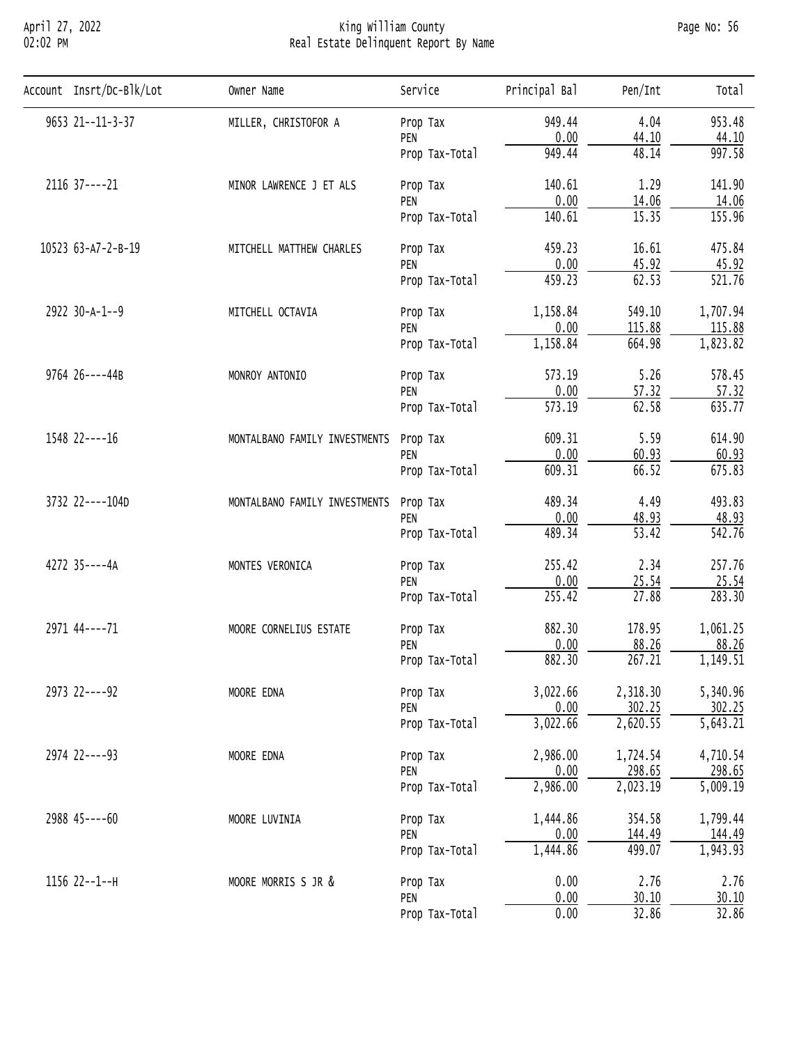| Account | Insrt/Dc-Blk/Lot | Owner Name | Service | Principal Bal | Pen/Int | Total |
|---|---|---|---|---|---|---|
| 9653 | 21--11-3-37 | MILLER, CHRISTOFOR A | Prop Tax | 949.44 | 4.04 | 953.48 |
| | | | PEN | 0.00 | 44.10 | 44.10 |
| | | | Prop Tax-Total | 949.44 | 48.14 | 997.58 |
| 2116 | 37----21 | MINOR LAWRENCE J ET ALS | Prop Tax | 140.61 | 1.29 | 141.90 |
| | | | PEN | 0.00 | 14.06 | 14.06 |
| | | | Prop Tax-Total | 140.61 | 15.35 | 155.96 |
| 10523 | 63-A7-2-B-19 | MITCHELL MATTHEW CHARLES | Prop Tax | 459.23 | 16.61 | 475.84 |
| | | | PEN | 0.00 | 45.92 | 45.92 |
| | | | Prop Tax-Total | 459.23 | 62.53 | 521.76 |
| 2922 | 30-A-1--9 | MITCHELL OCTAVIA | Prop Tax | 1,158.84 | 549.10 | 1,707.94 |
| | | | PEN | 0.00 | 115.88 | 115.88 |
| | | | Prop Tax-Total | 1,158.84 | 664.98 | 1,823.82 |
| 9764 | 26----44B | MONROY ANTONIO | Prop Tax | 573.19 | 5.26 | 578.45 |
| | | | PEN | 0.00 | 57.32 | 57.32 |
| | | | Prop Tax-Total | 573.19 | 62.58 | 635.77 |
| 1548 | 22----16 | MONTALBANO FAMILY INVESTMENTS | Prop Tax | 609.31 | 5.59 | 614.90 |
| | | | PEN | 0.00 | 60.93 | 60.93 |
| | | | Prop Tax-Total | 609.31 | 66.52 | 675.83 |
| 3732 | 22----104D | MONTALBANO FAMILY INVESTMENTS | Prop Tax | 489.34 | 4.49 | 493.83 |
| | | | PEN | 0.00 | 48.93 | 48.93 |
| | | | Prop Tax-Total | 489.34 | 53.42 | 542.76 |
| 4272 | 35----4A | MONTES VERONICA | Prop Tax | 255.42 | 2.34 | 257.76 |
| | | | PEN | 0.00 | 25.54 | 25.54 |
| | | | Prop Tax-Total | 255.42 | 27.88 | 283.30 |
| 2971 | 44----71 | MOORE CORNELIUS ESTATE | Prop Tax | 882.30 | 178.95 | 1,061.25 |
| | | | PEN | 0.00 | 88.26 | 88.26 |
| | | | Prop Tax-Total | 882.30 | 267.21 | 1,149.51 |
| 2973 | 22----92 | MOORE EDNA | Prop Tax | 3,022.66 | 2,318.30 | 5,340.96 |
| | | | PEN | 0.00 | 302.25 | 302.25 |
| | | | Prop Tax-Total | 3,022.66 | 2,620.55 | 5,643.21 |
| 2974 | 22----93 | MOORE EDNA | Prop Tax | 2,986.00 | 1,724.54 | 4,710.54 |
| | | | PEN | 0.00 | 298.65 | 298.65 |
| | | | Prop Tax-Total | 2,986.00 | 2,023.19 | 5,009.19 |
| 2988 | 45----60 | MOORE LUVINIA | Prop Tax | 1,444.86 | 354.58 | 1,799.44 |
| | | | PEN | 0.00 | 144.49 | 144.49 |
| | | | Prop Tax-Total | 1,444.86 | 499.07 | 1,943.93 |
| 1156 | 22--1--H | MOORE MORRIS S JR & | Prop Tax | 0.00 | 2.76 | 2.76 |
| | | | PEN | 0.00 | 30.10 | 30.10 |
| | | | Prop Tax-Total | 0.00 | 32.86 | 32.86 |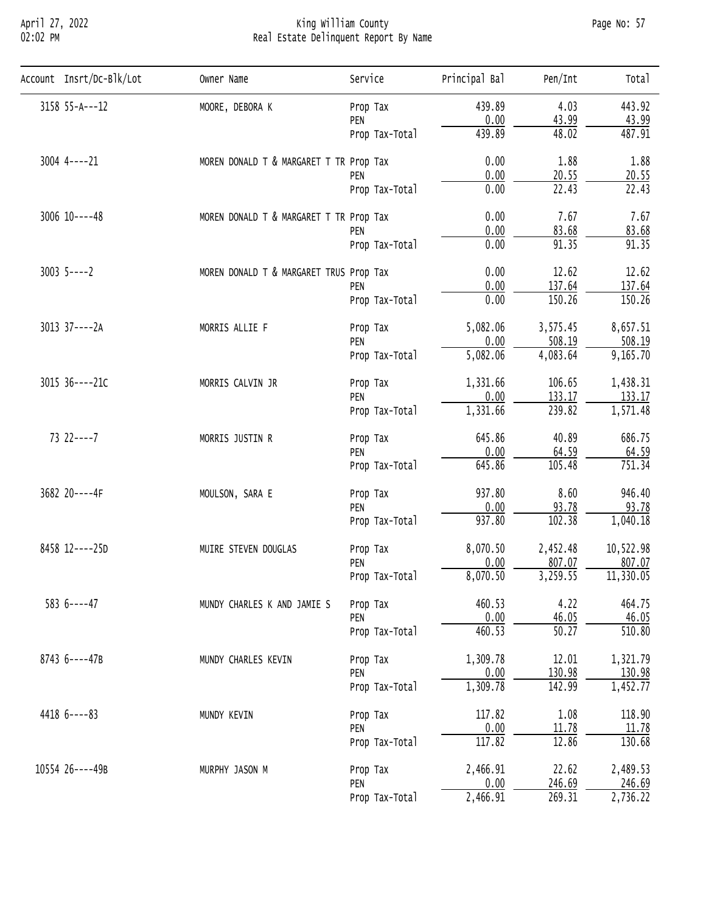# King William County
## Real Estate Delinquent Report By Name

| Account | Insrt/Dc-Blk/Lot | Owner Name | Service | Principal Bal | Pen/Int | Total |
|---|---|---|---|---|---|---|
| 3158 | 55-A---12 | MOORE, DEBORA K | Prop Tax | 439.89 | 4.03 | 443.92 |
| | | | PEN | 0.00 | 43.99 | 43.99 |
| | | | Prop Tax-Total | 439.89 | 48.02 | 487.91 |
| 3004 | 4----21 | MOREN DONALD T & MARGARET T TR | Prop Tax | 0.00 | 1.88 | 1.88 |
| | | | PEN | 0.00 | 20.55 | 20.55 |
| | | | Prop Tax-Total | 0.00 | 22.43 | 22.43 |
| 3006 | 10----48 | MOREN DONALD T & MARGARET T TR | Prop Tax | 0.00 | 7.67 | 7.67 |
| | | | PEN | 0.00 | 83.68 | 83.68 |
| | | | Prop Tax-Total | 0.00 | 91.35 | 91.35 |
| 3003 | 5----2 | MOREN DONALD T & MARGARET TRUS | Prop Tax | 0.00 | 12.62 | 12.62 |
| | | | PEN | 0.00 | 137.64 | 137.64 |
| | | | Prop Tax-Total | 0.00 | 150.26 | 150.26 |
| 3013 | 37----2A | MORRIS ALLIE F | Prop Tax | 5,082.06 | 3,575.45 | 8,657.51 |
| | | | PEN | 0.00 | 508.19 | 508.19 |
| | | | Prop Tax-Total | 5,082.06 | 4,083.64 | 9,165.70 |
| 3015 | 36----21C | MORRIS CALVIN JR | Prop Tax | 1,331.66 | 106.65 | 1,438.31 |
| | | | PEN | 0.00 | 133.17 | 133.17 |
| | | | Prop Tax-Total | 1,331.66 | 239.82 | 1,571.48 |
| 73 | 22----7 | MORRIS JUSTIN R | Prop Tax | 645.86 | 40.89 | 686.75 |
| | | | PEN | 0.00 | 64.59 | 64.59 |
| | | | Prop Tax-Total | 645.86 | 105.48 | 751.34 |
| 3682 | 20----4F | MOULSON, SARA E | Prop Tax | 937.80 | 8.60 | 946.40 |
| | | | PEN | 0.00 | 93.78 | 93.78 |
| | | | Prop Tax-Total | 937.80 | 102.38 | 1,040.18 |
| 8458 | 12----25D | MUIRE STEVEN DOUGLAS | Prop Tax | 8,070.50 | 2,452.48 | 10,522.98 |
| | | | PEN | 0.00 | 807.07 | 807.07 |
| | | | Prop Tax-Total | 8,070.50 | 3,259.55 | 11,330.05 |
| 583 | 6----47 | MUNDY CHARLES K AND JAMIE S | Prop Tax | 460.53 | 4.22 | 464.75 |
| | | | PEN | 0.00 | 46.05 | 46.05 |
| | | | Prop Tax-Total | 460.53 | 50.27 | 510.80 |
| 8743 | 6----47B | MUNDY CHARLES KEVIN | Prop Tax | 1,309.78 | 12.01 | 1,321.79 |
| | | | PEN | 0.00 | 130.98 | 130.98 |
| | | | Prop Tax-Total | 1,309.78 | 142.99 | 1,452.77 |
| 4418 | 6----83 | MUNDY KEVIN | Prop Tax | 117.82 | 1.08 | 118.90 |
| | | | PEN | 0.00 | 11.78 | 11.78 |
| | | | Prop Tax-Total | 117.82 | 12.86 | 130.68 |
| 10554 | 26----49B | MURPHY JASON M | Prop Tax | 2,466.91 | 22.62 | 2,489.53 |
| | | | PEN | 0.00 | 246.69 | 246.69 |
| | | | Prop Tax-Total | 2,466.91 | 269.31 | 2,736.22 |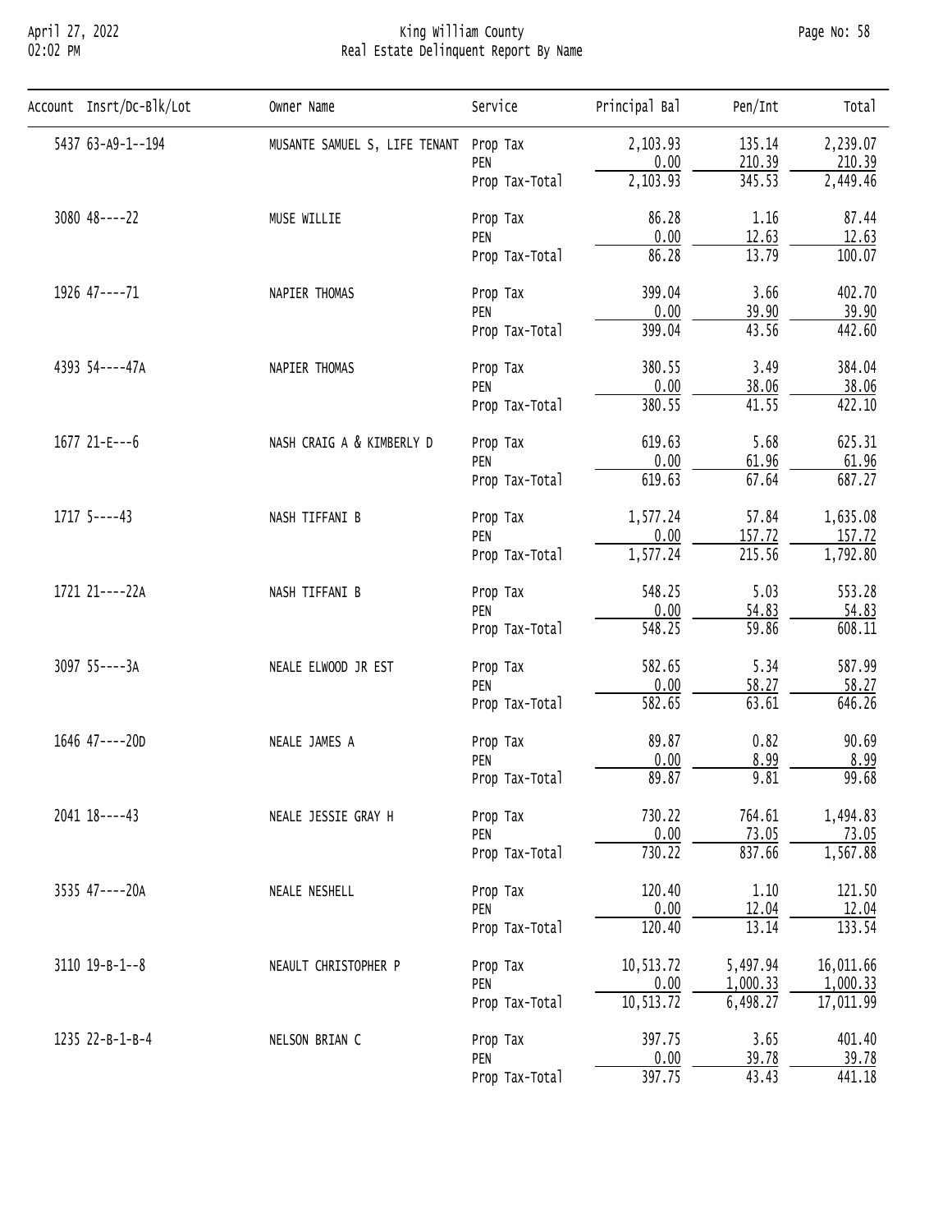| Account | Insrt/Dc-Blk/Lot | Owner Name | Service | Principal Bal | Pen/Int | Total |
|---|---|---|---|---|---|---|
| 5437 | 63-A9-1--194 | MUSANTE SAMUEL S, LIFE TENANT | Prop Tax | 2,103.93 | 135.14 | 2,239.07 |
| | | | PEN | 0.00 | 210.39 | 210.39 |
| | | | Prop Tax-Total | 2,103.93 | 345.53 | 2,449.46 |
| 3080 | 48----22 | MUSE WILLIE | Prop Tax | 86.28 | 1.16 | 87.44 |
| | | | PEN | 0.00 | 12.63 | 12.63 |
| | | | Prop Tax-Total | 86.28 | 13.79 | 100.07 |
| 1926 | 47----71 | NAPIER THOMAS | Prop Tax | 399.04 | 3.66 | 402.70 |
| | | | PEN | 0.00 | 39.90 | 39.90 |
| | | | Prop Tax-Total | 399.04 | 43.56 | 442.60 |
| 4393 | 54----47A | NAPIER THOMAS | Prop Tax | 380.55 | 3.49 | 384.04 |
| | | | PEN | 0.00 | 38.06 | 38.06 |
| | | | Prop Tax-Total | 380.55 | 41.55 | 422.10 |
| 1677 | 21-E---6 | NASH CRAIG A & KIMBERLY D | Prop Tax | 619.63 | 5.68 | 625.31 |
| | | | PEN | 0.00 | 61.96 | 61.96 |
| | | | Prop Tax-Total | 619.63 | 67.64 | 687.27 |
| 1717 | 5----43 | NASH TIFFANI B | Prop Tax | 1,577.24 | 57.84 | 1,635.08 |
| | | | PEN | 0.00 | 157.72 | 157.72 |
| | | | Prop Tax-Total | 1,577.24 | 215.56 | 1,792.80 |
| 1721 | 21----22A | NASH TIFFANI B | Prop Tax | 548.25 | 5.03 | 553.28 |
| | | | PEN | 0.00 | 54.83 | 54.83 |
| | | | Prop Tax-Total | 548.25 | 59.86 | 608.11 |
| 3097 | 55----3A | NEALE ELWOOD JR EST | Prop Tax | 582.65 | 5.34 | 587.99 |
| | | | PEN | 0.00 | 58.27 | 58.27 |
| | | | Prop Tax-Total | 582.65 | 63.61 | 646.26 |
| 1646 | 47----20D | NEALE JAMES A | Prop Tax | 89.87 | 0.82 | 90.69 |
| | | | PEN | 0.00 | 8.99 | 8.99 |
| | | | Prop Tax-Total | 89.87 | 9.81 | 99.68 |
| 2041 | 18----43 | NEALE JESSIE GRAY H | Prop Tax | 730.22 | 764.61 | 1,494.83 |
| | | | PEN | 0.00 | 73.05 | 73.05 |
| | | | Prop Tax-Total | 730.22 | 837.66 | 1,567.88 |
| 3535 | 47----20A | NEALE NESHELL | Prop Tax | 120.40 | 1.10 | 121.50 |
| | | | PEN | 0.00 | 12.04 | 12.04 |
| | | | Prop Tax-Total | 120.40 | 13.14 | 133.54 |
| 3110 | 19-B-1--8 | NEAULT CHRISTOPHER P | Prop Tax | 10,513.72 | 5,497.94 | 16,011.66 |
| | | | PEN | 0.00 | 1,000.33 | 1,000.33 |
| | | | Prop Tax-Total | 10,513.72 | 6,498.27 | 17,011.99 |
| 1235 | 22-B-1-B-4 | NELSON BRIAN C | Prop Tax | 397.75 | 3.65 | 401.40 |
| | | | PEN | 0.00 | 39.78 | 39.78 |
| | | | Prop Tax-Total | 397.75 | 43.43 | 441.18 |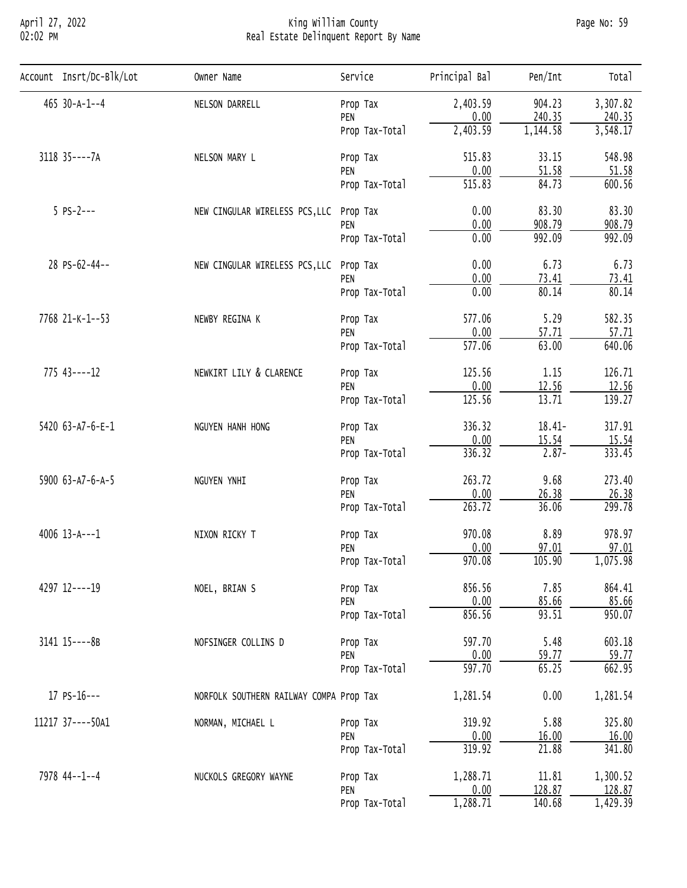| Account | Insrt/Dc-Blk/Lot | Owner Name | Service | Principal Bal | Pen/Int | Total |
|---|---|---|---|---|---|---|
| 465 | 30-A-1--4 | NELSON DARRELL | Prop Tax | 2,403.59 | 904.23 | 3,307.82 |
| | | | PEN | 0.00 | 240.35 | 240.35 |
| | | | Prop Tax-Total | 2,403.59 | 1,144.58 | 3,548.17 |
| 3118 | 35----7A | NELSON MARY L | Prop Tax | 515.83 | 33.15 | 548.98 |
| | | | PEN | 0.00 | 51.58 | 51.58 |
| | | | Prop Tax-Total | 515.83 | 84.73 | 600.56 |
| 5 | PS-2--- | NEW CINGULAR WIRELESS PCS,LLC | Prop Tax | 0.00 | 83.30 | 83.30 |
| | | | PEN | 0.00 | 908.79 | 908.79 |
| | | | Prop Tax-Total | 0.00 | 992.09 | 992.09 |
| 28 | PS-62-44-- | NEW CINGULAR WIRELESS PCS,LLC | Prop Tax | 0.00 | 6.73 | 6.73 |
| | | | PEN | 0.00 | 73.41 | 73.41 |
| | | | Prop Tax-Total | 0.00 | 80.14 | 80.14 |
| 7768 | 21-K-1--53 | NEWBY REGINA K | Prop Tax | 577.06 | 5.29 | 582.35 |
| | | | PEN | 0.00 | 57.71 | 57.71 |
| | | | Prop Tax-Total | 577.06 | 63.00 | 640.06 |
| 775 | 43----12 | NEWKIRT LILY & CLARENCE | Prop Tax | 125.56 | 1.15 | 126.71 |
| | | | PEN | 0.00 | 12.56 | 12.56 |
| | | | Prop Tax-Total | 125.56 | 13.71 | 139.27 |
| 5420 | 63-A7-6-E-1 | NGUYEN HANH HONG | Prop Tax | 336.32 | 18.41- | 317.91 |
| | | | PEN | 0.00 | 15.54 | 15.54 |
| | | | Prop Tax-Total | 336.32 | 2.87- | 333.45 |
| 5900 | 63-A7-6-A-5 | NGUYEN YNHI | Prop Tax | 263.72 | 9.68 | 273.40 |
| | | | PEN | 0.00 | 26.38 | 26.38 |
| | | | Prop Tax-Total | 263.72 | 36.06 | 299.78 |
| 4006 | 13-A---1 | NIXON RICKY T | Prop Tax | 970.08 | 8.89 | 978.97 |
| | | | PEN | 0.00 | 97.01 | 97.01 |
| | | | Prop Tax-Total | 970.08 | 105.90 | 1,075.98 |
| 4297 | 12----19 | NOEL, BRIAN S | Prop Tax | 856.56 | 7.85 | 864.41 |
| | | | PEN | 0.00 | 85.66 | 85.66 |
| | | | Prop Tax-Total | 856.56 | 93.51 | 950.07 |
| 3141 | 15----8B | NOFSINGER COLLINS D | Prop Tax | 597.70 | 5.48 | 603.18 |
| | | | PEN | 0.00 | 59.77 | 59.77 |
| | | | Prop Tax-Total | 597.70 | 65.25 | 662.95 |
| 17 | PS-16--- | NORFOLK SOUTHERN RAILWAY COMPA | Prop Tax | 1,281.54 | 0.00 | 1,281.54 |
| 11217 | 37----50A1 | NORMAN, MICHAEL L | Prop Tax | 319.92 | 5.88 | 325.80 |
| | | | PEN | 0.00 | 16.00 | 16.00 |
| | | | Prop Tax-Total | 319.92 | 21.88 | 341.80 |
| 7978 | 44--1--4 | NUCKOLS GREGORY WAYNE | Prop Tax | 1,288.71 | 11.81 | 1,300.52 |
| | | | PEN | 0.00 | 128.87 | 128.87 |
| | | | Prop Tax-Total | 1,288.71 | 140.68 | 1,429.39 |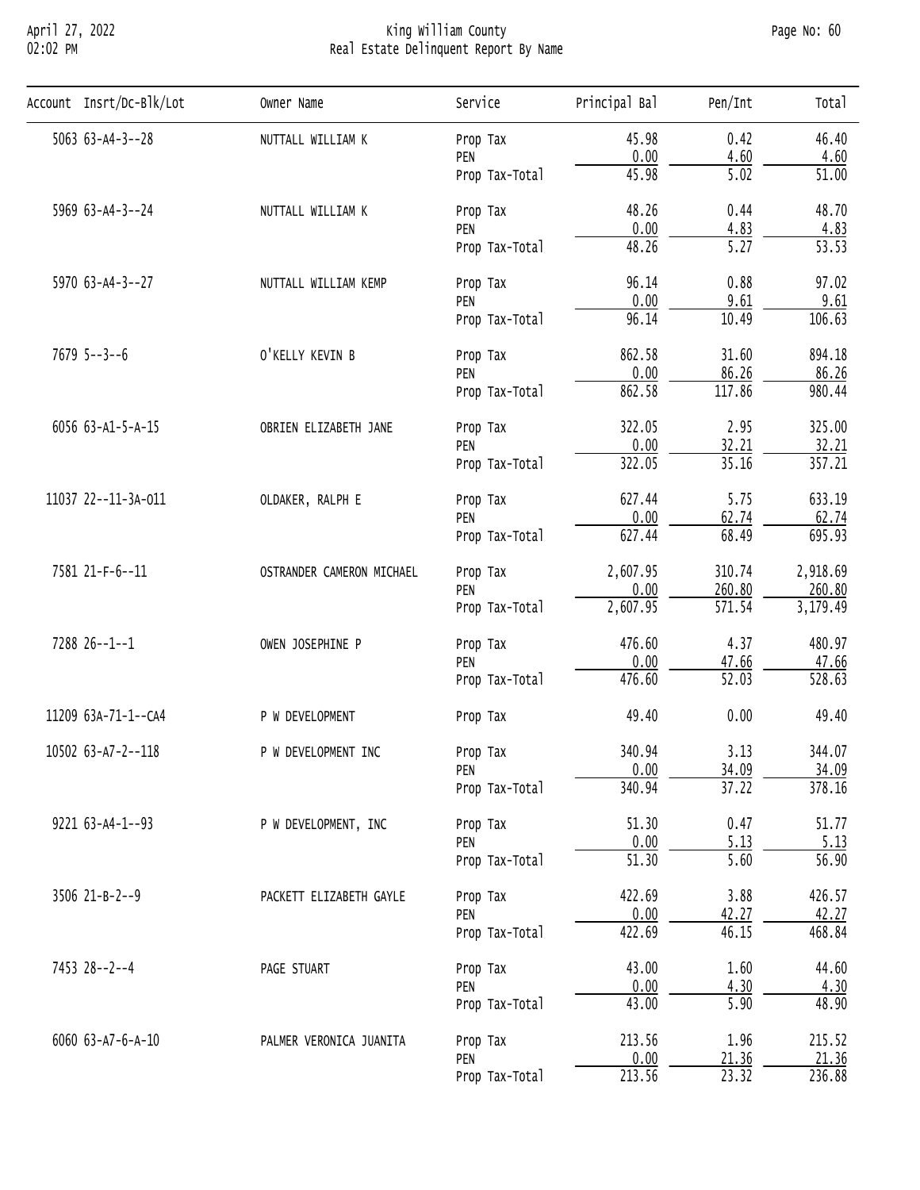# King William County
## Real Estate Delinquent Report By Name

April 27, 2022
02:02 PM

| Account | Insrt/Dc-Blk/Lot | Owner Name | Service | Principal Bal | Pen/Int | Total |
|---|---|---|---|---|---|---|
| 5063 | 63-A4-3--28 | NUTTALL WILLIAM K | Prop Tax | 45.98 | 0.42 | 46.40 |
| | | | PEN | 0.00 | 4.60 | 4.60 |
| | | | Prop Tax-Total | 45.98 | 5.02 | 51.00 |
| 5969 | 63-A4-3--24 | NUTTALL WILLIAM K | Prop Tax | 48.26 | 0.44 | 48.70 |
| | | | PEN | 0.00 | 4.83 | 4.83 |
| | | | Prop Tax-Total | 48.26 | 5.27 | 53.53 |
| 5970 | 63-A4-3--27 | NUTTALL WILLIAM KEMP | Prop Tax | 96.14 | 0.88 | 97.02 |
| | | | PEN | 0.00 | 9.61 | 9.61 |
| | | | Prop Tax-Total | 96.14 | 10.49 | 106.63 |
| 7679 | 5--3--6 | O'KELLY KEVIN B | Prop Tax | 862.58 | 31.60 | 894.18 |
| | | | PEN | 0.00 | 86.26 | 86.26 |
| | | | Prop Tax-Total | 862.58 | 117.86 | 980.44 |
| 6056 | 63-A1-5-A-15 | OBRIEN ELIZABETH JANE | Prop Tax | 322.05 | 2.95 | 325.00 |
| | | | PEN | 0.00 | 32.21 | 32.21 |
| | | | Prop Tax-Total | 322.05 | 35.16 | 357.21 |
| 11037 | 22--11-3A-011 | OLDAKER, RALPH E | Prop Tax | 627.44 | 5.75 | 633.19 |
| | | | PEN | 0.00 | 62.74 | 62.74 |
| | | | Prop Tax-Total | 627.44 | 68.49 | 695.93 |
| 7581 | 21-F-6--11 | OSTRANDER CAMERON MICHAEL | Prop Tax | 2,607.95 | 310.74 | 2,918.69 |
| | | | PEN | 0.00 | 260.80 | 260.80 |
| | | | Prop Tax-Total | 2,607.95 | 571.54 | 3,179.49 |
| 7288 | 26--1--1 | OWEN JOSEPHINE P | Prop Tax | 476.60 | 4.37 | 480.97 |
| | | | PEN | 0.00 | 47.66 | 47.66 |
| | | | Prop Tax-Total | 476.60 | 52.03 | 528.63 |
| 11209 | 63A-71-1--CA4 | P W DEVELOPMENT | Prop Tax | 49.40 | 0.00 | 49.40 |
| 10502 | 63-A7-2--118 | P W DEVELOPMENT INC | Prop Tax | 340.94 | 3.13 | 344.07 |
| | | | PEN | 0.00 | 34.09 | 34.09 |
| | | | Prop Tax-Total | 340.94 | 37.22 | 378.16 |
| 9221 | 63-A4-1--93 | P W DEVELOPMENT, INC | Prop Tax | 51.30 | 0.47 | 51.77 |
| | | | PEN | 0.00 | 5.13 | 5.13 |
| | | | Prop Tax-Total | 51.30 | 5.60 | 56.90 |
| 3506 | 21-B-2--9 | PACKETT ELIZABETH GAYLE | Prop Tax | 422.69 | 3.88 | 426.57 |
| | | | PEN | 0.00 | 42.27 | 42.27 |
| | | | Prop Tax-Total | 422.69 | 46.15 | 468.84 |
| 7453 | 28--2--4 | PAGE STUART | Prop Tax | 43.00 | 1.60 | 44.60 |
| | | | PEN | 0.00 | 4.30 | 4.30 |
| | | | Prop Tax-Total | 43.00 | 5.90 | 48.90 |
| 6060 | 63-A7-6-A-10 | PALMER VERONICA JUANITA | Prop Tax | 213.56 | 1.96 | 215.52 |
| | | | PEN | 0.00 | 21.36 | 21.36 |
| | | | Prop Tax-Total | 213.56 | 23.32 | 236.88 |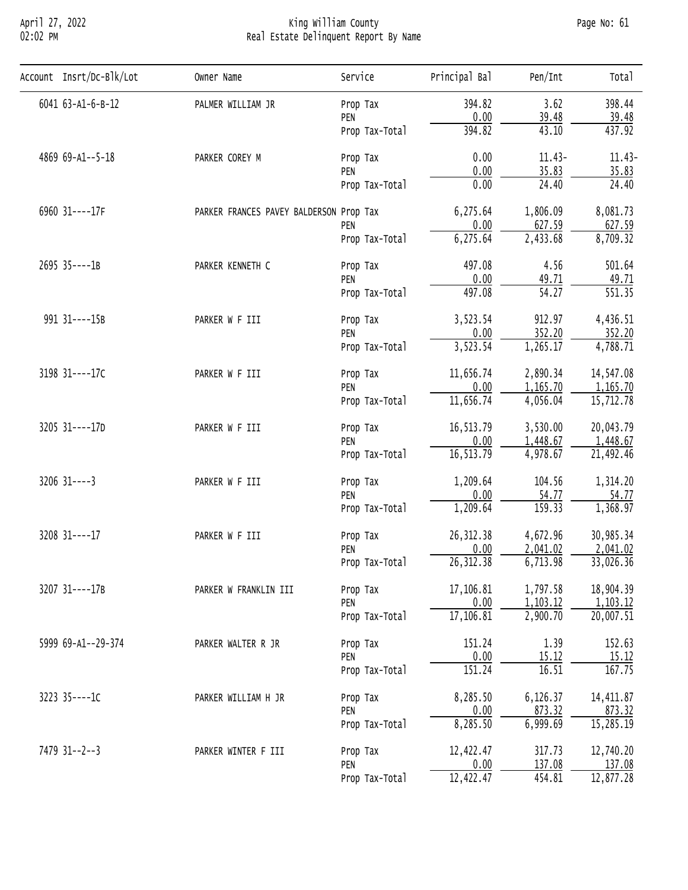| Account | Insrt/Dc-Blk/Lot | Owner Name | Service | Principal Bal | Pen/Int | Total |
|---|---|---|---|---|---|---|
| 6041 | 63-A1-6-B-12 | PALMER WILLIAM JR | Prop Tax | 394.82 | 3.62 | 398.44 |
| | | | PEN | 0.00 | 39.48 | 39.48 |
| | | | Prop Tax-Total | 394.82 | 43.10 | 437.92 |
| 4869 | 69-A1--5-18 | PARKER COREY M | Prop Tax | 0.00 | 11.43- | 11.43- |
| | | | PEN | 0.00 | 35.83 | 35.83 |
| | | | Prop Tax-Total | 0.00 | 24.40 | 24.40 |
| 6960 | 31----17F | PARKER FRANCES PAVEY BALDERSON | Prop Tax | 6,275.64 | 1,806.09 | 8,081.73 |
| | | | PEN | 0.00 | 627.59 | 627.59 |
| | | | Prop Tax-Total | 6,275.64 | 2,433.68 | 8,709.32 |
| 2695 | 35----1B | PARKER KENNETH C | Prop Tax | 497.08 | 4.56 | 501.64 |
| | | | PEN | 0.00 | 49.71 | 49.71 |
| | | | Prop Tax-Total | 497.08 | 54.27 | 551.35 |
| 991 | 31----15B | PARKER W F III | Prop Tax | 3,523.54 | 912.97 | 4,436.51 |
| | | | PEN | 0.00 | 352.20 | 352.20 |
| | | | Prop Tax-Total | 3,523.54 | 1,265.17 | 4,788.71 |
| 3198 | 31----17C | PARKER W F III | Prop Tax | 11,656.74 | 2,890.34 | 14,547.08 |
| | | | PEN | 0.00 | 1,165.70 | 1,165.70 |
| | | | Prop Tax-Total | 11,656.74 | 4,056.04 | 15,712.78 |
| 3205 | 31----17D | PARKER W F III | Prop Tax | 16,513.79 | 3,530.00 | 20,043.79 |
| | | | PEN | 0.00 | 1,448.67 | 1,448.67 |
| | | | Prop Tax-Total | 16,513.79 | 4,978.67 | 21,492.46 |
| 3206 | 31----3 | PARKER W F III | Prop Tax | 1,209.64 | 104.56 | 1,314.20 |
| | | | PEN | 0.00 | 54.77 | 54.77 |
| | | | Prop Tax-Total | 1,209.64 | 159.33 | 1,368.97 |
| 3208 | 31----17 | PARKER W F III | Prop Tax | 26,312.38 | 4,672.96 | 30,985.34 |
| | | | PEN | 0.00 | 2,041.02 | 2,041.02 |
| | | | Prop Tax-Total | 26,312.38 | 6,713.98 | 33,026.36 |
| 3207 | 31----17B | PARKER W FRANKLIN III | Prop Tax | 17,106.81 | 1,797.58 | 18,904.39 |
| | | | PEN | 0.00 | 1,103.12 | 1,103.12 |
| | | | Prop Tax-Total | 17,106.81 | 2,900.70 | 20,007.51 |
| 5999 | 69-A1--29-374 | PARKER WALTER R JR | Prop Tax | 151.24 | 1.39 | 152.63 |
| | | | PEN | 0.00 | 15.12 | 15.12 |
| | | | Prop Tax-Total | 151.24 | 16.51 | 167.75 |
| 3223 | 35----1C | PARKER WILLIAM H JR | Prop Tax | 8,285.50 | 6,126.37 | 14,411.87 |
| | | | PEN | 0.00 | 873.32 | 873.32 |
| | | | Prop Tax-Total | 8,285.50 | 6,999.69 | 15,285.19 |
| 7479 | 31--2--3 | PARKER WINTER F III | Prop Tax | 12,422.47 | 317.73 | 12,740.20 |
| | | | PEN | 0.00 | 137.08 | 137.08 |
| | | | Prop Tax-Total | 12,422.47 | 454.81 | 12,877.28 |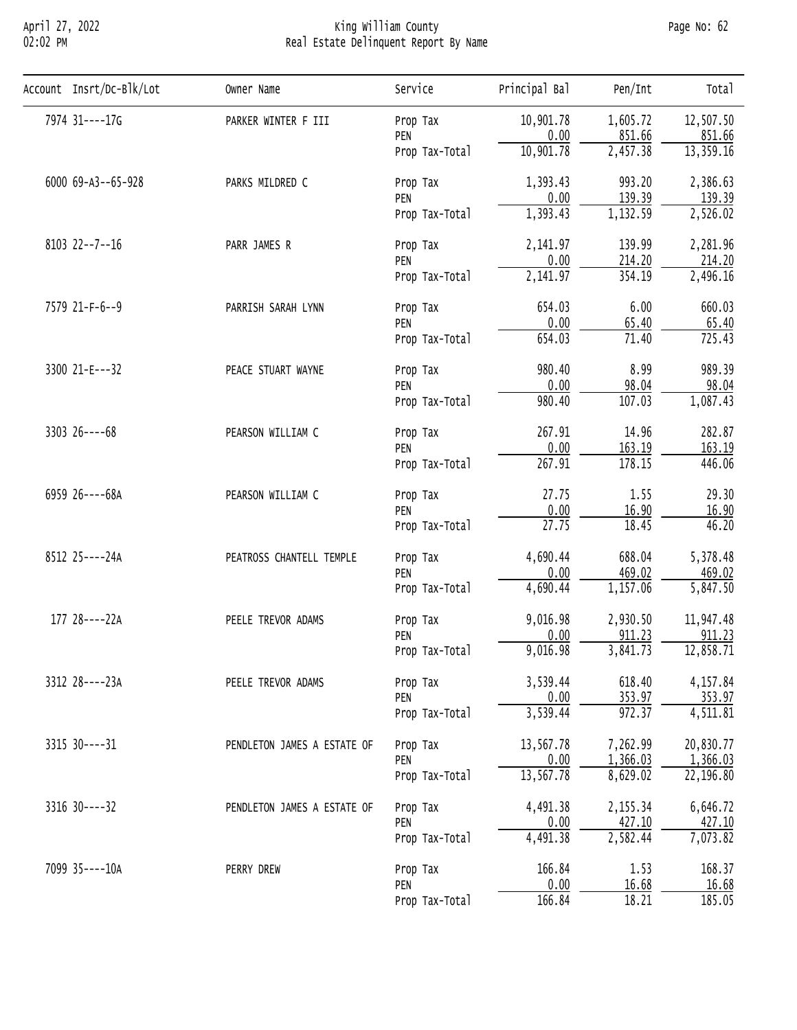# King William County

## Real Estate Delinquent Report By Name

| Account | Insrt/Dc-Blk/Lot | Owner Name | Service | Principal Bal | Pen/Int | Total |
|---|---|---|---|---|---|---|
| 7974 | 31----17G | PARKER WINTER F III | Prop Tax | 10,901.78 | 1,605.72 | 12,507.50 |
| | | | PEN | 0.00 | 851.66 | 851.66 |
| | | | Prop Tax-Total | 10,901.78 | 2,457.38 | 13,359.16 |
| 6000 | 69-A3--65-928 | PARKS MILDRED C | Prop Tax | 1,393.43 | 993.20 | 2,386.63 |
| | | | PEN | 0.00 | 139.39 | 139.39 |
| | | | Prop Tax-Total | 1,393.43 | 1,132.59 | 2,526.02 |
| 8103 | 22--7--16 | PARR JAMES R | Prop Tax | 2,141.97 | 139.99 | 2,281.96 |
| | | | PEN | 0.00 | 214.20 | 214.20 |
| | | | Prop Tax-Total | 2,141.97 | 354.19 | 2,496.16 |
| 7579 | 21-F-6--9 | PARRISH SARAH LYNN | Prop Tax | 654.03 | 6.00 | 660.03 |
| | | | PEN | 0.00 | 65.40 | 65.40 |
| | | | Prop Tax-Total | 654.03 | 71.40 | 725.43 |
| 3300 | 21-E---32 | PEACE STUART WAYNE | Prop Tax | 980.40 | 8.99 | 989.39 |
| | | | PEN | 0.00 | 98.04 | 98.04 |
| | | | Prop Tax-Total | 980.40 | 107.03 | 1,087.43 |
| 3303 | 26----68 | PEARSON WILLIAM C | Prop Tax | 267.91 | 14.96 | 282.87 |
| | | | PEN | 0.00 | 163.19 | 163.19 |
| | | | Prop Tax-Total | 267.91 | 178.15 | 446.06 |
| 6959 | 26----68A | PEARSON WILLIAM C | Prop Tax | 27.75 | 1.55 | 29.30 |
| | | | PEN | 0.00 | 16.90 | 16.90 |
| | | | Prop Tax-Total | 27.75 | 18.45 | 46.20 |
| 8512 | 25----24A | PEATROSS CHANTELL TEMPLE | Prop Tax | 4,690.44 | 688.04 | 5,378.48 |
| | | | PEN | 0.00 | 469.02 | 469.02 |
| | | | Prop Tax-Total | 4,690.44 | 1,157.06 | 5,847.50 |
| 177 | 28----22A | PEELE TREVOR ADAMS | Prop Tax | 9,016.98 | 2,930.50 | 11,947.48 |
| | | | PEN | 0.00 | 911.23 | 911.23 |
| | | | Prop Tax-Total | 9,016.98 | 3,841.73 | 12,858.71 |
| 3312 | 28----23A | PEELE TREVOR ADAMS | Prop Tax | 3,539.44 | 618.40 | 4,157.84 |
| | | | PEN | 0.00 | 353.97 | 353.97 |
| | | | Prop Tax-Total | 3,539.44 | 972.37 | 4,511.81 |
| 3315 | 30----31 | PENDLETON JAMES A ESTATE OF | Prop Tax | 13,567.78 | 7,262.99 | 20,830.77 |
| | | | PEN | 0.00 | 1,366.03 | 1,366.03 |
| | | | Prop Tax-Total | 13,567.78 | 8,629.02 | 22,196.80 |
| 3316 | 30----32 | PENDLETON JAMES A ESTATE OF | Prop Tax | 4,491.38 | 2,155.34 | 6,646.72 |
| | | | PEN | 0.00 | 427.10 | 427.10 |
| | | | Prop Tax-Total | 4,491.38 | 2,582.44 | 7,073.82 |
| 7099 | 35----10A | PERRY DREW | Prop Tax | 166.84 | 1.53 | 168.37 |
| | | | PEN | 0.00 | 16.68 | 16.68 |
| | | | Prop Tax-Total | 166.84 | 18.21 | 185.05 |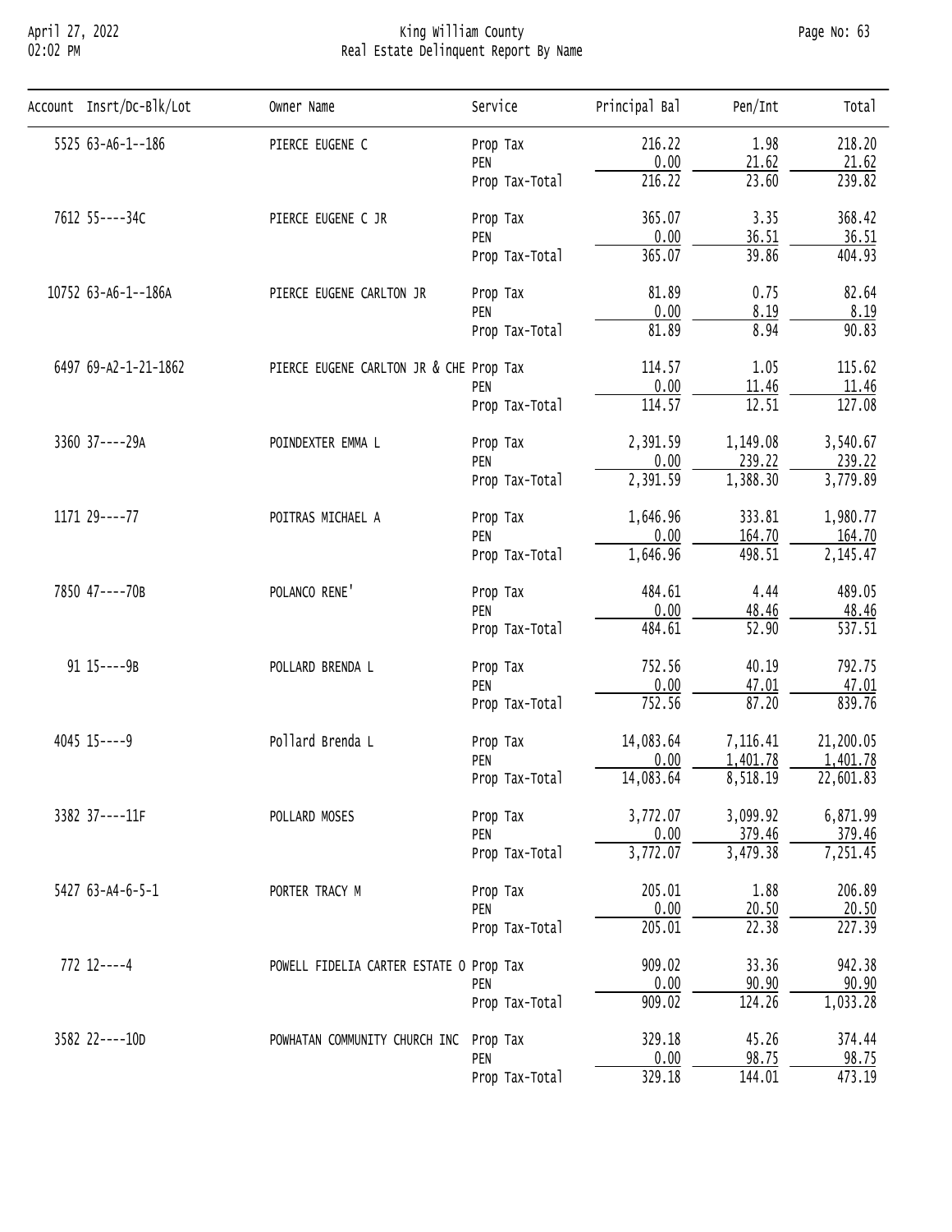# King William County
## Real Estate Delinquent Report By Name

April 27, 2022
02:02 PM

| Account | Insrt/Dc-Blk/Lot | Owner Name | Service | Principal Bal | Pen/Int | Total |
|---|---|---|---|---|---|---|
| 5525 | 63-A6-1--186 | PIERCE EUGENE C | Prop Tax | 216.22 | 1.98 | 218.20 |
| | | | PEN | 0.00 | 21.62 | 21.62 |
| | | | Prop Tax-Total | 216.22 | 23.60 | 239.82 |
| 7612 | 55----34C | PIERCE EUGENE C JR | Prop Tax | 365.07 | 3.35 | 368.42 |
| | | | PEN | 0.00 | 36.51 | 36.51 |
| | | | Prop Tax-Total | 365.07 | 39.86 | 404.93 |
| 10752 | 63-A6-1--186A | PIERCE EUGENE CARLTON JR | Prop Tax | 81.89 | 0.75 | 82.64 |
| | | | PEN | 0.00 | 8.19 | 8.19 |
| | | | Prop Tax-Total | 81.89 | 8.94 | 90.83 |
| 6497 | 69-A2-1-21-1862 | PIERCE EUGENE CARLTON JR & CHE | Prop Tax | 114.57 | 1.05 | 115.62 |
| | | | PEN | 0.00 | 11.46 | 11.46 |
| | | | Prop Tax-Total | 114.57 | 12.51 | 127.08 |
| 3360 | 37----29A | POINDEXTER EMMA L | Prop Tax | 2,391.59 | 1,149.08 | 3,540.67 |
| | | | PEN | 0.00 | 239.22 | 239.22 |
| | | | Prop Tax-Total | 2,391.59 | 1,388.30 | 3,779.89 |
| 1171 | 29----77 | POITRAS MICHAEL A | Prop Tax | 1,646.96 | 333.81 | 1,980.77 |
| | | | PEN | 0.00 | 164.70 | 164.70 |
| | | | Prop Tax-Total | 1,646.96 | 498.51 | 2,145.47 |
| 7850 | 47----70B | POLANCO RENE' | Prop Tax | 484.61 | 4.44 | 489.05 |
| | | | PEN | 0.00 | 48.46 | 48.46 |
| | | | Prop Tax-Total | 484.61 | 52.90 | 537.51 |
| 91 | 15----9B | POLLARD BRENDA L | Prop Tax | 752.56 | 40.19 | 792.75 |
| | | | PEN | 0.00 | 47.01 | 47.01 |
| | | | Prop Tax-Total | 752.56 | 87.20 | 839.76 |
| 4045 | 15----9 | Pollard Brenda L | Prop Tax | 14,083.64 | 7,116.41 | 21,200.05 |
| | | | PEN | 0.00 | 1,401.78 | 1,401.78 |
| | | | Prop Tax-Total | 14,083.64 | 8,518.19 | 22,601.83 |
| 3382 | 37----11F | POLLARD MOSES | Prop Tax | 3,772.07 | 3,099.92 | 6,871.99 |
| | | | PEN | 0.00 | 379.46 | 379.46 |
| | | | Prop Tax-Total | 3,772.07 | 3,479.38 | 7,251.45 |
| 5427 | 63-A4-6-5-1 | PORTER TRACY M | Prop Tax | 205.01 | 1.88 | 206.89 |
| | | | PEN | 0.00 | 20.50 | 20.50 |
| | | | Prop Tax-Total | 205.01 | 22.38 | 227.39 |
| 772 | 12----4 | POWELL FIDELIA CARTER ESTATE O | Prop Tax | 909.02 | 33.36 | 942.38 |
| | | | PEN | 0.00 | 90.90 | 90.90 |
| | | | Prop Tax-Total | 909.02 | 124.26 | 1,033.28 |
| 3582 | 22----10D | POWHATAN COMMUNITY CHURCH INC | Prop Tax | 329.18 | 45.26 | 374.44 |
| | | | PEN | 0.00 | 98.75 | 98.75 |
| | | | Prop Tax-Total | 329.18 | 144.01 | 473.19 |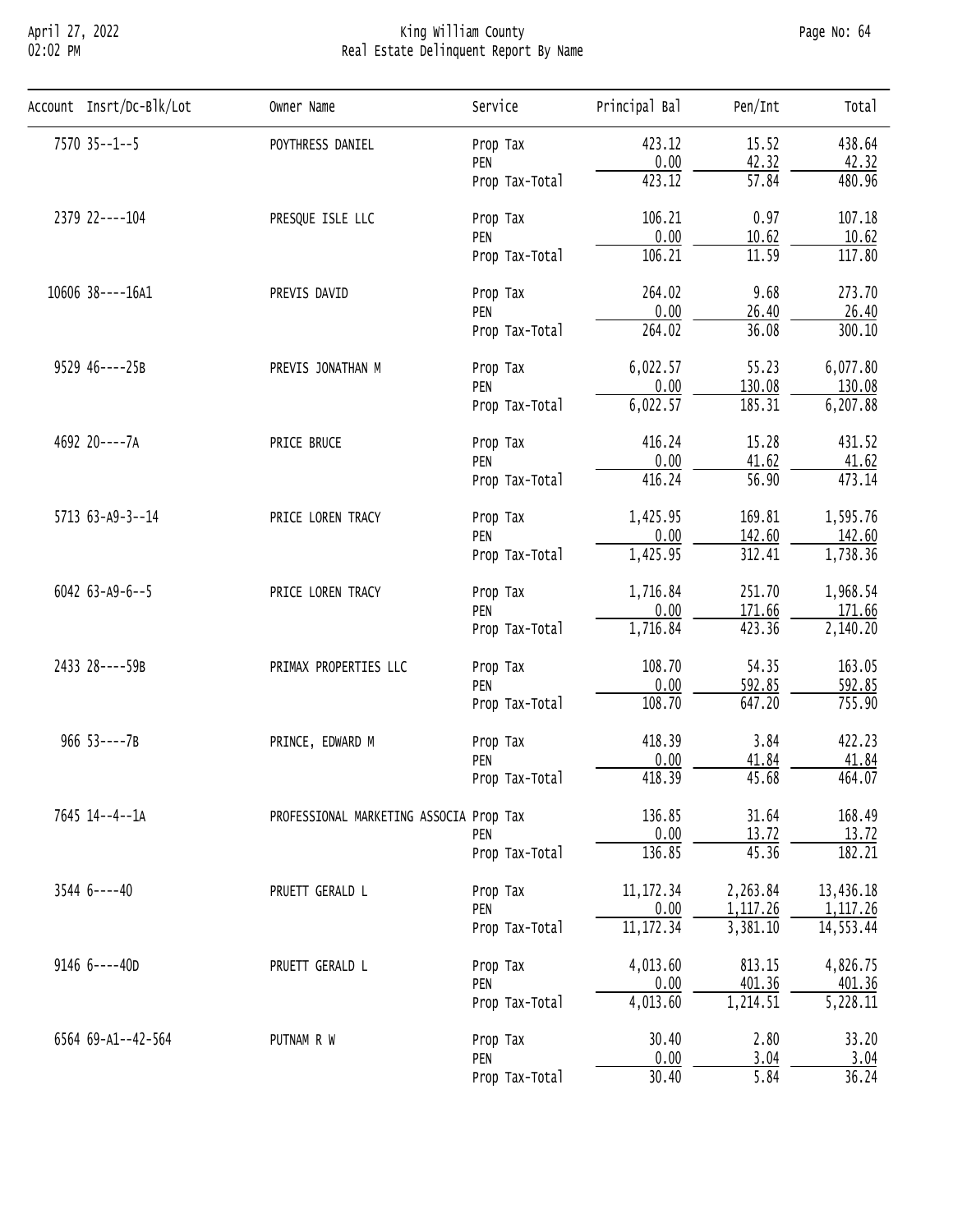# King William County
## Real Estate Delinquent Report By Name

April 27, 2022
02:02 PM

| Account | Insrt/Dc-Blk/Lot | Owner Name | Service | Principal Bal | Pen/Int | Total |
|---|---|---|---|---|---|---|
| 7570 | 35--1--5 | POYTHRESS DANIEL | Prop Tax | 423.12 | 15.52 | 438.64 |
| | | | PEN | 0.00 | 42.32 | 42.32 |
| | | | Prop Tax-Total | 423.12 | 57.84 | 480.96 |
| 2379 | 22----104 | PRESQUE ISLE LLC | Prop Tax | 106.21 | 0.97 | 107.18 |
| | | | PEN | 0.00 | 10.62 | 10.62 |
| | | | Prop Tax-Total | 106.21 | 11.59 | 117.80 |
| 10606 | 38----16A1 | PREVIS DAVID | Prop Tax | 264.02 | 9.68 | 273.70 |
| | | | PEN | 0.00 | 26.40 | 26.40 |
| | | | Prop Tax-Total | 264.02 | 36.08 | 300.10 |
| 9529 | 46----25B | PREVIS JONATHAN M | Prop Tax | 6,022.57 | 55.23 | 6,077.80 |
| | | | PEN | 0.00 | 130.08 | 130.08 |
| | | | Prop Tax-Total | 6,022.57 | 185.31 | 6,207.88 |
| 4692 | 20----7A | PRICE BRUCE | Prop Tax | 416.24 | 15.28 | 431.52 |
| | | | PEN | 0.00 | 41.62 | 41.62 |
| | | | Prop Tax-Total | 416.24 | 56.90 | 473.14 |
| 5713 | 63-A9-3--14 | PRICE LOREN TRACY | Prop Tax | 1,425.95 | 169.81 | 1,595.76 |
| | | | PEN | 0.00 | 142.60 | 142.60 |
| | | | Prop Tax-Total | 1,425.95 | 312.41 | 1,738.36 |
| 6042 | 63-A9-6--5 | PRICE LOREN TRACY | Prop Tax | 1,716.84 | 251.70 | 1,968.54 |
| | | | PEN | 0.00 | 171.66 | 171.66 |
| | | | Prop Tax-Total | 1,716.84 | 423.36 | 2,140.20 |
| 2433 | 28----59B | PRIMAX PROPERTIES LLC | Prop Tax | 108.70 | 54.35 | 163.05 |
| | | | PEN | 0.00 | 592.85 | 592.85 |
| | | | Prop Tax-Total | 108.70 | 647.20 | 755.90 |
| 966 | 53----7B | PRINCE, EDWARD M | Prop Tax | 418.39 | 3.84 | 422.23 |
| | | | PEN | 0.00 | 41.84 | 41.84 |
| | | | Prop Tax-Total | 418.39 | 45.68 | 464.07 |
| 7645 | 14--4--1A | PROFESSIONAL MARKETING ASSOCIA | Prop Tax | 136.85 | 31.64 | 168.49 |
| | | | PEN | 0.00 | 13.72 | 13.72 |
| | | | Prop Tax-Total | 136.85 | 45.36 | 182.21 |
| 3544 | 6----40 | PRUETT GERALD L | Prop Tax | 11,172.34 | 2,263.84 | 13,436.18 |
| | | | PEN | 0.00 | 1,117.26 | 1,117.26 |
| | | | Prop Tax-Total | 11,172.34 | 3,381.10 | 14,553.44 |
| 9146 | 6----40D | PRUETT GERALD L | Prop Tax | 4,013.60 | 813.15 | 4,826.75 |
| | | | PEN | 0.00 | 401.36 | 401.36 |
| | | | Prop Tax-Total | 4,013.60 | 1,214.51 | 5,228.11 |
| 6564 | 69-A1--42-564 | PUTNAM R W | Prop Tax | 30.40 | 2.80 | 33.20 |
| | | | PEN | 0.00 | 3.04 | 3.04 |
| | | | Prop Tax-Total | 30.40 | 5.84 | 36.24 |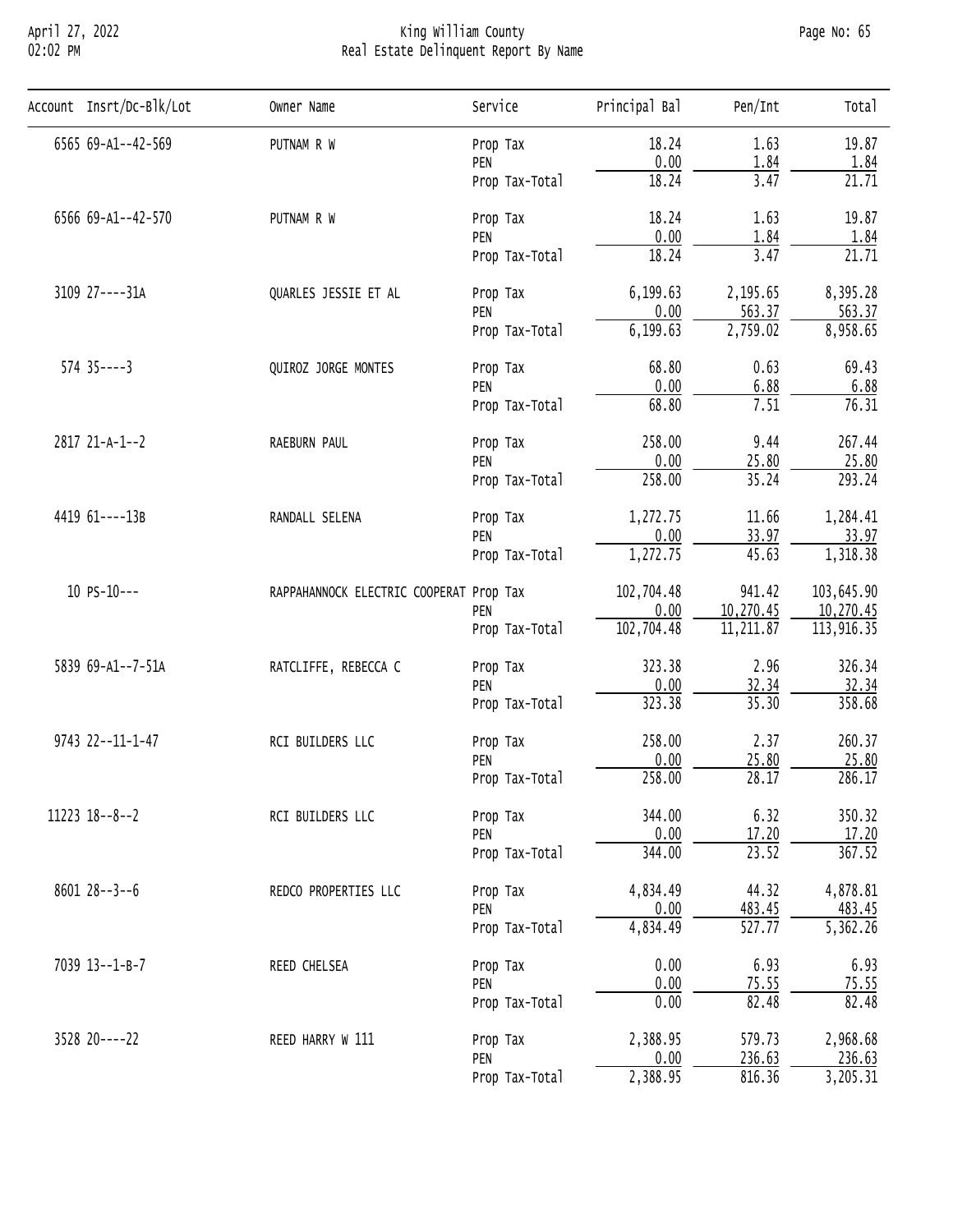| Account | Insrt/Dc-Blk/Lot | Owner Name | Service | Principal Bal | Pen/Int | Total |
|---|---|---|---|---|---|---|
| 6565 | 69-A1--42-569 | PUTNAM R W | Prop Tax | 18.24 | 1.63 | 19.87 |
| | | | PEN | 0.00 | 1.84 | 1.84 |
| | | | Prop Tax-Total | 18.24 | 3.47 | 21.71 |
| 6566 | 69-A1--42-570 | PUTNAM R W | Prop Tax | 18.24 | 1.63 | 19.87 |
| | | | PEN | 0.00 | 1.84 | 1.84 |
| | | | Prop Tax-Total | 18.24 | 3.47 | 21.71 |
| 3109 | 27----31A | QUARLES JESSIE ET AL | Prop Tax | 6,199.63 | 2,195.65 | 8,395.28 |
| | | | PEN | 0.00 | 563.37 | 563.37 |
| | | | Prop Tax-Total | 6,199.63 | 2,759.02 | 8,958.65 |
| 574 | 35----3 | QUIROZ JORGE MONTES | Prop Tax | 68.80 | 0.63 | 69.43 |
| | | | PEN | 0.00 | 6.88 | 6.88 |
| | | | Prop Tax-Total | 68.80 | 7.51 | 76.31 |
| 2817 | 21-A-1--2 | RAEBURN PAUL | Prop Tax | 258.00 | 9.44 | 267.44 |
| | | | PEN | 0.00 | 25.80 | 25.80 |
| | | | Prop Tax-Total | 258.00 | 35.24 | 293.24 |
| 4419 | 61----13B | RANDALL SELENA | Prop Tax | 1,272.75 | 11.66 | 1,284.41 |
| | | | PEN | 0.00 | 33.97 | 33.97 |
| | | | Prop Tax-Total | 1,272.75 | 45.63 | 1,318.38 |
| 10 | PS-10--- | RAPPAHANNOCK ELECTRIC COOPERAT | Prop Tax | 102,704.48 | 941.42 | 103,645.90 |
| | | | PEN | 0.00 | 10,270.45 | 10,270.45 |
| | | | Prop Tax-Total | 102,704.48 | 11,211.87 | 113,916.35 |
| 5839 | 69-A1--7-51A | RATCLIFFE, REBECCA C | Prop Tax | 323.38 | 2.96 | 326.34 |
| | | | PEN | 0.00 | 32.34 | 32.34 |
| | | | Prop Tax-Total | 323.38 | 35.30 | 358.68 |
| 9743 | 22--11-1-47 | RCI BUILDERS LLC | Prop Tax | 258.00 | 2.37 | 260.37 |
| | | | PEN | 0.00 | 25.80 | 25.80 |
| | | | Prop Tax-Total | 258.00 | 28.17 | 286.17 |
| 11223 | 18--8--2 | RCI BUILDERS LLC | Prop Tax | 344.00 | 6.32 | 350.32 |
| | | | PEN | 0.00 | 17.20 | 17.20 |
| | | | Prop Tax-Total | 344.00 | 23.52 | 367.52 |
| 8601 | 28--3--6 | REDCO PROPERTIES LLC | Prop Tax | 4,834.49 | 44.32 | 4,878.81 |
| | | | PEN | 0.00 | 483.45 | 483.45 |
| | | | Prop Tax-Total | 4,834.49 | 527.77 | 5,362.26 |
| 7039 | 13--1-B-7 | REED CHELSEA | Prop Tax | 0.00 | 6.93 | 6.93 |
| | | | PEN | 0.00 | 75.55 | 75.55 |
| | | | Prop Tax-Total | 0.00 | 82.48 | 82.48 |
| 3528 | 20----22 | REED HARRY W 111 | Prop Tax | 2,388.95 | 579.73 | 2,968.68 |
| | | | PEN | 0.00 | 236.63 | 236.63 |
| | | | Prop Tax-Total | 2,388.95 | 816.36 | 3,205.31 |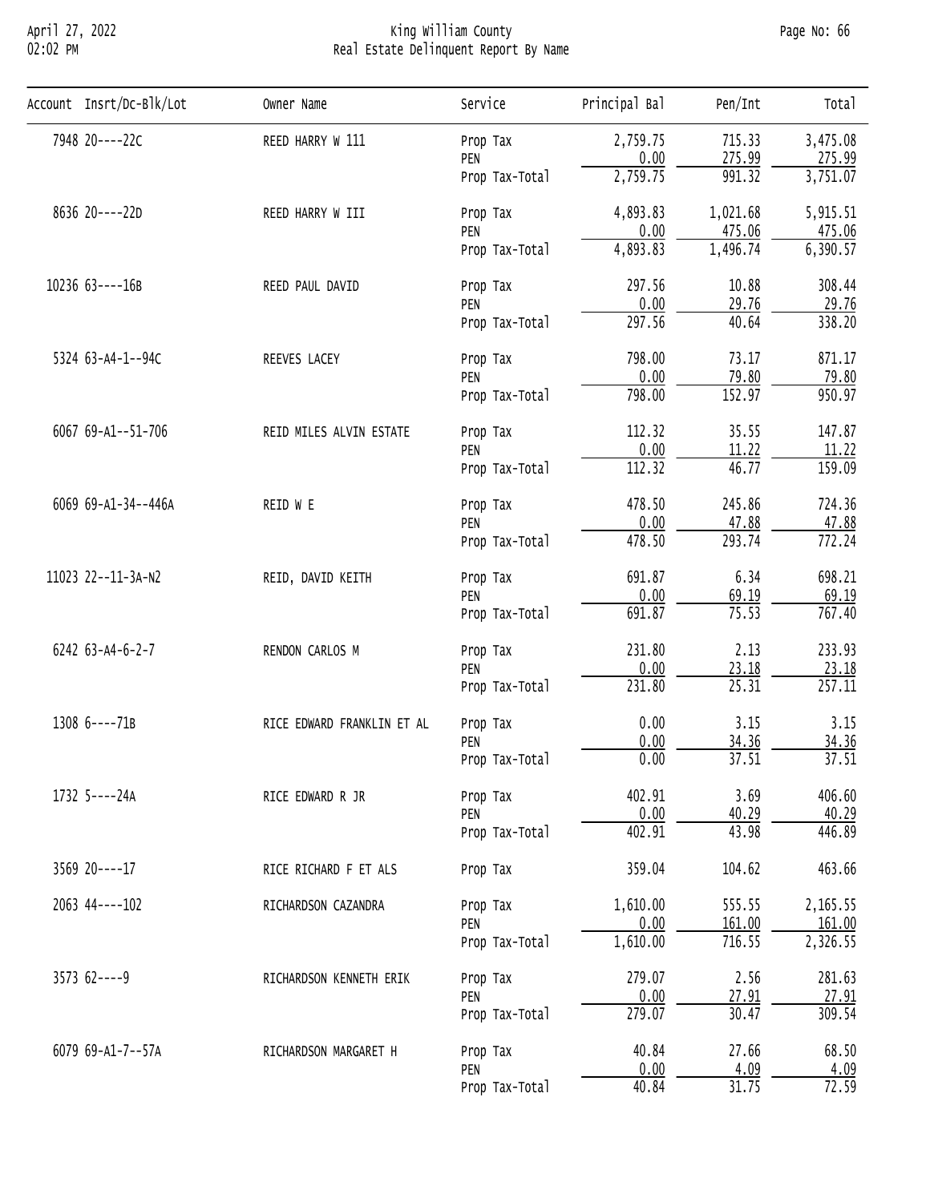| Account | Insrt/Dc-Blk/Lot | Owner Name | Service | Principal Bal | Pen/Int | Total |
|---|---|---|---|---|---|---|
| 7948 | 20----22C | REED HARRY W 111 | Prop Tax | 2,759.75 | 715.33 | 3,475.08 |
| | | | PEN | 0.00 | 275.99 | 275.99 |
| | | | Prop Tax-Total | 2,759.75 | 991.32 | 3,751.07 |
| 8636 | 20----22D | REED HARRY W III | Prop Tax | 4,893.83 | 1,021.68 | 5,915.51 |
| | | | PEN | 0.00 | 475.06 | 475.06 |
| | | | Prop Tax-Total | 4,893.83 | 1,496.74 | 6,390.57 |
| 10236 | 63----16B | REED PAUL DAVID | Prop Tax | 297.56 | 10.88 | 308.44 |
| | | | PEN | 0.00 | 29.76 | 29.76 |
| | | | Prop Tax-Total | 297.56 | 40.64 | 338.20 |
| 5324 | 63-A4-1--94C | REEVES LACEY | Prop Tax | 798.00 | 73.17 | 871.17 |
| | | | PEN | 0.00 | 79.80 | 79.80 |
| | | | Prop Tax-Total | 798.00 | 152.97 | 950.97 |
| 6067 | 69-A1--51-706 | REID MILES ALVIN ESTATE | Prop Tax | 112.32 | 35.55 | 147.87 |
| | | | PEN | 0.00 | 11.22 | 11.22 |
| | | | Prop Tax-Total | 112.32 | 46.77 | 159.09 |
| 6069 | 69-A1-34--446A | REID W E | Prop Tax | 478.50 | 245.86 | 724.36 |
| | | | PEN | 0.00 | 47.88 | 47.88 |
| | | | Prop Tax-Total | 478.50 | 293.74 | 772.24 |
| 11023 | 22--11-3A-N2 | REID, DAVID KEITH | Prop Tax | 691.87 | 6.34 | 698.21 |
| | | | PEN | 0.00 | 69.19 | 69.19 |
| | | | Prop Tax-Total | 691.87 | 75.53 | 767.40 |
| 6242 | 63-A4-6-2-7 | RENDON CARLOS M | Prop Tax | 231.80 | 2.13 | 233.93 |
| | | | PEN | 0.00 | 23.18 | 23.18 |
| | | | Prop Tax-Total | 231.80 | 25.31 | 257.11 |
| 1308 | 6----71B | RICE EDWARD FRANKLIN ET AL | Prop Tax | 0.00 | 3.15 | 3.15 |
| | | | PEN | 0.00 | 34.36 | 34.36 |
| | | | Prop Tax-Total | 0.00 | 37.51 | 37.51 |
| 1732 | 5----24A | RICE EDWARD R JR | Prop Tax | 402.91 | 3.69 | 406.60 |
| | | | PEN | 0.00 | 40.29 | 40.29 |
| | | | Prop Tax-Total | 402.91 | 43.98 | 446.89 |
| 3569 | 20----17 | RICE RICHARD F ET ALS | Prop Tax | 359.04 | 104.62 | 463.66 |
| 2063 | 44----102 | RICHARDSON CAZANDRA | Prop Tax | 1,610.00 | 555.55 | 2,165.55 |
| | | | PEN | 0.00 | 161.00 | 161.00 |
| | | | Prop Tax-Total | 1,610.00 | 716.55 | 2,326.55 |
| 3573 | 62----9 | RICHARDSON KENNETH ERIK | Prop Tax | 279.07 | 2.56 | 281.63 |
| | | | PEN | 0.00 | 27.91 | 27.91 |
| | | | Prop Tax-Total | 279.07 | 30.47 | 309.54 |
| 6079 | 69-A1-7--57A | RICHARDSON MARGARET H | Prop Tax | 40.84 | 27.66 | 68.50 |
| | | | PEN | 0.00 | 4.09 | 4.09 |
| | | | Prop Tax-Total | 40.84 | 31.75 | 72.59 |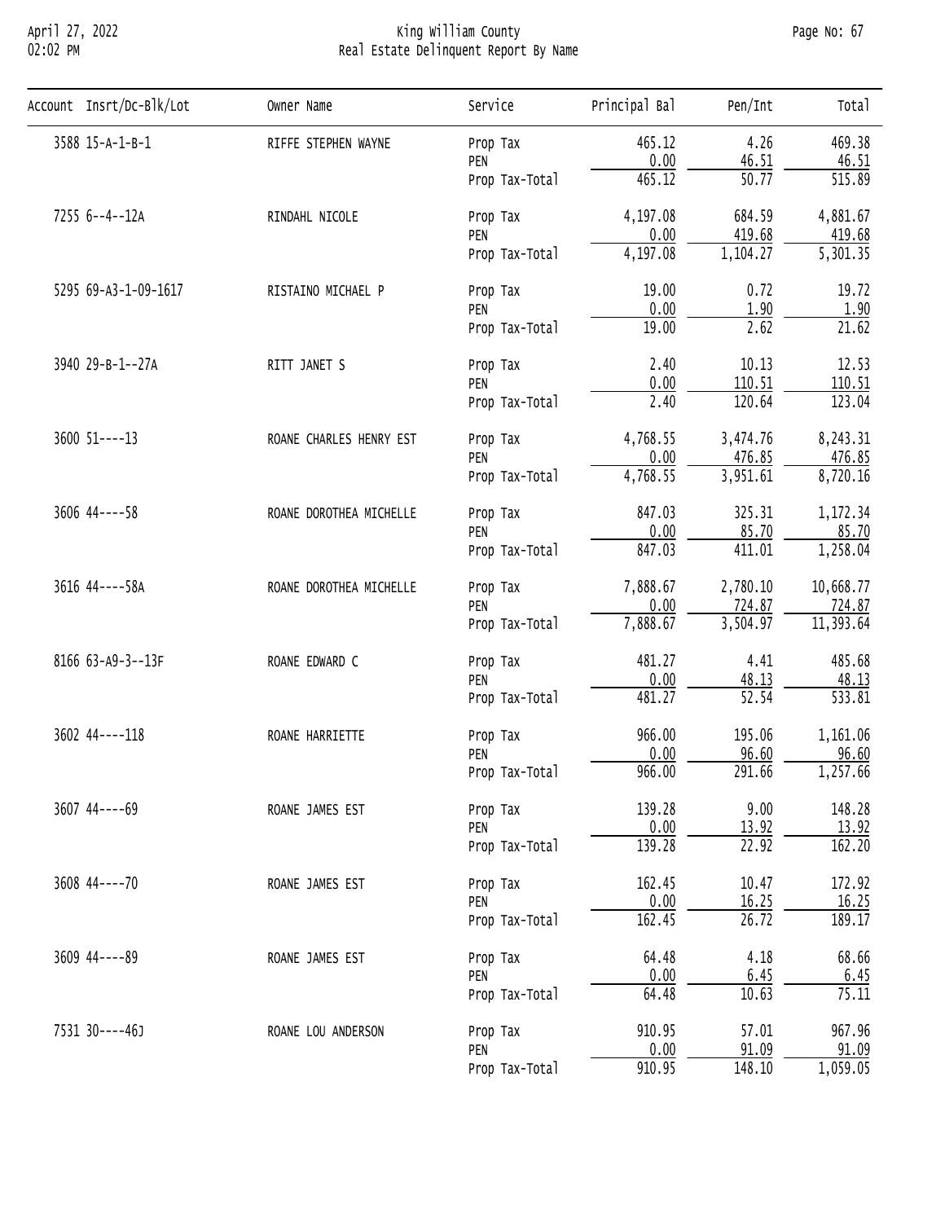# King William County
## Real Estate Delinquent Report By Name

| Account | Insrt/Dc-Blk/Lot | Owner Name | Service | Principal Bal | Pen/Int | Total |
|---|---|---|---|---|---|---|
| 3588 | 15-A-1-B-1 | RIFFE STEPHEN WAYNE | Prop Tax | 465.12 | 4.26 | 469.38 |
| | | | PEN | 0.00 | 46.51 | 46.51 |
| | | | Prop Tax-Total | 465.12 | 50.77 | 515.89 |
| 7255 | 6--4--12A | RINDAHL NICOLE | Prop Tax | 4,197.08 | 684.59 | 4,881.67 |
| | | | PEN | 0.00 | 419.68 | 419.68 |
| | | | Prop Tax-Total | 4,197.08 | 1,104.27 | 5,301.35 |
| 5295 | 69-A3-1-09-1617 | RISTAINO MICHAEL P | Prop Tax | 19.00 | 0.72 | 19.72 |
| | | | PEN | 0.00 | 1.90 | 1.90 |
| | | | Prop Tax-Total | 19.00 | 2.62 | 21.62 |
| 3940 | 29-B-1--27A | RITT JANET S | Prop Tax | 2.40 | 10.13 | 12.53 |
| | | | PEN | 0.00 | 110.51 | 110.51 |
| | | | Prop Tax-Total | 2.40 | 120.64 | 123.04 |
| 3600 | 51----13 | ROANE CHARLES HENRY EST | Prop Tax | 4,768.55 | 3,474.76 | 8,243.31 |
| | | | PEN | 0.00 | 476.85 | 476.85 |
| | | | Prop Tax-Total | 4,768.55 | 3,951.61 | 8,720.16 |
| 3606 | 44----58 | ROANE DOROTHEA MICHELLE | Prop Tax | 847.03 | 325.31 | 1,172.34 |
| | | | PEN | 0.00 | 85.70 | 85.70 |
| | | | Prop Tax-Total | 847.03 | 411.01 | 1,258.04 |
| 3616 | 44----58A | ROANE DOROTHEA MICHELLE | Prop Tax | 7,888.67 | 2,780.10 | 10,668.77 |
| | | | PEN | 0.00 | 724.87 | 724.87 |
| | | | Prop Tax-Total | 7,888.67 | 3,504.97 | 11,393.64 |
| 8166 | 63-A9-3--13F | ROANE EDWARD C | Prop Tax | 481.27 | 4.41 | 485.68 |
| | | | PEN | 0.00 | 48.13 | 48.13 |
| | | | Prop Tax-Total | 481.27 | 52.54 | 533.81 |
| 3602 | 44----118 | ROANE HARRIETTE | Prop Tax | 966.00 | 195.06 | 1,161.06 |
| | | | PEN | 0.00 | 96.60 | 96.60 |
| | | | Prop Tax-Total | 966.00 | 291.66 | 1,257.66 |
| 3607 | 44----69 | ROANE JAMES EST | Prop Tax | 139.28 | 9.00 | 148.28 |
| | | | PEN | 0.00 | 13.92 | 13.92 |
| | | | Prop Tax-Total | 139.28 | 22.92 | 162.20 |
| 3608 | 44----70 | ROANE JAMES EST | Prop Tax | 162.45 | 10.47 | 172.92 |
| | | | PEN | 0.00 | 16.25 | 16.25 |
| | | | Prop Tax-Total | 162.45 | 26.72 | 189.17 |
| 3609 | 44----89 | ROANE JAMES EST | Prop Tax | 64.48 | 4.18 | 68.66 |
| | | | PEN | 0.00 | 6.45 | 6.45 |
| | | | Prop Tax-Total | 64.48 | 10.63 | 75.11 |
| 7531 | 30----46J | ROANE LOU ANDERSON | Prop Tax | 910.95 | 57.01 | 967.96 |
| | | | PEN | 0.00 | 91.09 | 91.09 |
| | | | Prop Tax-Total | 910.95 | 148.10 | 1,059.05 |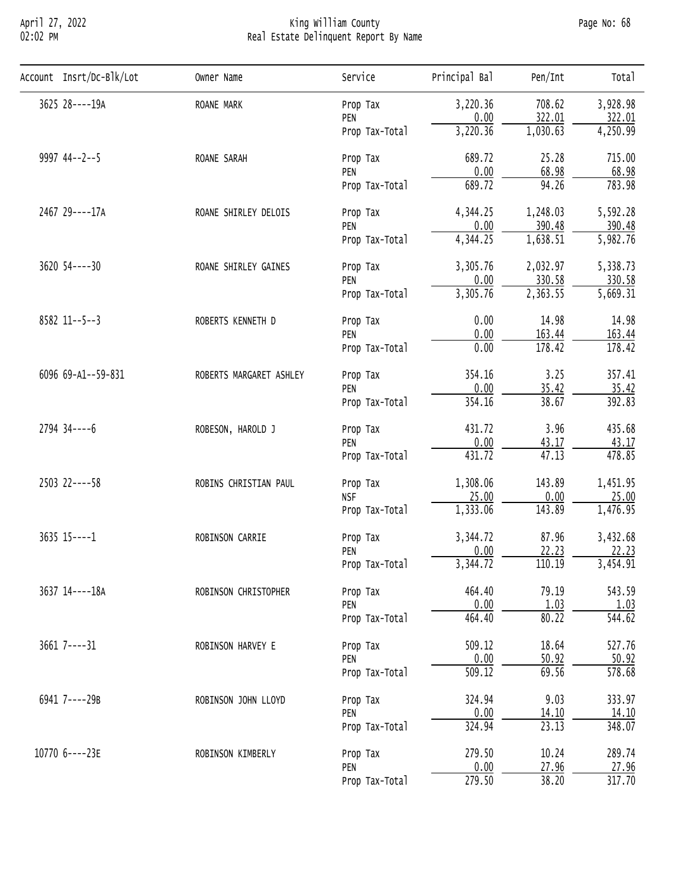| Account | Insrt/Dc-Blk/Lot | Owner Name | Service | Principal Bal | Pen/Int | Total |
|---|---|---|---|---|---|---|
| 3625 | 28----19A | ROANE MARK | Prop Tax | 3,220.36 | 708.62 | 3,928.98 |
| | | | PEN | 0.00 | 322.01 | 322.01 |
| | | | Prop Tax-Total | 3,220.36 | 1,030.63 | 4,250.99 |
| 9997 | 44--2--5 | ROANE SARAH | Prop Tax | 689.72 | 25.28 | 715.00 |
| | | | PEN | 0.00 | 68.98 | 68.98 |
| | | | Prop Tax-Total | 689.72 | 94.26 | 783.98 |
| 2467 | 29----17A | ROANE SHIRLEY DELOIS | Prop Tax | 4,344.25 | 1,248.03 | 5,592.28 |
| | | | PEN | 0.00 | 390.48 | 390.48 |
| | | | Prop Tax-Total | 4,344.25 | 1,638.51 | 5,982.76 |
| 3620 | 54----30 | ROANE SHIRLEY GAINES | Prop Tax | 3,305.76 | 2,032.97 | 5,338.73 |
| | | | PEN | 0.00 | 330.58 | 330.58 |
| | | | Prop Tax-Total | 3,305.76 | 2,363.55 | 5,669.31 |
| 8582 | 11--5--3 | ROBERTS KENNETH D | Prop Tax | 0.00 | 14.98 | 14.98 |
| | | | PEN | 0.00 | 163.44 | 163.44 |
| | | | Prop Tax-Total | 0.00 | 178.42 | 178.42 |
| 6096 | 69-A1--59-831 | ROBERTS MARGARET ASHLEY | Prop Tax | 354.16 | 3.25 | 357.41 |
| | | | PEN | 0.00 | 35.42 | 35.42 |
| | | | Prop Tax-Total | 354.16 | 38.67 | 392.83 |
| 2794 | 34----6 | ROBESON, HAROLD J | Prop Tax | 431.72 | 3.96 | 435.68 |
| | | | PEN | 0.00 | 43.17 | 43.17 |
| | | | Prop Tax-Total | 431.72 | 47.13 | 478.85 |
| 2503 | 22----58 | ROBINS CHRISTIAN PAUL | Prop Tax | 1,308.06 | 143.89 | 1,451.95 |
| | | | NSF | 25.00 | 0.00 | 25.00 |
| | | | Prop Tax-Total | 1,333.06 | 143.89 | 1,476.95 |
| 3635 | 15----1 | ROBINSON CARRIE | Prop Tax | 3,344.72 | 87.96 | 3,432.68 |
| | | | PEN | 0.00 | 22.23 | 22.23 |
| | | | Prop Tax-Total | 3,344.72 | 110.19 | 3,454.91 |
| 3637 | 14----18A | ROBINSON CHRISTOPHER | Prop Tax | 464.40 | 79.19 | 543.59 |
| | | | PEN | 0.00 | 1.03 | 1.03 |
| | | | Prop Tax-Total | 464.40 | 80.22 | 544.62 |
| 3661 | 7----31 | ROBINSON HARVEY E | Prop Tax | 509.12 | 18.64 | 527.76 |
| | | | PEN | 0.00 | 50.92 | 50.92 |
| | | | Prop Tax-Total | 509.12 | 69.56 | 578.68 |
| 6941 | 7----29B | ROBINSON JOHN LLOYD | Prop Tax | 324.94 | 9.03 | 333.97 |
| | | | PEN | 0.00 | 14.10 | 14.10 |
| | | | Prop Tax-Total | 324.94 | 23.13 | 348.07 |
| 10770 | 6----23E | ROBINSON KIMBERLY | Prop Tax | 279.50 | 10.24 | 289.74 |
| | | | PEN | 0.00 | 27.96 | 27.96 |
| | | | Prop Tax-Total | 279.50 | 38.20 | 317.70 |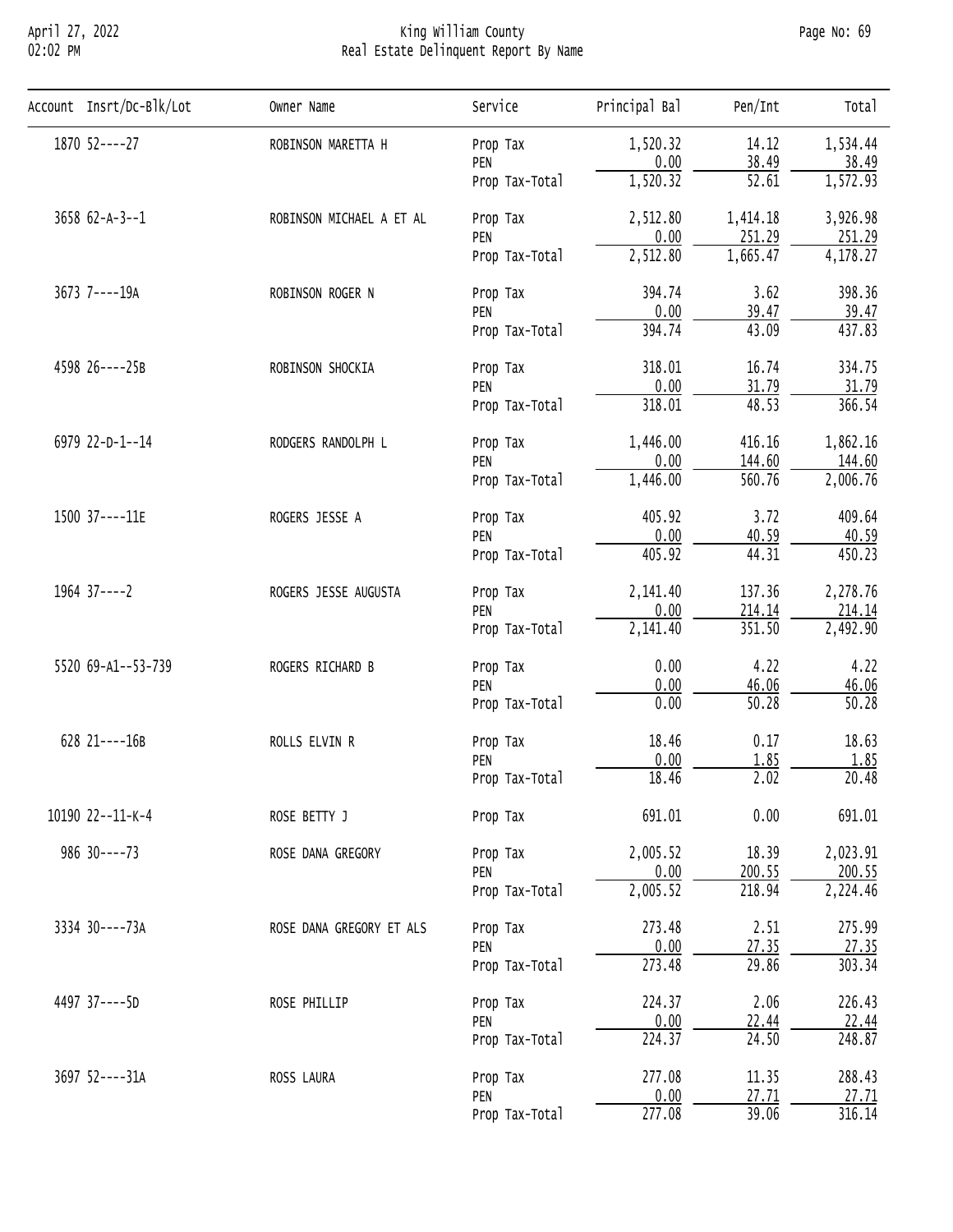# King William County

## Real Estate Delinquent Report By Name

| Account | Insrt/Dc-Blk/Lot | Owner Name | Service | Principal Bal | Pen/Int | Total |
|---|---|---|---|---|---|---|
| 1870 | 52----27 | ROBINSON MARETTA H | Prop Tax | 1,520.32 | 14.12 | 1,534.44 |
| | | | PEN | 0.00 | 38.49 | 38.49 |
| | | | Prop Tax-Total | 1,520.32 | 52.61 | 1,572.93 |
| 3658 | 62-A-3--1 | ROBINSON MICHAEL A ET AL | Prop Tax | 2,512.80 | 1,414.18 | 3,926.98 |
| | | | PEN | 0.00 | 251.29 | 251.29 |
| | | | Prop Tax-Total | 2,512.80 | 1,665.47 | 4,178.27 |
| 3673 | 7----19A | ROBINSON ROGER N | Prop Tax | 394.74 | 3.62 | 398.36 |
| | | | PEN | 0.00 | 39.47 | 39.47 |
| | | | Prop Tax-Total | 394.74 | 43.09 | 437.83 |
| 4598 | 26----25B | ROBINSON SHOCKIA | Prop Tax | 318.01 | 16.74 | 334.75 |
| | | | PEN | 0.00 | 31.79 | 31.79 |
| | | | Prop Tax-Total | 318.01 | 48.53 | 366.54 |
| 6979 | 22-D-1--14 | RODGERS RANDOLPH L | Prop Tax | 1,446.00 | 416.16 | 1,862.16 |
| | | | PEN | 0.00 | 144.60 | 144.60 |
| | | | Prop Tax-Total | 1,446.00 | 560.76 | 2,006.76 |
| 1500 | 37----11E | ROGERS JESSE A | Prop Tax | 405.92 | 3.72 | 409.64 |
| | | | PEN | 0.00 | 40.59 | 40.59 |
| | | | Prop Tax-Total | 405.92 | 44.31 | 450.23 |
| 1964 | 37----2 | ROGERS JESSE AUGUSTA | Prop Tax | 2,141.40 | 137.36 | 2,278.76 |
| | | | PEN | 0.00 | 214.14 | 214.14 |
| | | | Prop Tax-Total | 2,141.40 | 351.50 | 2,492.90 |
| 5520 | 69-A1--53-739 | ROGERS RICHARD B | Prop Tax | 0.00 | 4.22 | 4.22 |
| | | | PEN | 0.00 | 46.06 | 46.06 |
| | | | Prop Tax-Total | 0.00 | 50.28 | 50.28 |
| 628 | 21----16B | ROLLS ELVIN R | Prop Tax | 18.46 | 0.17 | 18.63 |
| | | | PEN | 0.00 | 1.85 | 1.85 |
| | | | Prop Tax-Total | 18.46 | 2.02 | 20.48 |
| 10190 | 22--11-K-4 | ROSE BETTY J | Prop Tax | 691.01 | 0.00 | 691.01 |
| 986 | 30----73 | ROSE DANA GREGORY | Prop Tax | 2,005.52 | 18.39 | 2,023.91 |
| | | | PEN | 0.00 | 200.55 | 200.55 |
| | | | Prop Tax-Total | 2,005.52 | 218.94 | 2,224.46 |
| 3334 | 30----73A | ROSE DANA GREGORY ET ALS | Prop Tax | 273.48 | 2.51 | 275.99 |
| | | | PEN | 0.00 | 27.35 | 27.35 |
| | | | Prop Tax-Total | 273.48 | 29.86 | 303.34 |
| 4497 | 37----5D | ROSE PHILLIP | Prop Tax | 224.37 | 2.06 | 226.43 |
| | | | PEN | 0.00 | 22.44 | 22.44 |
| | | | Prop Tax-Total | 224.37 | 24.50 | 248.87 |
| 3697 | 52----31A | ROSS LAURA | Prop Tax | 277.08 | 11.35 | 288.43 |
| | | | PEN | 0.00 | 27.71 | 27.71 |
| | | | Prop Tax-Total | 277.08 | 39.06 | 316.14 |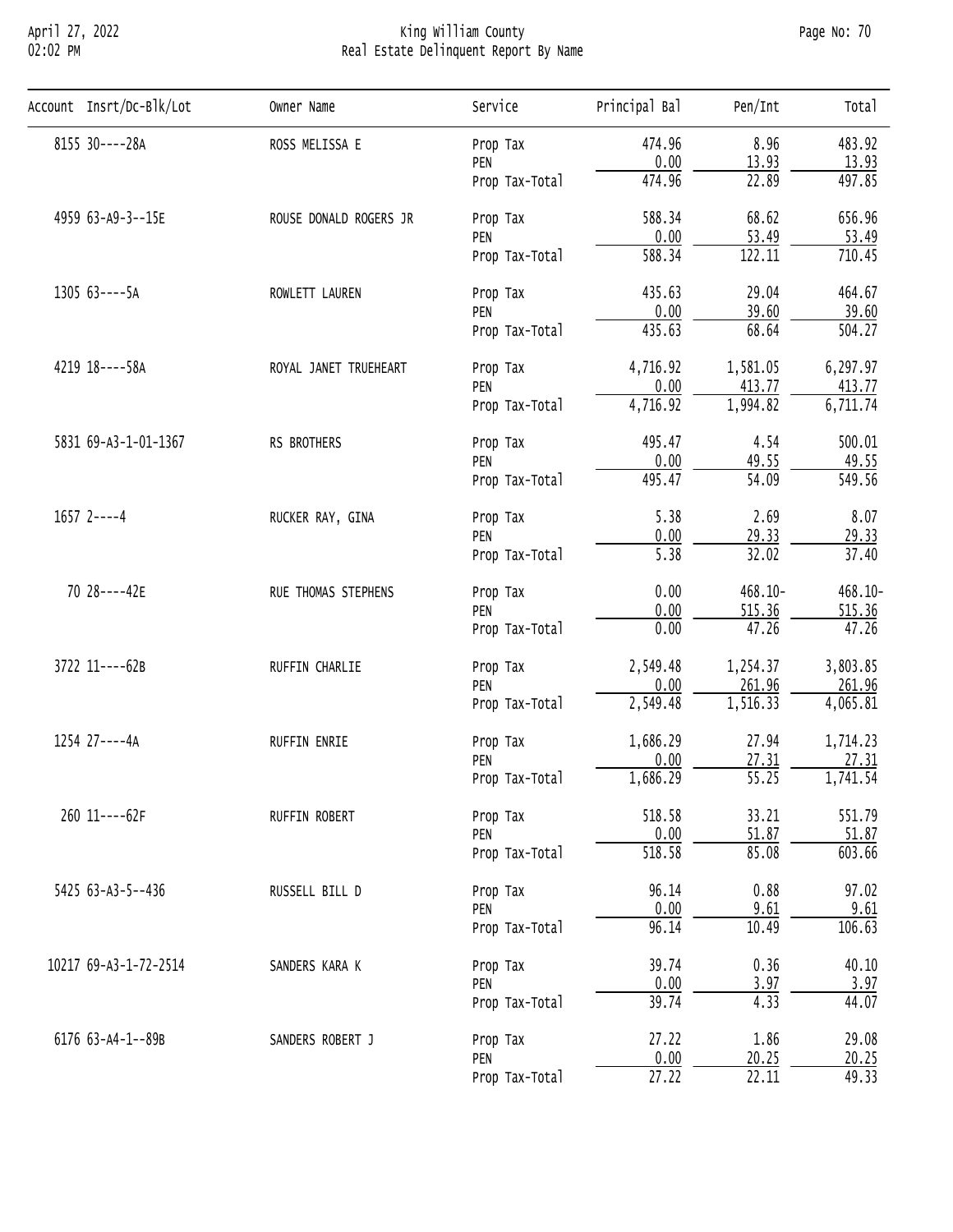| Account | Insrt/Dc-Blk/Lot | Owner Name | Service | Principal Bal | Pen/Int | Total |
|---|---|---|---|---|---|---|
| 8155 | 30----28A | ROSS MELISSA E | Prop Tax | 474.96 | 8.96 | 483.92 |
| | | | PEN | 0.00 | 13.93 | 13.93 |
| | | | Prop Tax-Total | 474.96 | 22.89 | 497.85 |
| 4959 | 63-A9-3--15E | ROUSE DONALD ROGERS JR | Prop Tax | 588.34 | 68.62 | 656.96 |
| | | | PEN | 0.00 | 53.49 | 53.49 |
| | | | Prop Tax-Total | 588.34 | 122.11 | 710.45 |
| 1305 | 63----5A | ROWLETT LAUREN | Prop Tax | 435.63 | 29.04 | 464.67 |
| | | | PEN | 0.00 | 39.60 | 39.60 |
| | | | Prop Tax-Total | 435.63 | 68.64 | 504.27 |
| 4219 | 18----58A | ROYAL JANET TRUEHEART | Prop Tax | 4,716.92 | 1,581.05 | 6,297.97 |
| | | | PEN | 0.00 | 413.77 | 413.77 |
| | | | Prop Tax-Total | 4,716.92 | 1,994.82 | 6,711.74 |
| 5831 | 69-A3-1-01-1367 | RS BROTHERS | Prop Tax | 495.47 | 4.54 | 500.01 |
| | | | PEN | 0.00 | 49.55 | 49.55 |
| | | | Prop Tax-Total | 495.47 | 54.09 | 549.56 |
| 1657 | 2----4 | RUCKER RAY, GINA | Prop Tax | 5.38 | 2.69 | 8.07 |
| | | | PEN | 0.00 | 29.33 | 29.33 |
| | | | Prop Tax-Total | 5.38 | 32.02 | 37.40 |
| 70 | 28----42E | RUE THOMAS STEPHENS | Prop Tax | 0.00 | 468.10- | 468.10- |
| | | | PEN | 0.00 | 515.36 | 515.36 |
| | | | Prop Tax-Total | 0.00 | 47.26 | 47.26 |
| 3722 | 11----62B | RUFFIN CHARLIE | Prop Tax | 2,549.48 | 1,254.37 | 3,803.85 |
| | | | PEN | 0.00 | 261.96 | 261.96 |
| | | | Prop Tax-Total | 2,549.48 | 1,516.33 | 4,065.81 |
| 1254 | 27----4A | RUFFIN ENRIE | Prop Tax | 1,686.29 | 27.94 | 1,714.23 |
| | | | PEN | 0.00 | 27.31 | 27.31 |
| | | | Prop Tax-Total | 1,686.29 | 55.25 | 1,741.54 |
| 260 | 11----62F | RUFFIN ROBERT | Prop Tax | 518.58 | 33.21 | 551.79 |
| | | | PEN | 0.00 | 51.87 | 51.87 |
| | | | Prop Tax-Total | 518.58 | 85.08 | 603.66 |
| 5425 | 63-A3-5--436 | RUSSELL BILL D | Prop Tax | 96.14 | 0.88 | 97.02 |
| | | | PEN | 0.00 | 9.61 | 9.61 |
| | | | Prop Tax-Total | 96.14 | 10.49 | 106.63 |
| 10217 | 69-A3-1-72-2514 | SANDERS KARA K | Prop Tax | 39.74 | 0.36 | 40.10 |
| | | | PEN | 0.00 | 3.97 | 3.97 |
| | | | Prop Tax-Total | 39.74 | 4.33 | 44.07 |
| 6176 | 63-A4-1--89B | SANDERS ROBERT J | Prop Tax | 27.22 | 1.86 | 29.08 |
| | | | PEN | 0.00 | 20.25 | 20.25 |
| | | | Prop Tax-Total | 27.22 | 22.11 | 49.33 |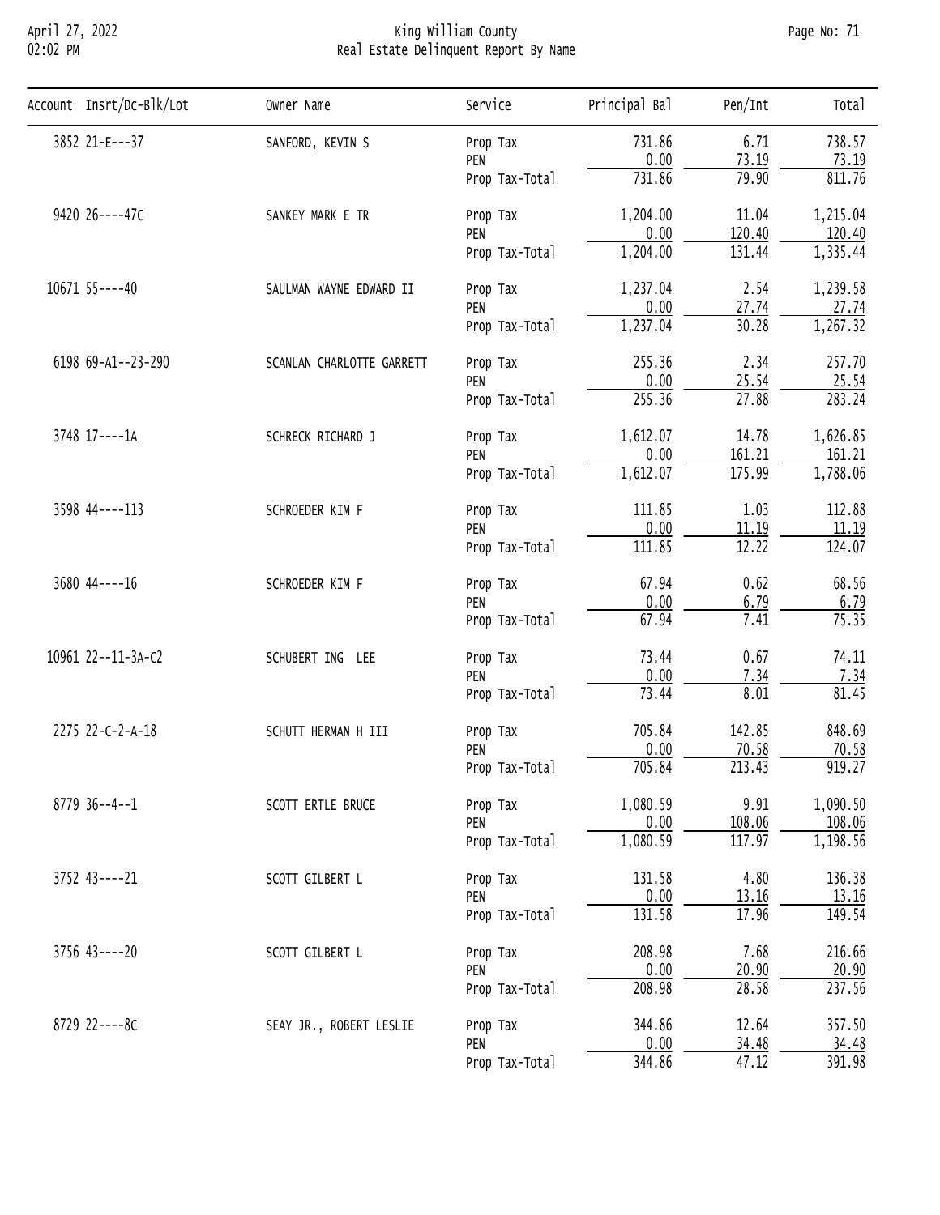# King William County
## Real Estate Delinquent Report By Name

| Account | Insrt/Dc-Blk/Lot | Owner Name | Service | Principal Bal | Pen/Int | Total |
|---|---|---|---|---|---|---|
| 3852 | 21-E---37 | SANFORD, KEVIN S | Prop Tax | 731.86 | 6.71 | 738.57 |
| | | | PEN | 0.00 | 73.19 | 73.19 |
| | | | Prop Tax-Total | 731.86 | 79.90 | 811.76 |
| 9420 | 26----47C | SANKEY MARK E TR | Prop Tax | 1,204.00 | 11.04 | 1,215.04 |
| | | | PEN | 0.00 | 120.40 | 120.40 |
| | | | Prop Tax-Total | 1,204.00 | 131.44 | 1,335.44 |
| 10671 | 55----40 | SAULMAN WAYNE EDWARD II | Prop Tax | 1,237.04 | 2.54 | 1,239.58 |
| | | | PEN | 0.00 | 27.74 | 27.74 |
| | | | Prop Tax-Total | 1,237.04 | 30.28 | 1,267.32 |
| 6198 | 69-A1--23-290 | SCANLAN CHARLOTTE GARRETT | Prop Tax | 255.36 | 2.34 | 257.70 |
| | | | PEN | 0.00 | 25.54 | 25.54 |
| | | | Prop Tax-Total | 255.36 | 27.88 | 283.24 |
| 3748 | 17----1A | SCHRECK RICHARD J | Prop Tax | 1,612.07 | 14.78 | 1,626.85 |
| | | | PEN | 0.00 | 161.21 | 161.21 |
| | | | Prop Tax-Total | 1,612.07 | 175.99 | 1,788.06 |
| 3598 | 44----113 | SCHROEDER KIM F | Prop Tax | 111.85 | 1.03 | 112.88 |
| | | | PEN | 0.00 | 11.19 | 11.19 |
| | | | Prop Tax-Total | 111.85 | 12.22 | 124.07 |
| 3680 | 44----16 | SCHROEDER KIM F | Prop Tax | 67.94 | 0.62 | 68.56 |
| | | | PEN | 0.00 | 6.79 | 6.79 |
| | | | Prop Tax-Total | 67.94 | 7.41 | 75.35 |
| 10961 | 22--11-3A-C2 | SCHUBERT ING LEE | Prop Tax | 73.44 | 0.67 | 74.11 |
| | | | PEN | 0.00 | 7.34 | 7.34 |
| | | | Prop Tax-Total | 73.44 | 8.01 | 81.45 |
| 2275 | 22-C-2-A-18 | SCHUTT HERMAN H III | Prop Tax | 705.84 | 142.85 | 848.69 |
| | | | PEN | 0.00 | 70.58 | 70.58 |
| | | | Prop Tax-Total | 705.84 | 213.43 | 919.27 |
| 8779 | 36--4--1 | SCOTT ERTLE BRUCE | Prop Tax | 1,080.59 | 9.91 | 1,090.50 |
| | | | PEN | 0.00 | 108.06 | 108.06 |
| | | | Prop Tax-Total | 1,080.59 | 117.97 | 1,198.56 |
| 3752 | 43----21 | SCOTT GILBERT L | Prop Tax | 131.58 | 4.80 | 136.38 |
| | | | PEN | 0.00 | 13.16 | 13.16 |
| | | | Prop Tax-Total | 131.58 | 17.96 | 149.54 |
| 3756 | 43----20 | SCOTT GILBERT L | Prop Tax | 208.98 | 7.68 | 216.66 |
| | | | PEN | 0.00 | 20.90 | 20.90 |
| | | | Prop Tax-Total | 208.98 | 28.58 | 237.56 |
| 8729 | 22----8C | SEAY JR., ROBERT LESLIE | Prop Tax | 344.86 | 12.64 | 357.50 |
| | | | PEN | 0.00 | 34.48 | 34.48 |
| | | | Prop Tax-Total | 344.86 | 47.12 | 391.98 |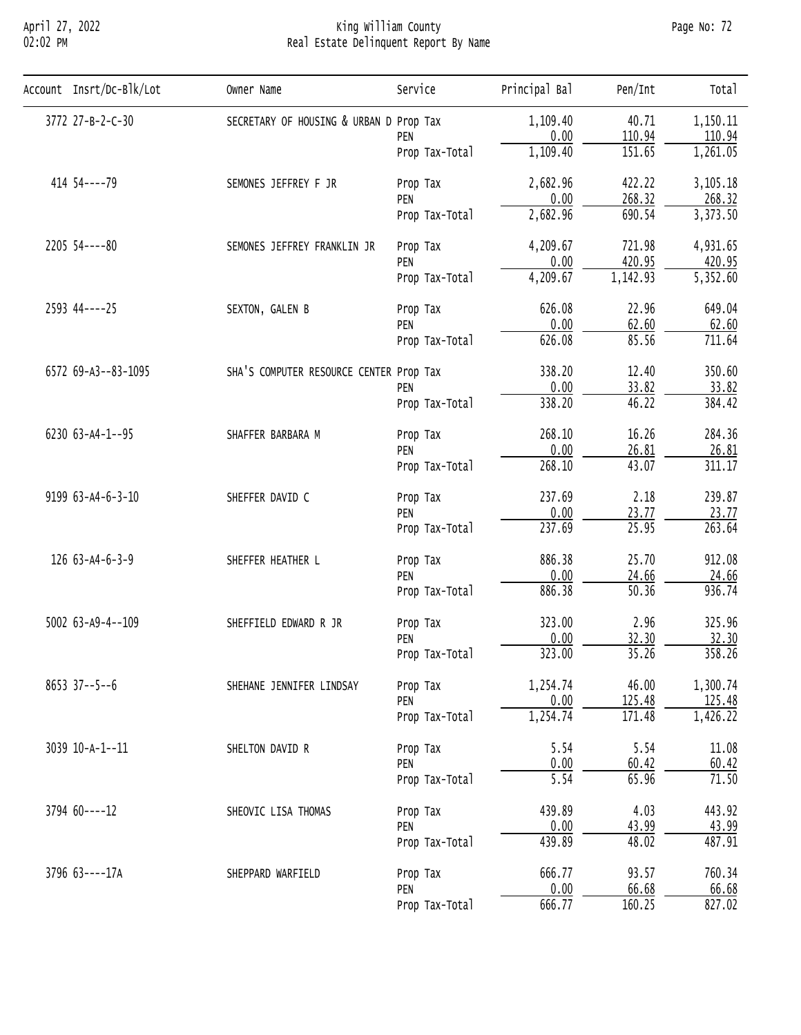King William County

Real Estate Delinquent Report By Name

| Account | Insrt/Dc-Blk/Lot | Owner Name | Service | Principal Bal | Pen/Int | Total |
|---|---|---|---|---|---|---|
| 3772 | 27-B-2-C-30 | SECRETARY OF HOUSING & URBAN D | Prop Tax | 1,109.40 | 40.71 | 1,150.11 |
| | | | PEN | 0.00 | 110.94 | 110.94 |
| | | | Prop Tax-Total | 1,109.40 | 151.65 | 1,261.05 |
| 414 | 54----79 | SEMONES JEFFREY F JR | Prop Tax | 2,682.96 | 422.22 | 3,105.18 |
| | | | PEN | 0.00 | 268.32 | 268.32 |
| | | | Prop Tax-Total | 2,682.96 | 690.54 | 3,373.50 |
| 2205 | 54----80 | SEMONES JEFFREY FRANKLIN JR | Prop Tax | 4,209.67 | 721.98 | 4,931.65 |
| | | | PEN | 0.00 | 420.95 | 420.95 |
| | | | Prop Tax-Total | 4,209.67 | 1,142.93 | 5,352.60 |
| 2593 | 44----25 | SEXTON, GALEN B | Prop Tax | 626.08 | 22.96 | 649.04 |
| | | | PEN | 0.00 | 62.60 | 62.60 |
| | | | Prop Tax-Total | 626.08 | 85.56 | 711.64 |
| 6572 | 69-A3--83-1095 | SHA'S COMPUTER RESOURCE CENTER | Prop Tax | 338.20 | 12.40 | 350.60 |
| | | | PEN | 0.00 | 33.82 | 33.82 |
| | | | Prop Tax-Total | 338.20 | 46.22 | 384.42 |
| 6230 | 63-A4-1--95 | SHAFFER BARBARA M | Prop Tax | 268.10 | 16.26 | 284.36 |
| | | | PEN | 0.00 | 26.81 | 26.81 |
| | | | Prop Tax-Total | 268.10 | 43.07 | 311.17 |
| 9199 | 63-A4-6-3-10 | SHEFFER DAVID C | Prop Tax | 237.69 | 2.18 | 239.87 |
| | | | PEN | 0.00 | 23.77 | 23.77 |
| | | | Prop Tax-Total | 237.69 | 25.95 | 263.64 |
| 126 | 63-A4-6-3-9 | SHEFFER HEATHER L | Prop Tax | 886.38 | 25.70 | 912.08 |
| | | | PEN | 0.00 | 24.66 | 24.66 |
| | | | Prop Tax-Total | 886.38 | 50.36 | 936.74 |
| 5002 | 63-A9-4--109 | SHEFFIELD EDWARD R JR | Prop Tax | 323.00 | 2.96 | 325.96 |
| | | | PEN | 0.00 | 32.30 | 32.30 |
| | | | Prop Tax-Total | 323.00 | 35.26 | 358.26 |
| 8653 | 37--5--6 | SHEHANE JENNIFER LINDSAY | Prop Tax | 1,254.74 | 46.00 | 1,300.74 |
| | | | PEN | 0.00 | 125.48 | 125.48 |
| | | | Prop Tax-Total | 1,254.74 | 171.48 | 1,426.22 |
| 3039 | 10-A-1--11 | SHELTON DAVID R | Prop Tax | 5.54 | 5.54 | 11.08 |
| | | | PEN | 0.00 | 60.42 | 60.42 |
| | | | Prop Tax-Total | 5.54 | 65.96 | 71.50 |
| 3794 | 60----12 | SHEOVIC LISA THOMAS | Prop Tax | 439.89 | 4.03 | 443.92 |
| | | | PEN | 0.00 | 43.99 | 43.99 |
| | | | Prop Tax-Total | 439.89 | 48.02 | 487.91 |
| 3796 | 63----17A | SHEPPARD WARFIELD | Prop Tax | 666.77 | 93.57 | 760.34 |
| | | | PEN | 0.00 | 66.68 | 66.68 |
| | | | Prop Tax-Total | 666.77 | 160.25 | 827.02 |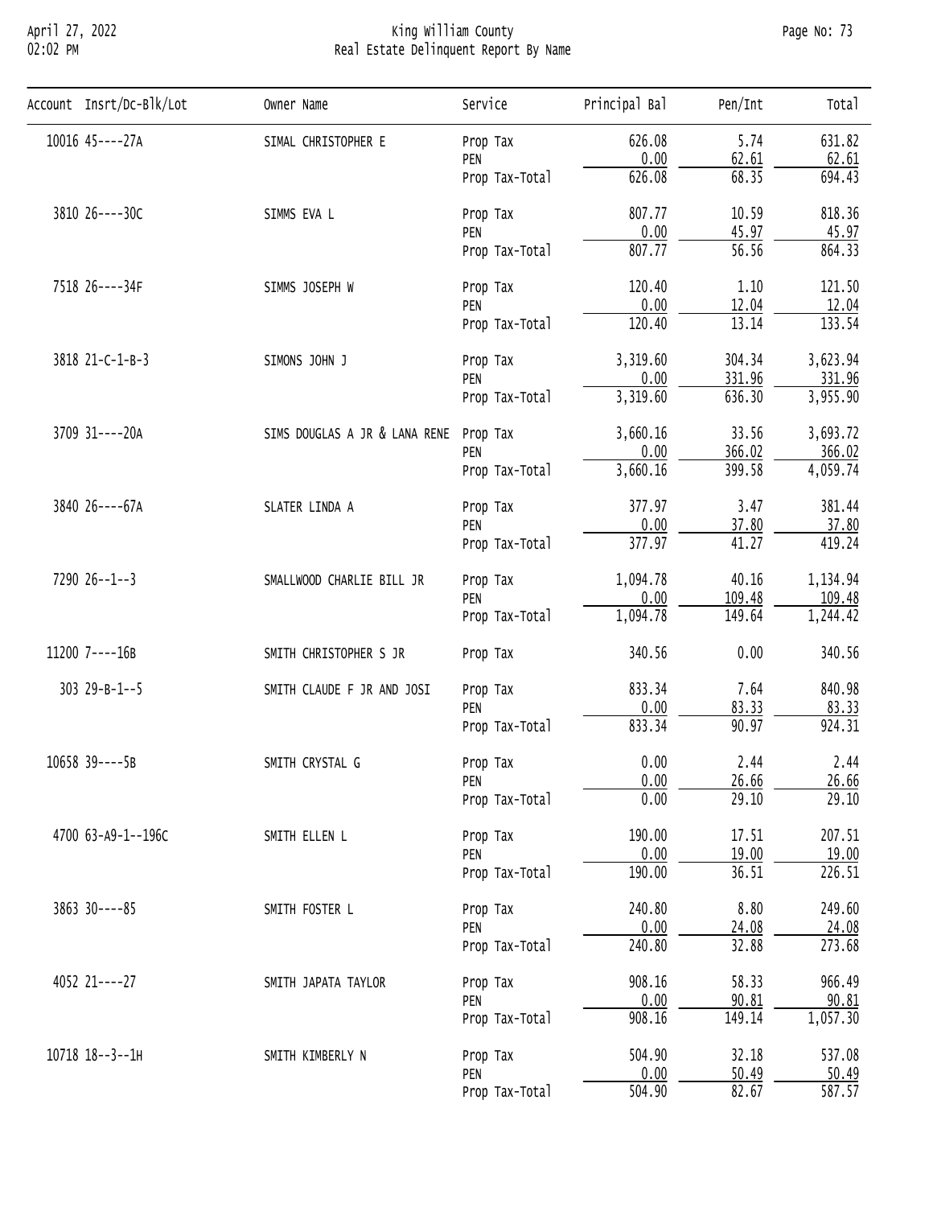| Account | Insrt/Dc-Blk/Lot | Owner Name | Service | Principal Bal | Pen/Int | Total |
|---|---|---|---|---|---|---|
| 10016 | 45----27A | SIMAL CHRISTOPHER E | Prop Tax | 626.08 | 5.74 | 631.82 |
| | | | PEN | 0.00 | 62.61 | 62.61 |
| | | | Prop Tax-Total | 626.08 | 68.35 | 694.43 |
| 3810 | 26----30C | SIMMS EVA L | Prop Tax | 807.77 | 10.59 | 818.36 |
| | | | PEN | 0.00 | 45.97 | 45.97 |
| | | | Prop Tax-Total | 807.77 | 56.56 | 864.33 |
| 7518 | 26----34F | SIMMS JOSEPH W | Prop Tax | 120.40 | 1.10 | 121.50 |
| | | | PEN | 0.00 | 12.04 | 12.04 |
| | | | Prop Tax-Total | 120.40 | 13.14 | 133.54 |
| 3818 | 21-C-1-B-3 | SIMONS JOHN J | Prop Tax | 3,319.60 | 304.34 | 3,623.94 |
| | | | PEN | 0.00 | 331.96 | 331.96 |
| | | | Prop Tax-Total | 3,319.60 | 636.30 | 3,955.90 |
| 3709 | 31----20A | SIMS DOUGLAS A JR & LANA RENE | Prop Tax | 3,660.16 | 33.56 | 3,693.72 |
| | | | PEN | 0.00 | 366.02 | 366.02 |
| | | | Prop Tax-Total | 3,660.16 | 399.58 | 4,059.74 |
| 3840 | 26----67A | SLATER LINDA A | Prop Tax | 377.97 | 3.47 | 381.44 |
| | | | PEN | 0.00 | 37.80 | 37.80 |
| | | | Prop Tax-Total | 377.97 | 41.27 | 419.24 |
| 7290 | 26--1--3 | SMALLWOOD CHARLIE BILL JR | Prop Tax | 1,094.78 | 40.16 | 1,134.94 |
| | | | PEN | 0.00 | 109.48 | 109.48 |
| | | | Prop Tax-Total | 1,094.78 | 149.64 | 1,244.42 |
| 11200 | 7----16B | SMITH CHRISTOPHER S JR | Prop Tax | 340.56 | 0.00 | 340.56 |
| 303 | 29-B-1--5 | SMITH CLAUDE F JR AND JOSI | Prop Tax | 833.34 | 7.64 | 840.98 |
| | | | PEN | 0.00 | 83.33 | 83.33 |
| | | | Prop Tax-Total | 833.34 | 90.97 | 924.31 |
| 10658 | 39----5B | SMITH CRYSTAL G | Prop Tax | 0.00 | 2.44 | 2.44 |
| | | | PEN | 0.00 | 26.66 | 26.66 |
| | | | Prop Tax-Total | 0.00 | 29.10 | 29.10 |
| 4700 | 63-A9-1--196C | SMITH ELLEN L | Prop Tax | 190.00 | 17.51 | 207.51 |
| | | | PEN | 0.00 | 19.00 | 19.00 |
| | | | Prop Tax-Total | 190.00 | 36.51 | 226.51 |
| 3863 | 30----85 | SMITH FOSTER L | Prop Tax | 240.80 | 8.80 | 249.60 |
| | | | PEN | 0.00 | 24.08 | 24.08 |
| | | | Prop Tax-Total | 240.80 | 32.88 | 273.68 |
| 4052 | 21----27 | SMITH JAPATA TAYLOR | Prop Tax | 908.16 | 58.33 | 966.49 |
| | | | PEN | 0.00 | 90.81 | 90.81 |
| | | | Prop Tax-Total | 908.16 | 149.14 | 1,057.30 |
| 10718 | 18--3--1H | SMITH KIMBERLY N | Prop Tax | 504.90 | 32.18 | 537.08 |
| | | | PEN | 0.00 | 50.49 | 50.49 |
| | | | Prop Tax-Total | 504.90 | 82.67 | 587.57 |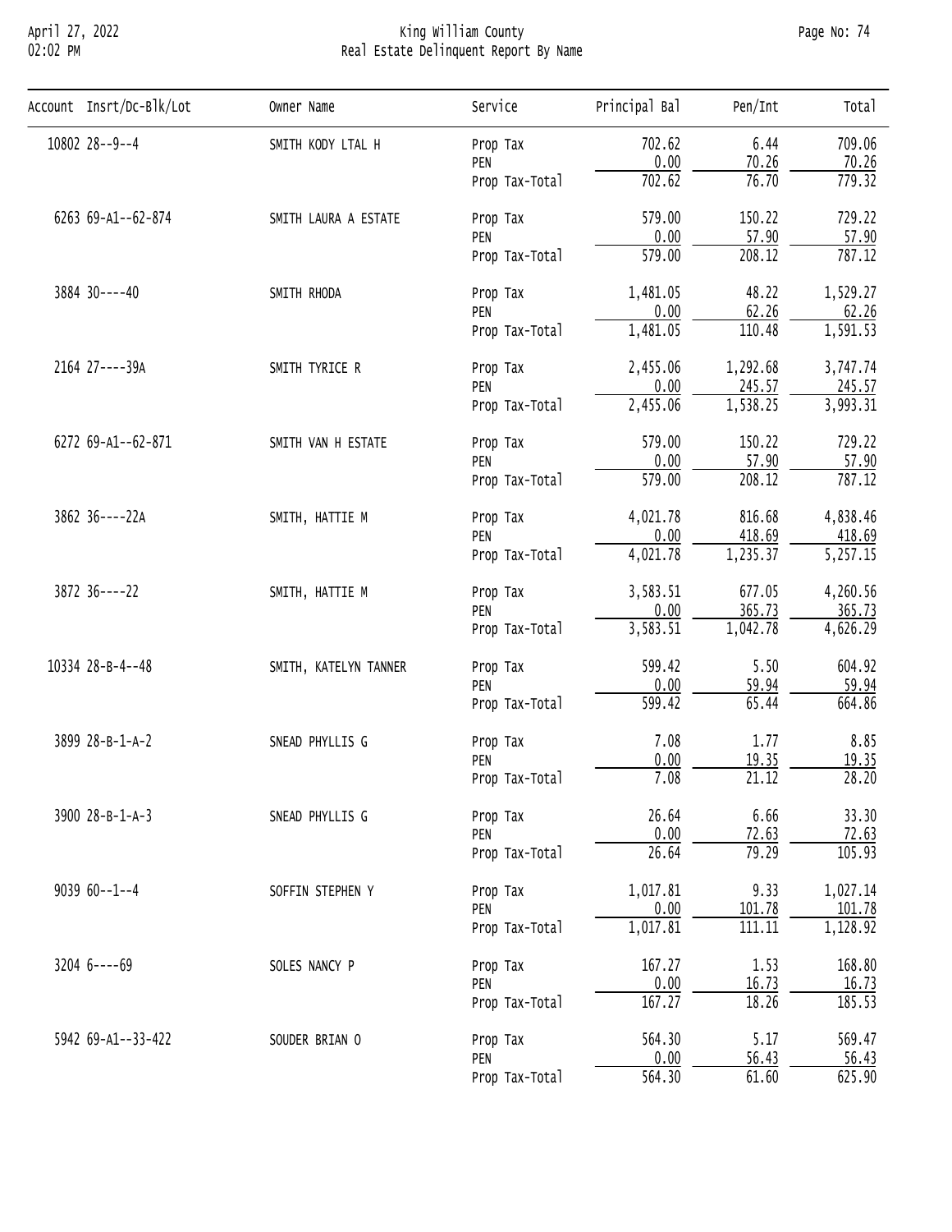| Account | Insrt/Dc-Blk/Lot | Owner Name | Service | Principal Bal | Pen/Int | Total |
|---|---|---|---|---|---|---|
| 10802 | 28--9--4 | SMITH KODY LTAL H | Prop Tax | 702.62 | 6.44 | 709.06 |
| | | | PEN | 0.00 | 70.26 | 70.26 |
| | | | Prop Tax-Total | 702.62 | 76.70 | 779.32 |
| 6263 | 69-A1--62-874 | SMITH LAURA A ESTATE | Prop Tax | 579.00 | 150.22 | 729.22 |
| | | | PEN | 0.00 | 57.90 | 57.90 |
| | | | Prop Tax-Total | 579.00 | 208.12 | 787.12 |
| 3884 | 30----40 | SMITH RHODA | Prop Tax | 1,481.05 | 48.22 | 1,529.27 |
| | | | PEN | 0.00 | 62.26 | 62.26 |
| | | | Prop Tax-Total | 1,481.05 | 110.48 | 1,591.53 |
| 2164 | 27----39A | SMITH TYRICE R | Prop Tax | 2,455.06 | 1,292.68 | 3,747.74 |
| | | | PEN | 0.00 | 245.57 | 245.57 |
| | | | Prop Tax-Total | 2,455.06 | 1,538.25 | 3,993.31 |
| 6272 | 69-A1--62-871 | SMITH VAN H ESTATE | Prop Tax | 579.00 | 150.22 | 729.22 |
| | | | PEN | 0.00 | 57.90 | 57.90 |
| | | | Prop Tax-Total | 579.00 | 208.12 | 787.12 |
| 3862 | 36----22A | SMITH, HATTIE M | Prop Tax | 4,021.78 | 816.68 | 4,838.46 |
| | | | PEN | 0.00 | 418.69 | 418.69 |
| | | | Prop Tax-Total | 4,021.78 | 1,235.37 | 5,257.15 |
| 3872 | 36----22 | SMITH, HATTIE M | Prop Tax | 3,583.51 | 677.05 | 4,260.56 |
| | | | PEN | 0.00 | 365.73 | 365.73 |
| | | | Prop Tax-Total | 3,583.51 | 1,042.78 | 4,626.29 |
| 10334 | 28-B-4--48 | SMITH, KATELYN TANNER | Prop Tax | 599.42 | 5.50 | 604.92 |
| | | | PEN | 0.00 | 59.94 | 59.94 |
| | | | Prop Tax-Total | 599.42 | 65.44 | 664.86 |
| 3899 | 28-B-1-A-2 | SNEAD PHYLLIS G | Prop Tax | 7.08 | 1.77 | 8.85 |
| | | | PEN | 0.00 | 19.35 | 19.35 |
| | | | Prop Tax-Total | 7.08 | 21.12 | 28.20 |
| 3900 | 28-B-1-A-3 | SNEAD PHYLLIS G | Prop Tax | 26.64 | 6.66 | 33.30 |
| | | | PEN | 0.00 | 72.63 | 72.63 |
| | | | Prop Tax-Total | 26.64 | 79.29 | 105.93 |
| 9039 | 60--1--4 | SOFFIN STEPHEN Y | Prop Tax | 1,017.81 | 9.33 | 1,027.14 |
| | | | PEN | 0.00 | 101.78 | 101.78 |
| | | | Prop Tax-Total | 1,017.81 | 111.11 | 1,128.92 |
| 3204 | 6----69 | SOLES NANCY P | Prop Tax | 167.27 | 1.53 | 168.80 |
| | | | PEN | 0.00 | 16.73 | 16.73 |
| | | | Prop Tax-Total | 167.27 | 18.26 | 185.53 |
| 5942 | 69-A1--33-422 | SOUDER BRIAN O | Prop Tax | 564.30 | 5.17 | 569.47 |
| | | | PEN | 0.00 | 56.43 | 56.43 |
| | | | Prop Tax-Total | 564.30 | 61.60 | 625.90 |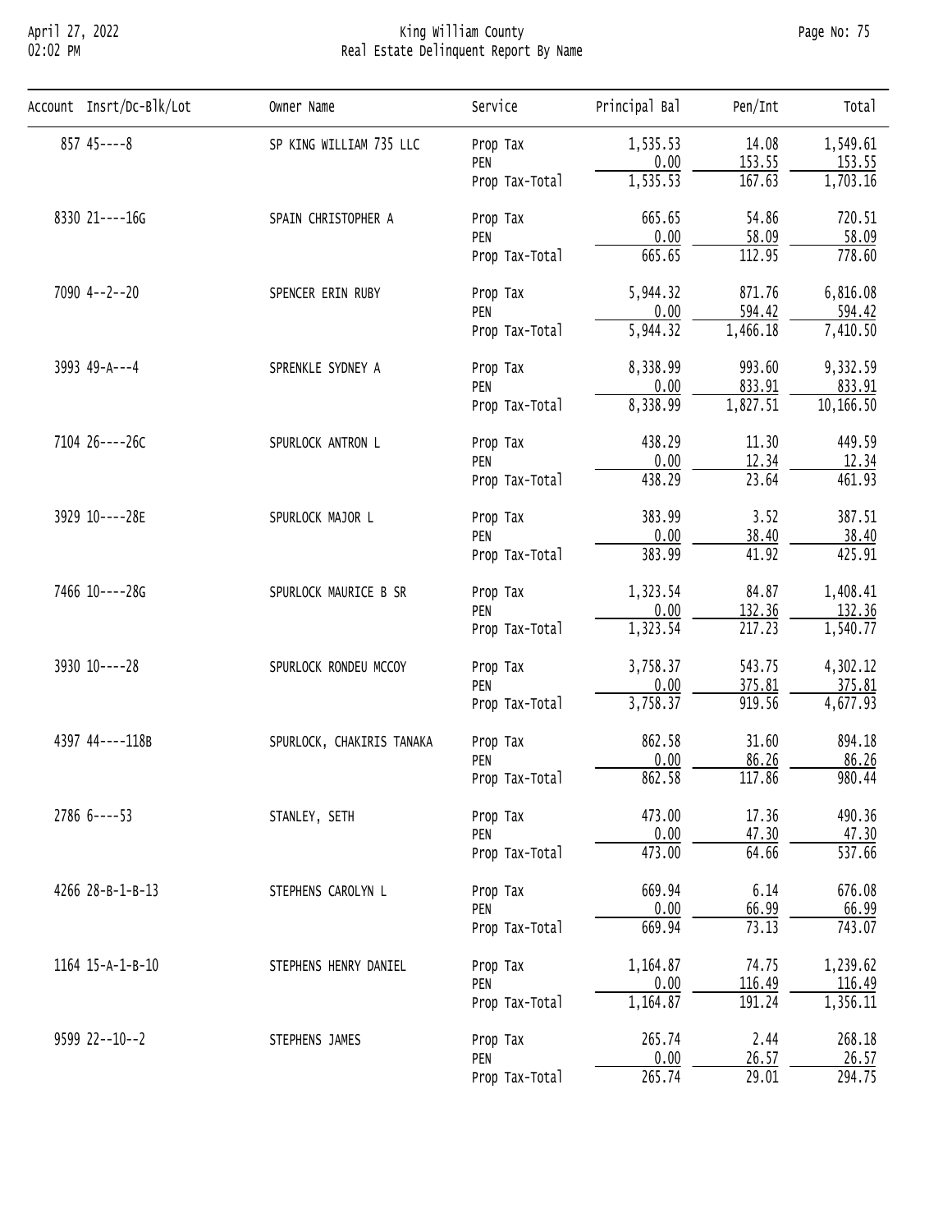| Account | Insrt/Dc-Blk/Lot | Owner Name | Service | Principal Bal | Pen/Int | Total |
|---|---|---|---|---|---|---|
| 857 | 45----8 | SP KING WILLIAM 735 LLC | Prop Tax | 1,535.53 | 14.08 | 1,549.61 |
| | | | PEN | 0.00 | 153.55 | 153.55 |
| | | | Prop Tax-Total | 1,535.53 | 167.63 | 1,703.16 |
| 8330 | 21----16G | SPAIN CHRISTOPHER A | Prop Tax | 665.65 | 54.86 | 720.51 |
| | | | PEN | 0.00 | 58.09 | 58.09 |
| | | | Prop Tax-Total | 665.65 | 112.95 | 778.60 |
| 7090 | 4--2--20 | SPENCER ERIN RUBY | Prop Tax | 5,944.32 | 871.76 | 6,816.08 |
| | | | PEN | 0.00 | 594.42 | 594.42 |
| | | | Prop Tax-Total | 5,944.32 | 1,466.18 | 7,410.50 |
| 3993 | 49-A---4 | SPRENKLE SYDNEY A | Prop Tax | 8,338.99 | 993.60 | 9,332.59 |
| | | | PEN | 0.00 | 833.91 | 833.91 |
| | | | Prop Tax-Total | 8,338.99 | 1,827.51 | 10,166.50 |
| 7104 | 26----26C | SPURLOCK ANTRON L | Prop Tax | 438.29 | 11.30 | 449.59 |
| | | | PEN | 0.00 | 12.34 | 12.34 |
| | | | Prop Tax-Total | 438.29 | 23.64 | 461.93 |
| 3929 | 10----28E | SPURLOCK MAJOR L | Prop Tax | 383.99 | 3.52 | 387.51 |
| | | | PEN | 0.00 | 38.40 | 38.40 |
| | | | Prop Tax-Total | 383.99 | 41.92 | 425.91 |
| 7466 | 10----28G | SPURLOCK MAURICE B SR | Prop Tax | 1,323.54 | 84.87 | 1,408.41 |
| | | | PEN | 0.00 | 132.36 | 132.36 |
| | | | Prop Tax-Total | 1,323.54 | 217.23 | 1,540.77 |
| 3930 | 10----28 | SPURLOCK RONDEU MCCOY | Prop Tax | 3,758.37 | 543.75 | 4,302.12 |
| | | | PEN | 0.00 | 375.81 | 375.81 |
| | | | Prop Tax-Total | 3,758.37 | 919.56 | 4,677.93 |
| 4397 | 44----118B | SPURLOCK, CHAKIRIS TANAKA | Prop Tax | 862.58 | 31.60 | 894.18 |
| | | | PEN | 0.00 | 86.26 | 86.26 |
| | | | Prop Tax-Total | 862.58 | 117.86 | 980.44 |
| 2786 | 6----53 | STANLEY, SETH | Prop Tax | 473.00 | 17.36 | 490.36 |
| | | | PEN | 0.00 | 47.30 | 47.30 |
| | | | Prop Tax-Total | 473.00 | 64.66 | 537.66 |
| 4266 | 28-B-1-B-13 | STEPHENS CAROLYN L | Prop Tax | 669.94 | 6.14 | 676.08 |
| | | | PEN | 0.00 | 66.99 | 66.99 |
| | | | Prop Tax-Total | 669.94 | 73.13 | 743.07 |
| 1164 | 15-A-1-B-10 | STEPHENS HENRY DANIEL | Prop Tax | 1,164.87 | 74.75 | 1,239.62 |
| | | | PEN | 0.00 | 116.49 | 116.49 |
| | | | Prop Tax-Total | 1,164.87 | 191.24 | 1,356.11 |
| 9599 | 22--10--2 | STEPHENS JAMES | Prop Tax | 265.74 | 2.44 | 268.18 |
| | | | PEN | 0.00 | 26.57 | 26.57 |
| | | | Prop Tax-Total | 265.74 | 29.01 | 294.75 |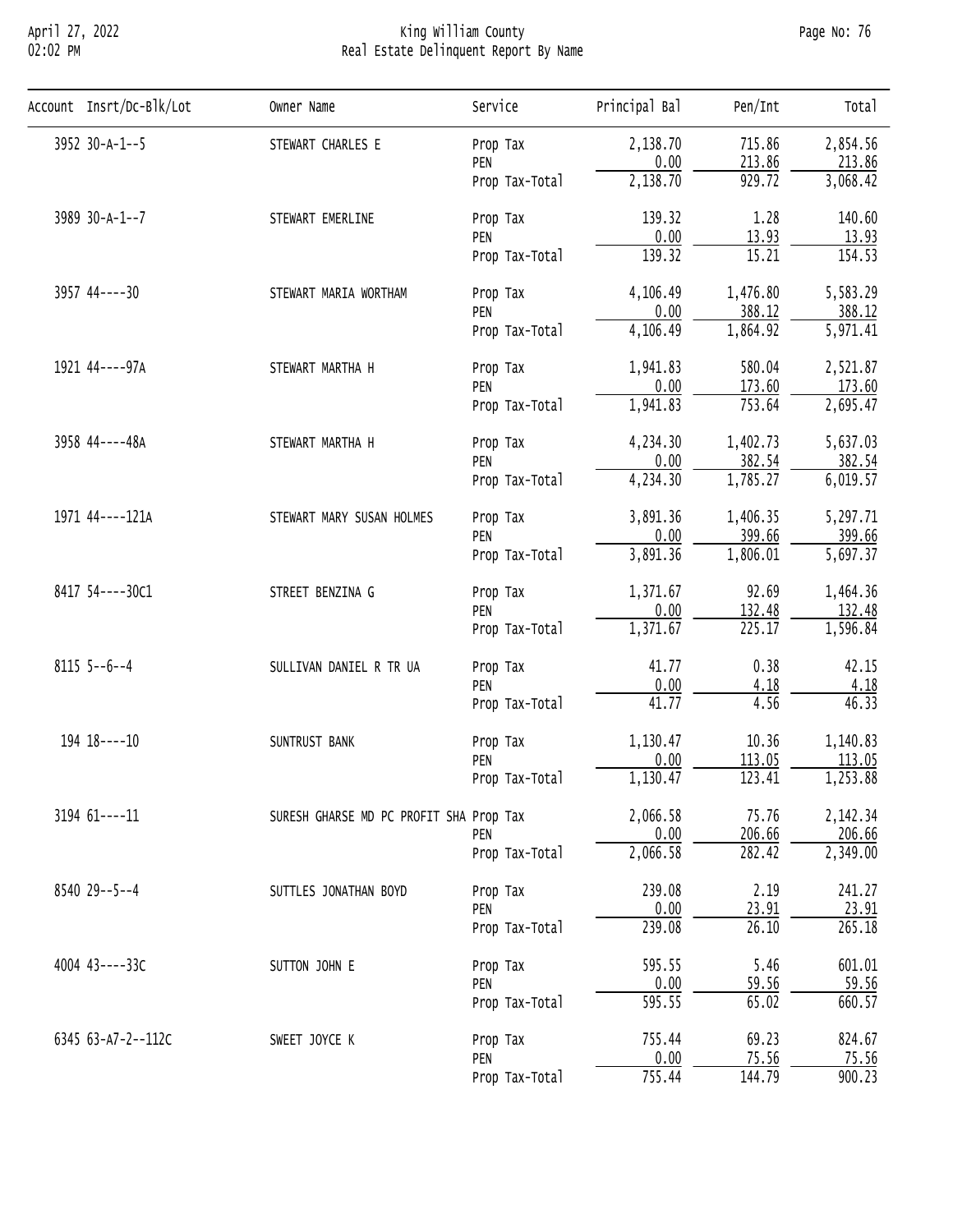| Account | Insrt/Dc-Blk/Lot | Owner Name | Service | Principal Bal | Pen/Int | Total |
|---|---|---|---|---|---|---|
| 3952 | 30-A-1--5 | STEWART CHARLES E | Prop Tax | 2,138.70 | 715.86 | 2,854.56 |
| | | | PEN | 0.00 | 213.86 | 213.86 |
| | | | Prop Tax-Total | 2,138.70 | 929.72 | 3,068.42 |
| 3989 | 30-A-1--7 | STEWART EMERLINE | Prop Tax | 139.32 | 1.28 | 140.60 |
| | | | PEN | 0.00 | 13.93 | 13.93 |
| | | | Prop Tax-Total | 139.32 | 15.21 | 154.53 |
| 3957 | 44----30 | STEWART MARIA WORTHAM | Prop Tax | 4,106.49 | 1,476.80 | 5,583.29 |
| | | | PEN | 0.00 | 388.12 | 388.12 |
| | | | Prop Tax-Total | 4,106.49 | 1,864.92 | 5,971.41 |
| 1921 | 44----97A | STEWART MARTHA H | Prop Tax | 1,941.83 | 580.04 | 2,521.87 |
| | | | PEN | 0.00 | 173.60 | 173.60 |
| | | | Prop Tax-Total | 1,941.83 | 753.64 | 2,695.47 |
| 3958 | 44----48A | STEWART MARTHA H | Prop Tax | 4,234.30 | 1,402.73 | 5,637.03 |
| | | | PEN | 0.00 | 382.54 | 382.54 |
| | | | Prop Tax-Total | 4,234.30 | 1,785.27 | 6,019.57 |
| 1971 | 44----121A | STEWART MARY SUSAN HOLMES | Prop Tax | 3,891.36 | 1,406.35 | 5,297.71 |
| | | | PEN | 0.00 | 399.66 | 399.66 |
| | | | Prop Tax-Total | 3,891.36 | 1,806.01 | 5,697.37 |
| 8417 | 54----30C1 | STREET BENZINA G | Prop Tax | 1,371.67 | 92.69 | 1,464.36 |
| | | | PEN | 0.00 | 132.48 | 132.48 |
| | | | Prop Tax-Total | 1,371.67 | 225.17 | 1,596.84 |
| 8115 | 5--6--4 | SULLIVAN DANIEL R TR UA | Prop Tax | 41.77 | 0.38 | 42.15 |
| | | | PEN | 0.00 | 4.18 | 4.18 |
| | | | Prop Tax-Total | 41.77 | 4.56 | 46.33 |
| 194 | 18----10 | SUNTRUST BANK | Prop Tax | 1,130.47 | 10.36 | 1,140.83 |
| | | | PEN | 0.00 | 113.05 | 113.05 |
| | | | Prop Tax-Total | 1,130.47 | 123.41 | 1,253.88 |
| 3194 | 61----11 | SURESH GHARSE MD PC PROFIT SHA | Prop Tax | 2,066.58 | 75.76 | 2,142.34 |
| | | | PEN | 0.00 | 206.66 | 206.66 |
| | | | Prop Tax-Total | 2,066.58 | 282.42 | 2,349.00 |
| 8540 | 29--5--4 | SUTTLES JONATHAN BOYD | Prop Tax | 239.08 | 2.19 | 241.27 |
| | | | PEN | 0.00 | 23.91 | 23.91 |
| | | | Prop Tax-Total | 239.08 | 26.10 | 265.18 |
| 4004 | 43----33C | SUTTON JOHN E | Prop Tax | 595.55 | 5.46 | 601.01 |
| | | | PEN | 0.00 | 59.56 | 59.56 |
| | | | Prop Tax-Total | 595.55 | 65.02 | 660.57 |
| 6345 | 63-A7-2--112C | SWEET JOYCE K | Prop Tax | 755.44 | 69.23 | 824.67 |
| | | | PEN | 0.00 | 75.56 | 75.56 |
| | | | Prop Tax-Total | 755.44 | 144.79 | 900.23 |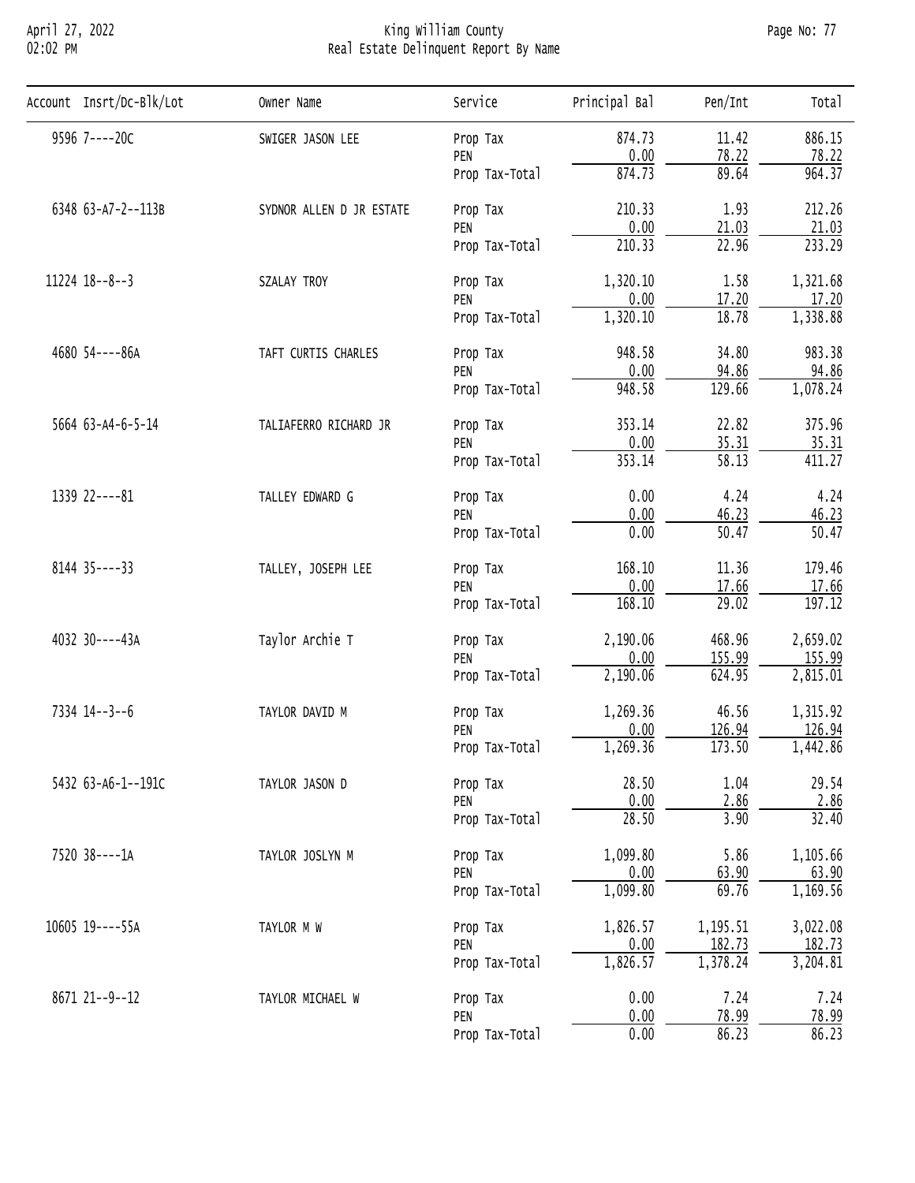# King William County
## Real Estate Delinquent Report By Name

| Account | Insrt/Dc-Blk/Lot | Owner Name | Service | Principal Bal | Pen/Int | Total |
|---|---|---|---|---|---|---|
| 9596 | 7----20C | SWIGER JASON LEE | Prop Tax | 874.73 | 11.42 | 886.15 |
| | | | PEN | 0.00 | 78.22 | 78.22 |
| | | | Prop Tax-Total | 874.73 | 89.64 | 964.37 |
| 6348 | 63-A7-2--113B | SYDNOR ALLEN D JR ESTATE | Prop Tax | 210.33 | 1.93 | 212.26 |
| | | | PEN | 0.00 | 21.03 | 21.03 |
| | | | Prop Tax-Total | 210.33 | 22.96 | 233.29 |
| 11224 | 18--8--3 | SZALAY TROY | Prop Tax | 1,320.10 | 1.58 | 1,321.68 |
| | | | PEN | 0.00 | 17.20 | 17.20 |
| | | | Prop Tax-Total | 1,320.10 | 18.78 | 1,338.88 |
| 4680 | 54----86A | TAFT CURTIS CHARLES | Prop Tax | 948.58 | 34.80 | 983.38 |
| | | | PEN | 0.00 | 94.86 | 94.86 |
| | | | Prop Tax-Total | 948.58 | 129.66 | 1,078.24 |
| 5664 | 63-A4-6-5-14 | TALIAFERRO RICHARD JR | Prop Tax | 353.14 | 22.82 | 375.96 |
| | | | PEN | 0.00 | 35.31 | 35.31 |
| | | | Prop Tax-Total | 353.14 | 58.13 | 411.27 |
| 1339 | 22----81 | TALLEY EDWARD G | Prop Tax | 0.00 | 4.24 | 4.24 |
| | | | PEN | 0.00 | 46.23 | 46.23 |
| | | | Prop Tax-Total | 0.00 | 50.47 | 50.47 |
| 8144 | 35----33 | TALLEY, JOSEPH LEE | Prop Tax | 168.10 | 11.36 | 179.46 |
| | | | PEN | 0.00 | 17.66 | 17.66 |
| | | | Prop Tax-Total | 168.10 | 29.02 | 197.12 |
| 4032 | 30----43A | Taylor Archie T | Prop Tax | 2,190.06 | 468.96 | 2,659.02 |
| | | | PEN | 0.00 | 155.99 | 155.99 |
| | | | Prop Tax-Total | 2,190.06 | 624.95 | 2,815.01 |
| 7334 | 14--3--6 | TAYLOR DAVID M | Prop Tax | 1,269.36 | 46.56 | 1,315.92 |
| | | | PEN | 0.00 | 126.94 | 126.94 |
| | | | Prop Tax-Total | 1,269.36 | 173.50 | 1,442.86 |
| 5432 | 63-A6-1--191C | TAYLOR JASON D | Prop Tax | 28.50 | 1.04 | 29.54 |
| | | | PEN | 0.00 | 2.86 | 2.86 |
| | | | Prop Tax-Total | 28.50 | 3.90 | 32.40 |
| 7520 | 38----1A | TAYLOR JOSLYN M | Prop Tax | 1,099.80 | 5.86 | 1,105.66 |
| | | | PEN | 0.00 | 63.90 | 63.90 |
| | | | Prop Tax-Total | 1,099.80 | 69.76 | 1,169.56 |
| 10605 | 19----55A | TAYLOR M W | Prop Tax | 1,826.57 | 1,195.51 | 3,022.08 |
| | | | PEN | 0.00 | 182.73 | 182.73 |
| | | | Prop Tax-Total | 1,826.57 | 1,378.24 | 3,204.81 |
| 8671 | 21--9--12 | TAYLOR MICHAEL W | Prop Tax | 0.00 | 7.24 | 7.24 |
| | | | PEN | 0.00 | 78.99 | 78.99 |
| | | | Prop Tax-Total | 0.00 | 86.23 | 86.23 |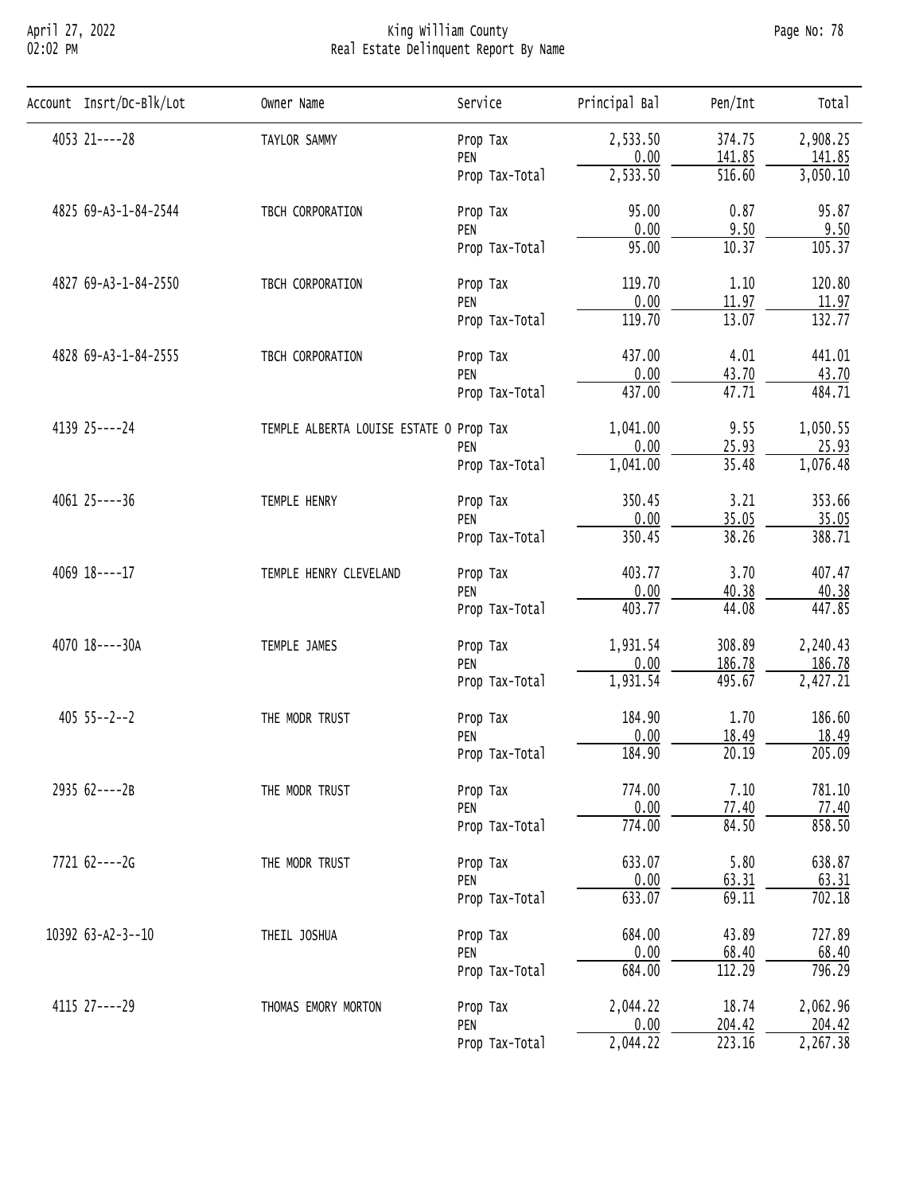# King William County
## Real Estate Delinquent Report By Name

| Account | Insrt/Dc-Blk/Lot | Owner Name | Service | Principal Bal | Pen/Int | Total |
|---|---|---|---|---|---|---|
| 4053 | 21----28 | TAYLOR SAMMY | Prop Tax | 2,533.50 | 374.75 | 2,908.25 |
| | | | PEN | 0.00 | 141.85 | 141.85 |
| | | | Prop Tax-Total | 2,533.50 | 516.60 | 3,050.10 |
| 4825 | 69-A3-1-84-2544 | TBCH CORPORATION | Prop Tax | 95.00 | 0.87 | 95.87 |
| | | | PEN | 0.00 | 9.50 | 9.50 |
| | | | Prop Tax-Total | 95.00 | 10.37 | 105.37 |
| 4827 | 69-A3-1-84-2550 | TBCH CORPORATION | Prop Tax | 119.70 | 1.10 | 120.80 |
| | | | PEN | 0.00 | 11.97 | 11.97 |
| | | | Prop Tax-Total | 119.70 | 13.07 | 132.77 |
| 4828 | 69-A3-1-84-2555 | TBCH CORPORATION | Prop Tax | 437.00 | 4.01 | 441.01 |
| | | | PEN | 0.00 | 43.70 | 43.70 |
| | | | Prop Tax-Total | 437.00 | 47.71 | 484.71 |
| 4139 | 25----24 | TEMPLE ALBERTA LOUISE ESTATE O | Prop Tax | 1,041.00 | 9.55 | 1,050.55 |
| | | | PEN | 0.00 | 25.93 | 25.93 |
| | | | Prop Tax-Total | 1,041.00 | 35.48 | 1,076.48 |
| 4061 | 25----36 | TEMPLE HENRY | Prop Tax | 350.45 | 3.21 | 353.66 |
| | | | PEN | 0.00 | 35.05 | 35.05 |
| | | | Prop Tax-Total | 350.45 | 38.26 | 388.71 |
| 4069 | 18----17 | TEMPLE HENRY CLEVELAND | Prop Tax | 403.77 | 3.70 | 407.47 |
| | | | PEN | 0.00 | 40.38 | 40.38 |
| | | | Prop Tax-Total | 403.77 | 44.08 | 447.85 |
| 4070 | 18----30A | TEMPLE JAMES | Prop Tax | 1,931.54 | 308.89 | 2,240.43 |
| | | | PEN | 0.00 | 186.78 | 186.78 |
| | | | Prop Tax-Total | 1,931.54 | 495.67 | 2,427.21 |
| 405 | 55--2--2 | THE MODR TRUST | Prop Tax | 184.90 | 1.70 | 186.60 |
| | | | PEN | 0.00 | 18.49 | 18.49 |
| | | | Prop Tax-Total | 184.90 | 20.19 | 205.09 |
| 2935 | 62----2B | THE MODR TRUST | Prop Tax | 774.00 | 7.10 | 781.10 |
| | | | PEN | 0.00 | 77.40 | 77.40 |
| | | | Prop Tax-Total | 774.00 | 84.50 | 858.50 |
| 7721 | 62----2G | THE MODR TRUST | Prop Tax | 633.07 | 5.80 | 638.87 |
| | | | PEN | 0.00 | 63.31 | 63.31 |
| | | | Prop Tax-Total | 633.07 | 69.11 | 702.18 |
| 10392 | 63-A2-3--10 | THEIL JOSHUA | Prop Tax | 684.00 | 43.89 | 727.89 |
| | | | PEN | 0.00 | 68.40 | 68.40 |
| | | | Prop Tax-Total | 684.00 | 112.29 | 796.29 |
| 4115 | 27----29 | THOMAS EMORY MORTON | Prop Tax | 2,044.22 | 18.74 | 2,062.96 |
| | | | PEN | 0.00 | 204.42 | 204.42 |
| | | | Prop Tax-Total | 2,044.22 | 223.16 | 2,267.38 |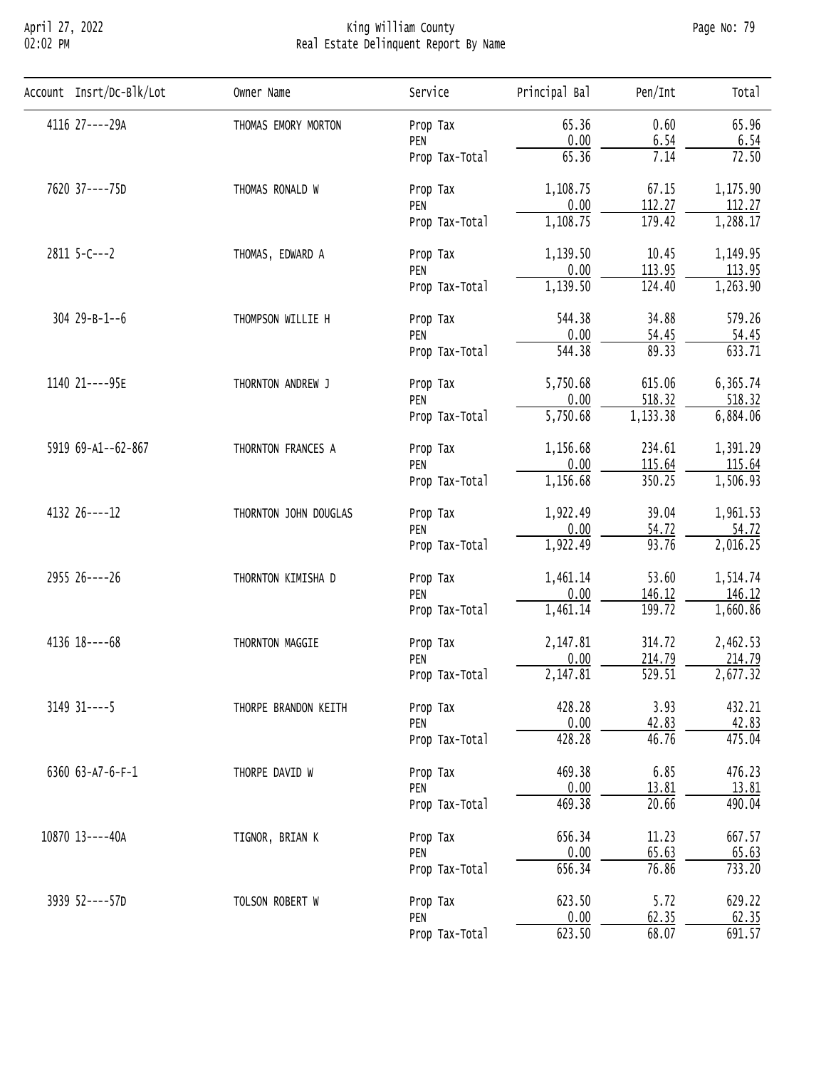# King William County
## Real Estate Delinquent Report By Name

| Account | Insrt/Dc-Blk/Lot | Owner Name | Service | Principal Bal | Pen/Int | Total |
|---|---|---|---|---|---|---|
| 4116 | 27----29A | THOMAS EMORY MORTON | Prop Tax | 65.36 | 0.60 | 65.96 |
| | | | PEN | 0.00 | 6.54 | 6.54 |
| | | | Prop Tax-Total | 65.36 | 7.14 | 72.50 |
| 7620 | 37----75D | THOMAS RONALD W | Prop Tax | 1,108.75 | 67.15 | 1,175.90 |
| | | | PEN | 0.00 | 112.27 | 112.27 |
| | | | Prop Tax-Total | 1,108.75 | 179.42 | 1,288.17 |
| 2811 | 5-C---2 | THOMAS, EDWARD A | Prop Tax | 1,139.50 | 10.45 | 1,149.95 |
| | | | PEN | 0.00 | 113.95 | 113.95 |
| | | | Prop Tax-Total | 1,139.50 | 124.40 | 1,263.90 |
| 304 | 29-B-1--6 | THOMPSON WILLIE H | Prop Tax | 544.38 | 34.88 | 579.26 |
| | | | PEN | 0.00 | 54.45 | 54.45 |
| | | | Prop Tax-Total | 544.38 | 89.33 | 633.71 |
| 1140 | 21----95E | THORNTON ANDREW J | Prop Tax | 5,750.68 | 615.06 | 6,365.74 |
| | | | PEN | 0.00 | 518.32 | 518.32 |
| | | | Prop Tax-Total | 5,750.68 | 1,133.38 | 6,884.06 |
| 5919 | 69-A1--62-867 | THORNTON FRANCES A | Prop Tax | 1,156.68 | 234.61 | 1,391.29 |
| | | | PEN | 0.00 | 115.64 | 115.64 |
| | | | Prop Tax-Total | 1,156.68 | 350.25 | 1,506.93 |
| 4132 | 26----12 | THORNTON JOHN DOUGLAS | Prop Tax | 1,922.49 | 39.04 | 1,961.53 |
| | | | PEN | 0.00 | 54.72 | 54.72 |
| | | | Prop Tax-Total | 1,922.49 | 93.76 | 2,016.25 |
| 2955 | 26----26 | THORNTON KIMISHA D | Prop Tax | 1,461.14 | 53.60 | 1,514.74 |
| | | | PEN | 0.00 | 146.12 | 146.12 |
| | | | Prop Tax-Total | 1,461.14 | 199.72 | 1,660.86 |
| 4136 | 18----68 | THORNTON MAGGIE | Prop Tax | 2,147.81 | 314.72 | 2,462.53 |
| | | | PEN | 0.00 | 214.79 | 214.79 |
| | | | Prop Tax-Total | 2,147.81 | 529.51 | 2,677.32 |
| 3149 | 31----5 | THORPE BRANDON KEITH | Prop Tax | 428.28 | 3.93 | 432.21 |
| | | | PEN | 0.00 | 42.83 | 42.83 |
| | | | Prop Tax-Total | 428.28 | 46.76 | 475.04 |
| 6360 | 63-A7-6-F-1 | THORPE DAVID W | Prop Tax | 469.38 | 6.85 | 476.23 |
| | | | PEN | 0.00 | 13.81 | 13.81 |
| | | | Prop Tax-Total | 469.38 | 20.66 | 490.04 |
| 10870 | 13----40A | TIGNOR, BRIAN K | Prop Tax | 656.34 | 11.23 | 667.57 |
| | | | PEN | 0.00 | 65.63 | 65.63 |
| | | | Prop Tax-Total | 656.34 | 76.86 | 733.20 |
| 3939 | 52----57D | TOLSON ROBERT W | Prop Tax | 623.50 | 5.72 | 629.22 |
| | | | PEN | 0.00 | 62.35 | 62.35 |
| | | | Prop Tax-Total | 623.50 | 68.07 | 691.57 |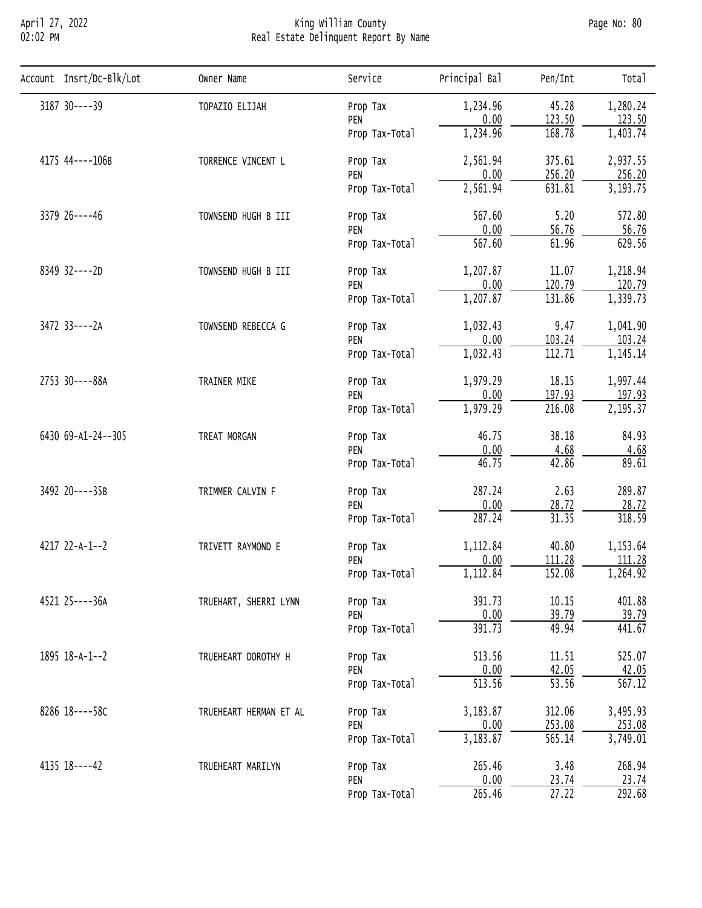# King William County
## Real Estate Delinquent Report By Name

| Account | Insrt/Dc-Blk/Lot | Owner Name | Service | Principal Bal | Pen/Int | Total |
|---|---|---|---|---|---|---|
| 3187 | 30----39 | TOPAZIO ELIJAH | Prop Tax | 1,234.96 | 45.28 | 1,280.24 |
| | | | PEN | 0.00 | 123.50 | 123.50 |
| | | | Prop Tax-Total | 1,234.96 | 168.78 | 1,403.74 |
| 4175 | 44----106B | TORRENCE VINCENT L | Prop Tax | 2,561.94 | 375.61 | 2,937.55 |
| | | | PEN | 0.00 | 256.20 | 256.20 |
| | | | Prop Tax-Total | 2,561.94 | 631.81 | 3,193.75 |
| 3379 | 26----46 | TOWNSEND HUGH B III | Prop Tax | 567.60 | 5.20 | 572.80 |
| | | | PEN | 0.00 | 56.76 | 56.76 |
| | | | Prop Tax-Total | 567.60 | 61.96 | 629.56 |
| 8349 | 32----2D | TOWNSEND HUGH B III | Prop Tax | 1,207.87 | 11.07 | 1,218.94 |
| | | | PEN | 0.00 | 120.79 | 120.79 |
| | | | Prop Tax-Total | 1,207.87 | 131.86 | 1,339.73 |
| 3472 | 33----2A | TOWNSEND REBECCA G | Prop Tax | 1,032.43 | 9.47 | 1,041.90 |
| | | | PEN | 0.00 | 103.24 | 103.24 |
| | | | Prop Tax-Total | 1,032.43 | 112.71 | 1,145.14 |
| 2753 | 30----88A | TRAINER MIKE | Prop Tax | 1,979.29 | 18.15 | 1,997.44 |
| | | | PEN | 0.00 | 197.93 | 197.93 |
| | | | Prop Tax-Total | 1,979.29 | 216.08 | 2,195.37 |
| 6430 | 69-A1-24--305 | TREAT MORGAN | Prop Tax | 46.75 | 38.18 | 84.93 |
| | | | PEN | 0.00 | 4.68 | 4.68 |
| | | | Prop Tax-Total | 46.75 | 42.86 | 89.61 |
| 3492 | 20----35B | TRIMMER CALVIN F | Prop Tax | 287.24 | 2.63 | 289.87 |
| | | | PEN | 0.00 | 28.72 | 28.72 |
| | | | Prop Tax-Total | 287.24 | 31.35 | 318.59 |
| 4217 | 22-A-1--2 | TRIVETT RAYMOND E | Prop Tax | 1,112.84 | 40.80 | 1,153.64 |
| | | | PEN | 0.00 | 111.28 | 111.28 |
| | | | Prop Tax-Total | 1,112.84 | 152.08 | 1,264.92 |
| 4521 | 25----36A | TRUEHART, SHERRI LYNN | Prop Tax | 391.73 | 10.15 | 401.88 |
| | | | PEN | 0.00 | 39.79 | 39.79 |
| | | | Prop Tax-Total | 391.73 | 49.94 | 441.67 |
| 1895 | 18-A-1--2 | TRUEHEART DOROTHY H | Prop Tax | 513.56 | 11.51 | 525.07 |
| | | | PEN | 0.00 | 42.05 | 42.05 |
| | | | Prop Tax-Total | 513.56 | 53.56 | 567.12 |
| 8286 | 18----58C | TRUEHEART HERMAN ET AL | Prop Tax | 3,183.87 | 312.06 | 3,495.93 |
| | | | PEN | 0.00 | 253.08 | 253.08 |
| | | | Prop Tax-Total | 3,183.87 | 565.14 | 3,749.01 |
| 4135 | 18----42 | TRUEHEART MARILYN | Prop Tax | 265.46 | 3.48 | 268.94 |
| | | | PEN | 0.00 | 23.74 | 23.74 |
| | | | Prop Tax-Total | 265.46 | 27.22 | 292.68 |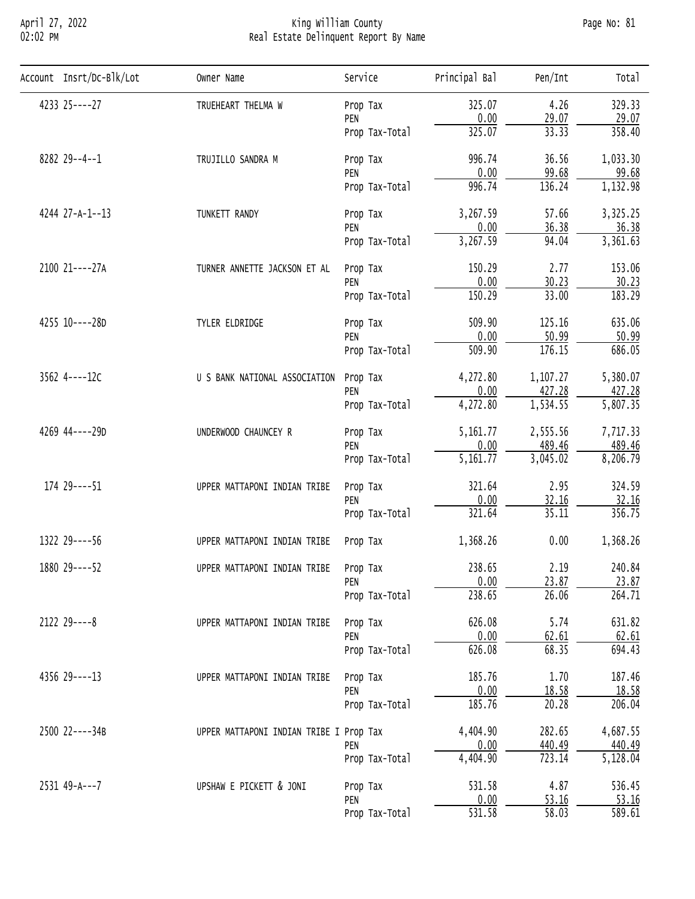# King William County
## Real Estate Delinquent Report By Name

April 27, 2022
02:02 PM

| Account | Insrt/Dc-Blk/Lot | Owner Name | Service | Principal Bal | Pen/Int | Total |
|---|---|---|---|---|---|---|
| 4233 | 25----27 | TRUEHEART THELMA W | Prop Tax | 325.07 | 4.26 | 329.33 |
| | | | PEN | 0.00 | 29.07 | 29.07 |
| | | | Prop Tax-Total | 325.07 | 33.33 | 358.40 |
| 8282 | 29--4--1 | TRUJILLO SANDRA M | Prop Tax | 996.74 | 36.56 | 1,033.30 |
| | | | PEN | 0.00 | 99.68 | 99.68 |
| | | | Prop Tax-Total | 996.74 | 136.24 | 1,132.98 |
| 4244 | 27-A-1--13 | TUNKETT RANDY | Prop Tax | 3,267.59 | 57.66 | 3,325.25 |
| | | | PEN | 0.00 | 36.38 | 36.38 |
| | | | Prop Tax-Total | 3,267.59 | 94.04 | 3,361.63 |
| 2100 | 21----27A | TURNER ANNETTE JACKSON ET AL | Prop Tax | 150.29 | 2.77 | 153.06 |
| | | | PEN | 0.00 | 30.23 | 30.23 |
| | | | Prop Tax-Total | 150.29 | 33.00 | 183.29 |
| 4255 | 10----28D | TYLER ELDRIDGE | Prop Tax | 509.90 | 125.16 | 635.06 |
| | | | PEN | 0.00 | 50.99 | 50.99 |
| | | | Prop Tax-Total | 509.90 | 176.15 | 686.05 |
| 3562 | 4----12C | U S BANK NATIONAL ASSOCIATION | Prop Tax | 4,272.80 | 1,107.27 | 5,380.07 |
| | | | PEN | 0.00 | 427.28 | 427.28 |
| | | | Prop Tax-Total | 4,272.80 | 1,534.55 | 5,807.35 |
| 4269 | 44----29D | UNDERWOOD CHAUNCEY R | Prop Tax | 5,161.77 | 2,555.56 | 7,717.33 |
| | | | PEN | 0.00 | 489.46 | 489.46 |
| | | | Prop Tax-Total | 5,161.77 | 3,045.02 | 8,206.79 |
| 174 | 29----51 | UPPER MATTAPONI INDIAN TRIBE | Prop Tax | 321.64 | 2.95 | 324.59 |
| | | | PEN | 0.00 | 32.16 | 32.16 |
| | | | Prop Tax-Total | 321.64 | 35.11 | 356.75 |
| 1322 | 29----56 | UPPER MATTAPONI INDIAN TRIBE | Prop Tax | 1,368.26 | 0.00 | 1,368.26 |
| 1880 | 29----52 | UPPER MATTAPONI INDIAN TRIBE | Prop Tax | 238.65 | 2.19 | 240.84 |
| | | | PEN | 0.00 | 23.87 | 23.87 |
| | | | Prop Tax-Total | 238.65 | 26.06 | 264.71 |
| 2122 | 29----8 | UPPER MATTAPONI INDIAN TRIBE | Prop Tax | 626.08 | 5.74 | 631.82 |
| | | | PEN | 0.00 | 62.61 | 62.61 |
| | | | Prop Tax-Total | 626.08 | 68.35 | 694.43 |
| 4356 | 29----13 | UPPER MATTAPONI INDIAN TRIBE | Prop Tax | 185.76 | 1.70 | 187.46 |
| | | | PEN | 0.00 | 18.58 | 18.58 |
| | | | Prop Tax-Total | 185.76 | 20.28 | 206.04 |
| 2500 | 22----34B | UPPER MATTAPONI INDIAN TRIBE I | Prop Tax | 4,404.90 | 282.65 | 4,687.55 |
| | | | PEN | 0.00 | 440.49 | 440.49 |
| | | | Prop Tax-Total | 4,404.90 | 723.14 | 5,128.04 |
| 2531 | 49-A---7 | UPSHAW E PICKETT & JONI | Prop Tax | 531.58 | 4.87 | 536.45 |
| | | | PEN | 0.00 | 53.16 | 53.16 |
| | | | Prop Tax-Total | 531.58 | 58.03 | 589.61 |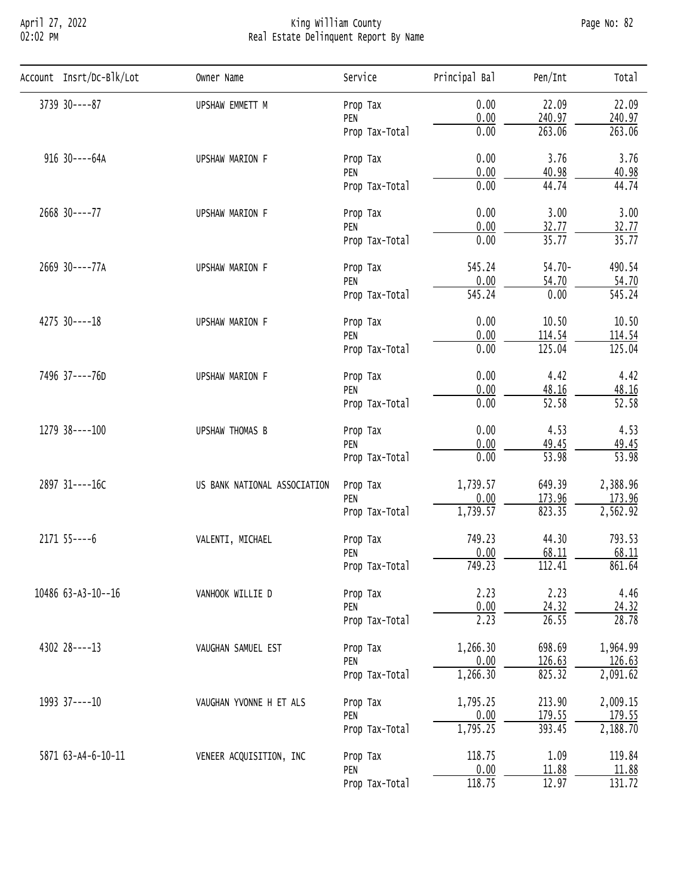# King William County
## Real Estate Delinquent Report By Name

April 27, 2022
02:02 PM

| Account | Insrt/Dc-Blk/Lot | Owner Name | Service | Principal Bal | Pen/Int | Total |
|---|---|---|---|---|---|---|
| 3739 | 30----87 | UPSHAW EMMETT M | Prop Tax | 0.00 | 22.09 | 22.09 |
| | | | PEN | 0.00 | 240.97 | 240.97 |
| | | | Prop Tax-Total | 0.00 | 263.06 | 263.06 |
| 916 | 30----64A | UPSHAW MARION F | Prop Tax | 0.00 | 3.76 | 3.76 |
| | | | PEN | 0.00 | 40.98 | 40.98 |
| | | | Prop Tax-Total | 0.00 | 44.74 | 44.74 |
| 2668 | 30----77 | UPSHAW MARION F | Prop Tax | 0.00 | 3.00 | 3.00 |
| | | | PEN | 0.00 | 32.77 | 32.77 |
| | | | Prop Tax-Total | 0.00 | 35.77 | 35.77 |
| 2669 | 30----77A | UPSHAW MARION F | Prop Tax | 545.24 | 54.70- | 490.54 |
| | | | PEN | 0.00 | 54.70 | 54.70 |
| | | | Prop Tax-Total | 545.24 | 0.00 | 545.24 |
| 4275 | 30----18 | UPSHAW MARION F | Prop Tax | 0.00 | 10.50 | 10.50 |
| | | | PEN | 0.00 | 114.54 | 114.54 |
| | | | Prop Tax-Total | 0.00 | 125.04 | 125.04 |
| 7496 | 37----76D | UPSHAW MARION F | Prop Tax | 0.00 | 4.42 | 4.42 |
| | | | PEN | 0.00 | 48.16 | 48.16 |
| | | | Prop Tax-Total | 0.00 | 52.58 | 52.58 |
| 1279 | 38----100 | UPSHAW THOMAS B | Prop Tax | 0.00 | 4.53 | 4.53 |
| | | | PEN | 0.00 | 49.45 | 49.45 |
| | | | Prop Tax-Total | 0.00 | 53.98 | 53.98 |
| 2897 | 31----16C | US BANK NATIONAL ASSOCIATION | Prop Tax | 1,739.57 | 649.39 | 2,388.96 |
| | | | PEN | 0.00 | 173.96 | 173.96 |
| | | | Prop Tax-Total | 1,739.57 | 823.35 | 2,562.92 |
| 2171 | 55----6 | VALENTI, MICHAEL | Prop Tax | 749.23 | 44.30 | 793.53 |
| | | | PEN | 0.00 | 68.11 | 68.11 |
| | | | Prop Tax-Total | 749.23 | 112.41 | 861.64 |
| 10486 | 63-A3-10--16 | VANHOOK WILLIE D | Prop Tax | 2.23 | 2.23 | 4.46 |
| | | | PEN | 0.00 | 24.32 | 24.32 |
| | | | Prop Tax-Total | 2.23 | 26.55 | 28.78 |
| 4302 | 28----13 | VAUGHAN SAMUEL EST | Prop Tax | 1,266.30 | 698.69 | 1,964.99 |
| | | | PEN | 0.00 | 126.63 | 126.63 |
| | | | Prop Tax-Total | 1,266.30 | 825.32 | 2,091.62 |
| 1993 | 37----10 | VAUGHAN YVONNE H ET ALS | Prop Tax | 1,795.25 | 213.90 | 2,009.15 |
| | | | PEN | 0.00 | 179.55 | 179.55 |
| | | | Prop Tax-Total | 1,795.25 | 393.45 | 2,188.70 |
| 5871 | 63-A4-6-10-11 | VENEER ACQUISITION, INC | Prop Tax | 118.75 | 1.09 | 119.84 |
| | | | PEN | 0.00 | 11.88 | 11.88 |
| | | | Prop Tax-Total | 118.75 | 12.97 | 131.72 |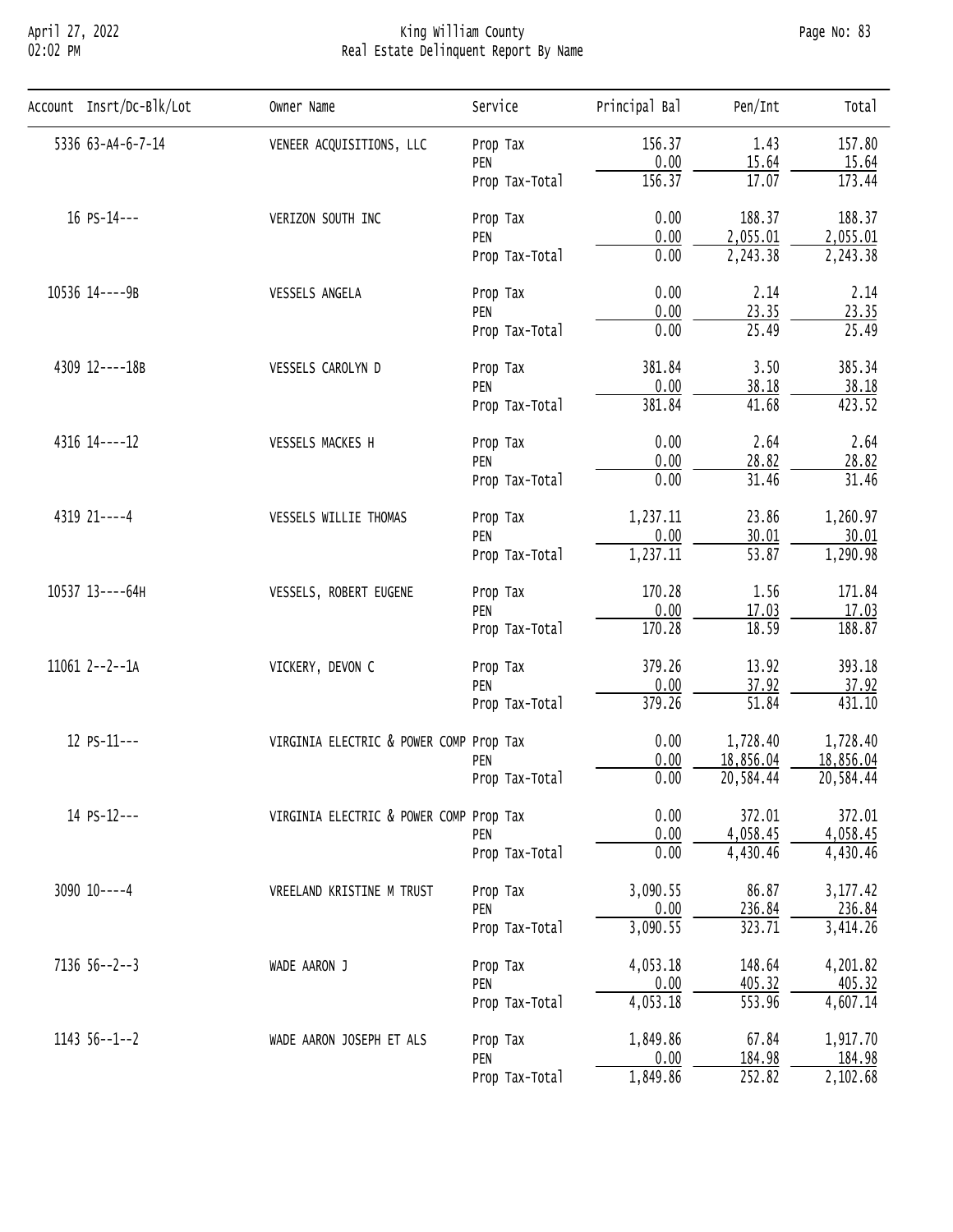# King William County
## Real Estate Delinquent Report By Name

| Account | Insrt/Dc-Blk/Lot | Owner Name | Service | Principal Bal | Pen/Int | Total |
|---|---|---|---|---|---|---|
| 5336 | 63-A4-6-7-14 | VENEER ACQUISITIONS, LLC | Prop Tax | 156.37 | 1.43 | 157.80 |
| | | | PEN | 0.00 | 15.64 | 15.64 |
| | | | Prop Tax-Total | 156.37 | 17.07 | 173.44 |
| 16 | PS-14--- | VERIZON SOUTH INC | Prop Tax | 0.00 | 188.37 | 188.37 |
| | | | PEN | 0.00 | 2,055.01 | 2,055.01 |
| | | | Prop Tax-Total | 0.00 | 2,243.38 | 2,243.38 |
| 10536 | 14----9B | VESSELS ANGELA | Prop Tax | 0.00 | 2.14 | 2.14 |
| | | | PEN | 0.00 | 23.35 | 23.35 |
| | | | Prop Tax-Total | 0.00 | 25.49 | 25.49 |
| 4309 | 12----18B | VESSELS CAROLYN D | Prop Tax | 381.84 | 3.50 | 385.34 |
| | | | PEN | 0.00 | 38.18 | 38.18 |
| | | | Prop Tax-Total | 381.84 | 41.68 | 423.52 |
| 4316 | 14----12 | VESSELS MACKES H | Prop Tax | 0.00 | 2.64 | 2.64 |
| | | | PEN | 0.00 | 28.82 | 28.82 |
| | | | Prop Tax-Total | 0.00 | 31.46 | 31.46 |
| 4319 | 21----4 | VESSELS WILLIE THOMAS | Prop Tax | 1,237.11 | 23.86 | 1,260.97 |
| | | | PEN | 0.00 | 30.01 | 30.01 |
| | | | Prop Tax-Total | 1,237.11 | 53.87 | 1,290.98 |
| 10537 | 13----64H | VESSELS, ROBERT EUGENE | Prop Tax | 170.28 | 1.56 | 171.84 |
| | | | PEN | 0.00 | 17.03 | 17.03 |
| | | | Prop Tax-Total | 170.28 | 18.59 | 188.87 |
| 11061 | 2--2--1A | VICKERY, DEVON C | Prop Tax | 379.26 | 13.92 | 393.18 |
| | | | PEN | 0.00 | 37.92 | 37.92 |
| | | | Prop Tax-Total | 379.26 | 51.84 | 431.10 |
| 12 | PS-11--- | VIRGINIA ELECTRIC & POWER COMP | Prop Tax | 0.00 | 1,728.40 | 1,728.40 |
| | | | PEN | 0.00 | 18,856.04 | 18,856.04 |
| | | | Prop Tax-Total | 0.00 | 20,584.44 | 20,584.44 |
| 14 | PS-12--- | VIRGINIA ELECTRIC & POWER COMP | Prop Tax | 0.00 | 372.01 | 372.01 |
| | | | PEN | 0.00 | 4,058.45 | 4,058.45 |
| | | | Prop Tax-Total | 0.00 | 4,430.46 | 4,430.46 |
| 3090 | 10----4 | VREELAND KRISTINE M TRUST | Prop Tax | 3,090.55 | 86.87 | 3,177.42 |
| | | | PEN | 0.00 | 236.84 | 236.84 |
| | | | Prop Tax-Total | 3,090.55 | 323.71 | 3,414.26 |
| 7136 | 56--2--3 | WADE AARON J | Prop Tax | 4,053.18 | 148.64 | 4,201.82 |
| | | | PEN | 0.00 | 405.32 | 405.32 |
| | | | Prop Tax-Total | 4,053.18 | 553.96 | 4,607.14 |
| 1143 | 56--1--2 | WADE AARON JOSEPH ET ALS | Prop Tax | 1,849.86 | 67.84 | 1,917.70 |
| | | | PEN | 0.00 | 184.98 | 184.98 |
| | | | Prop Tax-Total | 1,849.86 | 252.82 | 2,102.68 |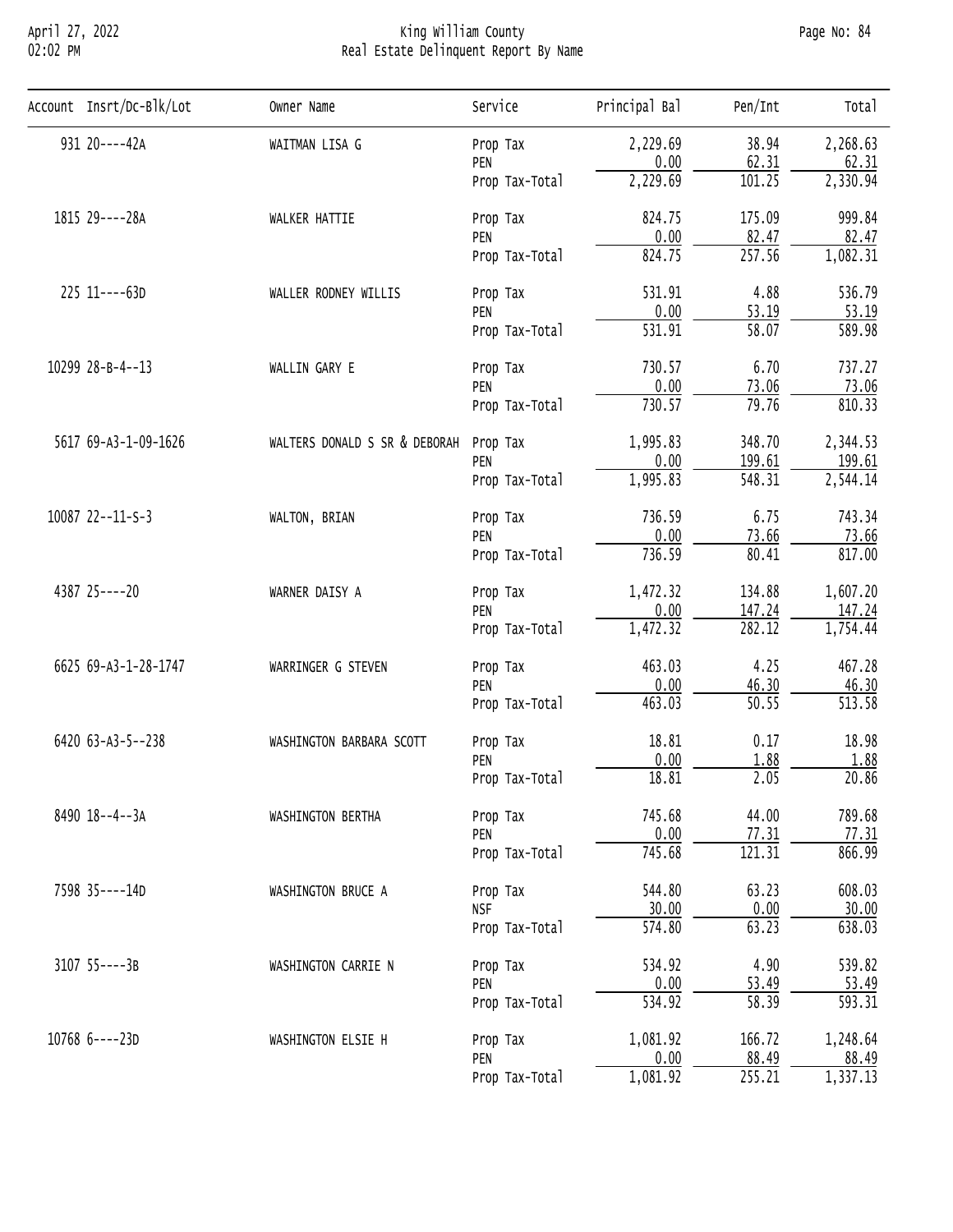# King William County
## Real Estate Delinquent Report By Name

| Account | Insrt/Dc-Blk/Lot | Owner Name | Service | Principal Bal | Pen/Int | Total |
|---|---|---|---|---|---|---|
| 931 | 20----42A | WAITMAN LISA G | Prop Tax | 2,229.69 | 38.94 | 2,268.63 |
| | | | PEN | 0.00 | 62.31 | 62.31 |
| | | | Prop Tax-Total | 2,229.69 | 101.25 | 2,330.94 |
| 1815 | 29----28A | WALKER HATTIE | Prop Tax | 824.75 | 175.09 | 999.84 |
| | | | PEN | 0.00 | 82.47 | 82.47 |
| | | | Prop Tax-Total | 824.75 | 257.56 | 1,082.31 |
| 225 | 11----63D | WALLER RODNEY WILLIS | Prop Tax | 531.91 | 4.88 | 536.79 |
| | | | PEN | 0.00 | 53.19 | 53.19 |
| | | | Prop Tax-Total | 531.91 | 58.07 | 589.98 |
| 10299 | 28-B-4--13 | WALLIN GARY E | Prop Tax | 730.57 | 6.70 | 737.27 |
| | | | PEN | 0.00 | 73.06 | 73.06 |
| | | | Prop Tax-Total | 730.57 | 79.76 | 810.33 |
| 5617 | 69-A3-1-09-1626 | WALTERS DONALD S SR & DEBORAH | Prop Tax | 1,995.83 | 348.70 | 2,344.53 |
| | | | PEN | 0.00 | 199.61 | 199.61 |
| | | | Prop Tax-Total | 1,995.83 | 548.31 | 2,544.14 |
| 10087 | 22--11-S-3 | WALTON, BRIAN | Prop Tax | 736.59 | 6.75 | 743.34 |
| | | | PEN | 0.00 | 73.66 | 73.66 |
| | | | Prop Tax-Total | 736.59 | 80.41 | 817.00 |
| 4387 | 25----20 | WARNER DAISY A | Prop Tax | 1,472.32 | 134.88 | 1,607.20 |
| | | | PEN | 0.00 | 147.24 | 147.24 |
| | | | Prop Tax-Total | 1,472.32 | 282.12 | 1,754.44 |
| 6625 | 69-A3-1-28-1747 | WARRINGER G STEVEN | Prop Tax | 463.03 | 4.25 | 467.28 |
| | | | PEN | 0.00 | 46.30 | 46.30 |
| | | | Prop Tax-Total | 463.03 | 50.55 | 513.58 |
| 6420 | 63-A3-5--238 | WASHINGTON BARBARA SCOTT | Prop Tax | 18.81 | 0.17 | 18.98 |
| | | | PEN | 0.00 | 1.88 | 1.88 |
| | | | Prop Tax-Total | 18.81 | 2.05 | 20.86 |
| 8490 | 18--4--3A | WASHINGTON BERTHA | Prop Tax | 745.68 | 44.00 | 789.68 |
| | | | PEN | 0.00 | 77.31 | 77.31 |
| | | | Prop Tax-Total | 745.68 | 121.31 | 866.99 |
| 7598 | 35----14D | WASHINGTON BRUCE A | Prop Tax | 544.80 | 63.23 | 608.03 |
| | | | NSF | 30.00 | 0.00 | 30.00 |
| | | | Prop Tax-Total | 574.80 | 63.23 | 638.03 |
| 3107 | 55----3B | WASHINGTON CARRIE N | Prop Tax | 534.92 | 4.90 | 539.82 |
| | | | PEN | 0.00 | 53.49 | 53.49 |
| | | | Prop Tax-Total | 534.92 | 58.39 | 593.31 |
| 10768 | 6----23D | WASHINGTON ELSIE H | Prop Tax | 1,081.92 | 166.72 | 1,248.64 |
| | | | PEN | 0.00 | 88.49 | 88.49 |
| | | | Prop Tax-Total | 1,081.92 | 255.21 | 1,337.13 |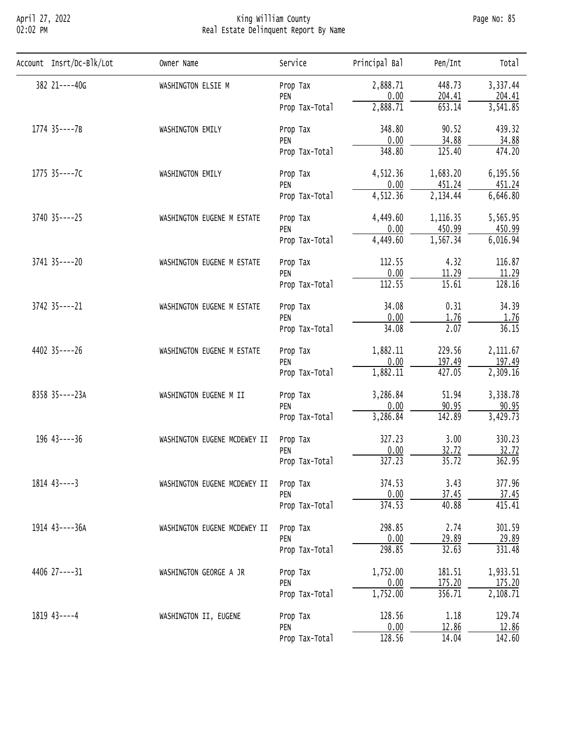# King William County
## Real Estate Delinquent Report By Name

| Account | Insrt/Dc-Blk/Lot | Owner Name | Service | Principal Bal | Pen/Int | Total |
|---|---|---|---|---|---|---|
| 382 | 21----40G | WASHINGTON ELSIE M | Prop Tax | 2,888.71 | 448.73 | 3,337.44 |
| | | | PEN | 0.00 | 204.41 | 204.41 |
| | | | Prop Tax-Total | 2,888.71 | 653.14 | 3,541.85 |
| 1774 | 35----7B | WASHINGTON EMILY | Prop Tax | 348.80 | 90.52 | 439.32 |
| | | | PEN | 0.00 | 34.88 | 34.88 |
| | | | Prop Tax-Total | 348.80 | 125.40 | 474.20 |
| 1775 | 35----7C | WASHINGTON EMILY | Prop Tax | 4,512.36 | 1,683.20 | 6,195.56 |
| | | | PEN | 0.00 | 451.24 | 451.24 |
| | | | Prop Tax-Total | 4,512.36 | 2,134.44 | 6,646.80 |
| 3740 | 35----25 | WASHINGTON EUGENE M ESTATE | Prop Tax | 4,449.60 | 1,116.35 | 5,565.95 |
| | | | PEN | 0.00 | 450.99 | 450.99 |
| | | | Prop Tax-Total | 4,449.60 | 1,567.34 | 6,016.94 |
| 3741 | 35----20 | WASHINGTON EUGENE M ESTATE | Prop Tax | 112.55 | 4.32 | 116.87 |
| | | | PEN | 0.00 | 11.29 | 11.29 |
| | | | Prop Tax-Total | 112.55 | 15.61 | 128.16 |
| 3742 | 35----21 | WASHINGTON EUGENE M ESTATE | Prop Tax | 34.08 | 0.31 | 34.39 |
| | | | PEN | 0.00 | 1.76 | 1.76 |
| | | | Prop Tax-Total | 34.08 | 2.07 | 36.15 |
| 4402 | 35----26 | WASHINGTON EUGENE M ESTATE | Prop Tax | 1,882.11 | 229.56 | 2,111.67 |
| | | | PEN | 0.00 | 197.49 | 197.49 |
| | | | Prop Tax-Total | 1,882.11 | 427.05 | 2,309.16 |
| 8358 | 35----23A | WASHINGTON EUGENE M II | Prop Tax | 3,286.84 | 51.94 | 3,338.78 |
| | | | PEN | 0.00 | 90.95 | 90.95 |
| | | | Prop Tax-Total | 3,286.84 | 142.89 | 3,429.73 |
| 196 | 43----36 | WASHINGTON EUGENE MCDEWEY II | Prop Tax | 327.23 | 3.00 | 330.23 |
| | | | PEN | 0.00 | 32.72 | 32.72 |
| | | | Prop Tax-Total | 327.23 | 35.72 | 362.95 |
| 1814 | 43----3 | WASHINGTON EUGENE MCDEWEY II | Prop Tax | 374.53 | 3.43 | 377.96 |
| | | | PEN | 0.00 | 37.45 | 37.45 |
| | | | Prop Tax-Total | 374.53 | 40.88 | 415.41 |
| 1914 | 43----36A | WASHINGTON EUGENE MCDEWEY II | Prop Tax | 298.85 | 2.74 | 301.59 |
| | | | PEN | 0.00 | 29.89 | 29.89 |
| | | | Prop Tax-Total | 298.85 | 32.63 | 331.48 |
| 4406 | 27----31 | WASHINGTON GEORGE A JR | Prop Tax | 1,752.00 | 181.51 | 1,933.51 |
| | | | PEN | 0.00 | 175.20 | 175.20 |
| | | | Prop Tax-Total | 1,752.00 | 356.71 | 2,108.71 |
| 1819 | 43----4 | WASHINGTON II, EUGENE | Prop Tax | 128.56 | 1.18 | 129.74 |
| | | | PEN | 0.00 | 12.86 | 12.86 |
| | | | Prop Tax-Total | 128.56 | 14.04 | 142.60 |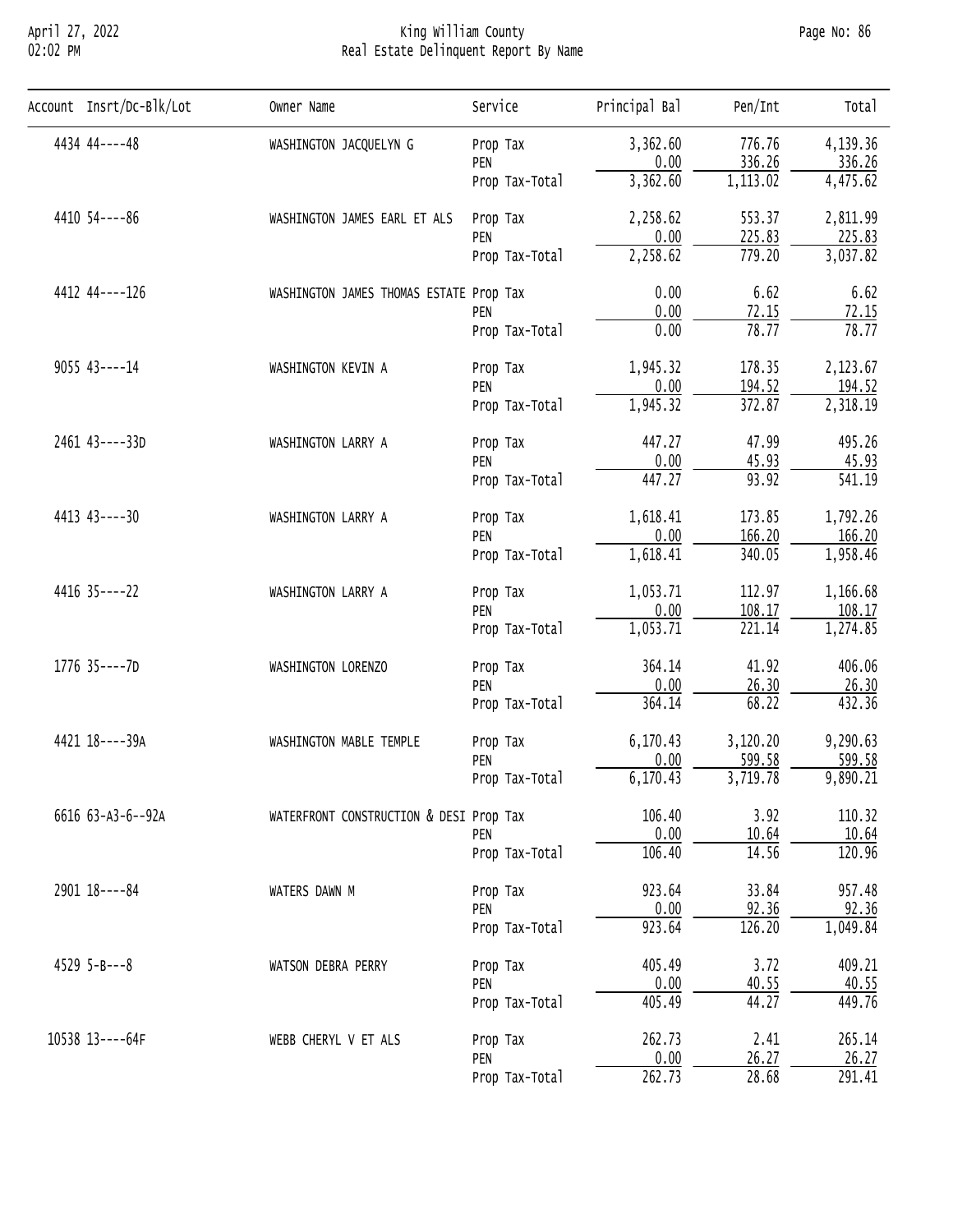| Account | Insrt/Dc-Blk/Lot | Owner Name | Service | Principal Bal | Pen/Int | Total |
|---|---|---|---|---|---|---|
| 4434 | 44----48 | WASHINGTON JACQUELYN G | Prop Tax | 3,362.60 | 776.76 | 4,139.36 |
| | | | PEN | 0.00 | 336.26 | 336.26 |
| | | | Prop Tax-Total | 3,362.60 | 1,113.02 | 4,475.62 |
| 4410 | 54----86 | WASHINGTON JAMES EARL ET ALS | Prop Tax | 2,258.62 | 553.37 | 2,811.99 |
| | | | PEN | 0.00 | 225.83 | 225.83 |
| | | | Prop Tax-Total | 2,258.62 | 779.20 | 3,037.82 |
| 4412 | 44----126 | WASHINGTON JAMES THOMAS ESTATE | Prop Tax | 0.00 | 6.62 | 6.62 |
| | | | PEN | 0.00 | 72.15 | 72.15 |
| | | | Prop Tax-Total | 0.00 | 78.77 | 78.77 |
| 9055 | 43----14 | WASHINGTON KEVIN A | Prop Tax | 1,945.32 | 178.35 | 2,123.67 |
| | | | PEN | 0.00 | 194.52 | 194.52 |
| | | | Prop Tax-Total | 1,945.32 | 372.87 | 2,318.19 |
| 2461 | 43----33D | WASHINGTON LARRY A | Prop Tax | 447.27 | 47.99 | 495.26 |
| | | | PEN | 0.00 | 45.93 | 45.93 |
| | | | Prop Tax-Total | 447.27 | 93.92 | 541.19 |
| 4413 | 43----30 | WASHINGTON LARRY A | Prop Tax | 1,618.41 | 173.85 | 1,792.26 |
| | | | PEN | 0.00 | 166.20 | 166.20 |
| | | | Prop Tax-Total | 1,618.41 | 340.05 | 1,958.46 |
| 4416 | 35----22 | WASHINGTON LARRY A | Prop Tax | 1,053.71 | 112.97 | 1,166.68 |
| | | | PEN | 0.00 | 108.17 | 108.17 |
| | | | Prop Tax-Total | 1,053.71 | 221.14 | 1,274.85 |
| 1776 | 35----7D | WASHINGTON LORENZO | Prop Tax | 364.14 | 41.92 | 406.06 |
| | | | PEN | 0.00 | 26.30 | 26.30 |
| | | | Prop Tax-Total | 364.14 | 68.22 | 432.36 |
| 4421 | 18----39A | WASHINGTON MABLE TEMPLE | Prop Tax | 6,170.43 | 3,120.20 | 9,290.63 |
| | | | PEN | 0.00 | 599.58 | 599.58 |
| | | | Prop Tax-Total | 6,170.43 | 3,719.78 | 9,890.21 |
| 6616 | 63-A3-6--92A | WATERFRONT CONSTRUCTION & DESI | Prop Tax | 106.40 | 3.92 | 110.32 |
| | | | PEN | 0.00 | 10.64 | 10.64 |
| | | | Prop Tax-Total | 106.40 | 14.56 | 120.96 |
| 2901 | 18----84 | WATERS DAWN M | Prop Tax | 923.64 | 33.84 | 957.48 |
| | | | PEN | 0.00 | 92.36 | 92.36 |
| | | | Prop Tax-Total | 923.64 | 126.20 | 1,049.84 |
| 4529 | 5-B---8 | WATSON DEBRA PERRY | Prop Tax | 405.49 | 3.72 | 409.21 |
| | | | PEN | 0.00 | 40.55 | 40.55 |
| | | | Prop Tax-Total | 405.49 | 44.27 | 449.76 |
| 10538 | 13----64F | WEBB CHERYL V ET ALS | Prop Tax | 262.73 | 2.41 | 265.14 |
| | | | PEN | 0.00 | 26.27 | 26.27 |
| | | | Prop Tax-Total | 262.73 | 28.68 | 291.41 |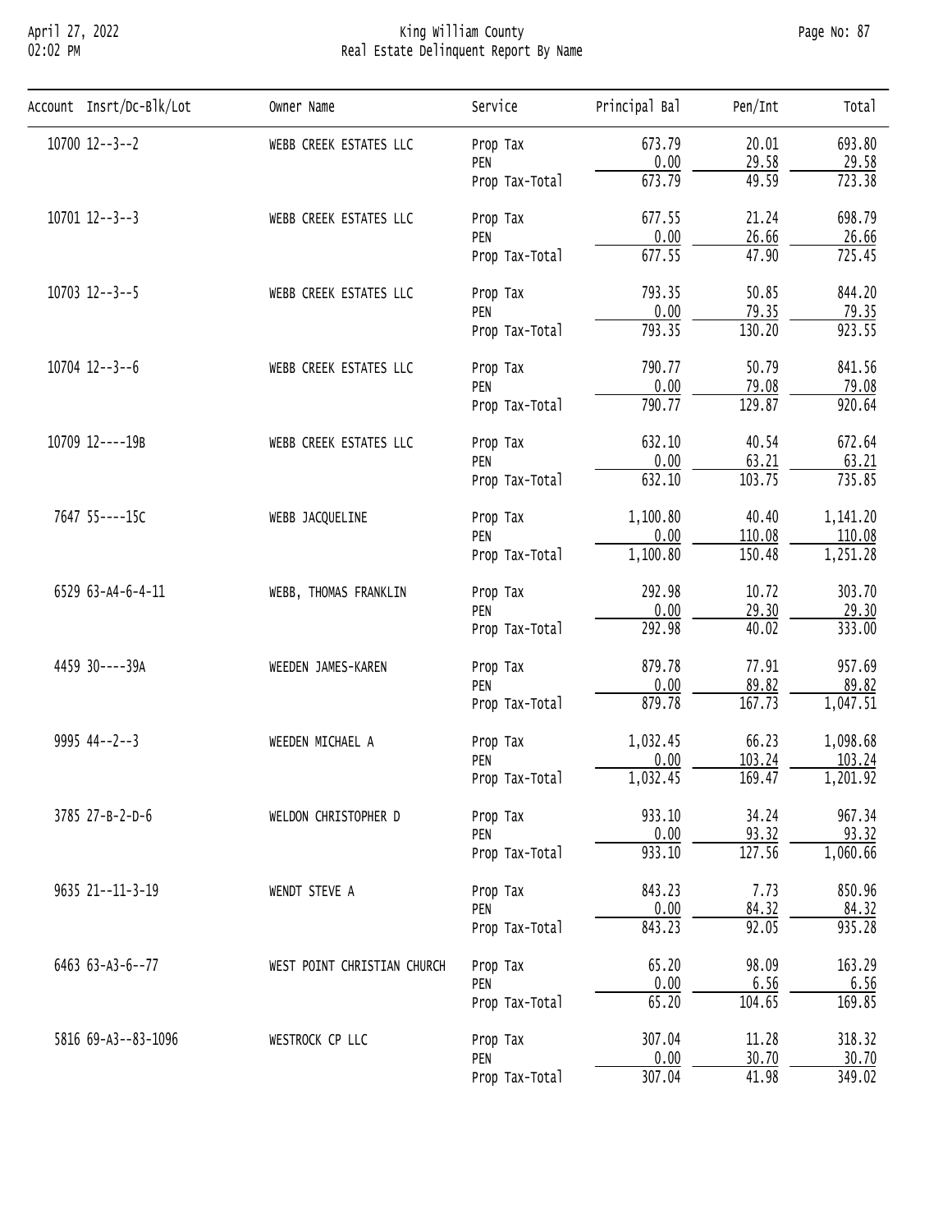April 27, 2022
02:02 PM

# King William County
## Real Estate Delinquent Report By Name

| Account | Insrt/Dc-Blk/Lot | Owner Name | Service | Principal Bal | Pen/Int | Total |
|---|---|---|---|---|---|---|
| 10700 | 12--3--2 | WEBB CREEK ESTATES LLC | Prop Tax | 673.79 | 20.01 | 693.80 |
| | | | PEN | 0.00 | 29.58 | 29.58 |
| | | | Prop Tax-Total | 673.79 | 49.59 | 723.38 |
| 10701 | 12--3--3 | WEBB CREEK ESTATES LLC | Prop Tax | 677.55 | 21.24 | 698.79 |
| | | | PEN | 0.00 | 26.66 | 26.66 |
| | | | Prop Tax-Total | 677.55 | 47.90 | 725.45 |
| 10703 | 12--3--5 | WEBB CREEK ESTATES LLC | Prop Tax | 793.35 | 50.85 | 844.20 |
| | | | PEN | 0.00 | 79.35 | 79.35 |
| | | | Prop Tax-Total | 793.35 | 130.20 | 923.55 |
| 10704 | 12--3--6 | WEBB CREEK ESTATES LLC | Prop Tax | 790.77 | 50.79 | 841.56 |
| | | | PEN | 0.00 | 79.08 | 79.08 |
| | | | Prop Tax-Total | 790.77 | 129.87 | 920.64 |
| 10709 | 12----19B | WEBB CREEK ESTATES LLC | Prop Tax | 632.10 | 40.54 | 672.64 |
| | | | PEN | 0.00 | 63.21 | 63.21 |
| | | | Prop Tax-Total | 632.10 | 103.75 | 735.85 |
| 7647 | 55----15C | WEBB JACQUELINE | Prop Tax | 1,100.80 | 40.40 | 1,141.20 |
| | | | PEN | 0.00 | 110.08 | 110.08 |
| | | | Prop Tax-Total | 1,100.80 | 150.48 | 1,251.28 |
| 6529 | 63-A4-6-4-11 | WEBB, THOMAS FRANKLIN | Prop Tax | 292.98 | 10.72 | 303.70 |
| | | | PEN | 0.00 | 29.30 | 29.30 |
| | | | Prop Tax-Total | 292.98 | 40.02 | 333.00 |
| 4459 | 30----39A | WEEDEN JAMES-KAREN | Prop Tax | 879.78 | 77.91 | 957.69 |
| | | | PEN | 0.00 | 89.82 | 89.82 |
| | | | Prop Tax-Total | 879.78 | 167.73 | 1,047.51 |
| 9995 | 44--2--3 | WEEDEN MICHAEL A | Prop Tax | 1,032.45 | 66.23 | 1,098.68 |
| | | | PEN | 0.00 | 103.24 | 103.24 |
| | | | Prop Tax-Total | 1,032.45 | 169.47 | 1,201.92 |
| 3785 | 27-B-2-D-6 | WELDON CHRISTOPHER D | Prop Tax | 933.10 | 34.24 | 967.34 |
| | | | PEN | 0.00 | 93.32 | 93.32 |
| | | | Prop Tax-Total | 933.10 | 127.56 | 1,060.66 |
| 9635 | 21--11-3-19 | WENDT STEVE A | Prop Tax | 843.23 | 7.73 | 850.96 |
| | | | PEN | 0.00 | 84.32 | 84.32 |
| | | | Prop Tax-Total | 843.23 | 92.05 | 935.28 |
| 6463 | 63-A3-6--77 | WEST POINT CHRISTIAN CHURCH | Prop Tax | 65.20 | 98.09 | 163.29 |
| | | | PEN | 0.00 | 6.56 | 6.56 |
| | | | Prop Tax-Total | 65.20 | 104.65 | 169.85 |
| 5816 | 69-A3--83-1096 | WESTROCK CP LLC | Prop Tax | 307.04 | 11.28 | 318.32 |
| | | | PEN | 0.00 | 30.70 | 30.70 |
| | | | Prop Tax-Total | 307.04 | 41.98 | 349.02 |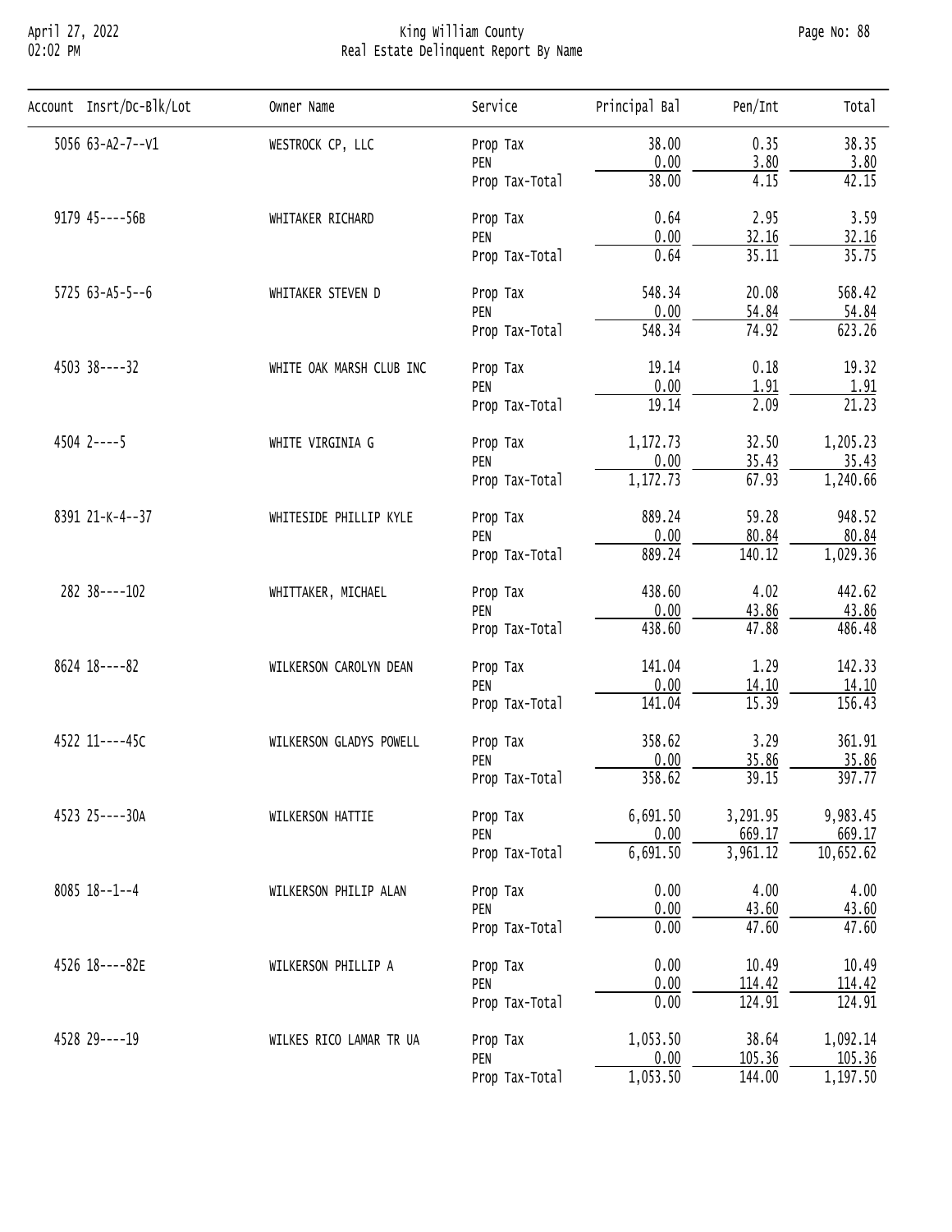| Account | Insrt/Dc-Blk/Lot | Owner Name | Service | Principal Bal | Pen/Int | Total |
|---|---|---|---|---|---|---|
| 5056 | 63-A2-7--V1 | WESTROCK CP, LLC | Prop Tax | 38.00 | 0.35 | 38.35 |
| | | | PEN | 0.00 | 3.80 | 3.80 |
| | | | Prop Tax-Total | 38.00 | 4.15 | 42.15 |
| 9179 | 45----56B | WHITAKER RICHARD | Prop Tax | 0.64 | 2.95 | 3.59 |
| | | | PEN | 0.00 | 32.16 | 32.16 |
| | | | Prop Tax-Total | 0.64 | 35.11 | 35.75 |
| 5725 | 63-A5-5--6 | WHITAKER STEVEN D | Prop Tax | 548.34 | 20.08 | 568.42 |
| | | | PEN | 0.00 | 54.84 | 54.84 |
| | | | Prop Tax-Total | 548.34 | 74.92 | 623.26 |
| 4503 | 38----32 | WHITE OAK MARSH CLUB INC | Prop Tax | 19.14 | 0.18 | 19.32 |
| | | | PEN | 0.00 | 1.91 | 1.91 |
| | | | Prop Tax-Total | 19.14 | 2.09 | 21.23 |
| 4504 | 2----5 | WHITE VIRGINIA G | Prop Tax | 1,172.73 | 32.50 | 1,205.23 |
| | | | PEN | 0.00 | 35.43 | 35.43 |
| | | | Prop Tax-Total | 1,172.73 | 67.93 | 1,240.66 |
| 8391 | 21-K-4--37 | WHITESIDE PHILLIP KYLE | Prop Tax | 889.24 | 59.28 | 948.52 |
| | | | PEN | 0.00 | 80.84 | 80.84 |
| | | | Prop Tax-Total | 889.24 | 140.12 | 1,029.36 |
| 282 | 38----102 | WHITTAKER, MICHAEL | Prop Tax | 438.60 | 4.02 | 442.62 |
| | | | PEN | 0.00 | 43.86 | 43.86 |
| | | | Prop Tax-Total | 438.60 | 47.88 | 486.48 |
| 8624 | 18----82 | WILKERSON CAROLYN DEAN | Prop Tax | 141.04 | 1.29 | 142.33 |
| | | | PEN | 0.00 | 14.10 | 14.10 |
| | | | Prop Tax-Total | 141.04 | 15.39 | 156.43 |
| 4522 | 11----45C | WILKERSON GLADYS POWELL | Prop Tax | 358.62 | 3.29 | 361.91 |
| | | | PEN | 0.00 | 35.86 | 35.86 |
| | | | Prop Tax-Total | 358.62 | 39.15 | 397.77 |
| 4523 | 25----30A | WILKERSON HATTIE | Prop Tax | 6,691.50 | 3,291.95 | 9,983.45 |
| | | | PEN | 0.00 | 669.17 | 669.17 |
| | | | Prop Tax-Total | 6,691.50 | 3,961.12 | 10,652.62 |
| 8085 | 18--1--4 | WILKERSON PHILIP ALAN | Prop Tax | 0.00 | 4.00 | 4.00 |
| | | | PEN | 0.00 | 43.60 | 43.60 |
| | | | Prop Tax-Total | 0.00 | 47.60 | 47.60 |
| 4526 | 18----82E | WILKERSON PHILLIP A | Prop Tax | 0.00 | 10.49 | 10.49 |
| | | | PEN | 0.00 | 114.42 | 114.42 |
| | | | Prop Tax-Total | 0.00 | 124.91 | 124.91 |
| 4528 | 29----19 | WILKES RICO LAMAR TR UA | Prop Tax | 1,053.50 | 38.64 | 1,092.14 |
| | | | PEN | 0.00 | 105.36 | 105.36 |
| | | | Prop Tax-Total | 1,053.50 | 144.00 | 1,197.50 |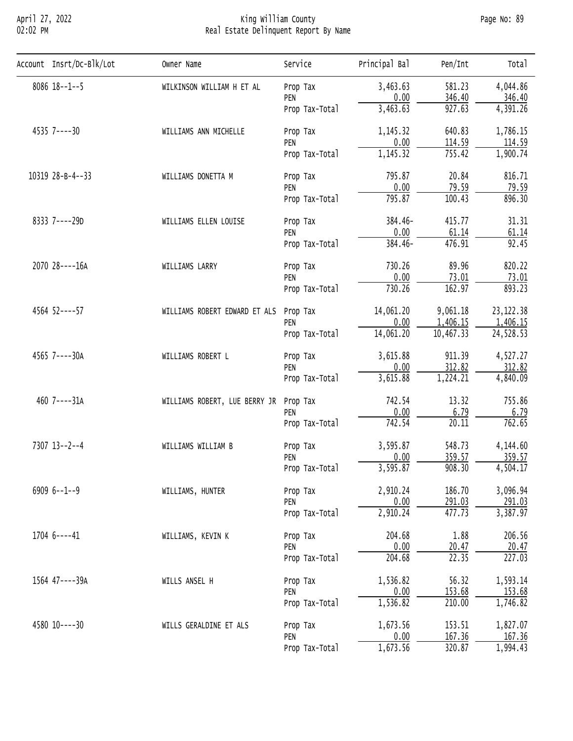# King William County
## Real Estate Delinquent Report By Name

April 27, 2022
02:02 PM

| Account | Insrt/Dc-Blk/Lot | Owner Name | Service | Principal Bal | Pen/Int | Total |
|---|---|---|---|---|---|---|
| 8086 | 18--1--5 | WILKINSON WILLIAM H ET AL | Prop Tax | 3,463.63 | 581.23 | 4,044.86 |
| | | | PEN | 0.00 | 346.40 | 346.40 |
| | | | Prop Tax-Total | 3,463.63 | 927.63 | 4,391.26 |
| 4535 | 7----30 | WILLIAMS ANN MICHELLE | Prop Tax | 1,145.32 | 640.83 | 1,786.15 |
| | | | PEN | 0.00 | 114.59 | 114.59 |
| | | | Prop Tax-Total | 1,145.32 | 755.42 | 1,900.74 |
| 10319 | 28-B-4--33 | WILLIAMS DONETTA M | Prop Tax | 795.87 | 20.84 | 816.71 |
| | | | PEN | 0.00 | 79.59 | 79.59 |
| | | | Prop Tax-Total | 795.87 | 100.43 | 896.30 |
| 8333 | 7----29D | WILLIAMS ELLEN LOUISE | Prop Tax | 384.46- | 415.77 | 31.31 |
| | | | PEN | 0.00 | 61.14 | 61.14 |
| | | | Prop Tax-Total | 384.46- | 476.91 | 92.45 |
| 2070 | 28----16A | WILLIAMS LARRY | Prop Tax | 730.26 | 89.96 | 820.22 |
| | | | PEN | 0.00 | 73.01 | 73.01 |
| | | | Prop Tax-Total | 730.26 | 162.97 | 893.23 |
| 4564 | 52----57 | WILLIAMS ROBERT EDWARD ET ALS | Prop Tax | 14,061.20 | 9,061.18 | 23,122.38 |
| | | | PEN | 0.00 | 1,406.15 | 1,406.15 |
| | | | Prop Tax-Total | 14,061.20 | 10,467.33 | 24,528.53 |
| 4565 | 7----30A | WILLIAMS ROBERT L | Prop Tax | 3,615.88 | 911.39 | 4,527.27 |
| | | | PEN | 0.00 | 312.82 | 312.82 |
| | | | Prop Tax-Total | 3,615.88 | 1,224.21 | 4,840.09 |
| 460 | 7----31A | WILLIAMS ROBERT, LUE BERRY JR | Prop Tax | 742.54 | 13.32 | 755.86 |
| | | | PEN | 0.00 | 6.79 | 6.79 |
| | | | Prop Tax-Total | 742.54 | 20.11 | 762.65 |
| 7307 | 13--2--4 | WILLIAMS WILLIAM B | Prop Tax | 3,595.87 | 548.73 | 4,144.60 |
| | | | PEN | 0.00 | 359.57 | 359.57 |
| | | | Prop Tax-Total | 3,595.87 | 908.30 | 4,504.17 |
| 6909 | 6--1--9 | WILLIAMS, HUNTER | Prop Tax | 2,910.24 | 186.70 | 3,096.94 |
| | | | PEN | 0.00 | 291.03 | 291.03 |
| | | | Prop Tax-Total | 2,910.24 | 477.73 | 3,387.97 |
| 1704 | 6----41 | WILLIAMS, KEVIN K | Prop Tax | 204.68 | 1.88 | 206.56 |
| | | | PEN | 0.00 | 20.47 | 20.47 |
| | | | Prop Tax-Total | 204.68 | 22.35 | 227.03 |
| 1564 | 47----39A | WILLS ANSEL H | Prop Tax | 1,536.82 | 56.32 | 1,593.14 |
| | | | PEN | 0.00 | 153.68 | 153.68 |
| | | | Prop Tax-Total | 1,536.82 | 210.00 | 1,746.82 |
| 4580 | 10----30 | WILLS GERALDINE ET ALS | Prop Tax | 1,673.56 | 153.51 | 1,827.07 |
| | | | PEN | 0.00 | 167.36 | 167.36 |
| | | | Prop Tax-Total | 1,673.56 | 320.87 | 1,994.43 |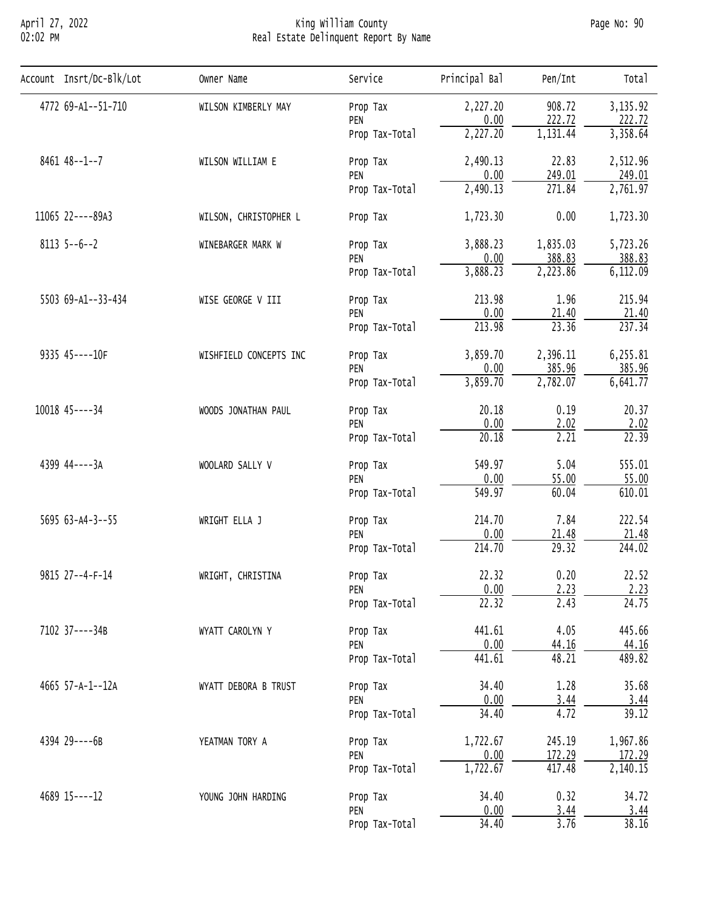| Account | Insrt/Dc-Blk/Lot | Owner Name | Service | Principal Bal | Pen/Int | Total |
|---|---|---|---|---|---|---|
| 4772 | 69-A1--51-710 | WILSON KIMBERLY MAY | Prop Tax | 2,227.20 | 908.72 | 3,135.92 |
| | | | PEN | 0.00 | 222.72 | 222.72 |
| | | | Prop Tax-Total | 2,227.20 | 1,131.44 | 3,358.64 |
| 8461 | 48--1--7 | WILSON WILLIAM E | Prop Tax | 2,490.13 | 22.83 | 2,512.96 |
| | | | PEN | 0.00 | 249.01 | 249.01 |
| | | | Prop Tax-Total | 2,490.13 | 271.84 | 2,761.97 |
| 11065 | 22----89A3 | WILSON, CHRISTOPHER L | Prop Tax | 1,723.30 | 0.00 | 1,723.30 |
| 8113 | 5--6--2 | WINEBARGER MARK W | Prop Tax | 3,888.23 | 1,835.03 | 5,723.26 |
| | | | PEN | 0.00 | 388.83 | 388.83 |
| | | | Prop Tax-Total | 3,888.23 | 2,223.86 | 6,112.09 |
| 5503 | 69-A1--33-434 | WISE GEORGE V III | Prop Tax | 213.98 | 1.96 | 215.94 |
| | | | PEN | 0.00 | 21.40 | 21.40 |
| | | | Prop Tax-Total | 213.98 | 23.36 | 237.34 |
| 9335 | 45----10F | WISHFIELD CONCEPTS INC | Prop Tax | 3,859.70 | 2,396.11 | 6,255.81 |
| | | | PEN | 0.00 | 385.96 | 385.96 |
| | | | Prop Tax-Total | 3,859.70 | 2,782.07 | 6,641.77 |
| 10018 | 45----34 | WOODS JONATHAN PAUL | Prop Tax | 20.18 | 0.19 | 20.37 |
| | | | PEN | 0.00 | 2.02 | 2.02 |
| | | | Prop Tax-Total | 20.18 | 2.21 | 22.39 |
| 4399 | 44----3A | WOOLARD SALLY V | Prop Tax | 549.97 | 5.04 | 555.01 |
| | | | PEN | 0.00 | 55.00 | 55.00 |
| | | | Prop Tax-Total | 549.97 | 60.04 | 610.01 |
| 5695 | 63-A4-3--55 | WRIGHT ELLA J | Prop Tax | 214.70 | 7.84 | 222.54 |
| | | | PEN | 0.00 | 21.48 | 21.48 |
| | | | Prop Tax-Total | 214.70 | 29.32 | 244.02 |
| 9815 | 27--4-F-14 | WRIGHT, CHRISTINA | Prop Tax | 22.32 | 0.20 | 22.52 |
| | | | PEN | 0.00 | 2.23 | 2.23 |
| | | | Prop Tax-Total | 22.32 | 2.43 | 24.75 |
| 7102 | 37----34B | WYATT CAROLYN Y | Prop Tax | 441.61 | 4.05 | 445.66 |
| | | | PEN | 0.00 | 44.16 | 44.16 |
| | | | Prop Tax-Total | 441.61 | 48.21 | 489.82 |
| 4665 | 57-A-1--12A | WYATT DEBORA B TRUST | Prop Tax | 34.40 | 1.28 | 35.68 |
| | | | PEN | 0.00 | 3.44 | 3.44 |
| | | | Prop Tax-Total | 34.40 | 4.72 | 39.12 |
| 4394 | 29----6B | YEATMAN TORY A | Prop Tax | 1,722.67 | 245.19 | 1,967.86 |
| | | | PEN | 0.00 | 172.29 | 172.29 |
| | | | Prop Tax-Total | 1,722.67 | 417.48 | 2,140.15 |
| 4689 | 15----12 | YOUNG JOHN HARDING | Prop Tax | 34.40 | 0.32 | 34.72 |
| | | | PEN | 0.00 | 3.44 | 3.44 |
| | | | Prop Tax-Total | 34.40 | 3.76 | 38.16 |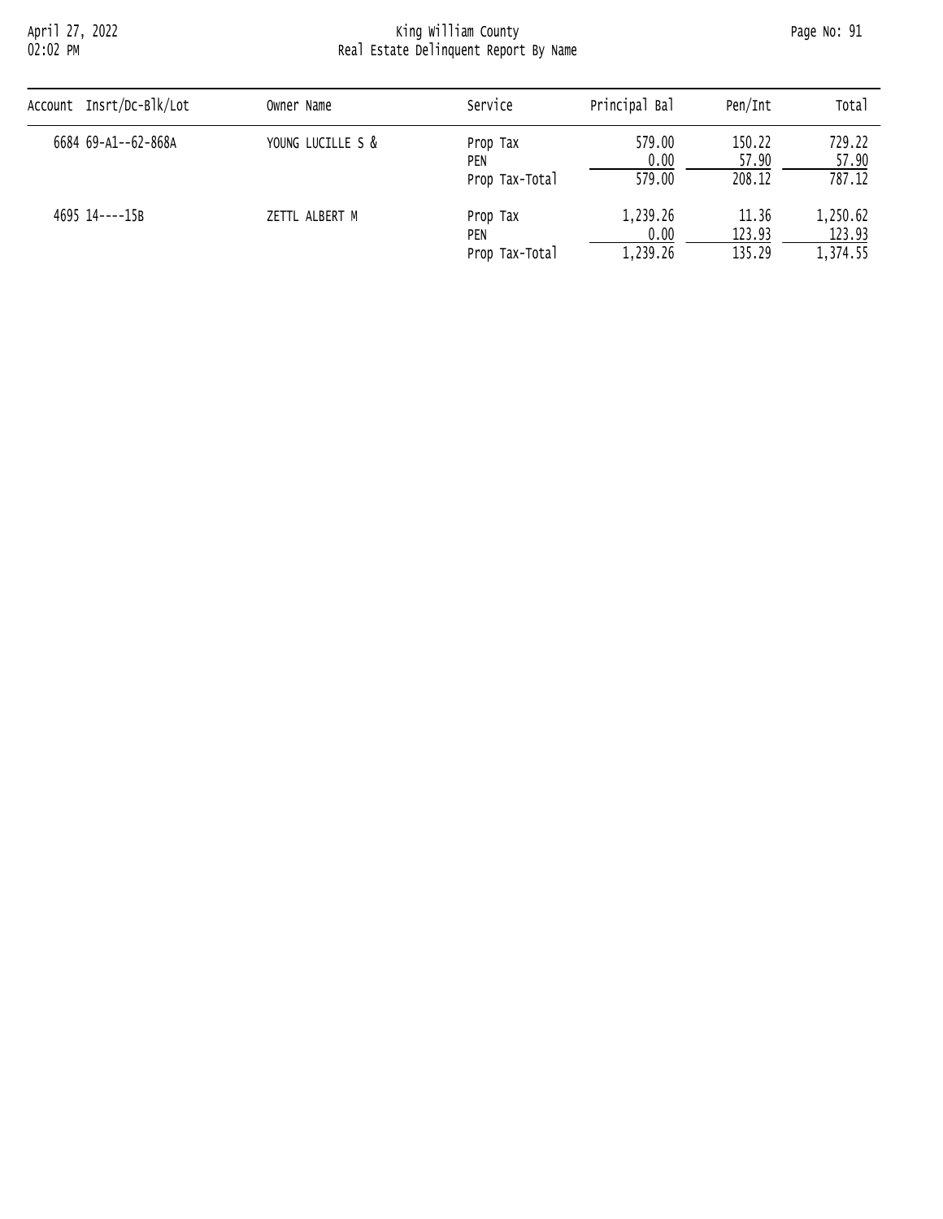| Account | Insrt/Dc-Blk/Lot | Owner Name | Service | Principal Bal | Pen/Int | Total |
|---|---|---|---|---|---|---|
| 6684 | 69-A1--62-868A | YOUNG LUCILLE S & | Prop Tax | 579.00 | 150.22 | 729.22 |
| | | | PEN | 0.00 | 57.90 | 57.90 |
| | | | Prop Tax-Total | 579.00 | 208.12 | 787.12 |
| 4695 | 14----15B | ZETTL ALBERT M | Prop Tax | 1,239.26 | 11.36 | 1,250.62 |
| | | | PEN | 0.00 | 123.93 | 123.93 |
| | | | Prop Tax-Total | 1,239.26 | 135.29 | 1,374.55 |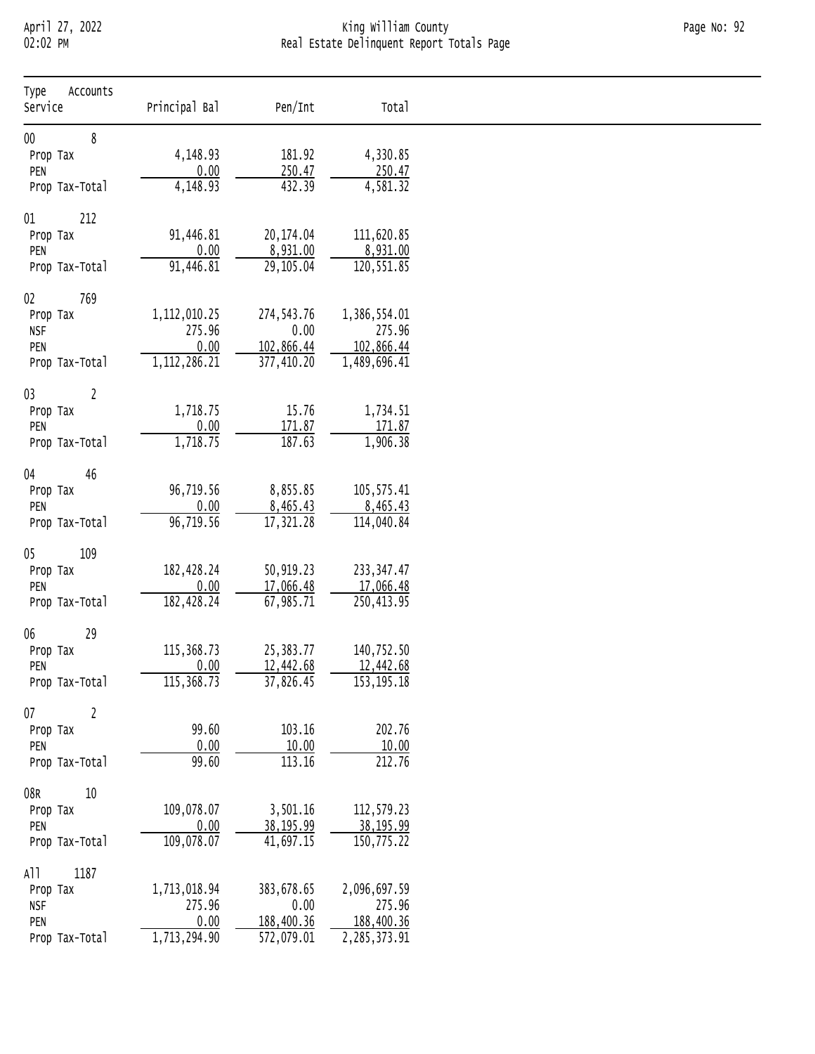# King William County

## Real Estate Delinquent Report Totals Page

April 27, 2022
02:02 PM

| Type Accounts Service | Principal Bal | Pen/Int | Total |
|---|---|---|---|
| 00 8 | | | |
| Prop Tax | 4,148.93 | 181.92 | 4,330.85 |
| PEN | 0.00 | 250.47 | 250.47 |
| Prop Tax-Total | 4,148.93 | 432.39 | 4,581.32 |
| 01 212 | | | |
| Prop Tax | 91,446.81 | 20,174.04 | 111,620.85 |
| PEN | 0.00 | 8,931.00 | 8,931.00 |
| Prop Tax-Total | 91,446.81 | 29,105.04 | 120,551.85 |
| 02 769 | | | |
| Prop Tax | 1,112,010.25 | 274,543.76 | 1,386,554.01 |
| NSF | 275.96 | 0.00 | 275.96 |
| PEN | 0.00 | 102,866.44 | 102,866.44 |
| Prop Tax-Total | 1,112,286.21 | 377,410.20 | 1,489,696.41 |
| 03 2 | | | |
| Prop Tax | 1,718.75 | 15.76 | 1,734.51 |
| PEN | 0.00 | 171.87 | 171.87 |
| Prop Tax-Total | 1,718.75 | 187.63 | 1,906.38 |
| 04 46 | | | |
| Prop Tax | 96,719.56 | 8,855.85 | 105,575.41 |
| PEN | 0.00 | 8,465.43 | 8,465.43 |
| Prop Tax-Total | 96,719.56 | 17,321.28 | 114,040.84 |
| 05 109 | | | |
| Prop Tax | 182,428.24 | 50,919.23 | 233,347.47 |
| PEN | 0.00 | 17,066.48 | 17,066.48 |
| Prop Tax-Total | 182,428.24 | 67,985.71 | 250,413.95 |
| 06 29 | | | |
| Prop Tax | 115,368.73 | 25,383.77 | 140,752.50 |
| PEN | 0.00 | 12,442.68 | 12,442.68 |
| Prop Tax-Total | 115,368.73 | 37,826.45 | 153,195.18 |
| 07 2 | | | |
| Prop Tax | 99.60 | 103.16 | 202.76 |
| PEN | 0.00 | 10.00 | 10.00 |
| Prop Tax-Total | 99.60 | 113.16 | 212.76 |
| 08R 10 | | | |
| Prop Tax | 109,078.07 | 3,501.16 | 112,579.23 |
| PEN | 0.00 | 38,195.99 | 38,195.99 |
| Prop Tax-Total | 109,078.07 | 41,697.15 | 150,775.22 |
| All 1187 | | | |
| Prop Tax | 1,713,018.94 | 383,678.65 | 2,096,697.59 |
| NSF | 275.96 | 0.00 | 275.96 |
| PEN | 0.00 | 188,400.36 | 188,400.36 |
| Prop Tax-Total | 1,713,294.90 | 572,079.01 | 2,285,373.91 |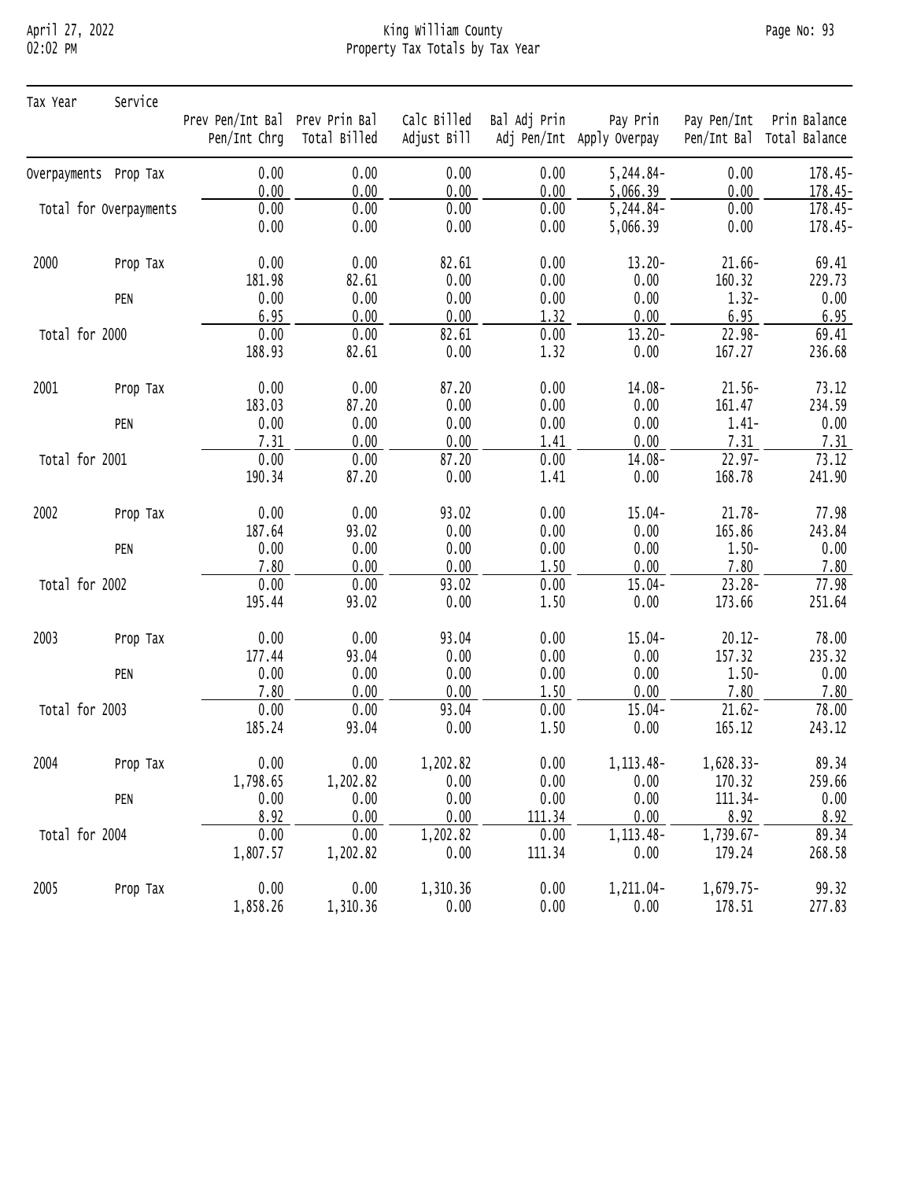# King William County
## Property Tax Totals by Tax Year

| Tax Year | Service | Prev Pen/Int Bal / Pen/Int Chrg | Prev Prin Bal / Total Billed | Calc Billed / Adjust Bill | Bal Adj Prin / Adj Pen/Int | Pay Prin / Apply Overpay | Pay Pen/Int / Pen/Int Bal | Prin Balance / Total Balance |
|---|---|---|---|---|---|---|---|---|
| Overpayments | Prop Tax | 0.00 | 0.00 | 0.00 | 0.00 | 5,244.84- | 0.00 | 178.45- |
| | | 0.00 | 0.00 | 0.00 | 0.00 | 5,066.39 | 0.00 | 178.45- |
| Total for Overpayments | | 0.00 | 0.00 | 0.00 | 0.00 | 5,244.84- | 0.00 | 178.45- |
| | | 0.00 | 0.00 | 0.00 | 0.00 | 5,066.39 | 0.00 | 178.45- |
| 2000 | Prop Tax | 0.00 | 0.00 | 82.61 | 0.00 | 13.20- | 21.66- | 69.41 |
| | | 181.98 | 82.61 | 0.00 | 0.00 | 0.00 | 160.32 | 229.73 |
| | PEN | 0.00 | 0.00 | 0.00 | 0.00 | 0.00 | 1.32- | 0.00 |
| | | 6.95 | 0.00 | 0.00 | 1.32 | 0.00 | 6.95 | 6.95 |
| Total for 2000 | | 0.00 | 0.00 | 82.61 | 0.00 | 13.20- | 22.98- | 69.41 |
| | | 188.93 | 82.61 | 0.00 | 1.32 | 0.00 | 167.27 | 236.68 |
| 2001 | Prop Tax | 0.00 | 0.00 | 87.20 | 0.00 | 14.08- | 21.56- | 73.12 |
| | | 183.03 | 87.20 | 0.00 | 0.00 | 0.00 | 161.47 | 234.59 |
| | PEN | 0.00 | 0.00 | 0.00 | 0.00 | 0.00 | 1.41- | 0.00 |
| | | 7.31 | 0.00 | 0.00 | 1.41 | 0.00 | 7.31 | 7.31 |
| Total for 2001 | | 0.00 | 0.00 | 87.20 | 0.00 | 14.08- | 22.97- | 73.12 |
| | | 190.34 | 87.20 | 0.00 | 1.41 | 0.00 | 168.78 | 241.90 |
| 2002 | Prop Tax | 0.00 | 0.00 | 93.02 | 0.00 | 15.04- | 21.78- | 77.98 |
| | | 187.64 | 93.02 | 0.00 | 0.00 | 0.00 | 165.86 | 243.84 |
| | PEN | 0.00 | 0.00 | 0.00 | 0.00 | 0.00 | 1.50- | 0.00 |
| | | 7.80 | 0.00 | 0.00 | 1.50 | 0.00 | 7.80 | 7.80 |
| Total for 2002 | | 0.00 | 0.00 | 93.02 | 0.00 | 15.04- | 23.28- | 77.98 |
| | | 195.44 | 93.02 | 0.00 | 1.50 | 0.00 | 173.66 | 251.64 |
| 2003 | Prop Tax | 0.00 | 0.00 | 93.04 | 0.00 | 15.04- | 20.12- | 78.00 |
| | | 177.44 | 93.04 | 0.00 | 0.00 | 0.00 | 157.32 | 235.32 |
| | PEN | 0.00 | 0.00 | 0.00 | 0.00 | 0.00 | 1.50- | 0.00 |
| | | 7.80 | 0.00 | 0.00 | 1.50 | 0.00 | 7.80 | 7.80 |
| Total for 2003 | | 0.00 | 0.00 | 93.04 | 0.00 | 15.04- | 21.62- | 78.00 |
| | | 185.24 | 93.04 | 0.00 | 1.50 | 0.00 | 165.12 | 243.12 |
| 2004 | Prop Tax | 0.00 | 0.00 | 1,202.82 | 0.00 | 1,113.48- | 1,628.33- | 89.34 |
| | | 1,798.65 | 1,202.82 | 0.00 | 0.00 | 0.00 | 170.32 | 259.66 |
| | PEN | 0.00 | 0.00 | 0.00 | 0.00 | 0.00 | 111.34- | 0.00 |
| | | 8.92 | 0.00 | 0.00 | 111.34 | 0.00 | 8.92 | 8.92 |
| Total for 2004 | | 0.00 | 0.00 | 1,202.82 | 0.00 | 1,113.48- | 1,739.67- | 89.34 |
| | | 1,807.57 | 1,202.82 | 0.00 | 111.34 | 0.00 | 179.24 | 268.58 |
| 2005 | Prop Tax | 0.00 | 0.00 | 1,310.36 | 0.00 | 1,211.04- | 1,679.75- | 99.32 |
| | | 1,858.26 | 1,310.36 | 0.00 | 0.00 | 0.00 | 178.51 | 277.83 |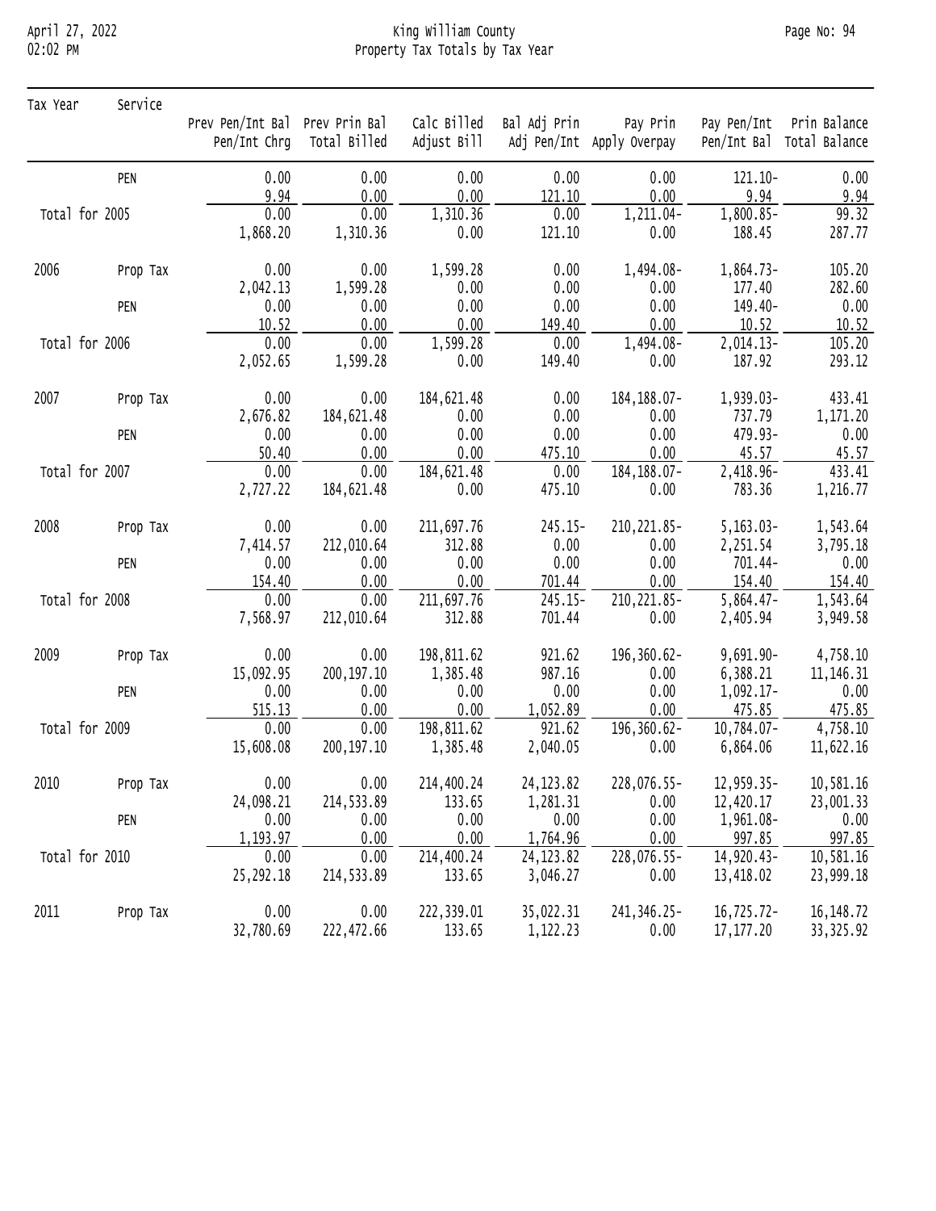| Tax Year | Service | Prev Pen/Int Bal<br>Pen/Int Chrg | Prev Prin Bal<br>Total Billed | Calc Billed<br>Adjust Bill | Bal Adj Prin<br>Adj Pen/Int | Pay Prin<br>Apply Overpay | Pay Pen/Int<br>Pen/Int Bal | Prin Balance<br>Total Balance |
|---|---|---|---|---|---|---|---|---|
| | PEN | 0.00 | 0.00 | 0.00 | 0.00 | 0.00 | 121.10- | 0.00 |
| | | 9.94 | 0.00 | 0.00 | 121.10 | 0.00 | 9.94 | 9.94 |
| Total for 2005 | | 0.00 | 0.00 | 1,310.36 | 0.00 | 1,211.04- | 1,800.85- | 99.32 |
| | | 1,868.20 | 1,310.36 | 0.00 | 121.10 | 0.00 | 188.45 | 287.77 |
| 2006 | Prop Tax | 0.00 | 0.00 | 1,599.28 | 0.00 | 1,494.08- | 1,864.73- | 105.20 |
| | | 2,042.13 | 1,599.28 | 0.00 | 0.00 | 0.00 | 177.40 | 282.60 |
| | PEN | 0.00 | 0.00 | 0.00 | 0.00 | 0.00 | 149.40- | 0.00 |
| | | 10.52 | 0.00 | 0.00 | 149.40 | 0.00 | 10.52 | 10.52 |
| Total for 2006 | | 0.00 | 0.00 | 1,599.28 | 0.00 | 1,494.08- | 2,014.13- | 105.20 |
| | | 2,052.65 | 1,599.28 | 0.00 | 149.40 | 0.00 | 187.92 | 293.12 |
| 2007 | Prop Tax | 0.00 | 0.00 | 184,621.48 | 0.00 | 184,188.07- | 1,939.03- | 433.41 |
| | | 2,676.82 | 184,621.48 | 0.00 | 0.00 | 0.00 | 737.79 | 1,171.20 |
| | PEN | 0.00 | 0.00 | 0.00 | 0.00 | 0.00 | 479.93- | 0.00 |
| | | 50.40 | 0.00 | 0.00 | 475.10 | 0.00 | 45.57 | 45.57 |
| Total for 2007 | | 0.00 | 0.00 | 184,621.48 | 0.00 | 184,188.07- | 2,418.96- | 433.41 |
| | | 2,727.22 | 184,621.48 | 0.00 | 475.10 | 0.00 | 783.36 | 1,216.77 |
| 2008 | Prop Tax | 0.00 | 0.00 | 211,697.76 | 245.15- | 210,221.85- | 5,163.03- | 1,543.64 |
| | | 7,414.57 | 212,010.64 | 312.88 | 0.00 | 0.00 | 2,251.54 | 3,795.18 |
| | PEN | 0.00 | 0.00 | 0.00 | 0.00 | 0.00 | 701.44- | 0.00 |
| | | 154.40 | 0.00 | 0.00 | 701.44 | 0.00 | 154.40 | 154.40 |
| Total for 2008 | | 0.00 | 0.00 | 211,697.76 | 245.15- | 210,221.85- | 5,864.47- | 1,543.64 |
| | | 7,568.97 | 212,010.64 | 312.88 | 701.44 | 0.00 | 2,405.94 | 3,949.58 |
| 2009 | Prop Tax | 0.00 | 0.00 | 198,811.62 | 921.62 | 196,360.62- | 9,691.90- | 4,758.10 |
| | | 15,092.95 | 200,197.10 | 1,385.48 | 987.16 | 0.00 | 6,388.21 | 11,146.31 |
| | PEN | 0.00 | 0.00 | 0.00 | 0.00 | 0.00 | 1,092.17- | 0.00 |
| | | 515.13 | 0.00 | 0.00 | 1,052.89 | 0.00 | 475.85 | 475.85 |
| Total for 2009 | | 0.00 | 0.00 | 198,811.62 | 921.62 | 196,360.62- | 10,784.07- | 4,758.10 |
| | | 15,608.08 | 200,197.10 | 1,385.48 | 2,040.05 | 0.00 | 6,864.06 | 11,622.16 |
| 2010 | Prop Tax | 0.00 | 0.00 | 214,400.24 | 24,123.82 | 228,076.55- | 12,959.35- | 10,581.16 |
| | | 24,098.21 | 214,533.89 | 133.65 | 1,281.31 | 0.00 | 12,420.17 | 23,001.33 |
| | PEN | 0.00 | 0.00 | 0.00 | 0.00 | 0.00 | 1,961.08- | 0.00 |
| | | 1,193.97 | 0.00 | 0.00 | 1,764.96 | 0.00 | 997.85 | 997.85 |
| Total for 2010 | | 0.00 | 0.00 | 214,400.24 | 24,123.82 | 228,076.55- | 14,920.43- | 10,581.16 |
| | | 25,292.18 | 214,533.89 | 133.65 | 3,046.27 | 0.00 | 13,418.02 | 23,999.18 |
| 2011 | Prop Tax | 0.00 | 0.00 | 222,339.01 | 35,022.31 | 241,346.25- | 16,725.72- | 16,148.72 |
| | | 32,780.69 | 222,472.66 | 133.65 | 1,122.23 | 0.00 | 17,177.20 | 33,325.92 |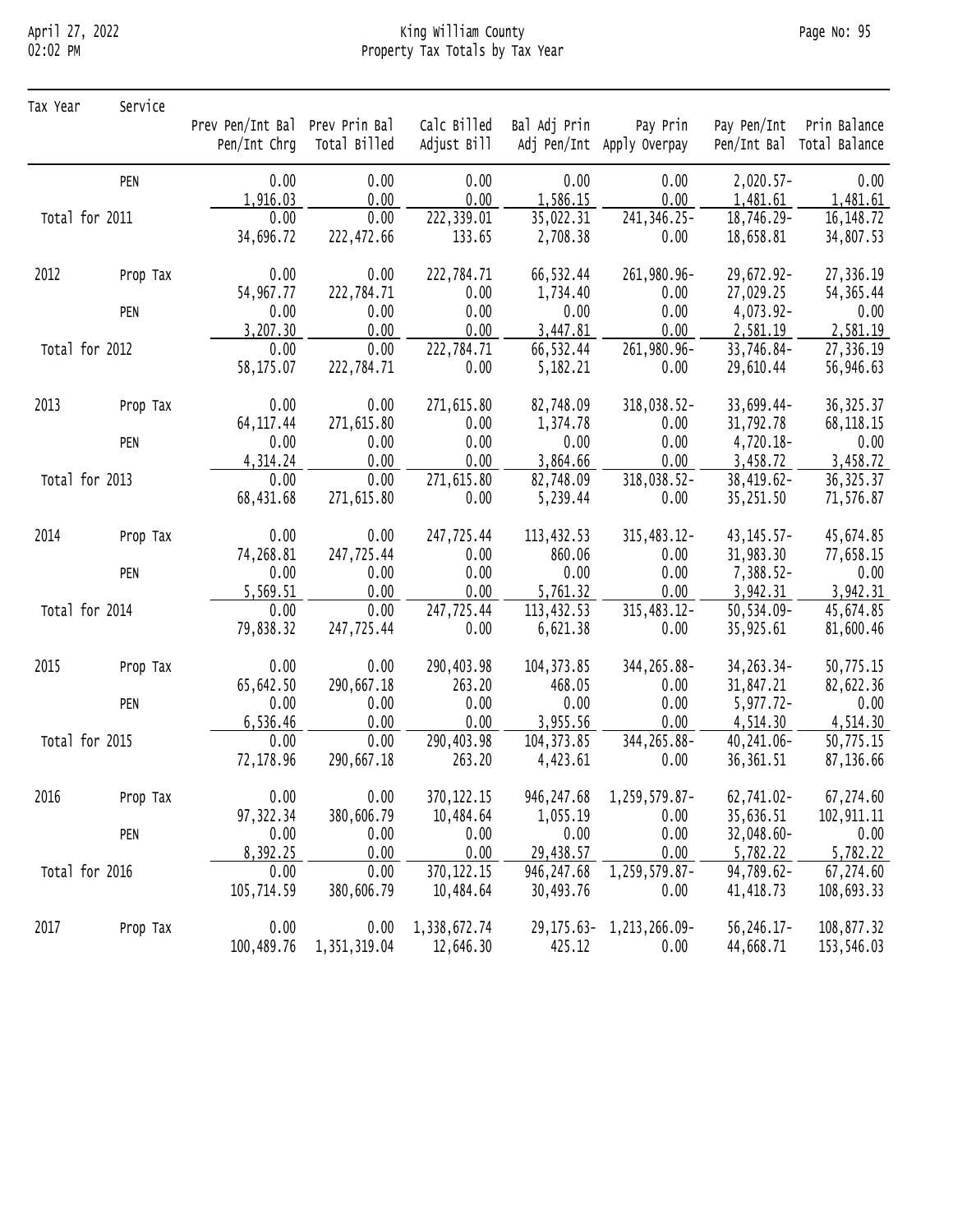| Tax Year | Service | Prev Pen/Int Bal<br>Pen/Int Chrg | Prev Prin Bal<br>Total Billed | Calc Billed<br>Adjust Bill | Bal Adj Prin<br>Adj Pen/Int | Pay Prin<br>Apply Overpay | Pay Pen/Int<br>Pen/Int Bal | Prin Balance<br>Total Balance |
|---|---|---|---|---|---|---|---|---|
| | PEN | 0.00<br>1,916.03 | 0.00<br>0.00 | 0.00<br>0.00 | 0.00<br>1,586.15 | 0.00<br>0.00 | 2,020.57-<br>1,481.61 | 0.00<br>1,481.61 |
| Total for 2011 | | 0.00<br>34,696.72 | 0.00<br>222,472.66 | 222,339.01<br>133.65 | 35,022.31<br>2,708.38 | 241,346.25-<br>0.00 | 18,746.29-<br>18,658.81 | 16,148.72<br>34,807.53 |
| 2012 | Prop Tax | 0.00<br>54,967.77 | 0.00<br>222,784.71 | 222,784.71<br>0.00 | 66,532.44<br>1,734.40 | 261,980.96-<br>0.00 | 29,672.92-<br>27,029.25 | 27,336.19<br>54,365.44 |
| | PEN | 0.00<br>3,207.30 | 0.00<br>0.00 | 0.00<br>0.00 | 0.00<br>3,447.81 | 0.00<br>0.00 | 4,073.92-<br>2,581.19 | 0.00<br>2,581.19 |
| Total for 2012 | | 0.00<br>58,175.07 | 0.00<br>222,784.71 | 222,784.71<br>0.00 | 66,532.44<br>5,182.21 | 261,980.96-<br>0.00 | 33,746.84-<br>29,610.44 | 27,336.19<br>56,946.63 |
| 2013 | Prop Tax | 0.00<br>64,117.44 | 0.00<br>271,615.80 | 271,615.80<br>0.00 | 82,748.09<br>1,374.78 | 318,038.52-<br>0.00 | 33,699.44-<br>31,792.78 | 36,325.37<br>68,118.15 |
| | PEN | 0.00<br>4,314.24 | 0.00<br>0.00 | 0.00<br>0.00 | 0.00<br>3,864.66 | 0.00<br>0.00 | 4,720.18-<br>3,458.72 | 0.00<br>3,458.72 |
| Total for 2013 | | 0.00<br>68,431.68 | 0.00<br>271,615.80 | 271,615.80<br>0.00 | 82,748.09<br>5,239.44 | 318,038.52-<br>0.00 | 38,419.62-<br>35,251.50 | 36,325.37<br>71,576.87 |
| 2014 | Prop Tax | 0.00<br>74,268.81 | 0.00<br>247,725.44 | 247,725.44<br>0.00 | 113,432.53<br>860.06 | 315,483.12-<br>0.00 | 43,145.57-<br>31,983.30 | 45,674.85<br>77,658.15 |
| | PEN | 0.00<br>5,569.51 | 0.00<br>0.00 | 0.00<br>0.00 | 0.00<br>5,761.32 | 0.00<br>0.00 | 7,388.52-<br>3,942.31 | 0.00<br>3,942.31 |
| Total for 2014 | | 0.00<br>79,838.32 | 0.00<br>247,725.44 | 247,725.44<br>0.00 | 113,432.53<br>6,621.38 | 315,483.12-<br>0.00 | 50,534.09-<br>35,925.61 | 45,674.85<br>81,600.46 |
| 2015 | Prop Tax | 0.00<br>65,642.50 | 0.00<br>290,667.18 | 290,403.98<br>263.20 | 104,373.85<br>468.05 | 344,265.88-<br>0.00 | 34,263.34-<br>31,847.21 | 50,775.15<br>82,622.36 |
| | PEN | 0.00<br>6,536.46 | 0.00<br>0.00 | 0.00<br>0.00 | 0.00<br>3,955.56 | 0.00<br>0.00 | 5,977.72-<br>4,514.30 | 0.00<br>4,514.30 |
| Total for 2015 | | 0.00<br>72,178.96 | 0.00<br>290,667.18 | 290,403.98<br>263.20 | 104,373.85<br>4,423.61 | 344,265.88-<br>0.00 | 40,241.06-<br>36,361.51 | 50,775.15<br>87,136.66 |
| 2016 | Prop Tax | 0.00<br>97,322.34 | 0.00<br>380,606.79 | 370,122.15<br>10,484.64 | 946,247.68<br>1,055.19 | 1,259,579.87-<br>0.00 | 62,741.02-<br>35,636.51 | 67,274.60<br>102,911.11 |
| | PEN | 0.00<br>8,392.25 | 0.00<br>0.00 | 0.00<br>0.00 | 0.00<br>29,438.57 | 0.00<br>0.00 | 32,048.60-<br>5,782.22 | 0.00<br>5,782.22 |
| Total for 2016 | | 0.00<br>105,714.59 | 0.00<br>380,606.79 | 370,122.15<br>10,484.64 | 946,247.68<br>30,493.76 | 1,259,579.87-<br>0.00 | 94,789.62-<br>41,418.73 | 67,274.60<br>108,693.33 |
| 2017 | Prop Tax | 0.00<br>100,489.76 | 0.00<br>1,351,319.04 | 1,338,672.74<br>12,646.30 | 29,175.63-<br>425.12 | 1,213,266.09-<br>0.00 | 56,246.17-<br>44,668.71 | 108,877.32<br>153,546.03 |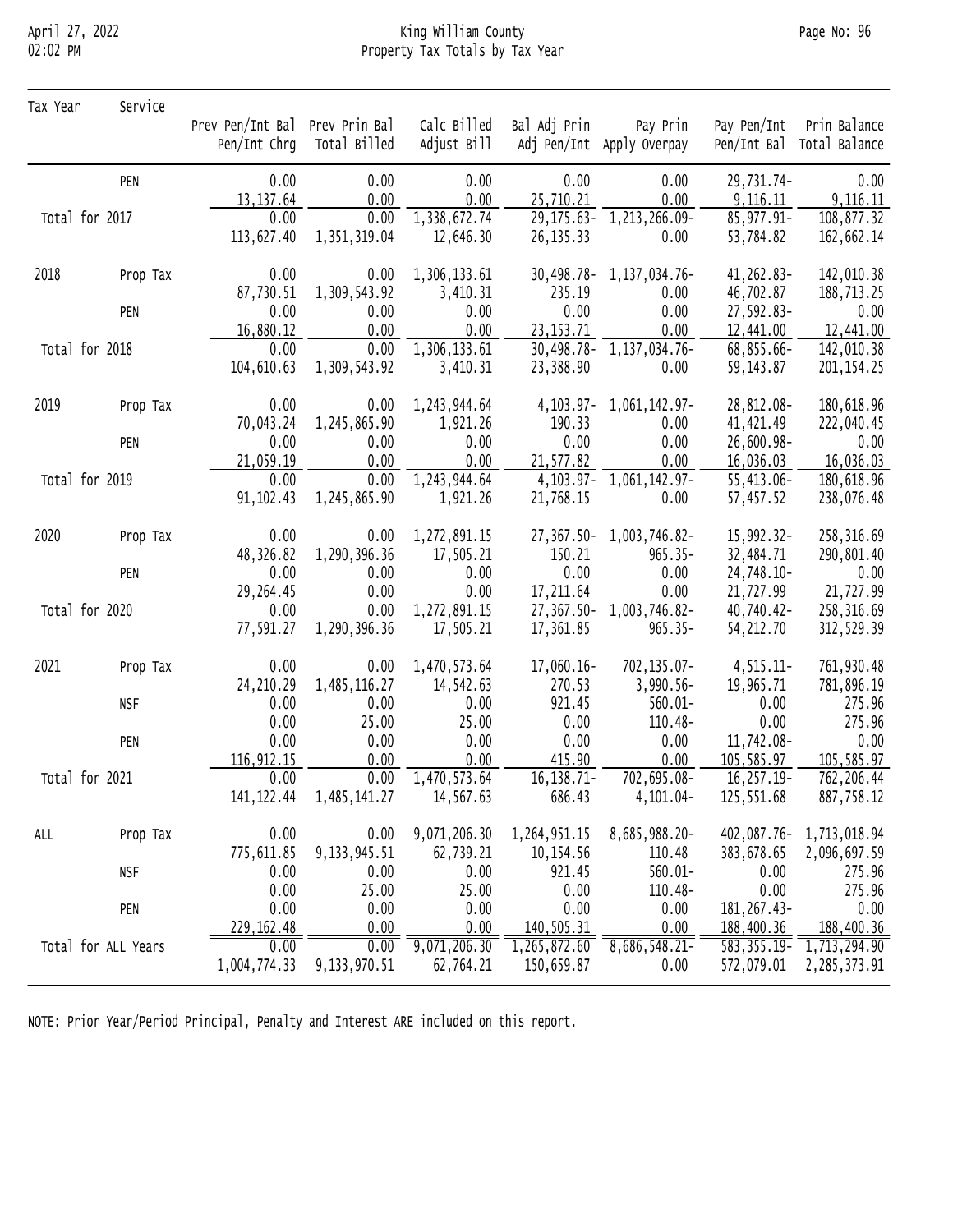April 27, 2022
02:02 PM

# King William County
## Property Tax Totals by Tax Year

| Tax Year | Service | Prev Pen/Int Bal / Pen/Int Chrg | Prev Prin Bal / Total Billed | Calc Billed / Adjust Bill | Bal Adj Prin / Adj Pen/Int | Pay Prin / Apply Overpay | Pay Pen/Int / Pen/Int Bal | Prin Balance / Total Balance |
|---|---|---|---|---|---|---|---|---|
| | PEN | 0.00 | 0.00 | 0.00 | 0.00 | 0.00 | 29,731.74- | 0.00 |
| | | 13,137.64 | 0.00 | 0.00 | 25,710.21 | 0.00 | 9,116.11 | 9,116.11 |
| Total for 2017 | | 0.00 | 0.00 | 1,338,672.74 | 29,175.63- | 1,213,266.09- | 85,977.91- | 108,877.32 |
| | | 113,627.40 | 1,351,319.04 | 12,646.30 | 26,135.33 | 0.00 | 53,784.82 | 162,662.14 |
| 2018 | Prop Tax | 0.00 | 0.00 | 1,306,133.61 | 30,498.78- | 1,137,034.76- | 41,262.83- | 142,010.38 |
| | | 87,730.51 | 1,309,543.92 | 3,410.31 | 235.19 | 0.00 | 46,702.87 | 188,713.25 |
| | PEN | 0.00 | 0.00 | 0.00 | 0.00 | 0.00 | 27,592.83- | 0.00 |
| | | 16,880.12 | 0.00 | 0.00 | 23,153.71 | 0.00 | 12,441.00 | 12,441.00 |
| Total for 2018 | | 0.00 | 0.00 | 1,306,133.61 | 30,498.78- | 1,137,034.76- | 68,855.66- | 142,010.38 |
| | | 104,610.63 | 1,309,543.92 | 3,410.31 | 23,388.90 | 0.00 | 59,143.87 | 201,154.25 |
| 2019 | Prop Tax | 0.00 | 0.00 | 1,243,944.64 | 4,103.97- | 1,061,142.97- | 28,812.08- | 180,618.96 |
| | | 70,043.24 | 1,245,865.90 | 1,921.26 | 190.33 | 0.00 | 41,421.49 | 222,040.45 |
| | PEN | 0.00 | 0.00 | 0.00 | 0.00 | 0.00 | 26,600.98- | 0.00 |
| | | 21,059.19 | 0.00 | 0.00 | 21,577.82 | 0.00 | 16,036.03 | 16,036.03 |
| Total for 2019 | | 0.00 | 0.00 | 1,243,944.64 | 4,103.97- | 1,061,142.97- | 55,413.06- | 180,618.96 |
| | | 91,102.43 | 1,245,865.90 | 1,921.26 | 21,768.15 | 0.00 | 57,457.52 | 238,076.48 |
| 2020 | Prop Tax | 0.00 | 0.00 | 1,272,891.15 | 27,367.50- | 1,003,746.82- | 15,992.32- | 258,316.69 |
| | | 48,326.82 | 1,290,396.36 | 17,505.21 | 150.21 | 965.35- | 32,484.71 | 290,801.40 |
| | PEN | 0.00 | 0.00 | 0.00 | 0.00 | 0.00 | 24,748.10- | 0.00 |
| | | 29,264.45 | 0.00 | 0.00 | 17,211.64 | 0.00 | 21,727.99 | 21,727.99 |
| Total for 2020 | | 0.00 | 0.00 | 1,272,891.15 | 27,367.50- | 1,003,746.82- | 40,740.42- | 258,316.69 |
| | | 77,591.27 | 1,290,396.36 | 17,505.21 | 17,361.85 | 965.35- | 54,212.70 | 312,529.39 |
| 2021 | Prop Tax | 0.00 | 0.00 | 1,470,573.64 | 17,060.16- | 702,135.07- | 4,515.11- | 761,930.48 |
| | | 24,210.29 | 1,485,116.27 | 14,542.63 | 270.53 | 3,990.56- | 19,965.71 | 781,896.19 |
| | NSF | 0.00 | 0.00 | 0.00 | 921.45 | 560.01- | 0.00 | 275.96 |
| | | 0.00 | 25.00 | 25.00 | 0.00 | 110.48- | 0.00 | 275.96 |
| | PEN | 0.00 | 0.00 | 0.00 | 0.00 | 0.00 | 11,742.08- | 0.00 |
| | | 116,912.15 | 0.00 | 0.00 | 415.90 | 0.00 | 105,585.97 | 105,585.97 |
| Total for 2021 | | 0.00 | 0.00 | 1,470,573.64 | 16,138.71- | 702,695.08- | 16,257.19- | 762,206.44 |
| | | 141,122.44 | 1,485,141.27 | 14,567.63 | 686.43 | 4,101.04- | 125,551.68 | 887,758.12 |
| ALL | Prop Tax | 0.00 | 0.00 | 9,071,206.30 | 1,264,951.15 | 8,685,988.20- | 402,087.76- | 1,713,018.94 |
| | | 775,611.85 | 9,133,945.51 | 62,739.21 | 10,154.56 | 110.48 | 383,678.65 | 2,096,697.59 |
| | NSF | 0.00 | 0.00 | 0.00 | 921.45 | 560.01- | 0.00 | 275.96 |
| | | 0.00 | 25.00 | 25.00 | 0.00 | 110.48- | 0.00 | 275.96 |
| | PEN | 0.00 | 0.00 | 0.00 | 0.00 | 0.00 | 181,267.43- | 0.00 |
| | | 229,162.48 | 0.00 | 0.00 | 140,505.31 | 0.00 | 188,400.36 | 188,400.36 |
| Total for ALL Years | | 0.00 | 0.00 | 9,071,206.30 | 1,265,872.60 | 8,686,548.21- | 583,355.19- | 1,713,294.90 |
| | | 1,004,774.33 | 9,133,970.51 | 62,764.21 | 150,659.87 | 0.00 | 572,079.01 | 2,285,373.91 |

NOTE: Prior Year/Period Principal, Penalty and Interest ARE included on this report.